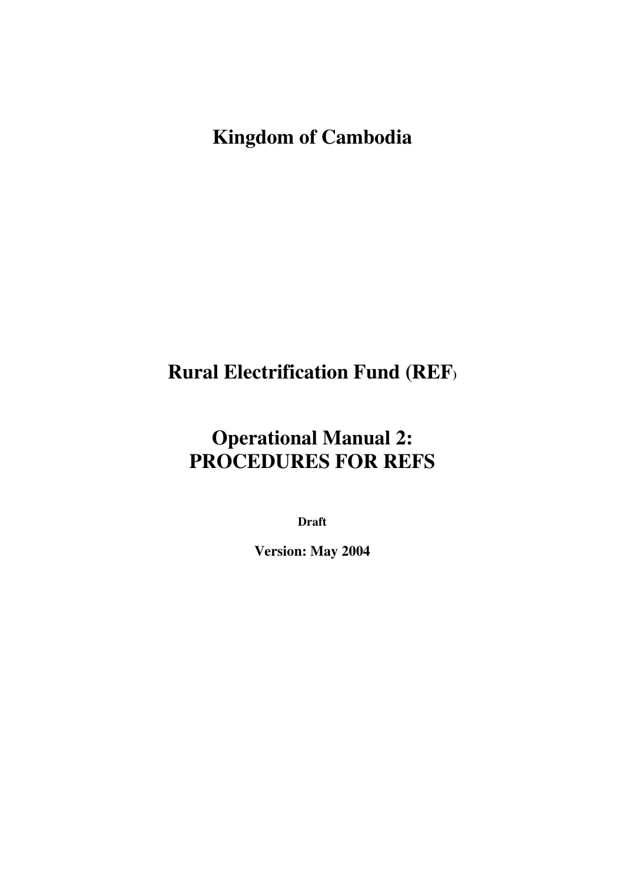# Kingdom of Cambodia

# Rural Electrification Fund (REF)

# Operational Manual 2: PROCEDURES FOR REFS

**Draft**

**Version: May 2004**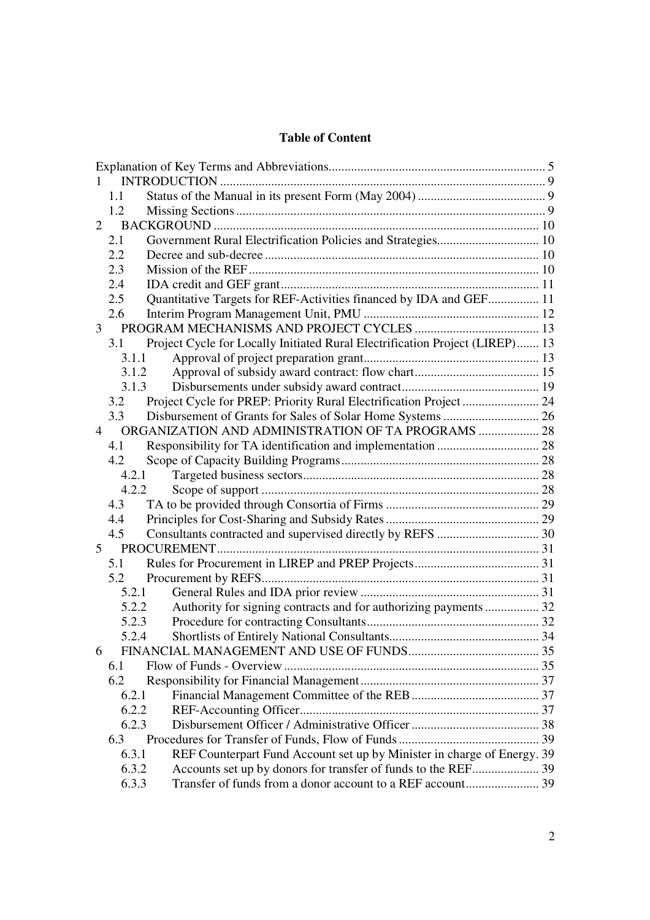# Table of Content

Explanation of Key Terms and Abbreviations .................... 5

1 INTRODUCTION .................... 9

- 1.1 Status of the Manual in its present Form (May 2004) .................... 9
- 1.2 Missing Sections .................... 9

2 BACKGROUND .................... 10

- 2.1 Government Rural Electrification Policies and Strategies .................... 10
- 2.2 Decree and sub-decree .................... 10
- 2.3 Mission of the REF .................... 10
- 2.4 IDA credit and GEF grant .................... 11
- 2.5 Quantitative Targets for REF-Activities financed by IDA and GEF .................... 11
- 2.6 Interim Program Management Unit, PMU .................... 12

3 PROGRAM MECHANISMS AND PROJECT CYCLES .................... 13

- 3.1 Project Cycle for Locally Initiated Rural Electrification Project (LIREP) .................... 13
  - 3.1.1 Approval of project preparation grant .................... 13
  - 3.1.2 Approval of subsidy award contract: flow chart .................... 15
  - 3.1.3 Disbursements under subsidy award contract .................... 19
- 3.2 Project Cycle for PREP: Priority Rural Electrification Project .................... 24
- 3.3 Disbursement of Grants for Sales of Solar Home Systems .................... 26

4 ORGANIZATION AND ADMINISTRATION OF TA PROGRAMS .................... 28

- 4.1 Responsibility for TA identification and implementation .................... 28
- 4.2 Scope of Capacity Building Programs .................... 28
  - 4.2.1 Targeted business sectors .................... 28
  - 4.2.2 Scope of support .................... 28
- 4.3 TA to be provided through Consortia of Firms .................... 29
- 4.4 Principles for Cost-Sharing and Subsidy Rates .................... 29
- 4.5 Consultants contracted and supervised directly by REFS .................... 30

5 PROCUREMENT .................... 31

- 5.1 Rules for Procurement in LIREP and PREP Projects .................... 31
- 5.2 Procurement by REFS .................... 31
  - 5.2.1 General Rules and IDA prior review .................... 31
  - 5.2.2 Authority for signing contracts and for authorizing payments .................... 32
  - 5.2.3 Procedure for contracting Consultants .................... 32
  - 5.2.4 Shortlists of Entirely National Consultants .................... 34

6 FINANCIAL MANAGEMENT AND USE OF FUNDS .................... 35

- 6.1 Flow of Funds - Overview .................... 35
- 6.2 Responsibility for Financial Management .................... 37
  - 6.2.1 Financial Management Committee of the REB .................... 37
  - 6.2.2 REF-Accounting Officer .................... 37
  - 6.2.3 Disbursement Officer / Administrative Officer .................... 38
- 6.3 Procedures for Transfer of Funds, Flow of Funds .................... 39
  - 6.3.1 REF Counterpart Fund Account set up by Minister in charge of Energy. 39
  - 6.3.2 Accounts set up by donors for transfer of funds to the REF .................... 39
  - 6.3.3 Transfer of funds from a donor account to a REF account .................... 39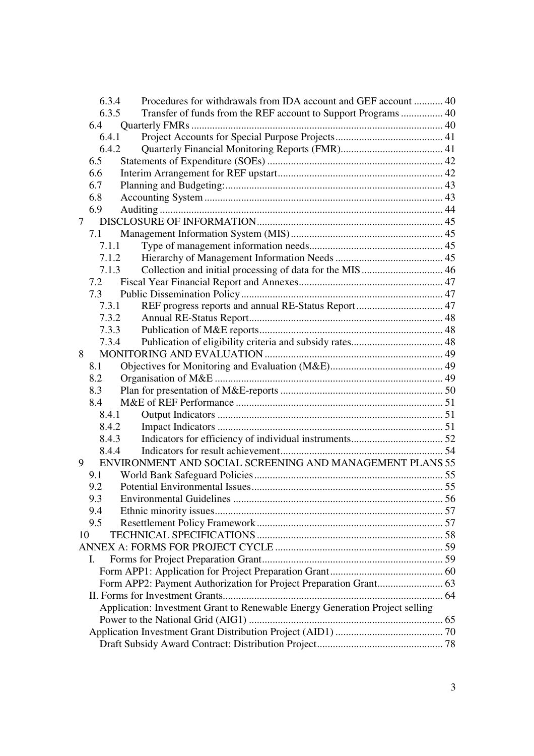6.3.4 Procedures for withdrawals from IDA account and GEF account ........... 40
6.3.5 Transfer of funds from the REF account to Support Programs ................ 40
6.4 Quarterly FMRs ................................................................................ 40
6.4.1 Project Accounts for Special Purpose Projects......................................... 41
6.4.2 Quarterly Financial Monitoring Reports (FMR)....................................... 41
6.5 Statements of Expenditure (SOEs) .................................................................. 42
6.6 Interim Arrangement for REF upstart............................................................... 42
6.7 Planning and Budgeting:.................................................................................. 43
6.8 Accounting System .......................................................................................... 43
6.9 Auditing ........................................................................................................... 44
7 DISCLOSURE OF INFORMATION....................................................................... 45
7.1 Management Information System (MIS) .......................................................... 45
7.1.1 Type of management information needs.................................................. 45
7.1.2 Hierarchy of Management Information Needs ......................................... 45
7.1.3 Collection and initial processing of data for the MIS ............................... 46
7.2 Fiscal Year Financial Report and Annexes....................................................... 47
7.3 Public Dissemination Policy ............................................................................. 47
7.3.1 REF progress reports and annual RE-Status Report ................................. 47
7.3.2 Annual RE-Status Report.......................................................................... 48
7.3.3 Publication of M&E reports...................................................................... 48
7.3.4 Publication of eligibility criteria and subsidy rates................................... 48
8 MONITORING AND EVALUATION ................................................................... 49
8.1 Objectives for Monitoring and Evaluation (M&E)........................................... 49
8.2 Organisation of M&E ...................................................................................... 49
8.3 Plan for presentation of M&E-reports ............................................................. 50
8.4 M&E of REF Performance .............................................................................. 51
8.4.1 Output Indicators ..................................................................................... 51
8.4.2 Impact Indicators ..................................................................................... 51
8.4.3 Indicators for efficiency of individual instruments.................................. 52
8.4.4 Indicators for result achievement............................................................. 54
9 ENVIRONMENT AND SOCIAL SCREENING AND MANAGEMENT PLANS 55
9.1 World Bank Safeguard Policies ........................................................................ 55
9.2 Potential Environmental Issues ........................................................................ 55
9.3 Environmental Guidelines ................................................................................ 56
9.4 Ethnic minority issues....................................................................................... 57
9.5 Resettlement Policy Framework ....................................................................... 57
10 TECHNICAL SPECIFICATIONS ....................................................................... 58
ANNEX A: FORMS FOR PROJECT CYCLE ................................................................ 59
I. Forms for Project Preparation Grant..................................................................... 59
Form APP1: Application for Project Preparation Grant........................................... 60
Form APP2: Payment Authorization for Project Preparation Grant......................... 63
II. Forms for Investment Grants.................................................................................... 64
Application: Investment Grant to Renewable Energy Generation Project selling Power to the National Grid (AIG1) ........................................................................... 65
Application Investment Grant Distribution Project (AID1) ......................................... 70
Draft Subsidy Award Contract: Distribution Project................................................ 78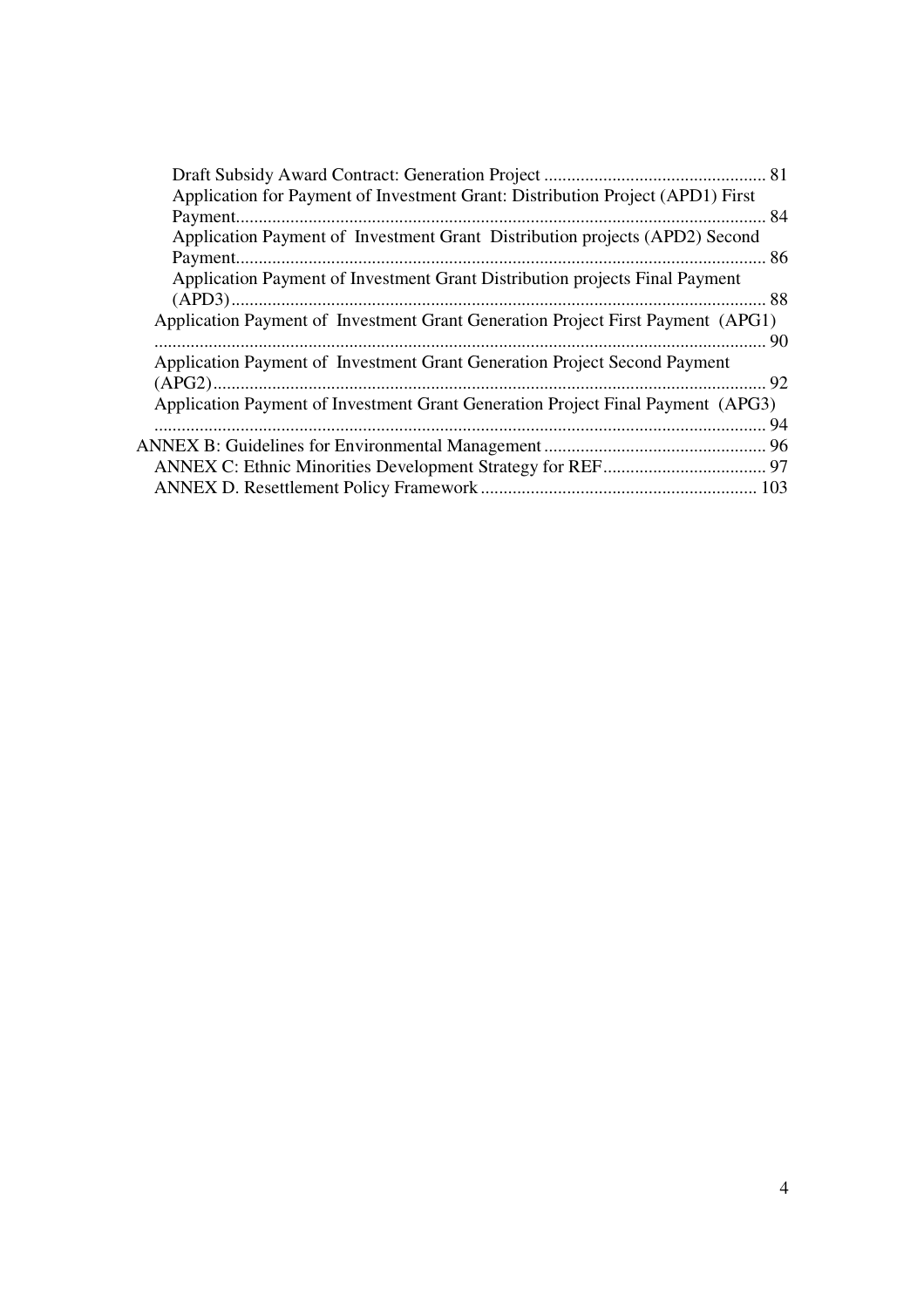Draft Subsidy Award Contract: Generation Project ................................................ 81

Application for Payment of Investment Grant: Distribution Project (APD1) First Payment.................................................................................................................. 84

Application Payment of Investment Grant Distribution projects (APD2) Second Payment.................................................................................................................. 86

Application Payment of Investment Grant Distribution projects Final Payment (APD3).................................................................................................................. 88

Application Payment of Investment Grant Generation Project First Payment (APG1) .................................................................................................................. 90

Application Payment of Investment Grant Generation Project Second Payment (APG2).................................................................................................................. 92

Application Payment of Investment Grant Generation Project Final Payment (APG3) .................................................................................................................. 94

ANNEX B: Guidelines for Environmental Management ................................................ 96

ANNEX C: Ethnic Minorities Development Strategy for REF.................................... 97

ANNEX D. Resettlement Policy Framework ............................................................ 103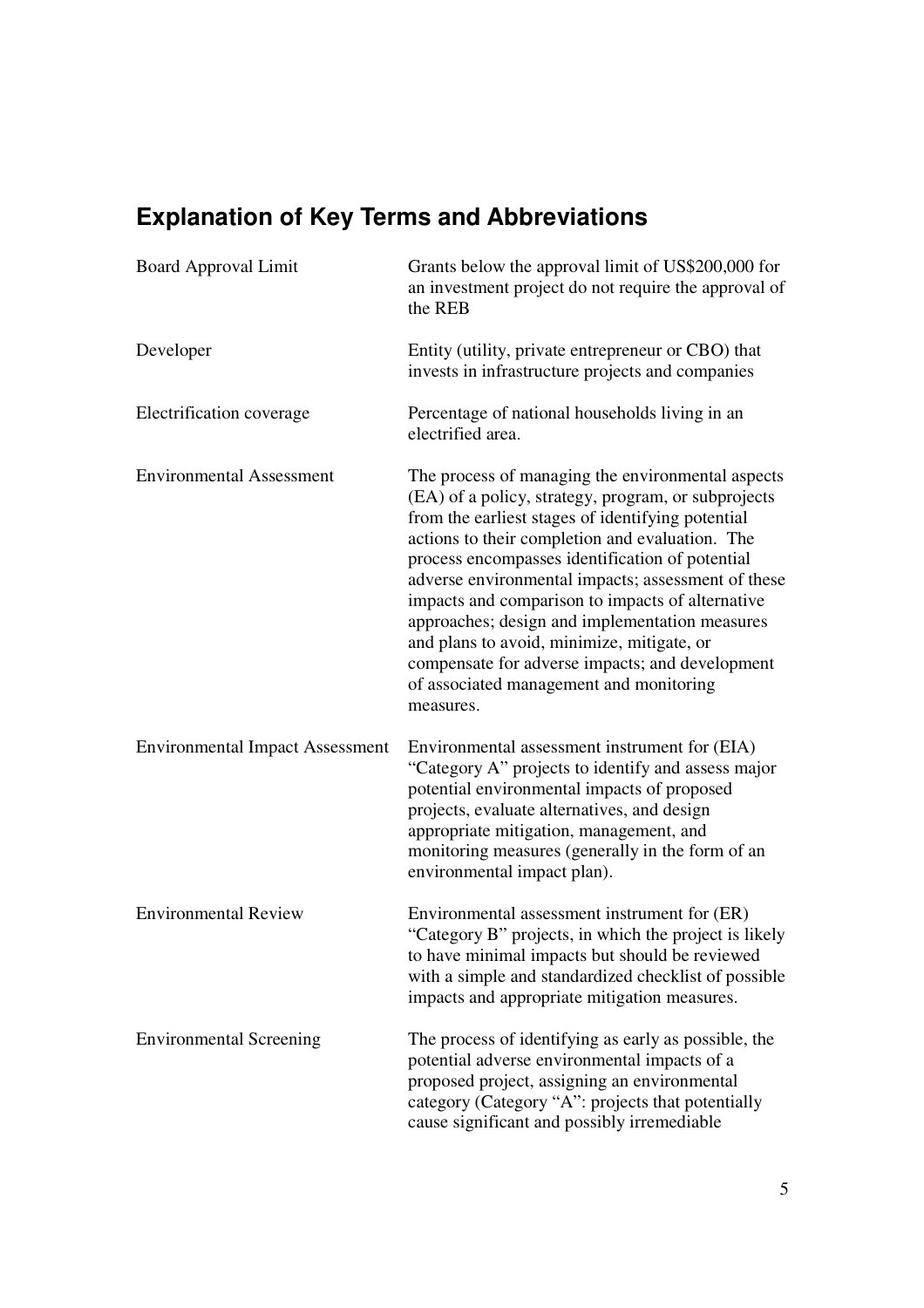## Explanation of Key Terms and Abbreviations

| | |
|---|---|
| Board Approval Limit | Grants below the approval limit of US$200,000 for an investment project do not require the approval of the REB |
| Developer | Entity (utility, private entrepreneur or CBO) that invests in infrastructure projects and companies |
| Electrification coverage | Percentage of national households living in an electrified area. |
| Environmental Assessment | The process of managing the environmental aspects (EA) of a policy, strategy, program, or subprojects from the earliest stages of identifying potential actions to their completion and evaluation. The process encompasses identification of potential adverse environmental impacts; assessment of these impacts and comparison to impacts of alternative approaches; design and implementation measures and plans to avoid, minimize, mitigate, or compensate for adverse impacts; and development of associated management and monitoring measures. |
| Environmental Impact Assessment | Environmental assessment instrument for (EIA) "Category A" projects to identify and assess major potential environmental impacts of proposed projects, evaluate alternatives, and design appropriate mitigation, management, and monitoring measures (generally in the form of an environmental impact plan). |
| Environmental Review | Environmental assessment instrument for (ER) "Category B" projects, in which the project is likely to have minimal impacts but should be reviewed with a simple and standardized checklist of possible impacts and appropriate mitigation measures. |
| Environmental Screening | The process of identifying as early as possible, the potential adverse environmental impacts of a proposed project, assigning an environmental category (Category "A": projects that potentially cause significant and possibly irremediable |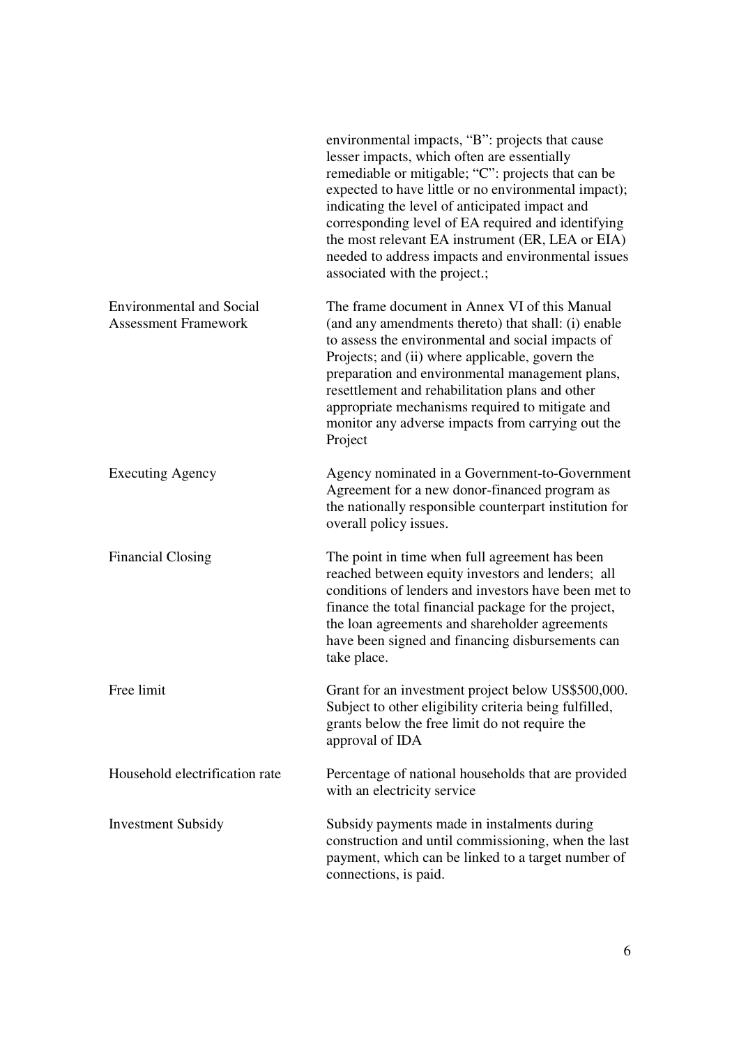| | |
|---|---|
| | environmental impacts, "B": projects that cause lesser impacts, which often are essentially remediable or mitigable; "C": projects that can be expected to have little or no environmental impact); indicating the level of anticipated impact and corresponding level of EA required and identifying the most relevant EA instrument (ER, LEA or EIA) needed to address impacts and environmental issues associated with the project.; |
| Environmental and Social Assessment Framework | The frame document in Annex VI of this Manual (and any amendments thereto) that shall: (i) enable to assess the environmental and social impacts of Projects; and (ii) where applicable, govern the preparation and environmental management plans, resettlement and rehabilitation plans and other appropriate mechanisms required to mitigate and monitor any adverse impacts from carrying out the Project |
| Executing Agency | Agency nominated in a Government-to-Government Agreement for a new donor-financed program as the nationally responsible counterpart institution for overall policy issues. |
| Financial Closing | The point in time when full agreement has been reached between equity investors and lenders; all conditions of lenders and investors have been met to finance the total financial package for the project, the loan agreements and shareholder agreements have been signed and financing disbursements can take place. |
| Free limit | Grant for an investment project below US$500,000. Subject to other eligibility criteria being fulfilled, grants below the free limit do not require the approval of IDA |
| Household electrification rate | Percentage of national households that are provided with an electricity service |
| Investment Subsidy | Subsidy payments made in instalments during construction and until commissioning, when the last payment, which can be linked to a target number of connections, is paid. |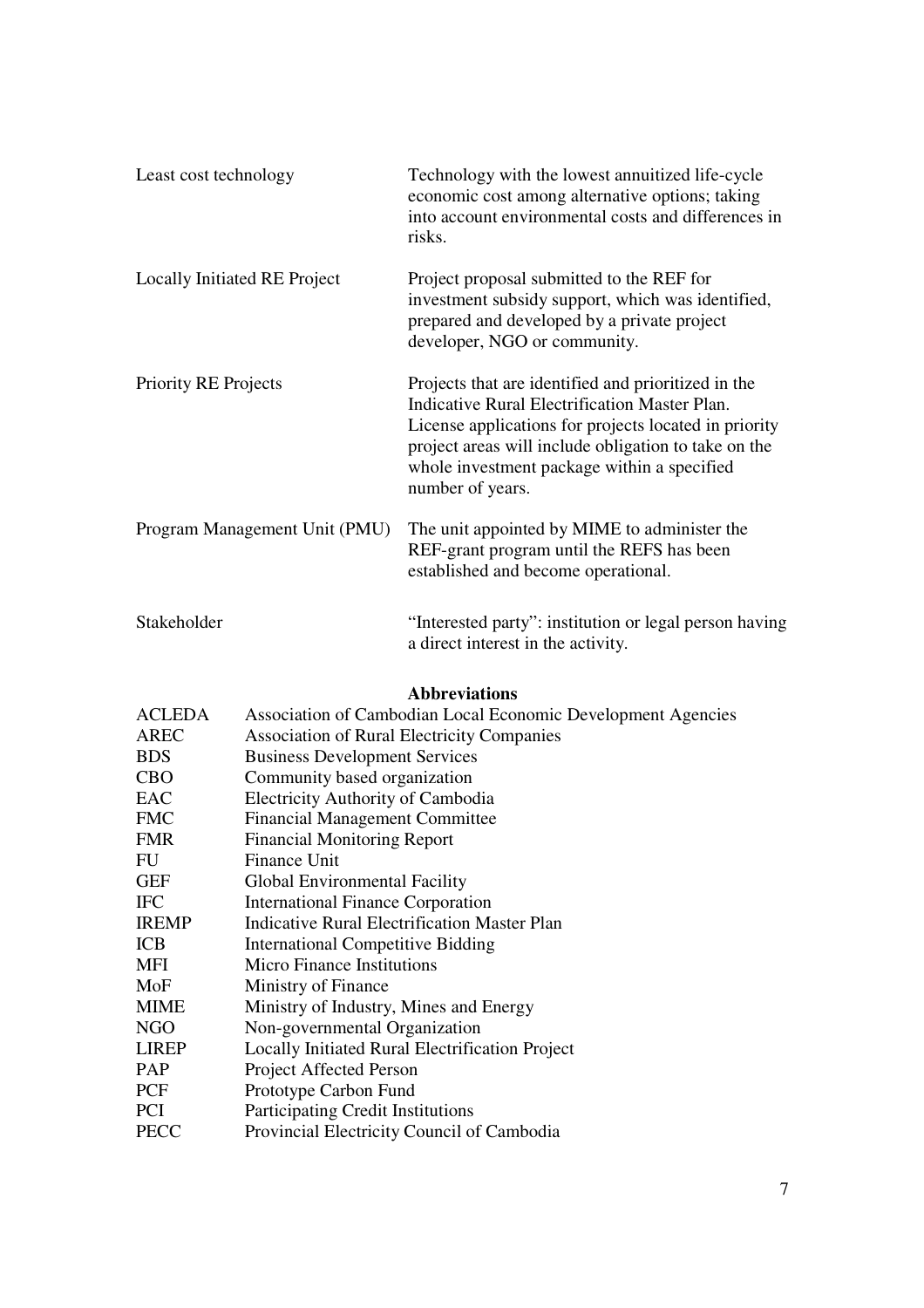| | |
|---|---|
| Least cost technology | Technology with the lowest annuitized life-cycle economic cost among alternative options; taking into account environmental costs and differences in risks. |
| Locally Initiated RE Project | Project proposal submitted to the REF for investment subsidy support, which was identified, prepared and developed by a private project developer, NGO or community. |
| Priority RE Projects | Projects that are identified and prioritized in the Indicative Rural Electrification Master Plan. License applications for projects located in priority project areas will include obligation to take on the whole investment package within a specified number of years. |
| Program Management Unit (PMU) | The unit appointed by MIME to administer the REF-grant program until the REFS has been established and become operational. |
| Stakeholder | "Interested party": institution or legal person having a direct interest in the activity. |

## Abbreviations

| | |
|---|---|
| ACLEDA | Association of Cambodian Local Economic Development Agencies |
| AREC | Association of Rural Electricity Companies |
| BDS | Business Development Services |
| CBO | Community based organization |
| EAC | Electricity Authority of Cambodia |
| FMC | Financial Management Committee |
| FMR | Financial Monitoring Report |
| FU | Finance Unit |
| GEF | Global Environmental Facility |
| IFC | International Finance Corporation |
| IREMP | Indicative Rural Electrification Master Plan |
| ICB | International Competitive Bidding |
| MFI | Micro Finance Institutions |
| MoF | Ministry of Finance |
| MIME | Ministry of Industry, Mines and Energy |
| NGO | Non-governmental Organization |
| LIREP | Locally Initiated Rural Electrification Project |
| PAP | Project Affected Person |
| PCF | Prototype Carbon Fund |
| PCI | Participating Credit Institutions |
| PECC | Provincial Electricity Council of Cambodia |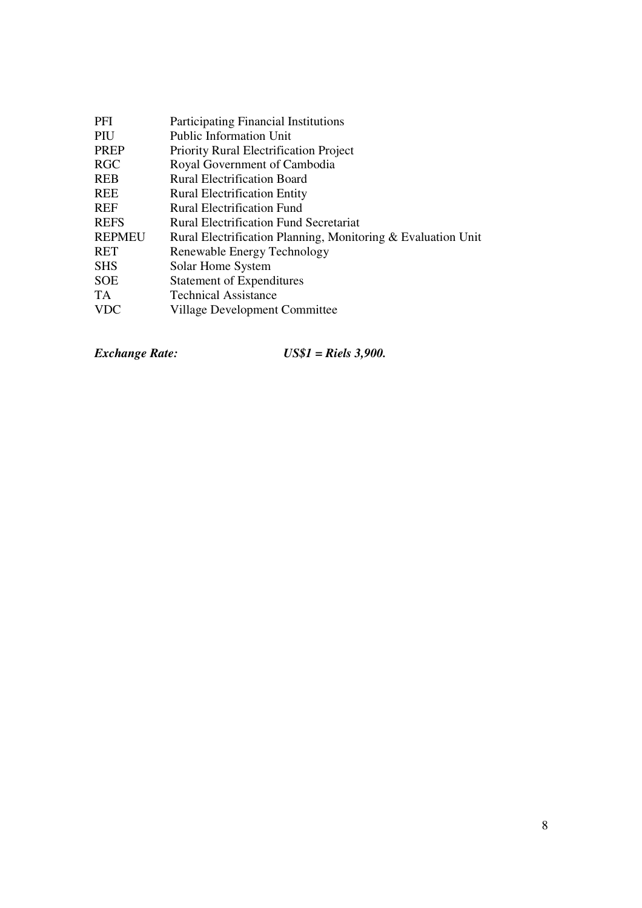| | |
|---|---|
| PFI | Participating Financial Institutions |
| PIU | Public Information Unit |
| PREP | Priority Rural Electrification Project |
| RGC | Royal Government of Cambodia |
| REB | Rural Electrification Board |
| REE | Rural Electrification Entity |
| REF | Rural Electrification Fund |
| REFS | Rural Electrification Fund Secretariat |
| REPMEU | Rural Electrification Planning, Monitoring & Evaluation Unit |
| RET | Renewable Energy Technology |
| SHS | Solar Home System |
| SOE | Statement of Expenditures |
| TA | Technical Assistance |
| VDC | Village Development Committee |

***Exchange Rate:*** ***US$1 = Riels 3,900.***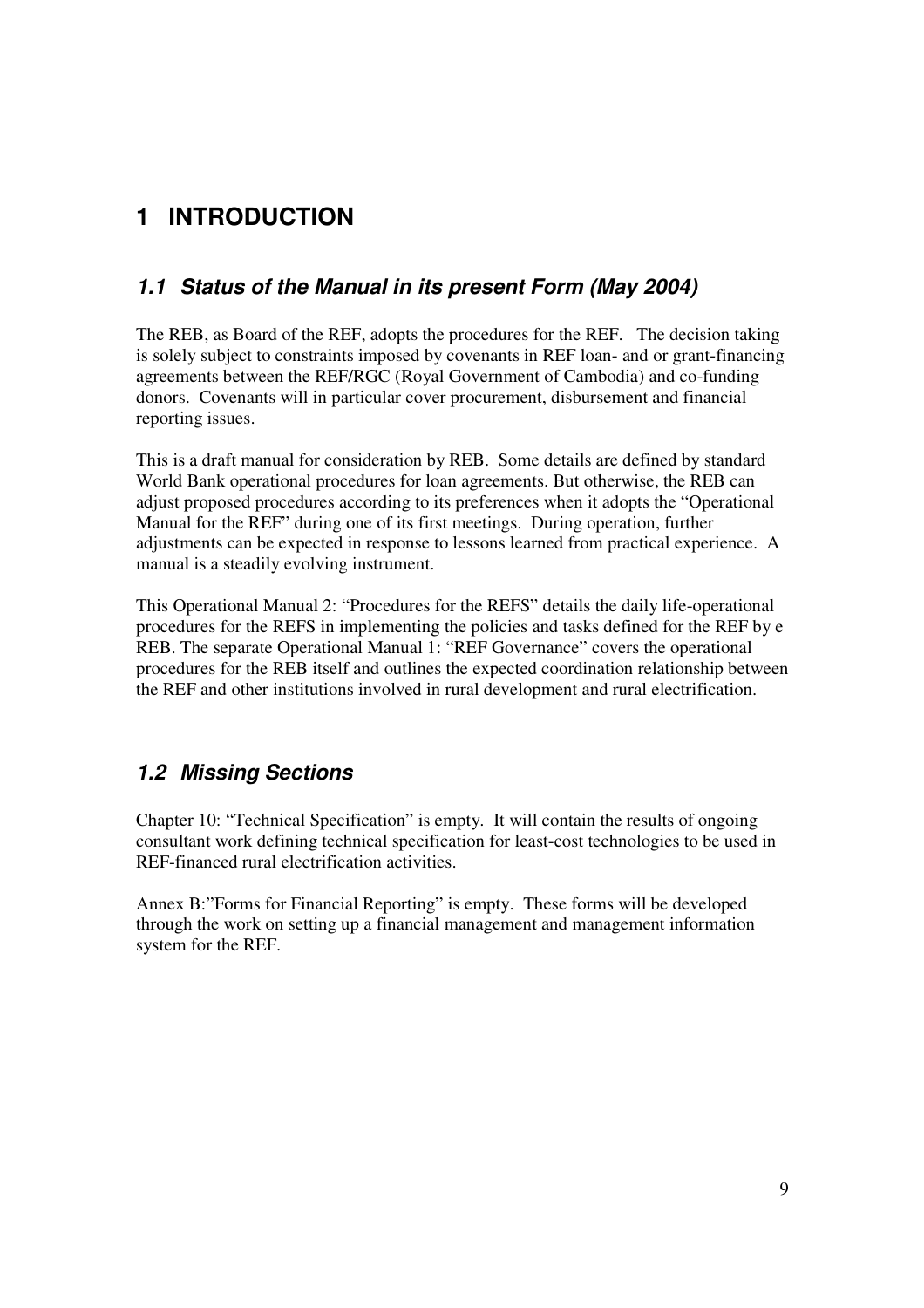# 1 INTRODUCTION

## *1.1 Status of the Manual in its present Form (May 2004)*

The REB, as Board of the REF, adopts the procedures for the REF. The decision taking is solely subject to constraints imposed by covenants in REF loan- and or grant-financing agreements between the REF/RGC (Royal Government of Cambodia) and co-funding donors. Covenants will in particular cover procurement, disbursement and financial reporting issues.

This is a draft manual for consideration by REB. Some details are defined by standard World Bank operational procedures for loan agreements. But otherwise, the REB can adjust proposed procedures according to its preferences when it adopts the "Operational Manual for the REF" during one of its first meetings. During operation, further adjustments can be expected in response to lessons learned from practical experience. A manual is a steadily evolving instrument.

This Operational Manual 2: "Procedures for the REFS" details the daily life-operational procedures for the REFS in implementing the policies and tasks defined for the REF by e REB. The separate Operational Manual 1: "REF Governance" covers the operational procedures for the REB itself and outlines the expected coordination relationship between the REF and other institutions involved in rural development and rural electrification.

## *1.2 Missing Sections*

Chapter 10: "Technical Specification" is empty. It will contain the results of ongoing consultant work defining technical specification for least-cost technologies to be used in REF-financed rural electrification activities.

Annex B:"Forms for Financial Reporting" is empty. These forms will be developed through the work on setting up a financial management and management information system for the REF.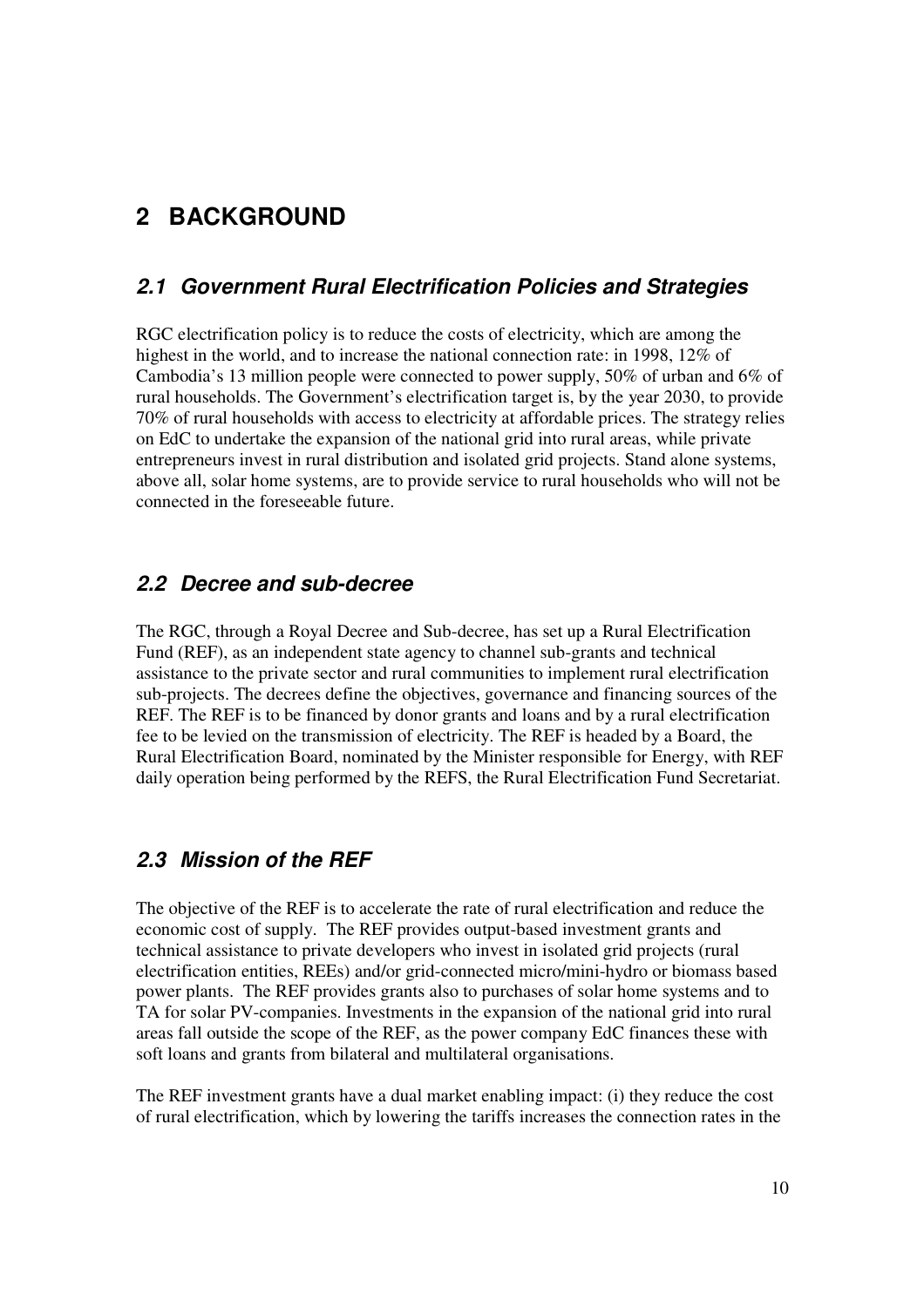# 2 BACKGROUND

## *2.1 Government Rural Electrification Policies and Strategies*

RGC electrification policy is to reduce the costs of electricity, which are among the highest in the world, and to increase the national connection rate: in 1998, 12% of Cambodia's 13 million people were connected to power supply, 50% of urban and 6% of rural households. The Government's electrification target is, by the year 2030, to provide 70% of rural households with access to electricity at affordable prices. The strategy relies on EdC to undertake the expansion of the national grid into rural areas, while private entrepreneurs invest in rural distribution and isolated grid projects. Stand alone systems, above all, solar home systems, are to provide service to rural households who will not be connected in the foreseeable future.

## *2.2 Decree and sub-decree*

The RGC, through a Royal Decree and Sub-decree, has set up a Rural Electrification Fund (REF), as an independent state agency to channel sub-grants and technical assistance to the private sector and rural communities to implement rural electrification sub-projects. The decrees define the objectives, governance and financing sources of the REF. The REF is to be financed by donor grants and loans and by a rural electrification fee to be levied on the transmission of electricity. The REF is headed by a Board, the Rural Electrification Board, nominated by the Minister responsible for Energy, with REF daily operation being performed by the REFS, the Rural Electrification Fund Secretariat.

## *2.3 Mission of the REF*

The objective of the REF is to accelerate the rate of rural electrification and reduce the economic cost of supply. The REF provides output-based investment grants and technical assistance to private developers who invest in isolated grid projects (rural electrification entities, REEs) and/or grid-connected micro/mini-hydro or biomass based power plants. The REF provides grants also to purchases of solar home systems and to TA for solar PV-companies. Investments in the expansion of the national grid into rural areas fall outside the scope of the REF, as the power company EdC finances these with soft loans and grants from bilateral and multilateral organisations.

The REF investment grants have a dual market enabling impact: (i) they reduce the cost of rural electrification, which by lowering the tariffs increases the connection rates in the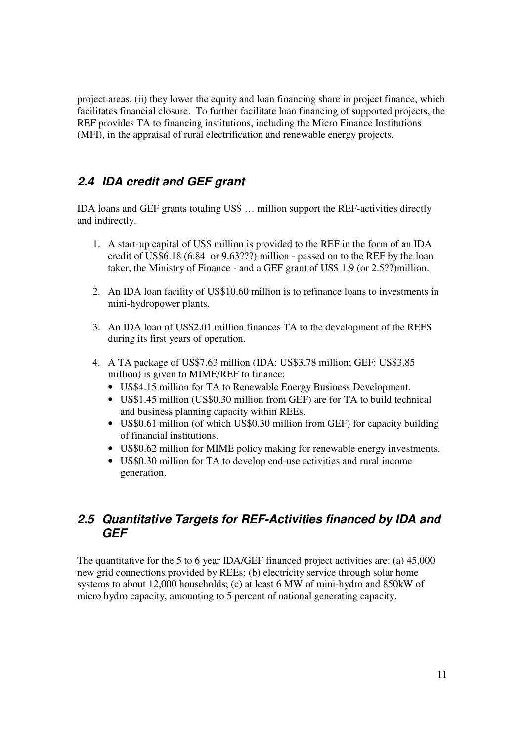project areas, (ii) they lower the equity and loan financing share in project finance, which facilitates financial closure. To further facilitate loan financing of supported projects, the REF provides TA to financing institutions, including the Micro Finance Institutions (MFI), in the appraisal of rural electrification and renewable energy projects.

## *2.4 IDA credit and GEF grant*

IDA loans and GEF grants totaling US$ … million support the REF-activities directly and indirectly.

1. A start-up capital of US$ million is provided to the REF in the form of an IDA credit of US$6.18 (6.84 or 9.63???) million - passed on to the REF by the loan taker, the Ministry of Finance - and a GEF grant of US$ 1.9 (or 2.5??)million.

2. An IDA loan facility of US$10.60 million is to refinance loans to investments in mini-hydropower plants.

3. An IDA loan of US$2.01 million finances TA to the development of the REFS during its first years of operation.

4. A TA package of US$7.63 million (IDA: US$3.78 million; GEF: US$3.85 million) is given to MIME/REF to finance:
   - US$4.15 million for TA to Renewable Energy Business Development.
   - US$1.45 million (US$0.30 million from GEF) are for TA to build technical and business planning capacity within REEs.
   - US$0.61 million (of which US$0.30 million from GEF) for capacity building of financial institutions.
   - US$0.62 million for MIME policy making for renewable energy investments.
   - US$0.30 million for TA to develop end-use activities and rural income generation.

## *2.5 Quantitative Targets for REF-Activities financed by IDA and GEF*

The quantitative for the 5 to 6 year IDA/GEF financed project activities are: (a) 45,000 new grid connections provided by REEs; (b) electricity service through solar home systems to about 12,000 households; (c) at least 6 MW of mini-hydro and 850kW of micro hydro capacity, amounting to 5 percent of national generating capacity.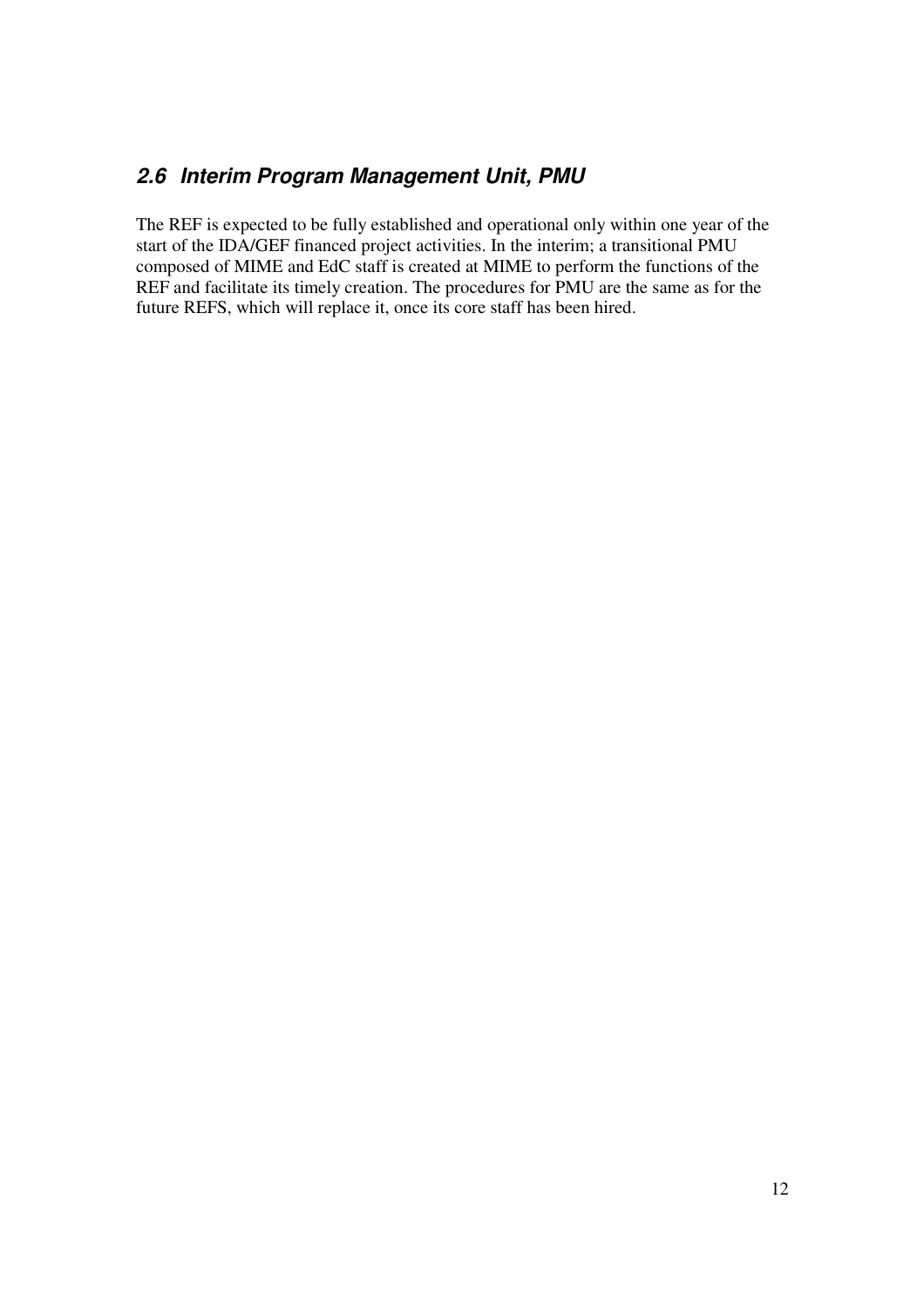## 2.6 Interim Program Management Unit, PMU

The REF is expected to be fully established and operational only within one year of the start of the IDA/GEF financed project activities. In the interim; a transitional PMU composed of MIME and EdC staff is created at MIME to perform the functions of the REF and facilitate its timely creation. The procedures for PMU are the same as for the future REFS, which will replace it, once its core staff has been hired.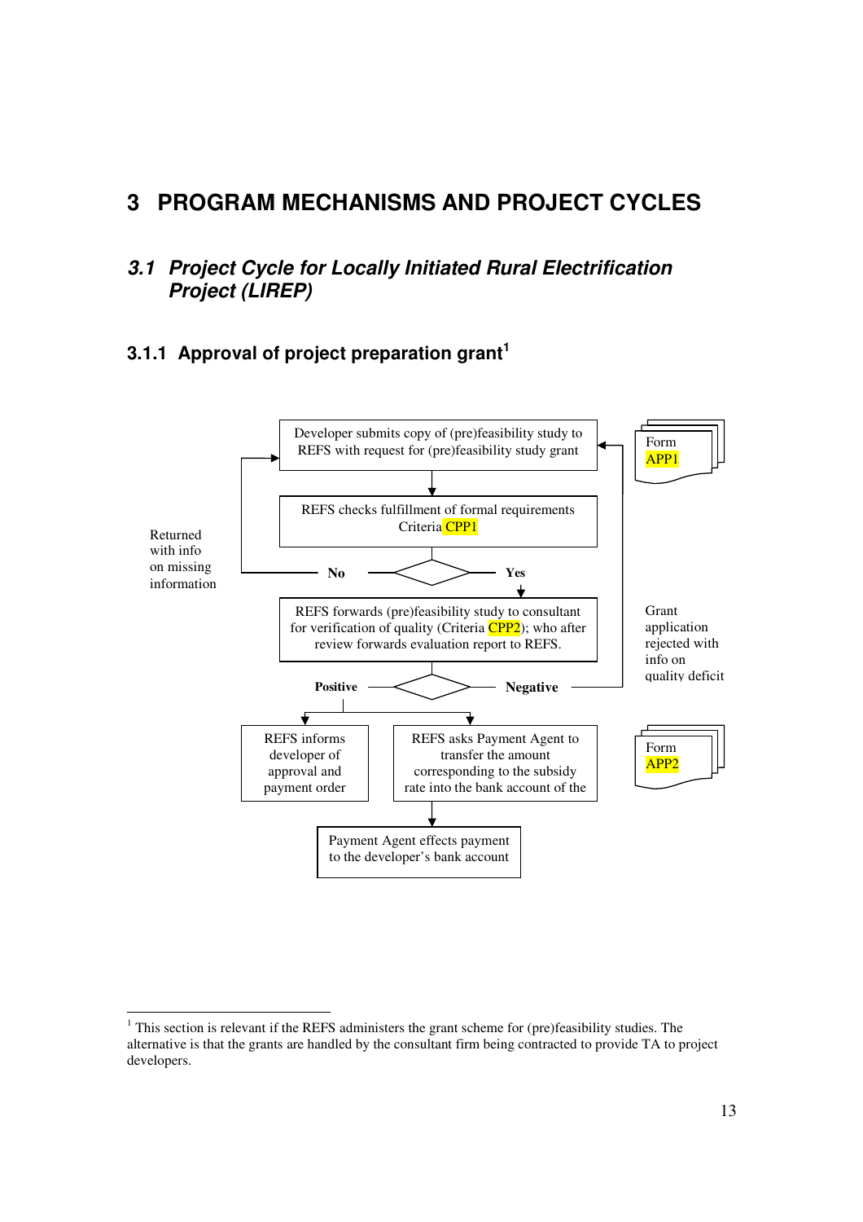# 3 PROGRAM MECHANISMS AND PROJECT CYCLES

## 3.1 *Project Cycle for Locally Initiated Rural Electrification Project (LIREP)*

### 3.1.1 Approval of project preparation grant[1]

Developer submits copy of (pre)feasibility study to REFS with request for (pre)feasibility study grant

Form APP1

REFS checks fulfillment of formal requirements Criteria CPP1

Returned with info on missing information

**No**

**Yes**

REFS forwards (pre)feasibility study to consultant for verification of quality (Criteria CPP2); who after review forwards evaluation report to REFS.

Grant application rejected with info on quality deficit

**Positive**

**Negative**

REFS informs developer of approval and payment order

REFS asks Payment Agent to transfer the amount corresponding to the subsidy rate into the bank account of the

Form APP2

Payment Agent effects payment to the developer's bank account

---

[1] This section is relevant if the REFS administers the grant scheme for (pre)feasibility studies. The alternative is that the grants are handled by the consultant firm being contracted to provide TA to project developers.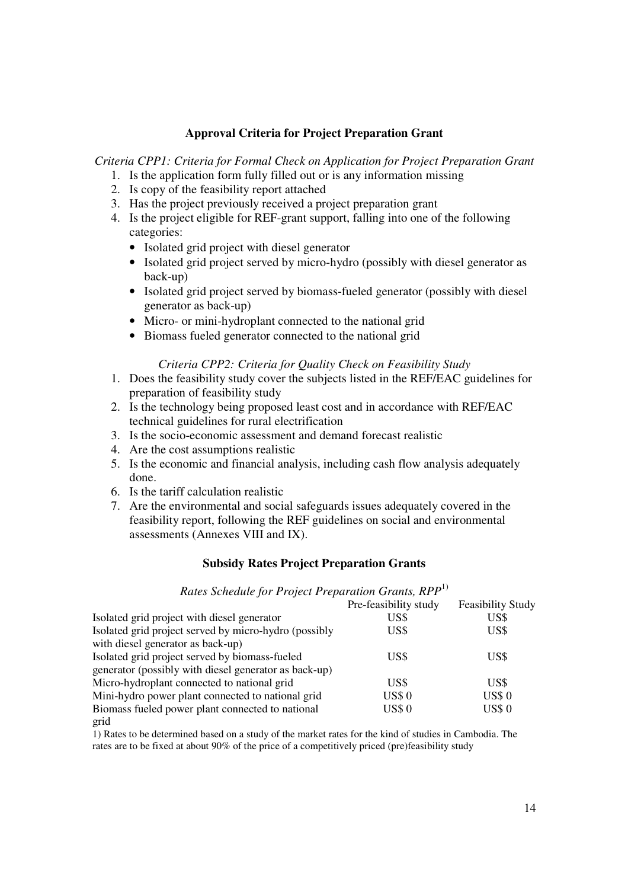## Approval Criteria for Project Preparation Grant

*Criteria CPP1: Criteria for Formal Check on Application for Project Preparation Grant*

1. Is the application form fully filled out or is any information missing
2. Is copy of the feasibility report attached
3. Has the project previously received a project preparation grant
4. Is the project eligible for REF-grant support, falling into one of the following categories:
   - Isolated grid project with diesel generator
   - Isolated grid project served by micro-hydro (possibly with diesel generator as back-up)
   - Isolated grid project served by biomass-fueled generator (possibly with diesel generator as back-up)
   - Micro- or mini-hydroplant connected to the national grid
   - Biomass fueled generator connected to the national grid

*Criteria CPP2: Criteria for Quality Check on Feasibility Study*

1. Does the feasibility study cover the subjects listed in the REF/EAC guidelines for preparation of feasibility study
2. Is the technology being proposed least cost and in accordance with REF/EAC technical guidelines for rural electrification
3. Is the socio-economic assessment and demand forecast realistic
4. Are the cost assumptions realistic
5. Is the economic and financial analysis, including cash flow analysis adequately done.
6. Is the tariff calculation realistic
7. Are the environmental and social safeguards issues adequately covered in the feasibility report, following the REF guidelines on social and environmental assessments (Annexes VIII and IX).

## Subsidy Rates Project Preparation Grants

*Rates Schedule for Project Preparation Grants, RPP*[1)]

| | Pre-feasibility study | Feasibility Study |
|---|---|---|
| Isolated grid project with diesel generator | US$ | US$ |
| Isolated grid project served by micro-hydro (possibly with diesel generator as back-up) | US$ | US$ |
| Isolated grid project served by biomass-fueled generator (possibly with diesel generator as back-up) | US$ | US$ |
| Micro-hydroplant connected to national grid | US$ | US$ |
| Mini-hydro power plant connected to national grid | US$ 0 | US$ 0 |
| Biomass fueled power plant connected to national grid | US$ 0 | US$ 0 |

1) Rates to be determined based on a study of the market rates for the kind of studies in Cambodia. The rates are to be fixed at about 90% of the price of a competitively priced (pre)feasibility study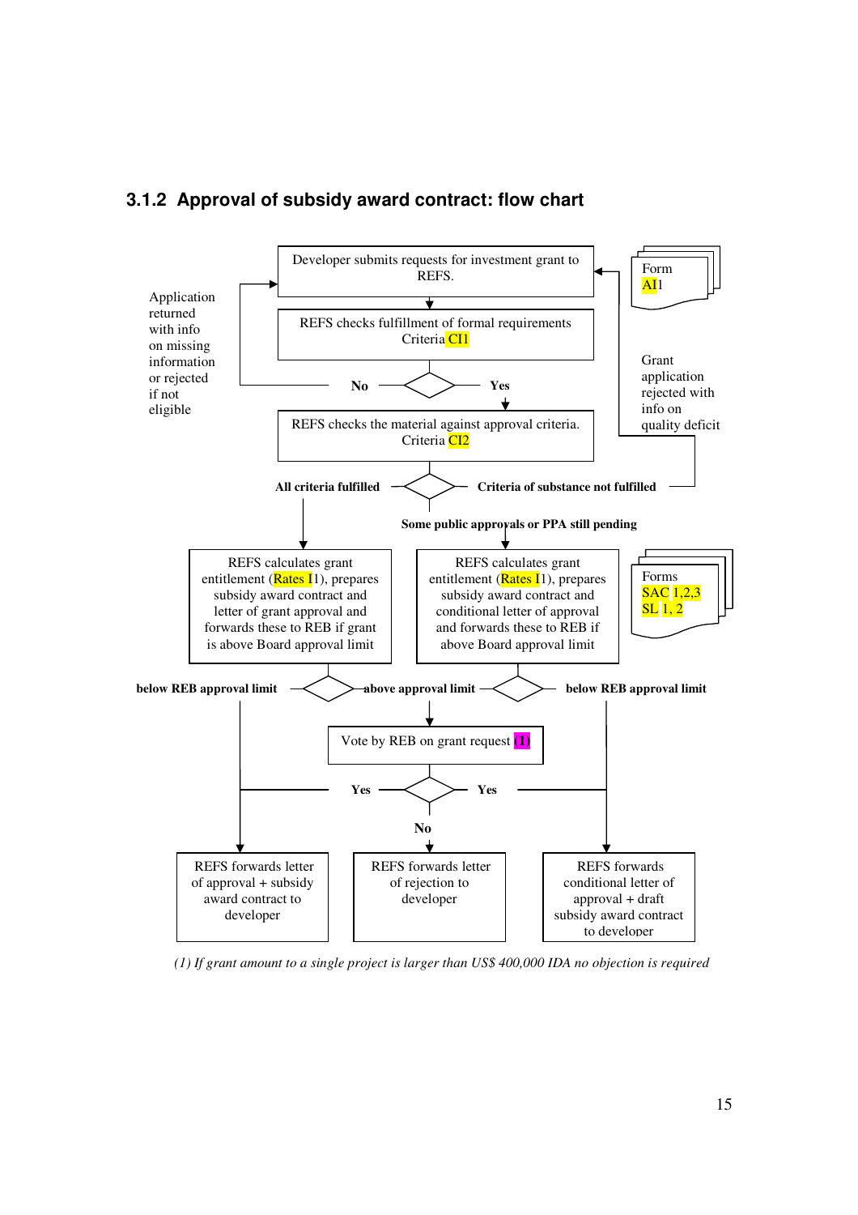### 3.1.2 Approval of subsidy award contract: flow chart

Developer submits requests for investment grant to REFS.

Form AI1

REFS checks fulfillment of formal requirements Criteria CI1

Application returned with info on missing information or rejected if not eligible

**No** **Yes**

REFS checks the material against approval criteria. Criteria CI2

Grant application rejected with info on quality deficit

**All criteria fulfilled** **Criteria of substance not fulfilled**

**Some public approvals or PPA still pending**

REFS calculates grant entitlement (Rates I1), prepares subsidy award contract and letter of grant approval and forwards these to REB if grant is above Board approval limit

REFS calculates grant entitlement (Rates I1), prepares subsidy award contract and conditional letter of approval and forwards these to REB if above Board approval limit

Forms SAC 1,2,3 SL 1, 2

**below REB approval limit** **above approval limit** **below REB approval limit**

Vote by REB on grant request (1)

**Yes** **Yes**

**No**

REFS forwards letter of approval + subsidy award contract to developer

REFS forwards letter of rejection to developer

REFS forwards conditional letter of approval + draft subsidy award contract to developer

*(1) If grant amount to a single project is larger than US$ 400,000 IDA no objection is required*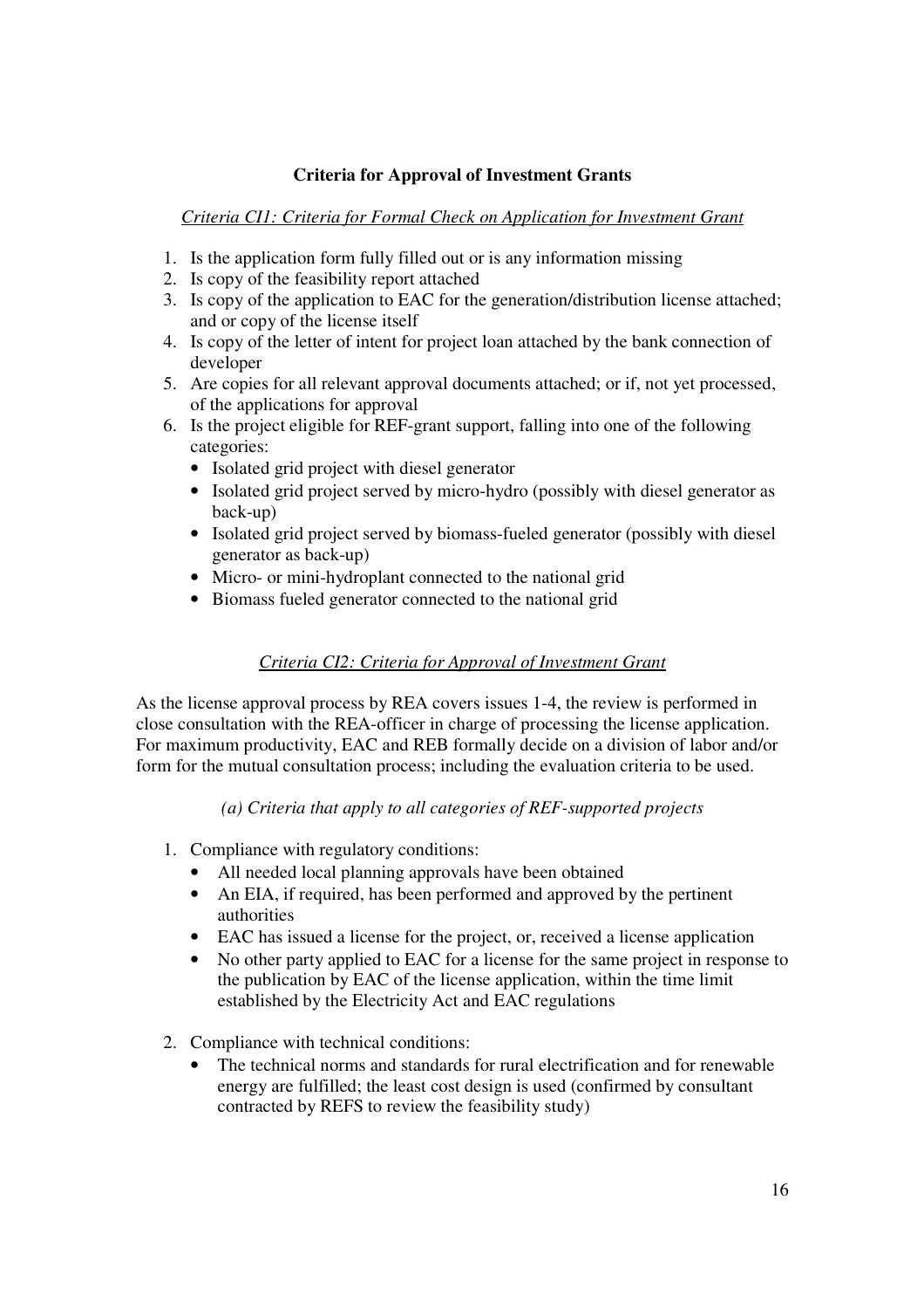## Criteria for Approval of Investment Grants

*Criteria CI1: Criteria for Formal Check on Application for Investment Grant*

1. Is the application form fully filled out or is any information missing
2. Is copy of the feasibility report attached
3. Is copy of the application to EAC for the generation/distribution license attached; and or copy of the license itself
4. Is copy of the letter of intent for project loan attached by the bank connection of developer
5. Are copies for all relevant approval documents attached; or if, not yet processed, of the applications for approval
6. Is the project eligible for REF-grant support, falling into one of the following categories:
   - Isolated grid project with diesel generator
   - Isolated grid project served by micro-hydro (possibly with diesel generator as back-up)
   - Isolated grid project served by biomass-fueled generator (possibly with diesel generator as back-up)
   - Micro- or mini-hydroplant connected to the national grid
   - Biomass fueled generator connected to the national grid

*Criteria CI2: Criteria for Approval of Investment Grant*

As the license approval process by REA covers issues 1-4, the review is performed in close consultation with the REA-officer in charge of processing the license application. For maximum productivity, EAC and REB formally decide on a division of labor and/or form for the mutual consultation process; including the evaluation criteria to be used.

*(a) Criteria that apply to all categories of REF-supported projects*

1. Compliance with regulatory conditions:
   - All needed local planning approvals have been obtained
   - An EIA, if required, has been performed and approved by the pertinent authorities
   - EAC has issued a license for the project, or, received a license application
   - No other party applied to EAC for a license for the same project in response to the publication by EAC of the license application, within the time limit established by the Electricity Act and EAC regulations
2. Compliance with technical conditions:
   - The technical norms and standards for rural electrification and for renewable energy are fulfilled; the least cost design is used (confirmed by consultant contracted by REFS to review the feasibility study)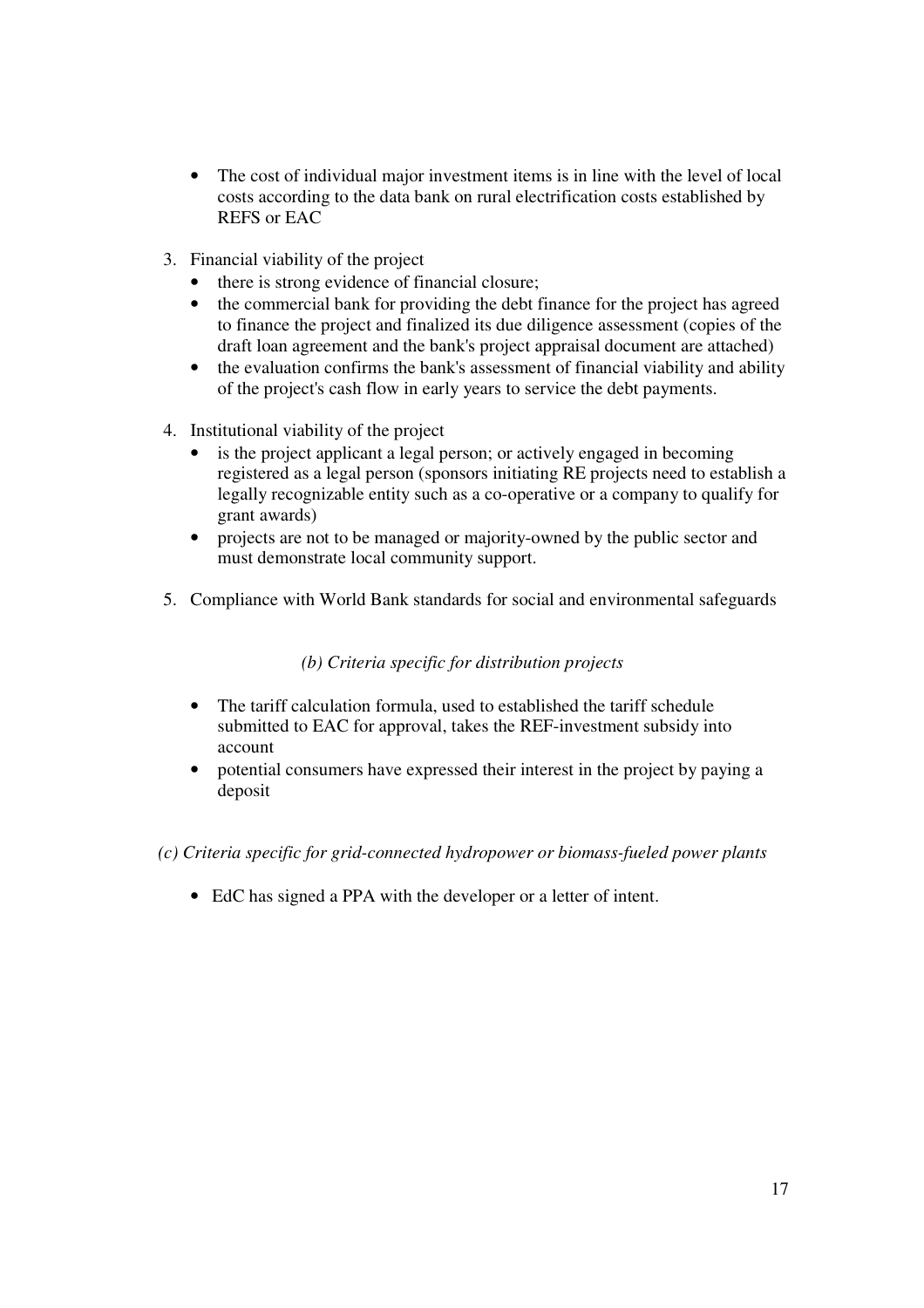- The cost of individual major investment items is in line with the level of local costs according to the data bank on rural electrification costs established by REFS or EAC

3. Financial viability of the project
   - there is strong evidence of financial closure;
   - the commercial bank for providing the debt finance for the project has agreed to finance the project and finalized its due diligence assessment (copies of the draft loan agreement and the bank's project appraisal document are attached)
   - the evaluation confirms the bank's assessment of financial viability and ability of the project's cash flow in early years to service the debt payments.

4. Institutional viability of the project
   - is the project applicant a legal person; or actively engaged in becoming registered as a legal person (sponsors initiating RE projects need to establish a legally recognizable entity such as a co-operative or a company to qualify for grant awards)
   - projects are not to be managed or majority-owned by the public sector and must demonstrate local community support.

5. Compliance with World Bank standards for social and environmental safeguards

*(b) Criteria specific for distribution projects*

- The tariff calculation formula, used to established the tariff schedule submitted to EAC for approval, takes the REF-investment subsidy into account
- potential consumers have expressed their interest in the project by paying a deposit

*(c) Criteria specific for grid-connected hydropower or biomass-fueled power plants*

- EdC has signed a PPA with the developer or a letter of intent.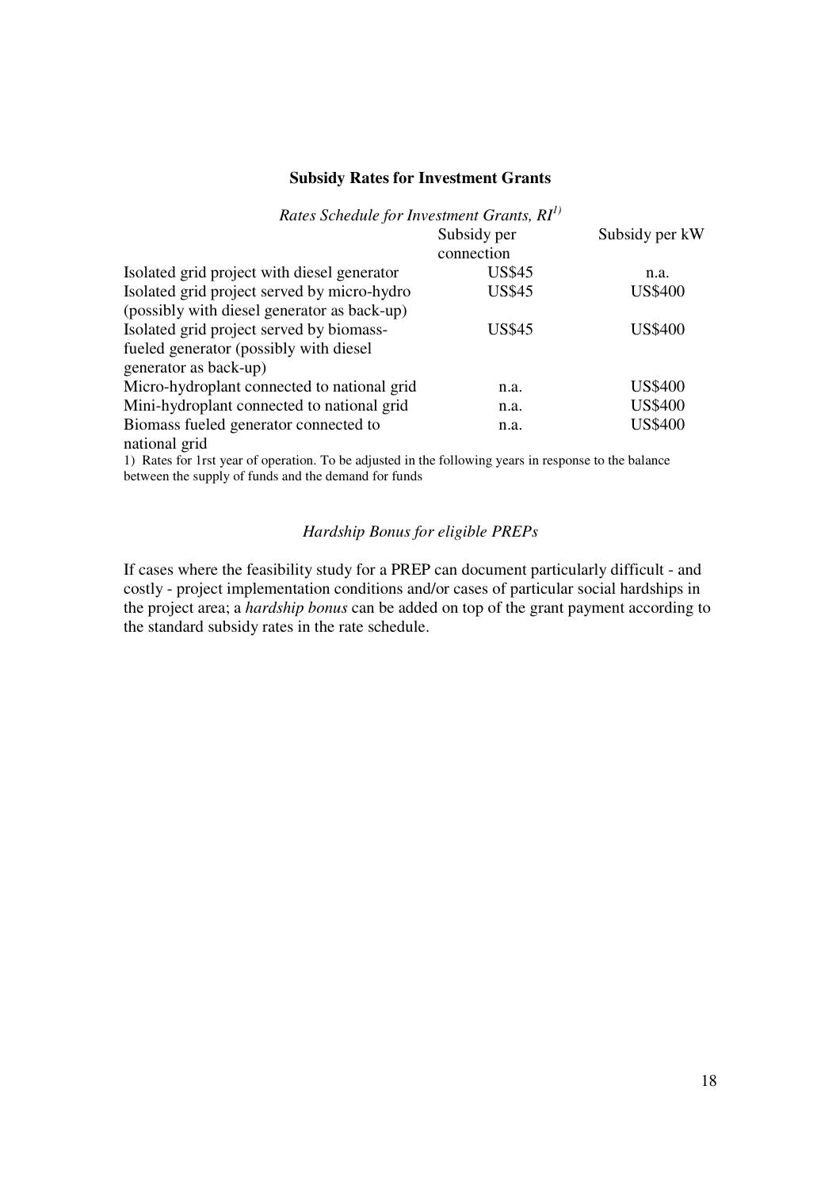**Subsidy Rates for Investment Grants**

*Rates Schedule for Investment Grants, RI[1)]*

| | Subsidy per connection | Subsidy per kW |
|---|---|---|
| Isolated grid project with diesel generator | US$45 | n.a. |
| Isolated grid project served by micro-hydro (possibly with diesel generator as back-up) | US$45 | US$400 |
| Isolated grid project served by biomass-fueled generator (possibly with diesel generator as back-up) | US$45 | US$400 |
| Micro-hydroplant connected to national grid | n.a. | US$400 |
| Mini-hydroplant connected to national grid | n.a. | US$400 |
| Biomass fueled generator connected to national grid | n.a. | US$400 |

1) Rates for 1rst year of operation. To be adjusted in the following years in response to the balance between the supply of funds and the demand for funds

*Hardship Bonus for eligible PREPs*

If cases where the feasibility study for a PREP can document particularly difficult - and costly - project implementation conditions and/or cases of particular social hardships in the project area; a *hardship bonus* can be added on top of the grant payment according to the standard subsidy rates in the rate schedule.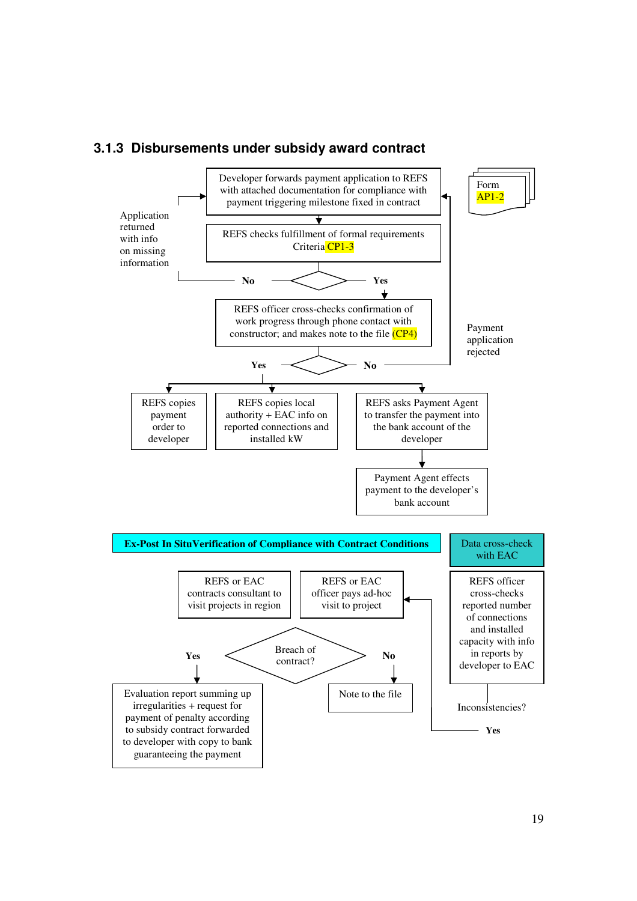### 3.1.3 Disbursements under subsidy award contract

Developer forwards payment application to REFS with attached documentation for compliance with payment triggering milestone fixed in contract

Form AP1-2

REFS checks fulfillment of formal requirements Criteria CP1-3

Application returned with info on missing information

No

Yes

REFS officer cross-checks confirmation of work progress through phone contact with constructor; and makes note to the file (CP4)

Payment application rejected

Yes

No

REFS copies payment order to developer

REFS copies local authority + EAC info on reported connections and installed kW

REFS asks Payment Agent to transfer the payment into the bank account of the developer

Payment Agent effects payment to the developer's bank account

**Ex-Post In SituVerification of Compliance with Contract Conditions**

Data cross-check with EAC

REFS or EAC contracts consultant to visit projects in region

REFS or EAC officer pays ad-hoc visit to project

REFS officer cross-checks reported number of connections and installed capacity with info in reports by developer to EAC

Breach of contract?

Yes

No

Evaluation report summing up irregularities + request for payment of penalty according to subsidy contract forwarded to developer with copy to bank guaranteeing the payment

Note to the file

Inconsistencies?

Yes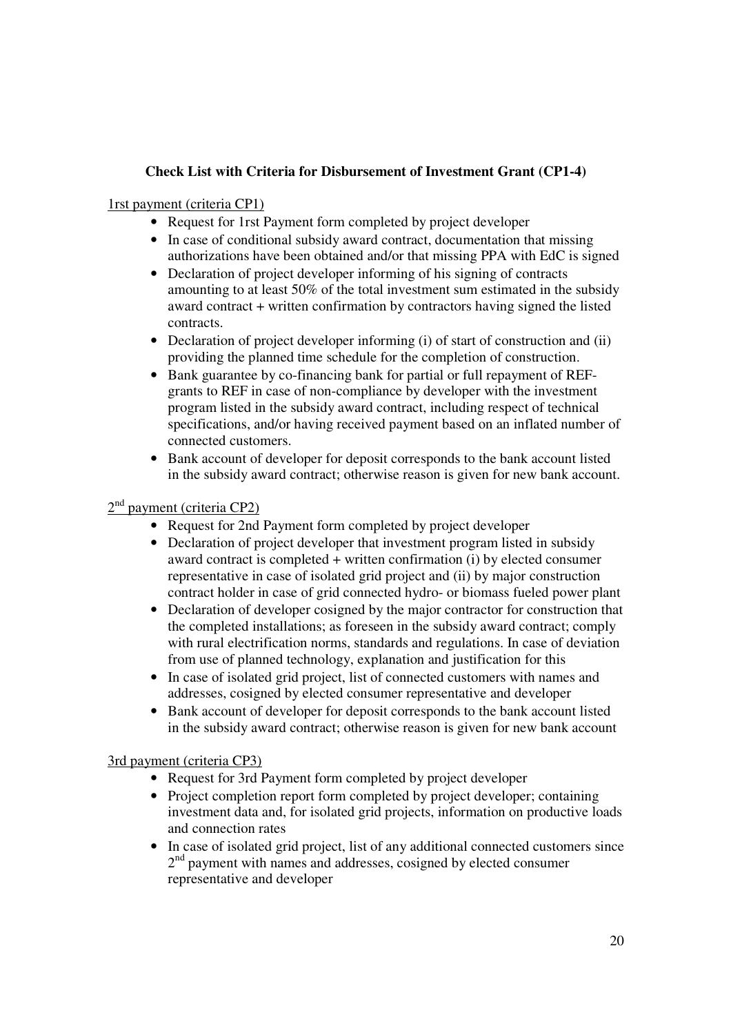**Check List with Criteria for Disbursement of Investment Grant (CP1-4)**

1rst payment (criteria CP1)

- Request for 1rst Payment form completed by project developer
- In case of conditional subsidy award contract, documentation that missing authorizations have been obtained and/or that missing PPA with EdC is signed
- Declaration of project developer informing of his signing of contracts amounting to at least 50% of the total investment sum estimated in the subsidy award contract + written confirmation by contractors having signed the listed contracts.
- Declaration of project developer informing (i) of start of construction and (ii) providing the planned time schedule for the completion of construction.
- Bank guarantee by co-financing bank for partial or full repayment of REF-grants to REF in case of non-compliance by developer with the investment program listed in the subsidy award contract, including respect of technical specifications, and/or having received payment based on an inflated number of connected customers.
- Bank account of developer for deposit corresponds to the bank account listed in the subsidy award contract; otherwise reason is given for new bank account.

2nd payment (criteria CP2)

- Request for 2nd Payment form completed by project developer
- Declaration of project developer that investment program listed in subsidy award contract is completed + written confirmation (i) by elected consumer representative in case of isolated grid project and (ii) by major construction contract holder in case of grid connected hydro- or biomass fueled power plant
- Declaration of developer cosigned by the major contractor for construction that the completed installations; as foreseen in the subsidy award contract; comply with rural electrification norms, standards and regulations. In case of deviation from use of planned technology, explanation and justification for this
- In case of isolated grid project, list of connected customers with names and addresses, cosigned by elected consumer representative and developer
- Bank account of developer for deposit corresponds to the bank account listed in the subsidy award contract; otherwise reason is given for new bank account

3rd payment (criteria CP3)

- Request for 3rd Payment form completed by project developer
- Project completion report form completed by project developer; containing investment data and, for isolated grid projects, information on productive loads and connection rates
- In case of isolated grid project, list of any additional connected customers since 2nd payment with names and addresses, cosigned by elected consumer representative and developer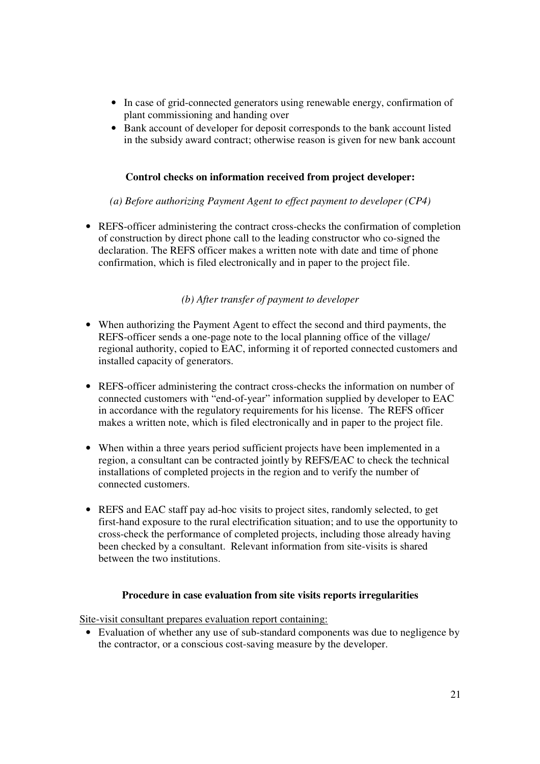- In case of grid-connected generators using renewable energy, confirmation of plant commissioning and handing over
- Bank account of developer for deposit corresponds to the bank account listed in the subsidy award contract; otherwise reason is given for new bank account

### Control checks on information received from project developer:

*(a) Before authorizing Payment Agent to effect payment to developer (CP4)*

- REFS-officer administering the contract cross-checks the confirmation of completion of construction by direct phone call to the leading constructor who co-signed the declaration. The REFS officer makes a written note with date and time of phone confirmation, which is filed electronically and in paper to the project file.

*(b) After transfer of payment to developer*

- When authorizing the Payment Agent to effect the second and third payments, the REFS-officer sends a one-page note to the local planning office of the village/ regional authority, copied to EAC, informing it of reported connected customers and installed capacity of generators.
- REFS-officer administering the contract cross-checks the information on number of connected customers with "end-of-year" information supplied by developer to EAC in accordance with the regulatory requirements for his license. The REFS officer makes a written note, which is filed electronically and in paper to the project file.
- When within a three years period sufficient projects have been implemented in a region, a consultant can be contracted jointly by REFS/EAC to check the technical installations of completed projects in the region and to verify the number of connected customers.
- REFS and EAC staff pay ad-hoc visits to project sites, randomly selected, to get first-hand exposure to the rural electrification situation; and to use the opportunity to cross-check the performance of completed projects, including those already having been checked by a consultant. Relevant information from site-visits is shared between the two institutions.

### Procedure in case evaluation from site visits reports irregularities

Site-visit consultant prepares evaluation report containing:

- Evaluation of whether any use of sub-standard components was due to negligence by the contractor, or a conscious cost-saving measure by the developer.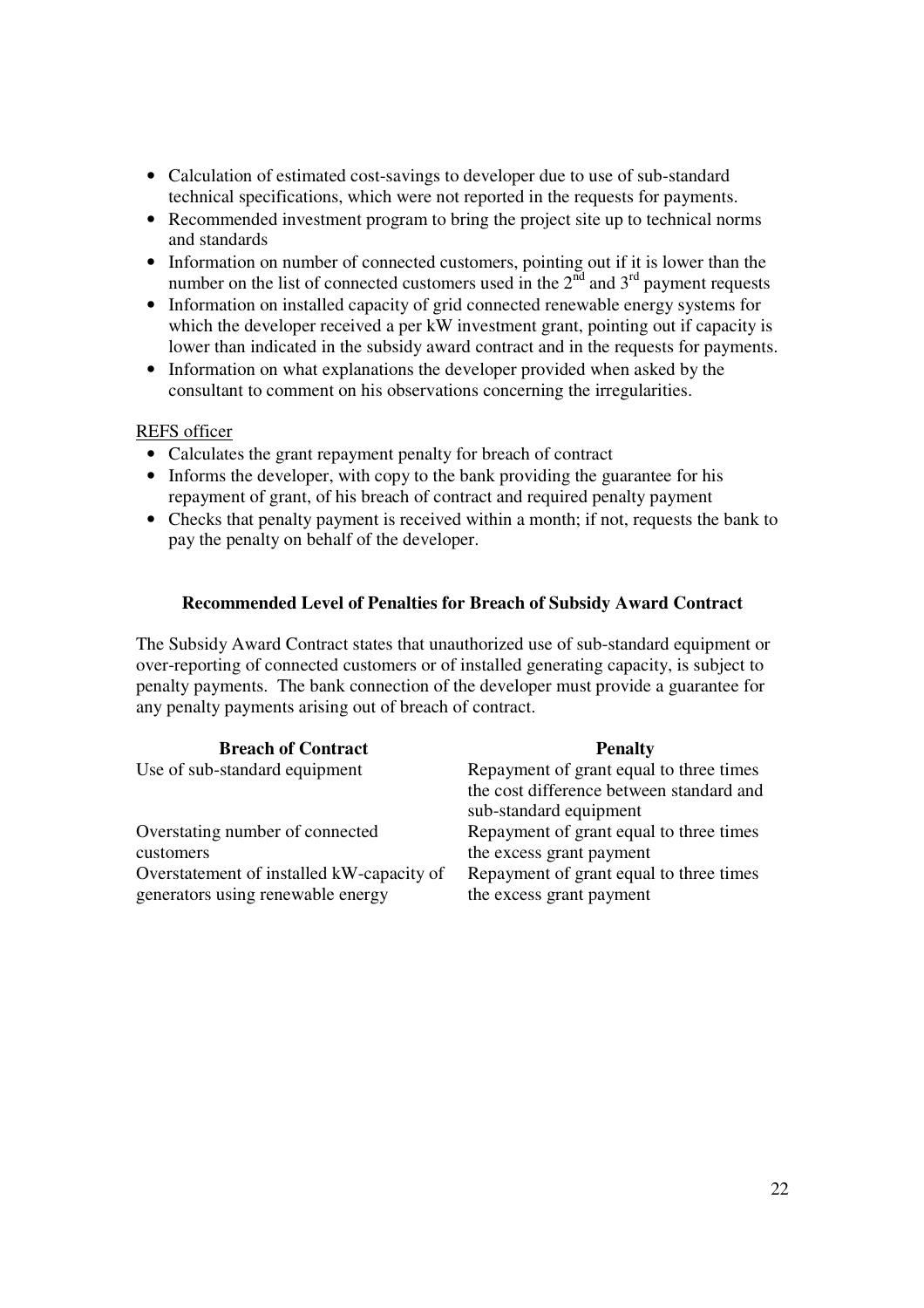- Calculation of estimated cost-savings to developer due to use of sub-standard technical specifications, which were not reported in the requests for payments.
- Recommended investment program to bring the project site up to technical norms and standards
- Information on number of connected customers, pointing out if it is lower than the number on the list of connected customers used in the 2nd and 3rd payment requests
- Information on installed capacity of grid connected renewable energy systems for which the developer received a per kW investment grant, pointing out if capacity is lower than indicated in the subsidy award contract and in the requests for payments.
- Information on what explanations the developer provided when asked by the consultant to comment on his observations concerning the irregularities.

<u>REFS officer</u>

- Calculates the grant repayment penalty for breach of contract
- Informs the developer, with copy to the bank providing the guarantee for his repayment of grant, of his breach of contract and required penalty payment
- Checks that penalty payment is received within a month; if not, requests the bank to pay the penalty on behalf of the developer.

**Recommended Level of Penalties for Breach of Subsidy Award Contract**

The Subsidy Award Contract states that unauthorized use of sub-standard equipment or over-reporting of connected customers or of installed generating capacity, is subject to penalty payments. The bank connection of the developer must provide a guarantee for any penalty payments arising out of breach of contract.

| Breach of Contract | Penalty |
|---|---|
| Use of sub-standard equipment | Repayment of grant equal to three times the cost difference between standard and sub-standard equipment |
| Overstating number of connected customers | Repayment of grant equal to three times the excess grant payment |
| Overstatement of installed kW-capacity of generators using renewable energy | Repayment of grant equal to three times the excess grant payment |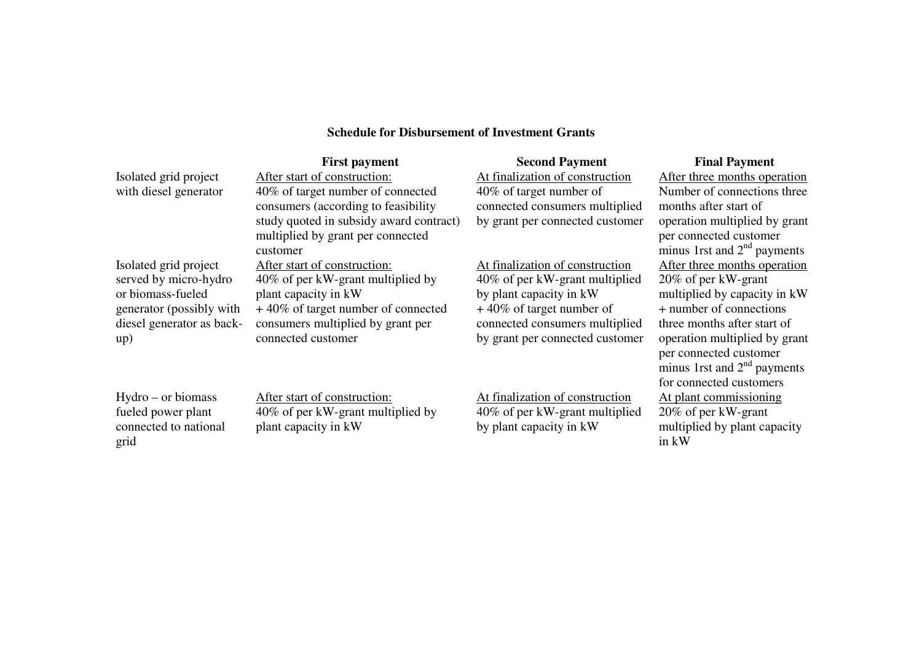**Schedule for Disbursement of Investment Grants**

| | First payment | Second Payment | Final Payment |
|---|---|---|---|
| Isolated grid project with diesel generator | After start of construction: 40% of target number of connected consumers (according to feasibility study quoted in subsidy award contract) multiplied by grant per connected customer | At finalization of construction 40% of target number of connected consumers multiplied by grant per connected customer | After three months operation Number of connections three months after start of operation multiplied by grant per connected customer minus 1rst and 2nd payments |
| Isolated grid project served by micro-hydro or biomass-fueled generator (possibly with diesel generator as back-up) | After start of construction: 40% of per kW-grant multiplied by plant capacity in kW + 40% of target number of connected consumers multiplied by grant per connected customer | At finalization of construction 40% of per kW-grant multiplied by plant capacity in kW + 40% of target number of connected consumers multiplied by grant per connected customer | After three months operation 20% of per kW-grant multiplied by capacity in kW + number of connections three months after start of operation multiplied by grant per connected customer minus 1rst and 2nd payments for connected customers |
| Hydro – or biomass fueled power plant connected to national grid | After start of construction: 40% of per kW-grant multiplied by plant capacity in kW | At finalization of construction 40% of per kW-grant multiplied by plant capacity in kW | At plant commissioning 20% of per kW-grant multiplied by plant capacity in kW |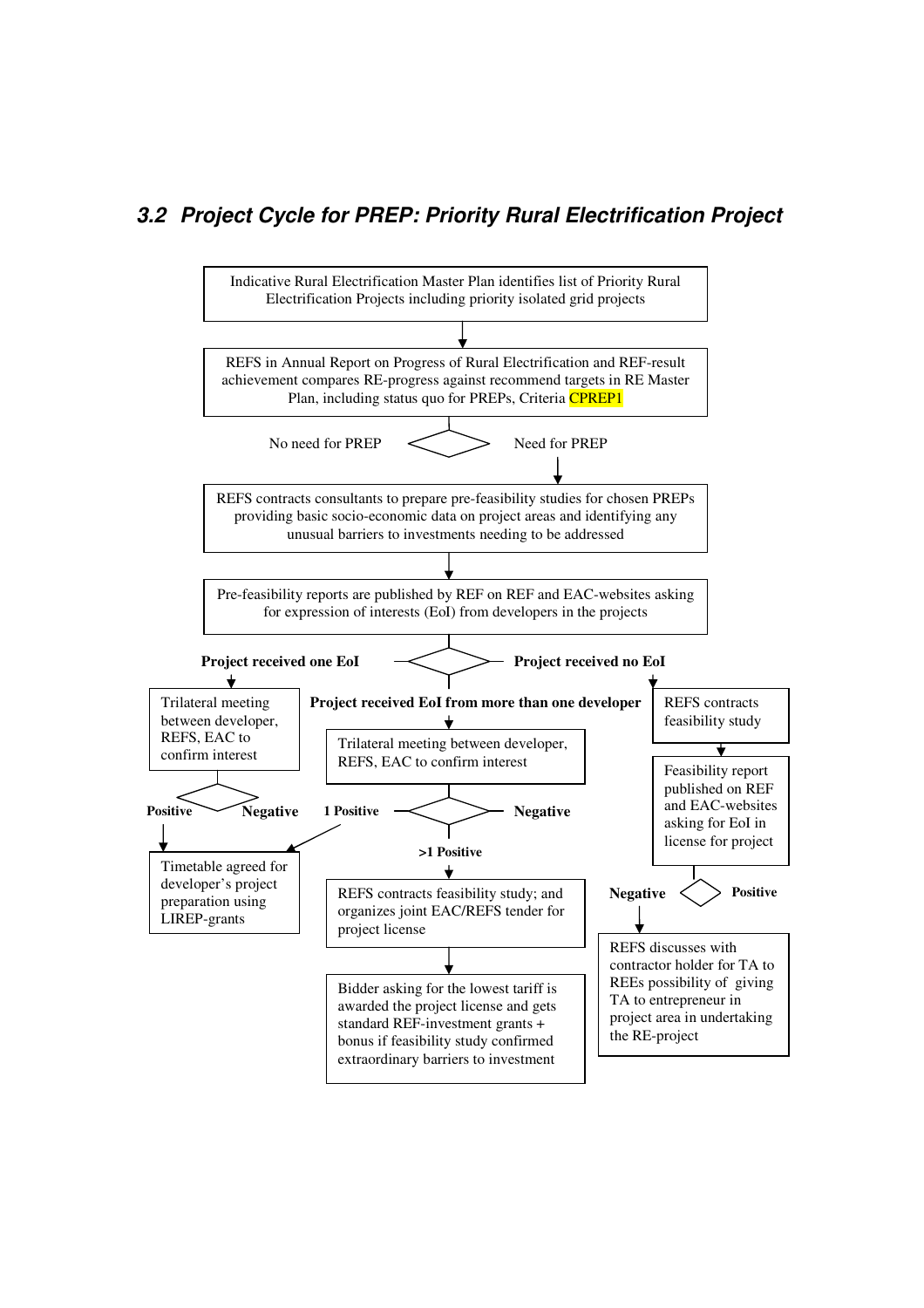### 3.2 Project Cycle for PREP: Priority Rural Electrification Project

Indicative Rural Electrification Master Plan identifies list of Priority Rural Electrification Projects including priority isolated grid projects

↓

REFS in Annual Report on Progress of Rural Electrification and REF-result achievement compares RE-progress against recommend targets in RE Master Plan, including status quo for PREPs, Criteria CPREP1

◇ No need for PREP / Need for PREP

↓ (Need for PREP)

REFS contracts consultants to prepare pre-feasibility studies for chosen PREPs providing basic socio-economic data on project areas and identifying any unusual barriers to investments needing to be addressed

↓

Pre-feasibility reports are published by REF on REF and EAC-websites asking for expression of interests (EoI) from developers in the projects

◇ **Project received one EoI** / **Project received EoI from more than one developer** / **Project received no EoI**

**Project received one EoI:**

- Trilateral meeting between developer, REFS, EAC to confirm interest
- ◇ **Positive** / **Negative**
- ↓ (Positive)
- Timetable agreed for developer's project preparation using LIREP-grants

**Project received EoI from more than one developer:**

- Trilateral meeting between developer, REFS, EAC to confirm interest
- ◇ **1 Positive** / **>1 Positive** / **Negative**
- 1 Positive → Timetable agreed for developer's project preparation using LIREP-grants
- ↓ (>1 Positive)
- REFS contracts feasibility study; and organizes joint EAC/REFS tender for project license
- ↓
- Bidder asking for the lowest tariff is awarded the project license and gets standard REF-investment grants + bonus if feasibility study confirmed extraordinary barriers to investment

**Project received no EoI:**

- REFS contracts feasibility study
- ↓
- Feasibility report published on REF and EAC-websites asking for EoI in license for project
- ◇ **Negative** / **Positive**
- ↓ (Negative)
- REFS discusses with contractor holder for TA to REEs possibility of giving TA to entrepreneur in project area in undertaking the RE-project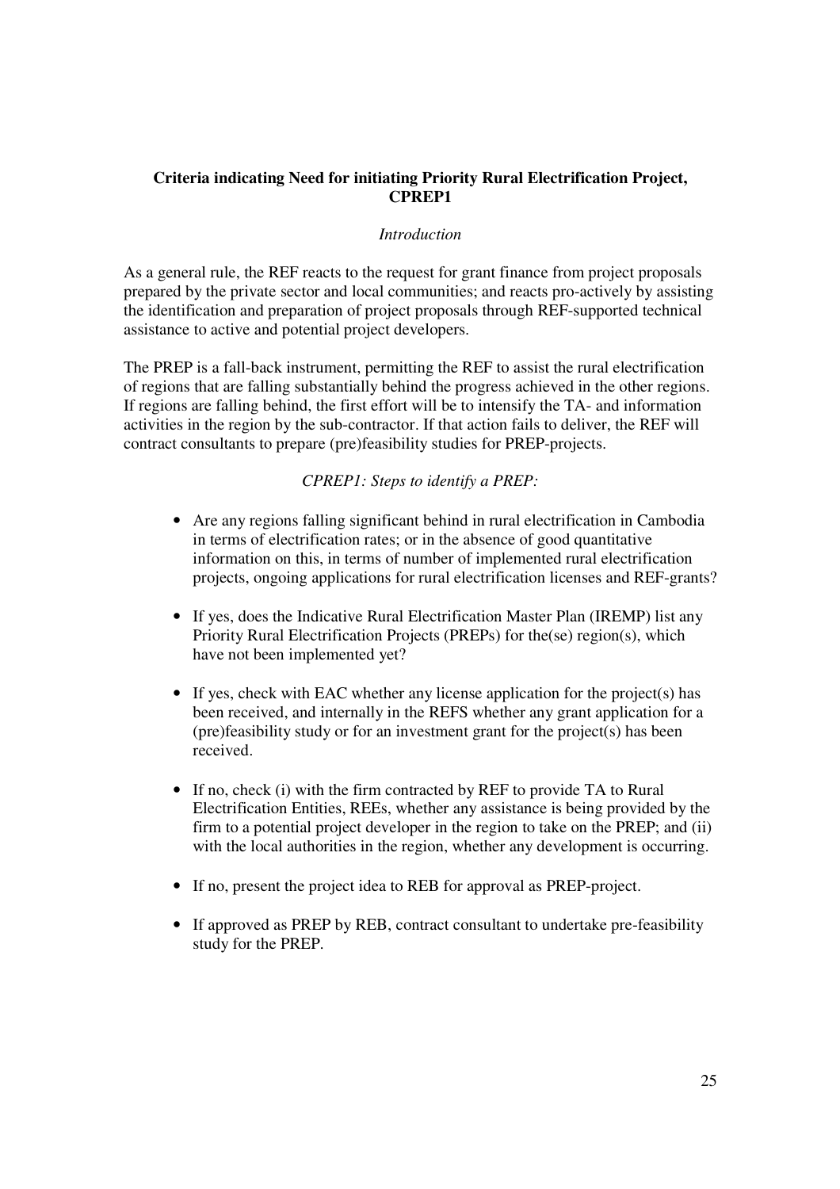**Criteria indicating Need for initiating Priority Rural Electrification Project, CPREP1**

*Introduction*

As a general rule, the REF reacts to the request for grant finance from project proposals prepared by the private sector and local communities; and reacts pro-actively by assisting the identification and preparation of project proposals through REF-supported technical assistance to active and potential project developers.

The PREP is a fall-back instrument, permitting the REF to assist the rural electrification of regions that are falling substantially behind the progress achieved in the other regions. If regions are falling behind, the first effort will be to intensify the TA- and information activities in the region by the sub-contractor. If that action fails to deliver, the REF will contract consultants to prepare (pre)feasibility studies for PREP-projects.

*CPREP1: Steps to identify a PREP:*

- Are any regions falling significant behind in rural electrification in Cambodia in terms of electrification rates; or in the absence of good quantitative information on this, in terms of number of implemented rural electrification projects, ongoing applications for rural electrification licenses and REF-grants?
- If yes, does the Indicative Rural Electrification Master Plan (IREMP) list any Priority Rural Electrification Projects (PREPs) for the(se) region(s), which have not been implemented yet?
- If yes, check with EAC whether any license application for the project(s) has been received, and internally in the REFS whether any grant application for a (pre)feasibility study or for an investment grant for the project(s) has been received.
- If no, check (i) with the firm contracted by REF to provide TA to Rural Electrification Entities, REEs, whether any assistance is being provided by the firm to a potential project developer in the region to take on the PREP; and (ii) with the local authorities in the region, whether any development is occurring.
- If no, present the project idea to REB for approval as PREP-project.
- If approved as PREP by REB, contract consultant to undertake pre-feasibility study for the PREP.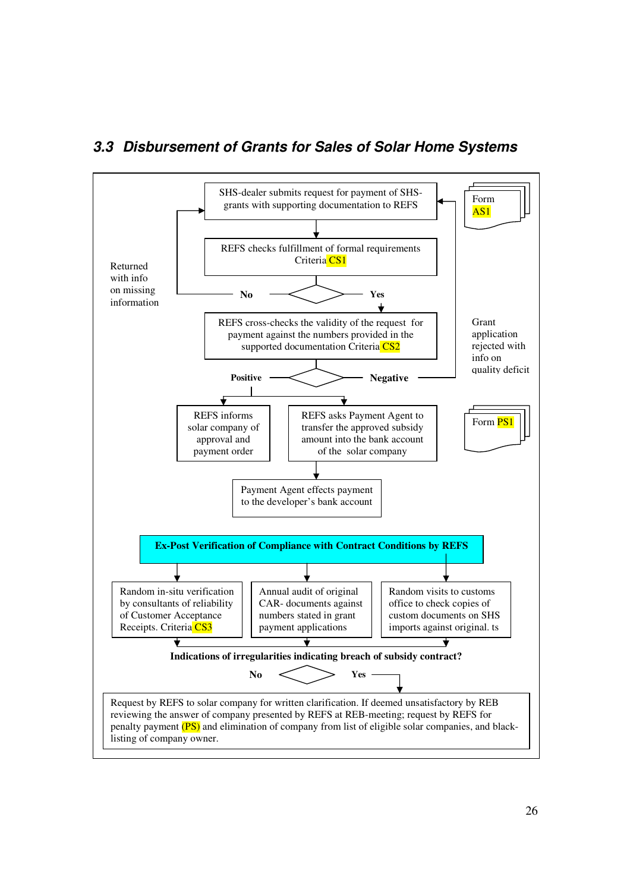### 3.3 Disbursement of Grants for Sales of Solar Home Systems

SHS-dealer submits request for payment of SHS-grants with supporting documentation to REFS

Form AS1

REFS checks fulfillment of formal requirements Criteria CS1

Returned with info on missing information

No

Yes

REFS cross-checks the validity of the request for payment against the numbers provided in the supported documentation Criteria CS2

Grant application rejected with info on quality deficit

Positive

Negative

REFS informs solar company of approval and payment order

REFS asks Payment Agent to transfer the approved subsidy amount into the bank account of the solar company

Form PS1

Payment Agent effects payment to the developer's bank account

**Ex-Post Verification of Compliance with Contract Conditions by REFS**

Random in-situ verification by consultants of reliability of Customer Acceptance Receipts. Criteria CS3

Annual audit of original CAR- documents against numbers stated in grant payment applications

Random visits to customs office to check copies of custom documents on SHS imports against original. ts

**Indications of irregularities indicating breach of subsidy contract?**

No

Yes

Request by REFS to solar company for written clarification. If deemed unsatisfactory by REB reviewing the answer of company presented by REFS at REB-meeting; request by REFS for penalty payment (PS) and elimination of company from list of eligible solar companies, and black-listing of company owner.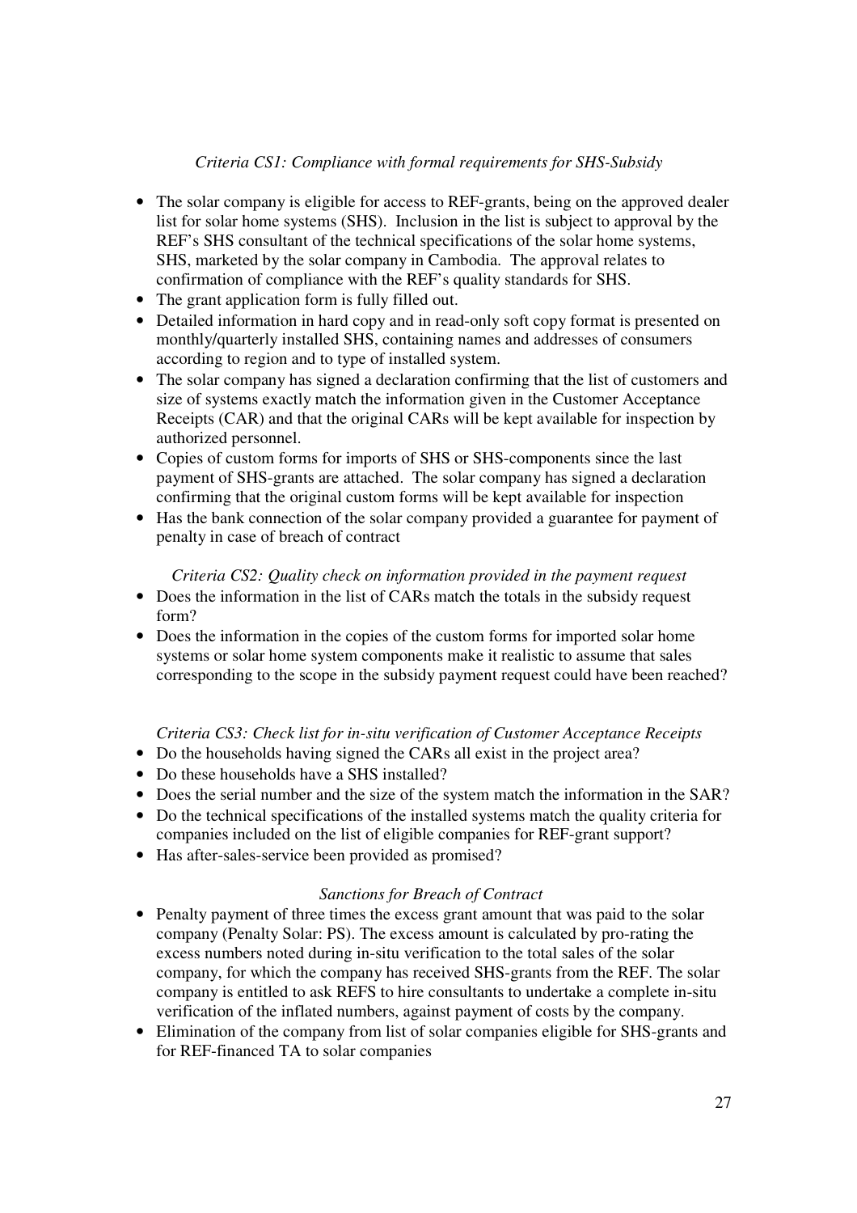*Criteria CS1: Compliance with formal requirements for SHS-Subsidy*

- The solar company is eligible for access to REF-grants, being on the approved dealer list for solar home systems (SHS). Inclusion in the list is subject to approval by the REF's SHS consultant of the technical specifications of the solar home systems, SHS, marketed by the solar company in Cambodia. The approval relates to confirmation of compliance with the REF's quality standards for SHS.
- The grant application form is fully filled out.
- Detailed information in hard copy and in read-only soft copy format is presented on monthly/quarterly installed SHS, containing names and addresses of consumers according to region and to type of installed system.
- The solar company has signed a declaration confirming that the list of customers and size of systems exactly match the information given in the Customer Acceptance Receipts (CAR) and that the original CARs will be kept available for inspection by authorized personnel.
- Copies of custom forms for imports of SHS or SHS-components since the last payment of SHS-grants are attached. The solar company has signed a declaration confirming that the original custom forms will be kept available for inspection
- Has the bank connection of the solar company provided a guarantee for payment of penalty in case of breach of contract

*Criteria CS2: Quality check on information provided in the payment request*

- Does the information in the list of CARs match the totals in the subsidy request form?
- Does the information in the copies of the custom forms for imported solar home systems or solar home system components make it realistic to assume that sales corresponding to the scope in the subsidy payment request could have been reached?

*Criteria CS3: Check list for in-situ verification of Customer Acceptance Receipts*

- Do the households having signed the CARs all exist in the project area?
- Do these households have a SHS installed?
- Does the serial number and the size of the system match the information in the SAR?
- Do the technical specifications of the installed systems match the quality criteria for companies included on the list of eligible companies for REF-grant support?
- Has after-sales-service been provided as promised?

*Sanctions for Breach of Contract*

- Penalty payment of three times the excess grant amount that was paid to the solar company (Penalty Solar: PS). The excess amount is calculated by pro-rating the excess numbers noted during in-situ verification to the total sales of the solar company, for which the company has received SHS-grants from the REF. The solar company is entitled to ask REFS to hire consultants to undertake a complete in-situ verification of the inflated numbers, against payment of costs by the company.
- Elimination of the company from list of solar companies eligible for SHS-grants and for REF-financed TA to solar companies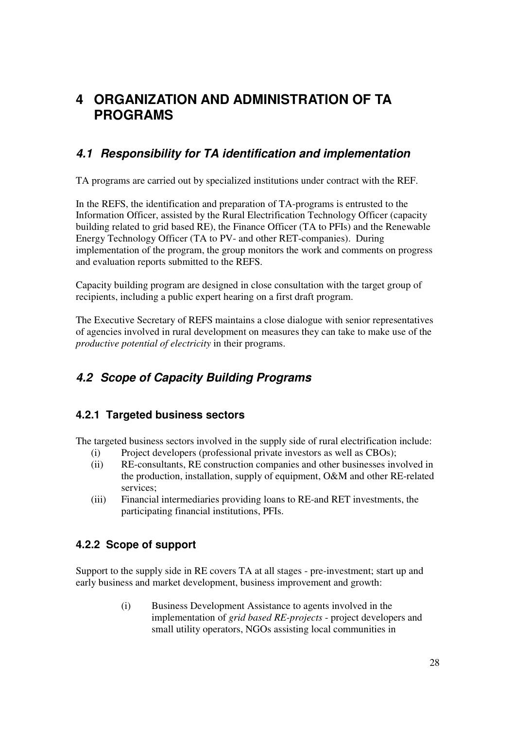# 4 ORGANIZATION AND ADMINISTRATION OF TA PROGRAMS

## *4.1 Responsibility for TA identification and implementation*

TA programs are carried out by specialized institutions under contract with the REF.

In the REFS, the identification and preparation of TA-programs is entrusted to the Information Officer, assisted by the Rural Electrification Technology Officer (capacity building related to grid based RE), the Finance Officer (TA to PFIs) and the Renewable Energy Technology Officer (TA to PV- and other RET-companies). During implementation of the program, the group monitors the work and comments on progress and evaluation reports submitted to the REFS.

Capacity building program are designed in close consultation with the target group of recipients, including a public expert hearing on a first draft program.

The Executive Secretary of REFS maintains a close dialogue with senior representatives of agencies involved in rural development on measures they can take to make use of the *productive potential of electricity* in their programs.

## *4.2 Scope of Capacity Building Programs*

### 4.2.1 Targeted business sectors

The targeted business sectors involved in the supply side of rural electrification include:

(i) Project developers (professional private investors as well as CBOs);

(ii) RE-consultants, RE construction companies and other businesses involved in the production, installation, supply of equipment, O&M and other RE-related services;

(iii) Financial intermediaries providing loans to RE-and RET investments, the participating financial institutions, PFIs.

### 4.2.2 Scope of support

Support to the supply side in RE covers TA at all stages - pre-investment; start up and early business and market development, business improvement and growth:

(i) Business Development Assistance to agents involved in the implementation of *grid based RE-projects* - project developers and small utility operators, NGOs assisting local communities in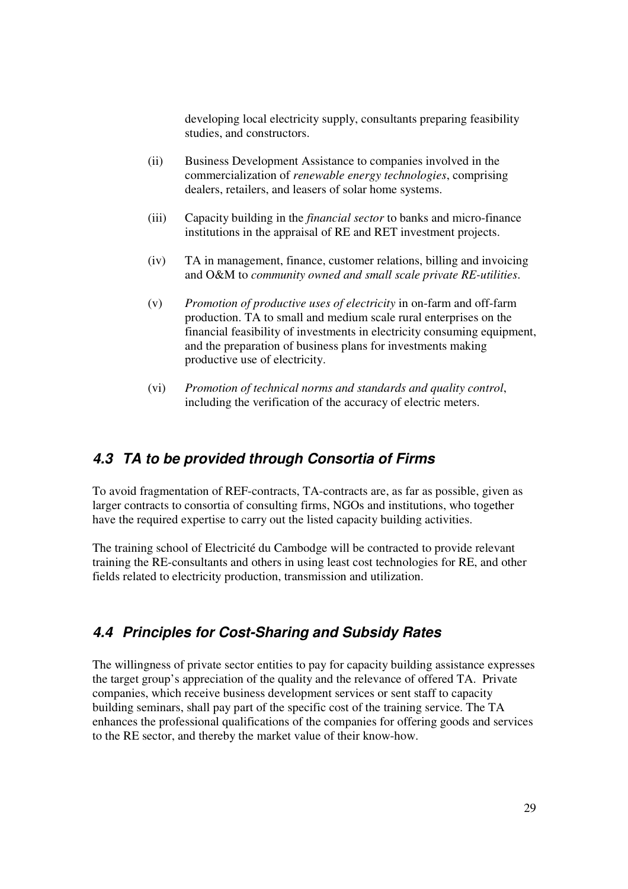developing local electricity supply, consultants preparing feasibility studies, and constructors.

(ii) Business Development Assistance to companies involved in the commercialization of *renewable energy technologies*, comprising dealers, retailers, and leasers of solar home systems.

(iii) Capacity building in the *financial sector* to banks and micro-finance institutions in the appraisal of RE and RET investment projects.

(iv) TA in management, finance, customer relations, billing and invoicing and O&M to *community owned and small scale private RE-utilities*.

(v) *Promotion of productive uses of electricity* in on-farm and off-farm production. TA to small and medium scale rural enterprises on the financial feasibility of investments in electricity consuming equipment, and the preparation of business plans for investments making productive use of electricity.

(vi) *Promotion of technical norms and standards and quality control*, including the verification of the accuracy of electric meters.

## 4.3 TA to be provided through Consortia of Firms

To avoid fragmentation of REF-contracts, TA-contracts are, as far as possible, given as larger contracts to consortia of consulting firms, NGOs and institutions, who together have the required expertise to carry out the listed capacity building activities.

The training school of Electricité du Cambodge will be contracted to provide relevant training the RE-consultants and others in using least cost technologies for RE, and other fields related to electricity production, transmission and utilization.

## 4.4 Principles for Cost-Sharing and Subsidy Rates

The willingness of private sector entities to pay for capacity building assistance expresses the target group's appreciation of the quality and the relevance of offered TA. Private companies, which receive business development services or sent staff to capacity building seminars, shall pay part of the specific cost of the training service. The TA enhances the professional qualifications of the companies for offering goods and services to the RE sector, and thereby the market value of their know-how.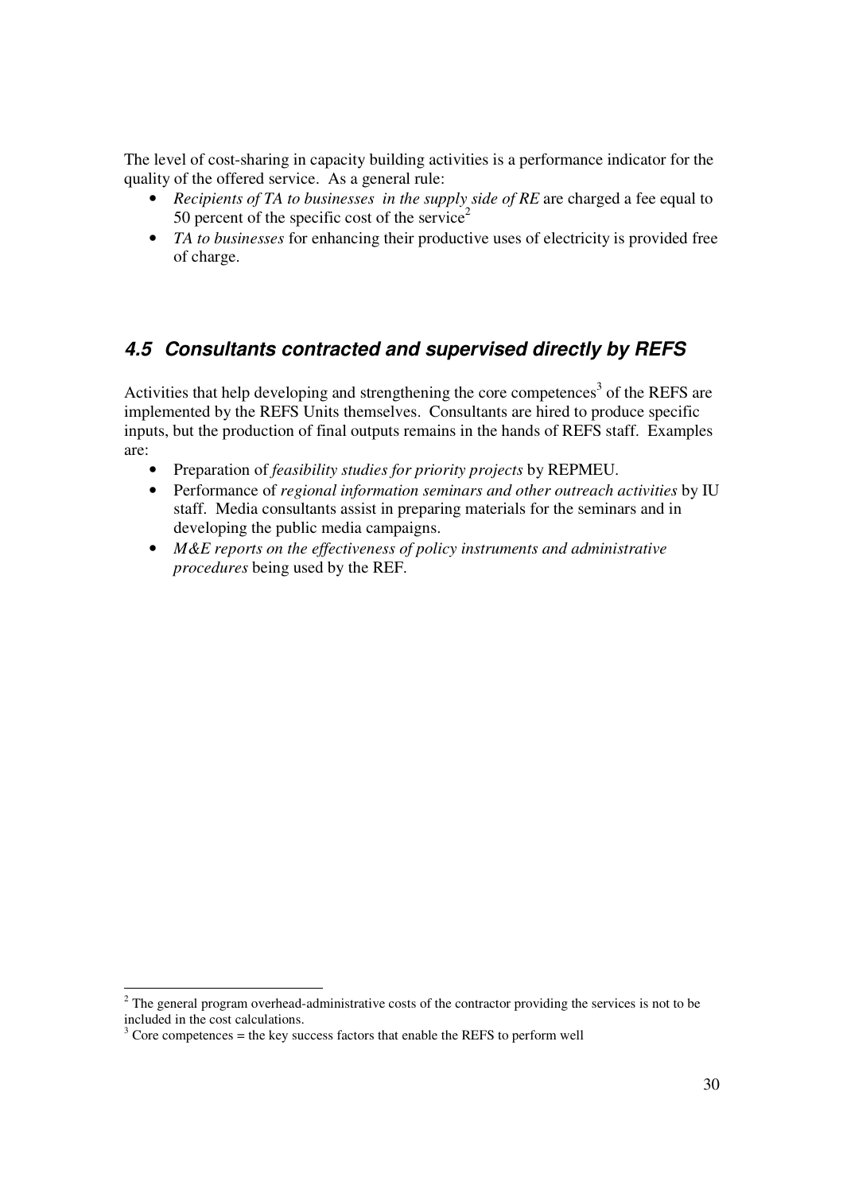The level of cost-sharing in capacity building activities is a performance indicator for the quality of the offered service. As a general rule:

- *Recipients of TA to businesses in the supply side of RE* are charged a fee equal to 50 percent of the specific cost of the service[2]
- *TA to businesses* for enhancing their productive uses of electricity is provided free of charge.

## *4.5 Consultants contracted and supervised directly by REFS*

Activities that help developing and strengthening the core competences[3] of the REFS are implemented by the REFS Units themselves. Consultants are hired to produce specific inputs, but the production of final outputs remains in the hands of REFS staff. Examples are:

- Preparation of *feasibility studies for priority projects* by REPMEU.
- Performance of *regional information seminars and other outreach activities* by IU staff. Media consultants assist in preparing materials for the seminars and in developing the public media campaigns.
- *M&E reports on the effectiveness of policy instruments and administrative procedures* being used by the REF.

---

[2] The general program overhead-administrative costs of the contractor providing the services is not to be included in the cost calculations.

[3] Core competences = the key success factors that enable the REFS to perform well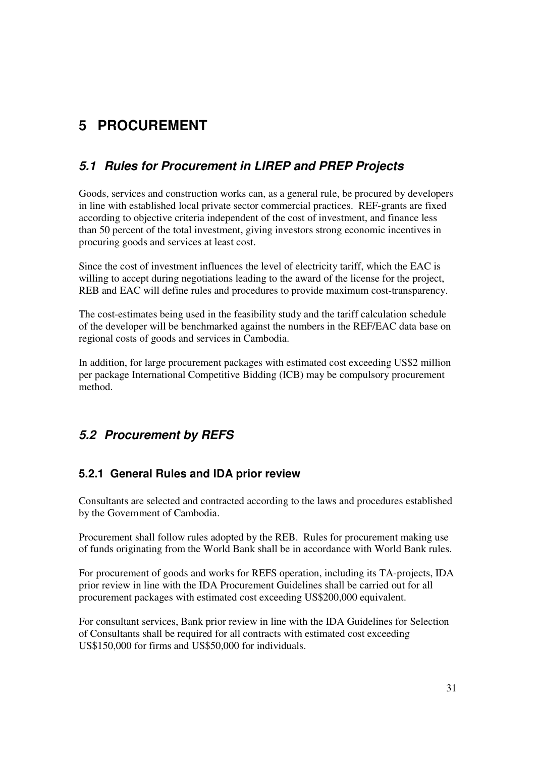# 5 PROCUREMENT

## *5.1 Rules for Procurement in LIREP and PREP Projects*

Goods, services and construction works can, as a general rule, be procured by developers in line with established local private sector commercial practices. REF-grants are fixed according to objective criteria independent of the cost of investment, and finance less than 50 percent of the total investment, giving investors strong economic incentives in procuring goods and services at least cost.

Since the cost of investment influences the level of electricity tariff, which the EAC is willing to accept during negotiations leading to the award of the license for the project, REB and EAC will define rules and procedures to provide maximum cost-transparency.

The cost-estimates being used in the feasibility study and the tariff calculation schedule of the developer will be benchmarked against the numbers in the REF/EAC data base on regional costs of goods and services in Cambodia.

In addition, for large procurement packages with estimated cost exceeding US$2 million per package International Competitive Bidding (ICB) may be compulsory procurement method.

## *5.2 Procurement by REFS*

### 5.2.1 General Rules and IDA prior review

Consultants are selected and contracted according to the laws and procedures established by the Government of Cambodia.

Procurement shall follow rules adopted by the REB. Rules for procurement making use of funds originating from the World Bank shall be in accordance with World Bank rules.

For procurement of goods and works for REFS operation, including its TA-projects, IDA prior review in line with the IDA Procurement Guidelines shall be carried out for all procurement packages with estimated cost exceeding US$200,000 equivalent.

For consultant services, Bank prior review in line with the IDA Guidelines for Selection of Consultants shall be required for all contracts with estimated cost exceeding US$150,000 for firms and US$50,000 for individuals.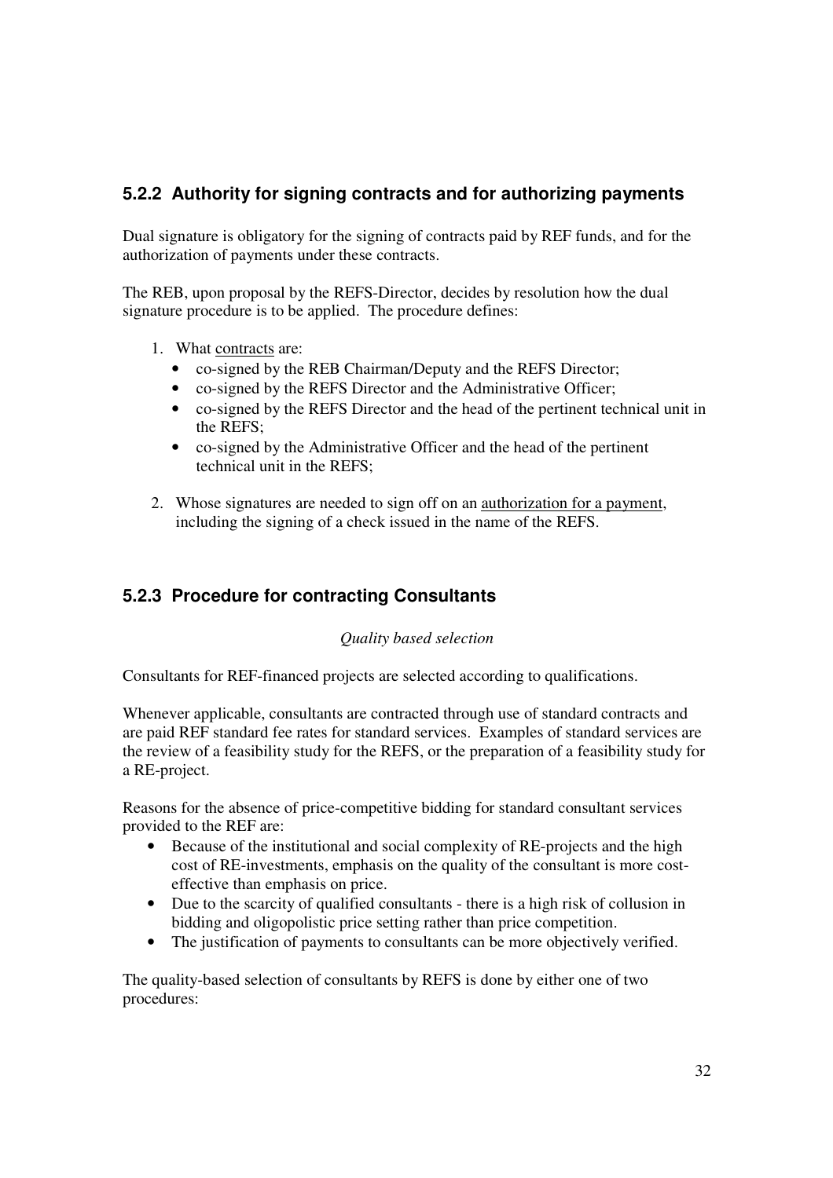### 5.2.2 Authority for signing contracts and for authorizing payments

Dual signature is obligatory for the signing of contracts paid by REF funds, and for the authorization of payments under these contracts.

The REB, upon proposal by the REFS-Director, decides by resolution how the dual signature procedure is to be applied. The procedure defines:

1. What contracts are:
   - co-signed by the REB Chairman/Deputy and the REFS Director;
   - co-signed by the REFS Director and the Administrative Officer;
   - co-signed by the REFS Director and the head of the pertinent technical unit in the REFS;
   - co-signed by the Administrative Officer and the head of the pertinent technical unit in the REFS;
2. Whose signatures are needed to sign off on an authorization for a payment, including the signing of a check issued in the name of the REFS.

### 5.2.3 Procedure for contracting Consultants

*Quality based selection*

Consultants for REF-financed projects are selected according to qualifications.

Whenever applicable, consultants are contracted through use of standard contracts and are paid REF standard fee rates for standard services. Examples of standard services are the review of a feasibility study for the REFS, or the preparation of a feasibility study for a RE-project.

Reasons for the absence of price-competitive bidding for standard consultant services provided to the REF are:

- Because of the institutional and social complexity of RE-projects and the high cost of RE-investments, emphasis on the quality of the consultant is more cost-effective than emphasis on price.
- Due to the scarcity of qualified consultants - there is a high risk of collusion in bidding and oligopolistic price setting rather than price competition.
- The justification of payments to consultants can be more objectively verified.

The quality-based selection of consultants by REFS is done by either one of two procedures: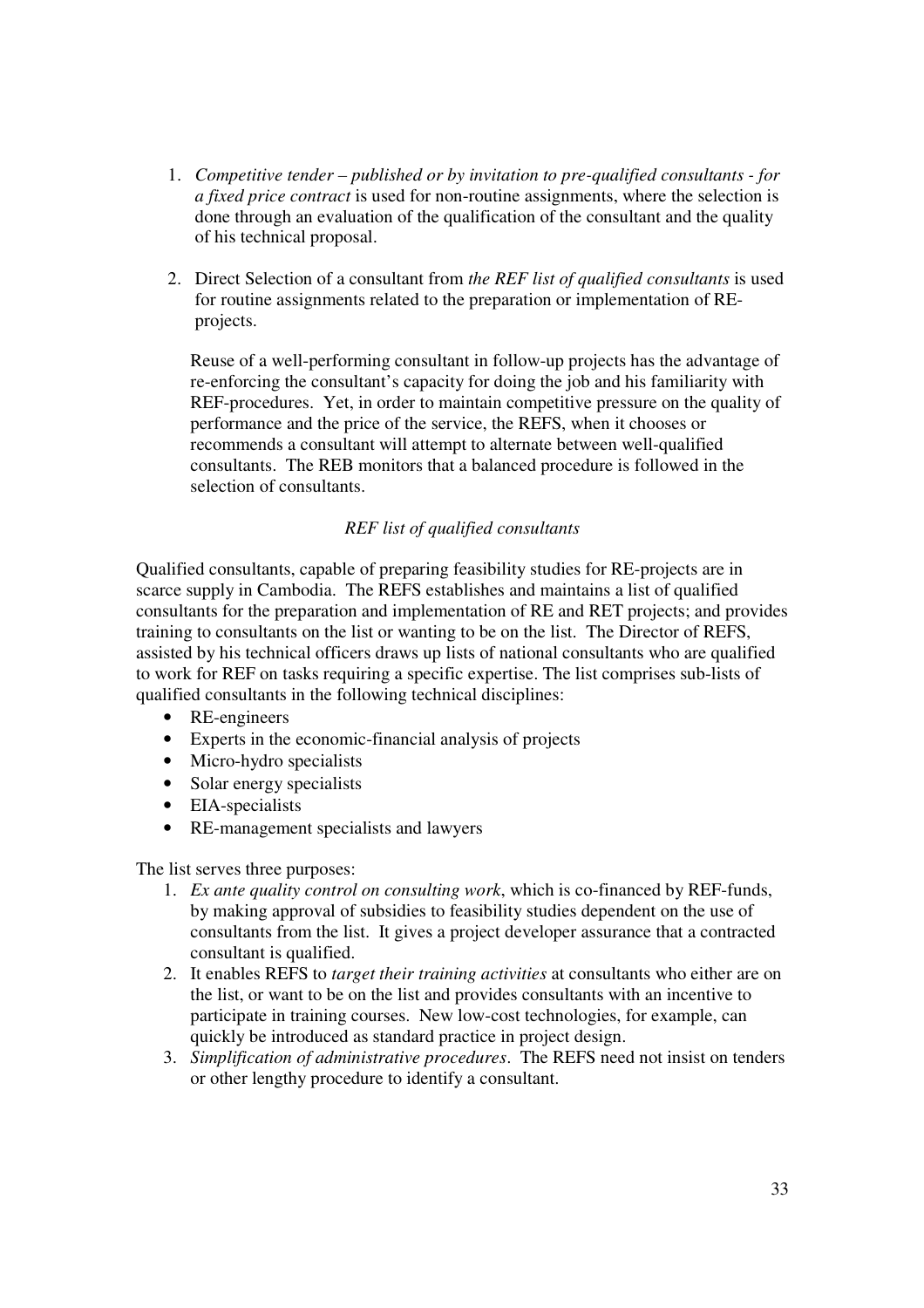1. *Competitive tender – published or by invitation to pre-qualified consultants - for a fixed price contract* is used for non-routine assignments, where the selection is done through an evaluation of the qualification of the consultant and the quality of his technical proposal.

2. Direct Selection of a consultant from *the REF list of qualified consultants* is used for routine assignments related to the preparation or implementation of RE-projects.

   Reuse of a well-performing consultant in follow-up projects has the advantage of re-enforcing the consultant's capacity for doing the job and his familiarity with REF-procedures. Yet, in order to maintain competitive pressure on the quality of performance and the price of the service, the REFS, when it chooses or recommends a consultant will attempt to alternate between well-qualified consultants. The REB monitors that a balanced procedure is followed in the selection of consultants.

*REF list of qualified consultants*

Qualified consultants, capable of preparing feasibility studies for RE-projects are in scarce supply in Cambodia. The REFS establishes and maintains a list of qualified consultants for the preparation and implementation of RE and RET projects; and provides training to consultants on the list or wanting to be on the list. The Director of REFS, assisted by his technical officers draws up lists of national consultants who are qualified to work for REF on tasks requiring a specific expertise. The list comprises sub-lists of qualified consultants in the following technical disciplines:

- RE-engineers
- Experts in the economic-financial analysis of projects
- Micro-hydro specialists
- Solar energy specialists
- EIA-specialists
- RE-management specialists and lawyers

The list serves three purposes:

1. *Ex ante quality control on consulting work*, which is co-financed by REF-funds, by making approval of subsidies to feasibility studies dependent on the use of consultants from the list. It gives a project developer assurance that a contracted consultant is qualified.
2. It enables REFS to *target their training activities* at consultants who either are on the list, or want to be on the list and provides consultants with an incentive to participate in training courses. New low-cost technologies, for example, can quickly be introduced as standard practice in project design.
3. *Simplification of administrative procedures*. The REFS need not insist on tenders or other lengthy procedure to identify a consultant.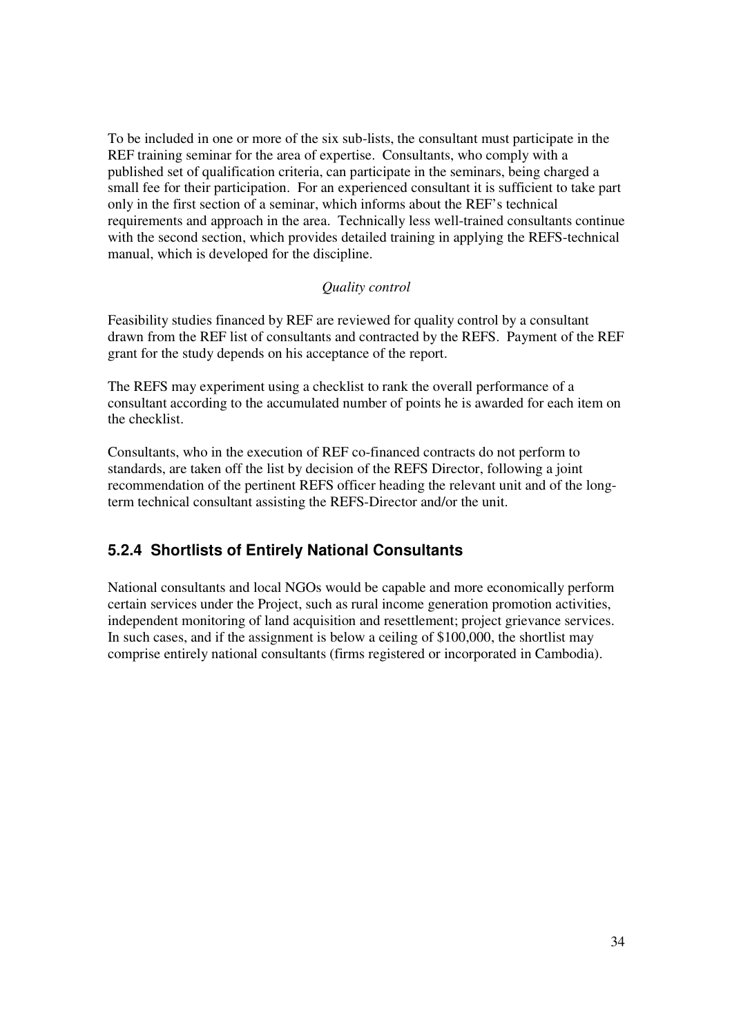To be included in one or more of the six sub-lists, the consultant must participate in the REF training seminar for the area of expertise. Consultants, who comply with a published set of qualification criteria, can participate in the seminars, being charged a small fee for their participation. For an experienced consultant it is sufficient to take part only in the first section of a seminar, which informs about the REF's technical requirements and approach in the area. Technically less well-trained consultants continue with the second section, which provides detailed training in applying the REFS-technical manual, which is developed for the discipline.

*Quality control*

Feasibility studies financed by REF are reviewed for quality control by a consultant drawn from the REF list of consultants and contracted by the REFS. Payment of the REF grant for the study depends on his acceptance of the report.

The REFS may experiment using a checklist to rank the overall performance of a consultant according to the accumulated number of points he is awarded for each item on the checklist.

Consultants, who in the execution of REF co-financed contracts do not perform to standards, are taken off the list by decision of the REFS Director, following a joint recommendation of the pertinent REFS officer heading the relevant unit and of the long-term technical consultant assisting the REFS-Director and/or the unit.

### 5.2.4 Shortlists of Entirely National Consultants

National consultants and local NGOs would be capable and more economically perform certain services under the Project, such as rural income generation promotion activities, independent monitoring of land acquisition and resettlement; project grievance services. In such cases, and if the assignment is below a ceiling of $100,000, the shortlist may comprise entirely national consultants (firms registered or incorporated in Cambodia).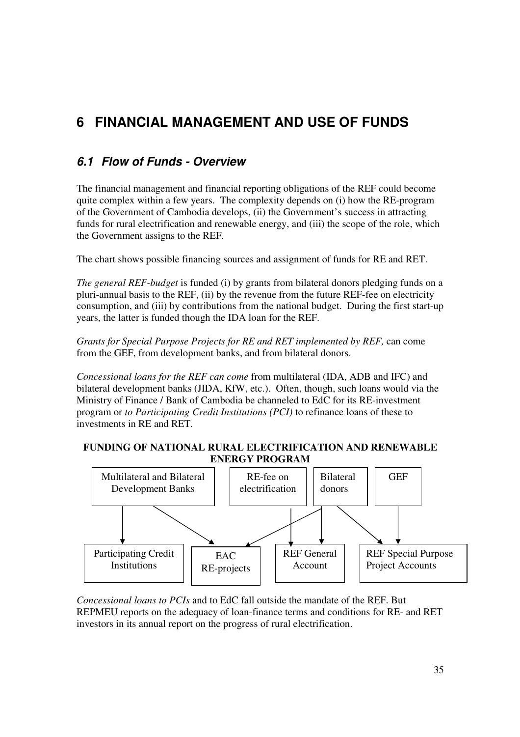# 6 FINANCIAL MANAGEMENT AND USE OF FUNDS

## *6.1 Flow of Funds - Overview*

The financial management and financial reporting obligations of the REF could become quite complex within a few years. The complexity depends on (i) how the RE-program of the Government of Cambodia develops, (ii) the Government's success in attracting funds for rural electrification and renewable energy, and (iii) the scope of the role, which the Government assigns to the REF.

The chart shows possible financing sources and assignment of funds for RE and RET.

*The general REF-budget* is funded (i) by grants from bilateral donors pledging funds on a pluri-annual basis to the REF, (ii) by the revenue from the future REF-fee on electricity consumption, and (iii) by contributions from the national budget. During the first start-up years, the latter is funded though the IDA loan for the REF.

*Grants for Special Purpose Projects for RE and RET implemented by REF,* can come from the GEF, from development banks, and from bilateral donors.

*Concessional loans for the REF can come* from multilateral (IDA, ADB and IFC) and bilateral development banks (JIDA, KfW, etc.). Often, though, such loans would via the Ministry of Finance / Bank of Cambodia be channeled to EdC for its RE-investment program or *to Participating Credit Institutions (PCI)* to refinance loans of these to investments in RE and RET.

**FUNDING OF NATIONAL RURAL ELECTRIFICATION AND RENEWABLE ENERGY PROGRAM**

| Multilateral and Bilateral Development Banks | RE-fee on electrification | Bilateral donors | GEF |
|---|---|---|---|

- Multilateral and Bilateral Development Banks → Participating Credit Institutions
- Multilateral and Bilateral Development Banks → EAC RE-projects
- RE-fee on electrification → REF General Account
- Bilateral donors → EAC RE-projects
- Bilateral donors → REF General Account
- Bilateral donors → REF Special Purpose Project Accounts
- GEF → REF Special Purpose Project Accounts

| Participating Credit Institutions | EAC RE-projects | REF General Account | REF Special Purpose Project Accounts |
|---|---|---|---|

*Concessional loans to PCIs* and to EdC fall outside the mandate of the REF. But REPMEU reports on the adequacy of loan-finance terms and conditions for RE- and RET investors in its annual report on the progress of rural electrification.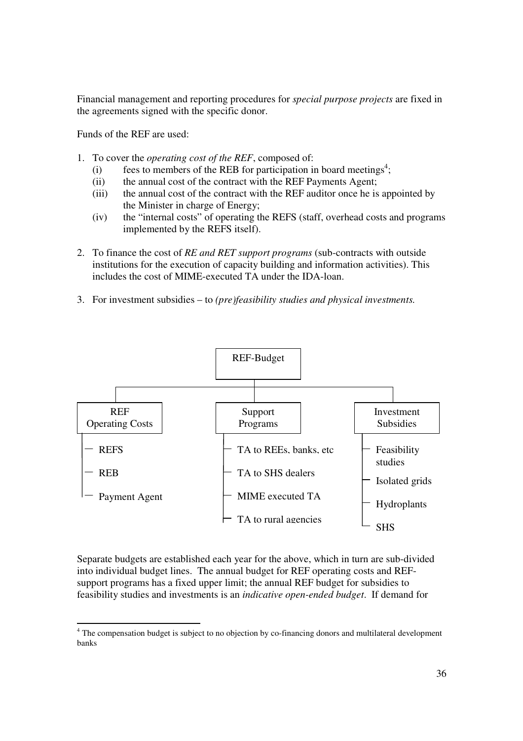Financial management and reporting procedures for *special purpose projects* are fixed in the agreements signed with the specific donor.

Funds of the REF are used:

1. To cover the *operating cost of the REF*, composed of:
   - (i) fees to members of the REB for participation in board meetings[4];
   - (ii) the annual cost of the contract with the REF Payments Agent;
   - (iii) the annual cost of the contract with the REF auditor once he is appointed by the Minister in charge of Energy;
   - (iv) the "internal costs" of operating the REFS (staff, overhead costs and programs implemented by the REFS itself).
2. To finance the cost of *RE and RET support programs* (sub-contracts with outside institutions for the execution of capacity building and information activities). This includes the cost of MIME-executed TA under the IDA-loan.
3. For investment subsidies – to *(pre)feasibility studies and physical investments.*

REF-Budget

- REF Operating Costs
  - REFS
  - REB
  - Payment Agent
- Support Programs
  - TA to REEs, banks, etc
  - TA to SHS dealers
  - MIME executed TA
  - TA to rural agencies
- Investment Subsidies
  - Feasibility studies
  - Isolated grids
  - Hydroplants
  - SHS

Separate budgets are established each year for the above, which in turn are sub-divided into individual budget lines. The annual budget for REF operating costs and REF-support programs has a fixed upper limit; the annual REF budget for subsidies to feasibility studies and investments is an *indicative open-ended budget*. If demand for

[4] The compensation budget is subject to no objection by co-financing donors and multilateral development banks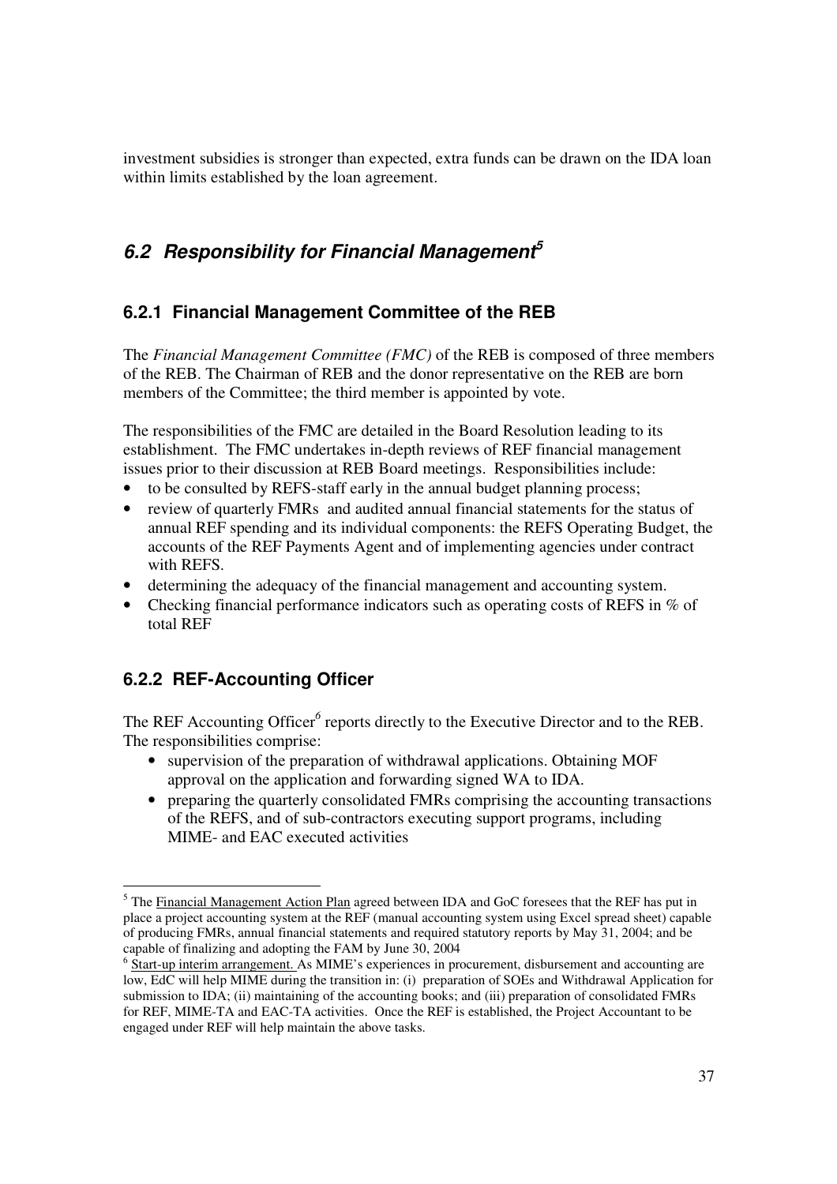investment subsidies is stronger than expected, extra funds can be drawn on the IDA loan within limits established by the loan agreement.

## *6.2 Responsibility for Financial Management*[5]

### 6.2.1 Financial Management Committee of the REB

The *Financial Management Committee (FMC)* of the REB is composed of three members of the REB. The Chairman of REB and the donor representative on the REB are born members of the Committee; the third member is appointed by vote.

The responsibilities of the FMC are detailed in the Board Resolution leading to its establishment. The FMC undertakes in-depth reviews of REF financial management issues prior to their discussion at REB Board meetings. Responsibilities include:

- to be consulted by REFS-staff early in the annual budget planning process;
- review of quarterly FMRs and audited annual financial statements for the status of annual REF spending and its individual components: the REFS Operating Budget, the accounts of the REF Payments Agent and of implementing agencies under contract with REFS.
- determining the adequacy of the financial management and accounting system.
- Checking financial performance indicators such as operating costs of REFS in % of total REF

### 6.2.2 REF-Accounting Officer

The REF Accounting Officer[6] reports directly to the Executive Director and to the REB. The responsibilities comprise:

- supervision of the preparation of withdrawal applications. Obtaining MOF approval on the application and forwarding signed WA to IDA.
- preparing the quarterly consolidated FMRs comprising the accounting transactions of the REFS, and of sub-contractors executing support programs, including MIME- and EAC executed activities

---

[5] The Financial Management Action Plan agreed between IDA and GoC foresees that the REF has put in place a project accounting system at the REF (manual accounting system using Excel spread sheet) capable of producing FMRs, annual financial statements and required statutory reports by May 31, 2004; and be capable of finalizing and adopting the FAM by June 30, 2004

[6] Start-up interim arrangement. As MIME's experiences in procurement, disbursement and accounting are low, EdC will help MIME during the transition in: (i) preparation of SOEs and Withdrawal Application for submission to IDA; (ii) maintaining of the accounting books; and (iii) preparation of consolidated FMRs for REF, MIME-TA and EAC-TA activities. Once the REF is established, the Project Accountant to be engaged under REF will help maintain the above tasks.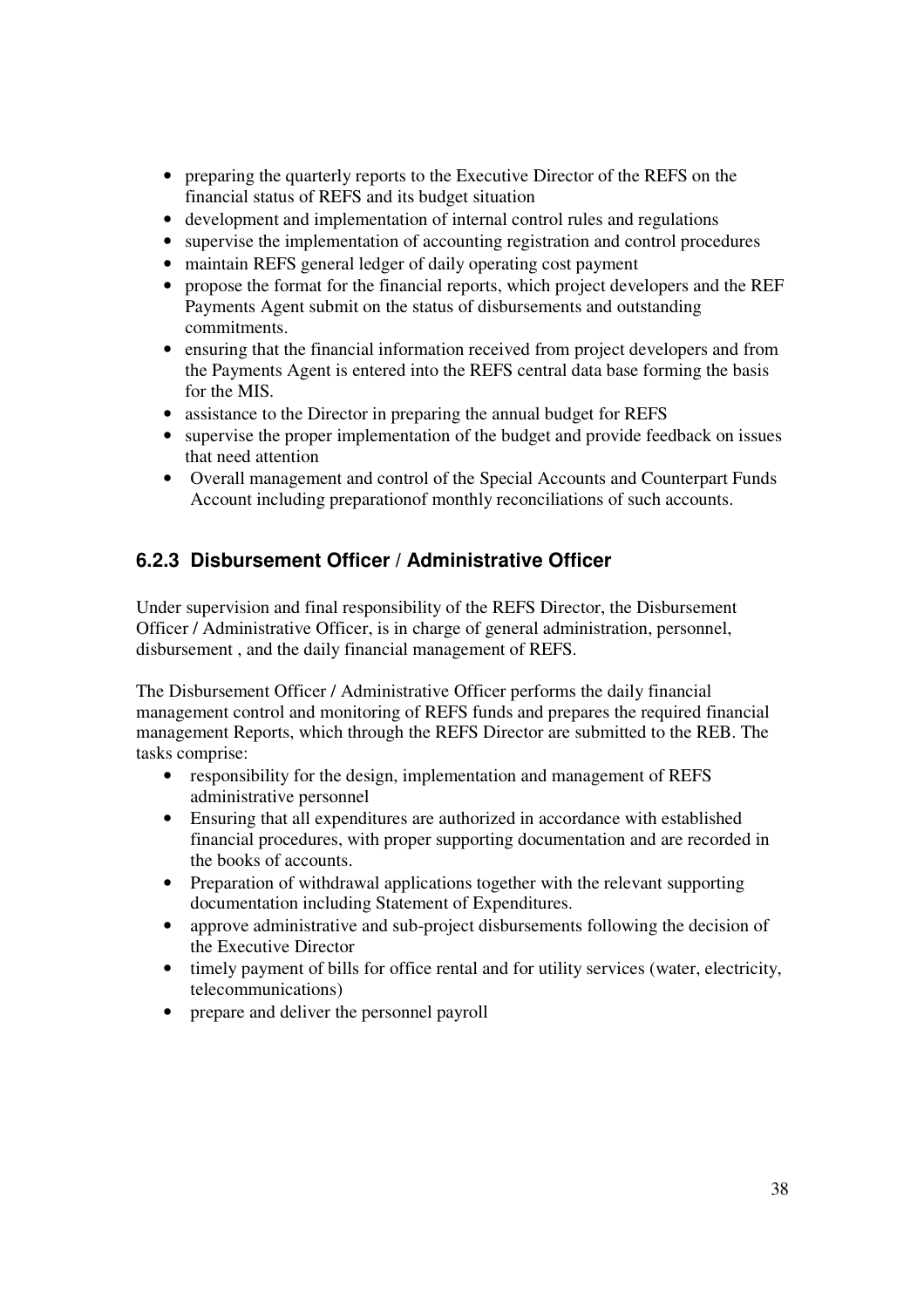- preparing the quarterly reports to the Executive Director of the REFS on the financial status of REFS and its budget situation
- development and implementation of internal control rules and regulations
- supervise the implementation of accounting registration and control procedures
- maintain REFS general ledger of daily operating cost payment
- propose the format for the financial reports, which project developers and the REF Payments Agent submit on the status of disbursements and outstanding commitments.
- ensuring that the financial information received from project developers and from the Payments Agent is entered into the REFS central data base forming the basis for the MIS.
- assistance to the Director in preparing the annual budget for REFS
- supervise the proper implementation of the budget and provide feedback on issues that need attention
- Overall management and control of the Special Accounts and Counterpart Funds Account including preparationof monthly reconciliations of such accounts.

### 6.2.3 Disbursement Officer / Administrative Officer

Under supervision and final responsibility of the REFS Director, the Disbursement Officer / Administrative Officer, is in charge of general administration, personnel, disbursement , and the daily financial management of REFS.

The Disbursement Officer / Administrative Officer performs the daily financial management control and monitoring of REFS funds and prepares the required financial management Reports, which through the REFS Director are submitted to the REB. The tasks comprise:

- responsibility for the design, implementation and management of REFS administrative personnel
- Ensuring that all expenditures are authorized in accordance with established financial procedures, with proper supporting documentation and are recorded in the books of accounts.
- Preparation of withdrawal applications together with the relevant supporting documentation including Statement of Expenditures.
- approve administrative and sub-project disbursements following the decision of the Executive Director
- timely payment of bills for office rental and for utility services (water, electricity, telecommunications)
- prepare and deliver the personnel payroll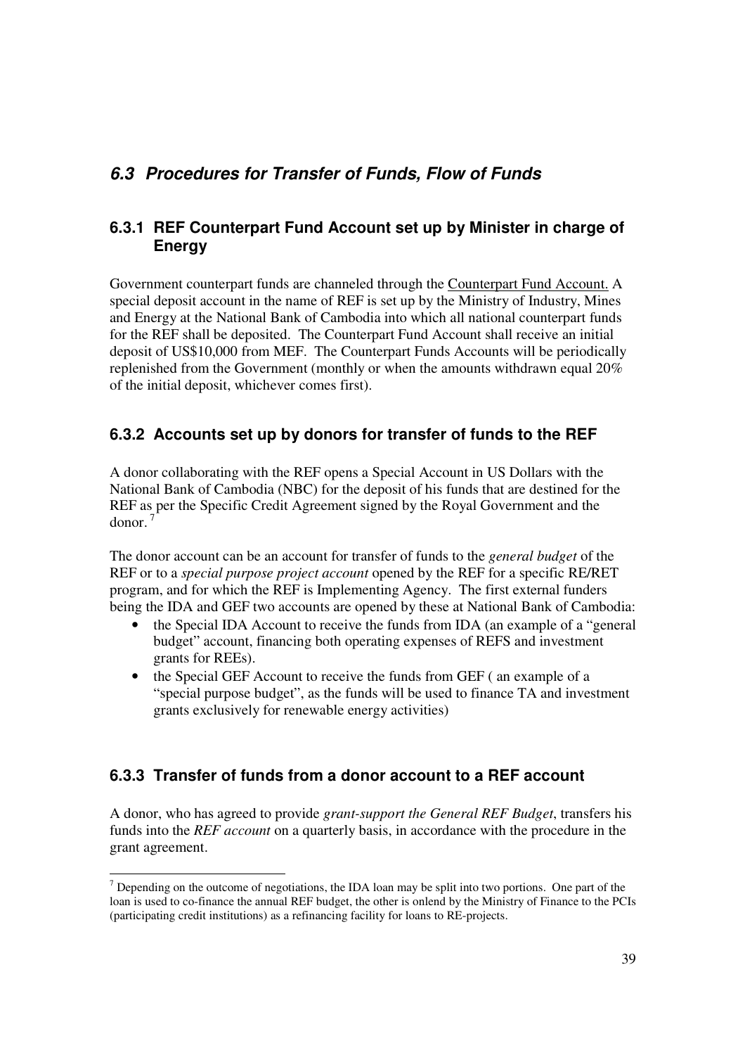## *6.3 Procedures for Transfer of Funds, Flow of Funds*

### 6.3.1 REF Counterpart Fund Account set up by Minister in charge of Energy

Government counterpart funds are channeled through the Counterpart Fund Account. A special deposit account in the name of REF is set up by the Ministry of Industry, Mines and Energy at the National Bank of Cambodia into which all national counterpart funds for the REF shall be deposited. The Counterpart Fund Account shall receive an initial deposit of US$10,000 from MEF. The Counterpart Funds Accounts will be periodically replenished from the Government (monthly or when the amounts withdrawn equal 20% of the initial deposit, whichever comes first).

### 6.3.2 Accounts set up by donors for transfer of funds to the REF

A donor collaborating with the REF opens a Special Account in US Dollars with the National Bank of Cambodia (NBC) for the deposit of his funds that are destined for the REF as per the Specific Credit Agreement signed by the Royal Government and the donor. [7]

The donor account can be an account for transfer of funds to the *general budget* of the REF or to a *special purpose project account* opened by the REF for a specific RE/RET program, and for which the REF is Implementing Agency. The first external funders being the IDA and GEF two accounts are opened by these at National Bank of Cambodia:

- the Special IDA Account to receive the funds from IDA (an example of a "general budget" account, financing both operating expenses of REFS and investment grants for REEs).
- the Special GEF Account to receive the funds from GEF ( an example of a "special purpose budget", as the funds will be used to finance TA and investment grants exclusively for renewable energy activities)

### 6.3.3 Transfer of funds from a donor account to a REF account

A donor, who has agreed to provide *grant-support the General REF Budget*, transfers his funds into the *REF account* on a quarterly basis, in accordance with the procedure in the grant agreement.

[7] Depending on the outcome of negotiations, the IDA loan may be split into two portions. One part of the loan is used to co-finance the annual REF budget, the other is onlend by the Ministry of Finance to the PCIs (participating credit institutions) as a refinancing facility for loans to RE-projects.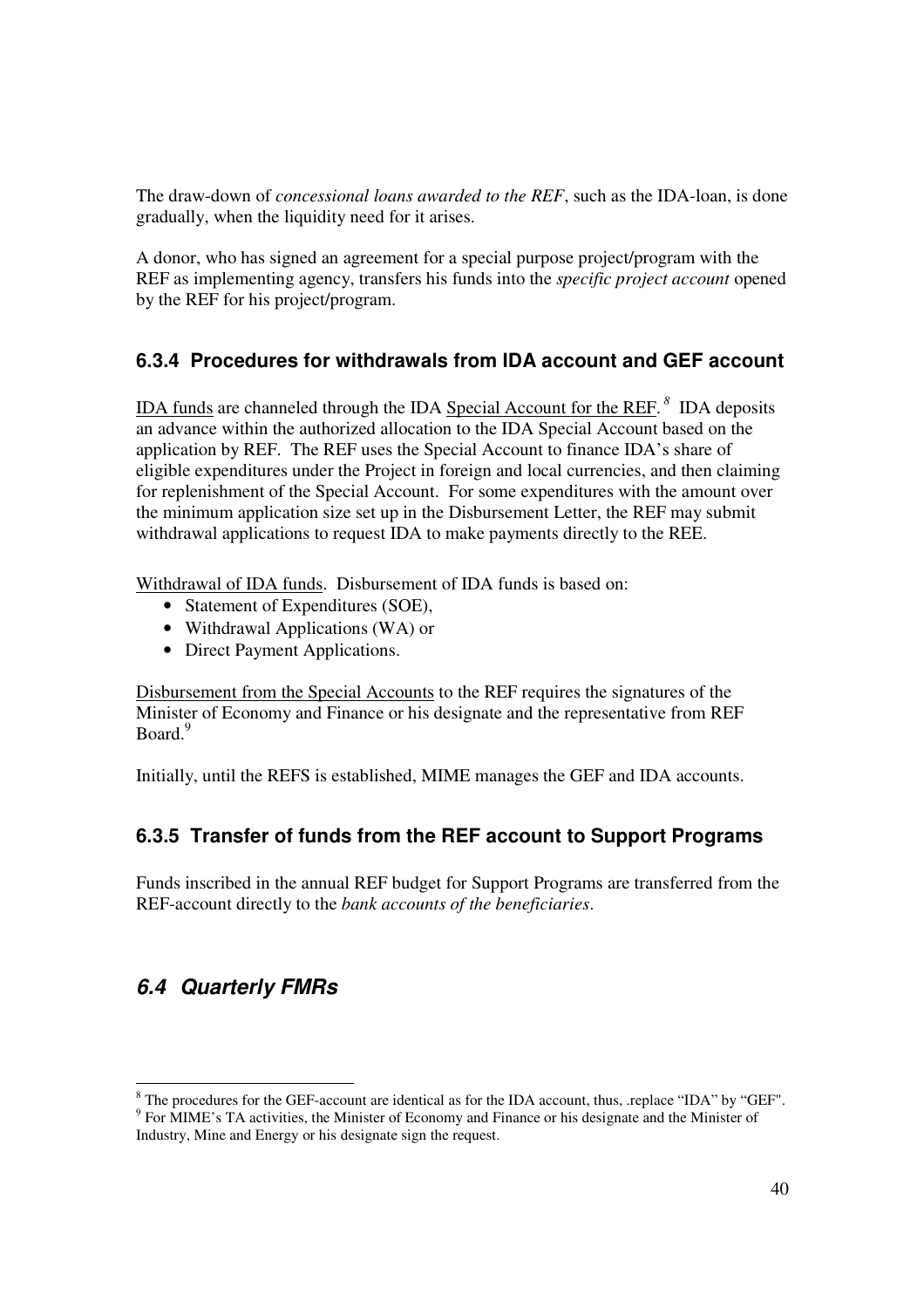The draw-down of *concessional loans awarded to the REF*, such as the IDA-loan, is done gradually, when the liquidity need for it arises.

A donor, who has signed an agreement for a special purpose project/program with the REF as implementing agency, transfers his funds into the *specific project account* opened by the REF for his project/program.

### 6.3.4 Procedures for withdrawals from IDA account and GEF account

IDA funds are channeled through the IDA Special Account for the REF.[8] IDA deposits an advance within the authorized allocation to the IDA Special Account based on the application by REF. The REF uses the Special Account to finance IDA's share of eligible expenditures under the Project in foreign and local currencies, and then claiming for replenishment of the Special Account. For some expenditures with the amount over the minimum application size set up in the Disbursement Letter, the REF may submit withdrawal applications to request IDA to make payments directly to the REE.

Withdrawal of IDA funds. Disbursement of IDA funds is based on:

- Statement of Expenditures (SOE),
- Withdrawal Applications (WA) or
- Direct Payment Applications.

Disbursement from the Special Accounts to the REF requires the signatures of the Minister of Economy and Finance or his designate and the representative from REF Board.[9]

Initially, until the REFS is established, MIME manages the GEF and IDA accounts.

### 6.3.5 Transfer of funds from the REF account to Support Programs

Funds inscribed in the annual REF budget for Support Programs are transferred from the REF-account directly to the *bank accounts of the beneficiaries*.

## *6.4 Quarterly FMRs*

---

[8] The procedures for the GEF-account are identical as for the IDA account, thus, .replace "IDA" by "GEF".

[9] For MIME's TA activities, the Minister of Economy and Finance or his designate and the Minister of Industry, Mine and Energy or his designate sign the request.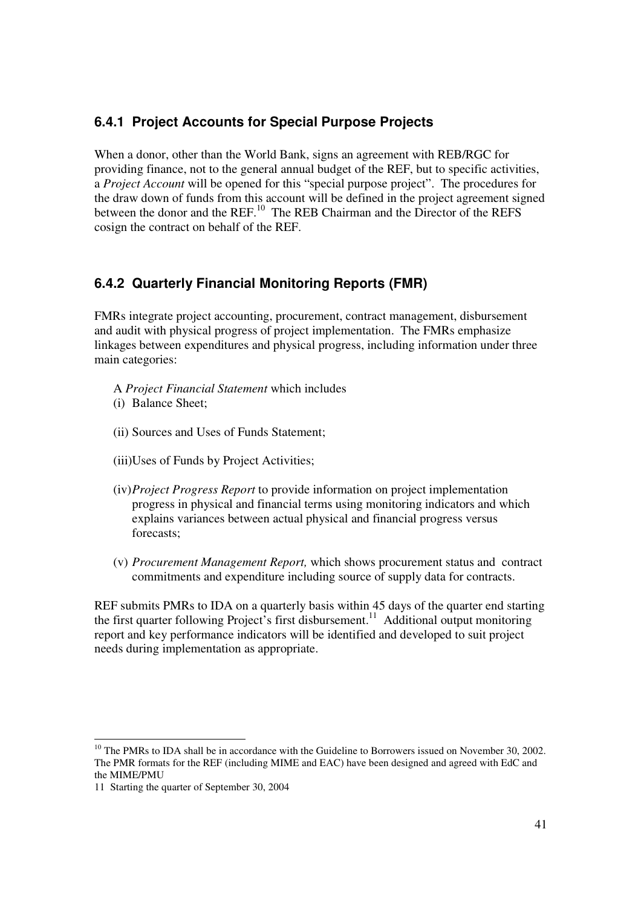### 6.4.1 Project Accounts for Special Purpose Projects

When a donor, other than the World Bank, signs an agreement with REB/RGC for providing finance, not to the general annual budget of the REF, but to specific activities, a *Project Account* will be opened for this "special purpose project". The procedures for the draw down of funds from this account will be defined in the project agreement signed between the donor and the REF.[10] The REB Chairman and the Director of the REFS cosign the contract on behalf of the REF.

### 6.4.2 Quarterly Financial Monitoring Reports (FMR)

FMRs integrate project accounting, procurement, contract management, disbursement and audit with physical progress of project implementation. The FMRs emphasize linkages between expenditures and physical progress, including information under three main categories:

A *Project Financial Statement* which includes

(i) Balance Sheet;

(ii) Sources and Uses of Funds Statement;

(iii) Uses of Funds by Project Activities;

(iv) *Project Progress Report* to provide information on project implementation progress in physical and financial terms using monitoring indicators and which explains variances between actual physical and financial progress versus forecasts;

(v) *Procurement Management Report,* which shows procurement status and contract commitments and expenditure including source of supply data for contracts.

REF submits PMRs to IDA on a quarterly basis within 45 days of the quarter end starting the first quarter following Project's first disbursement.[11] Additional output monitoring report and key performance indicators will be identified and developed to suit project needs during implementation as appropriate.

---

[10] The PMRs to IDA shall be in accordance with the Guideline to Borrowers issued on November 30, 2002. The PMR formats for the REF (including MIME and EAC) have been designed and agreed with EdC and the MIME/PMU

[11] Starting the quarter of September 30, 2004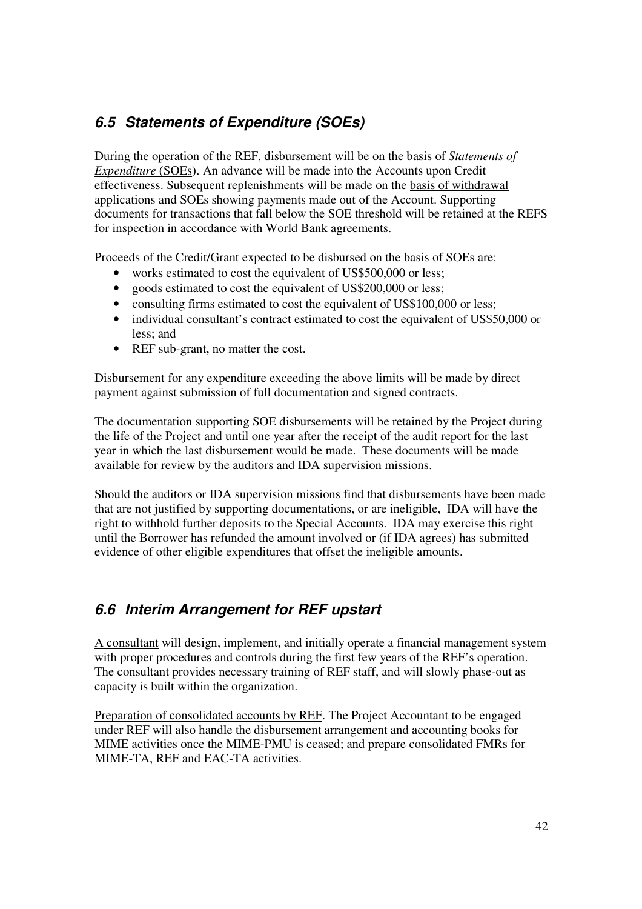## *6.5 Statements of Expenditure (SOEs)*

During the operation of the REF, disbursement will be on the basis of *Statements of Expenditure* (SOEs). An advance will be made into the Accounts upon Credit effectiveness. Subsequent replenishments will be made on the basis of withdrawal applications and SOEs showing payments made out of the Account. Supporting documents for transactions that fall below the SOE threshold will be retained at the REFS for inspection in accordance with World Bank agreements.

Proceeds of the Credit/Grant expected to be disbursed on the basis of SOEs are:

- works estimated to cost the equivalent of US$500,000 or less;
- goods estimated to cost the equivalent of US$200,000 or less;
- consulting firms estimated to cost the equivalent of US$100,000 or less;
- individual consultant's contract estimated to cost the equivalent of US$50,000 or less; and
- REF sub-grant, no matter the cost.

Disbursement for any expenditure exceeding the above limits will be made by direct payment against submission of full documentation and signed contracts.

The documentation supporting SOE disbursements will be retained by the Project during the life of the Project and until one year after the receipt of the audit report for the last year in which the last disbursement would be made. These documents will be made available for review by the auditors and IDA supervision missions.

Should the auditors or IDA supervision missions find that disbursements have been made that are not justified by supporting documentations, or are ineligible, IDA will have the right to withhold further deposits to the Special Accounts. IDA may exercise this right until the Borrower has refunded the amount involved or (if IDA agrees) has submitted evidence of other eligible expenditures that offset the ineligible amounts.

## *6.6 Interim Arrangement for REF upstart*

A consultant will design, implement, and initially operate a financial management system with proper procedures and controls during the first few years of the REF's operation. The consultant provides necessary training of REF staff, and will slowly phase-out as capacity is built within the organization.

Preparation of consolidated accounts by REF. The Project Accountant to be engaged under REF will also handle the disbursement arrangement and accounting books for MIME activities once the MIME-PMU is ceased; and prepare consolidated FMRs for MIME-TA, REF and EAC-TA activities.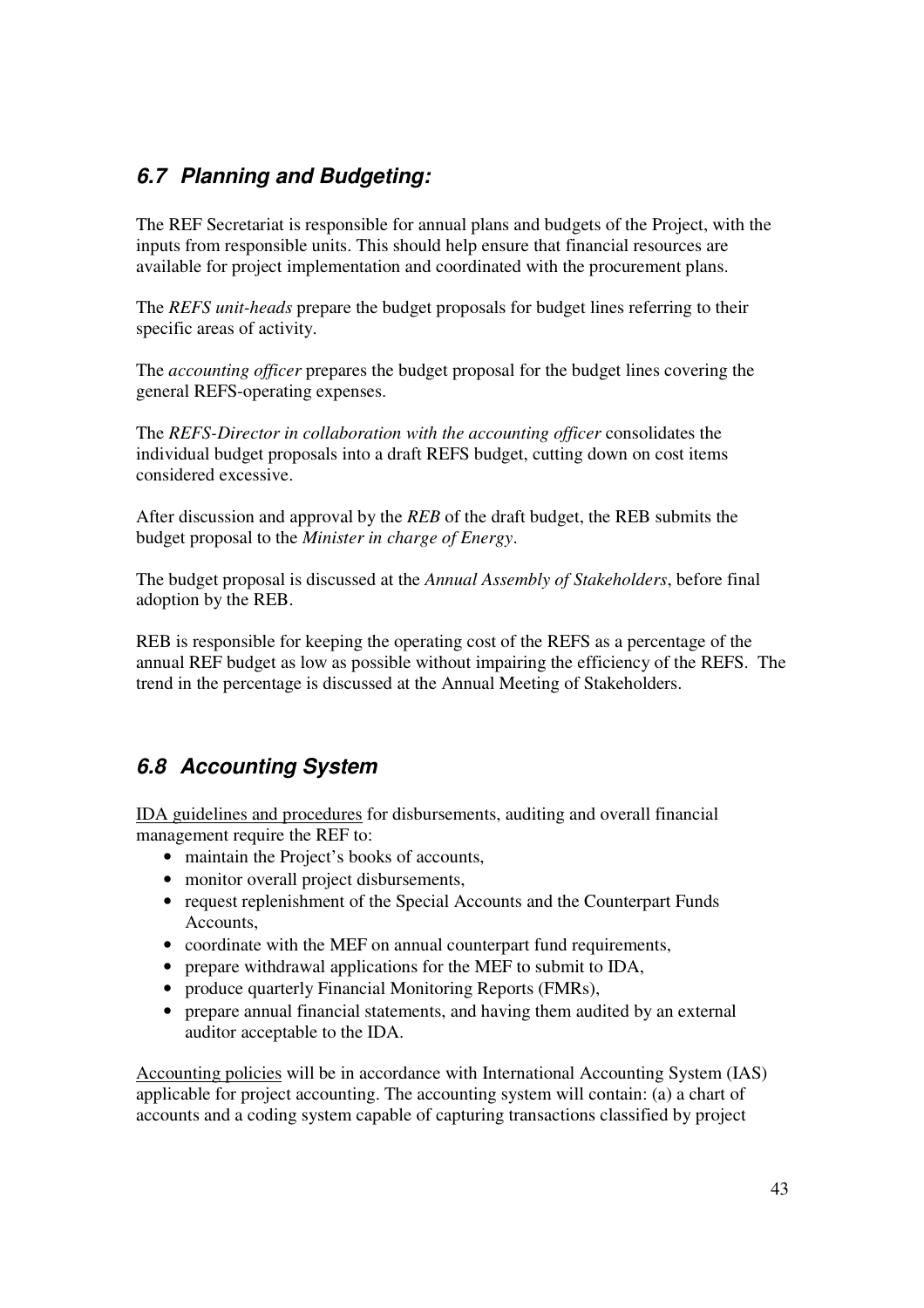## *6.7 Planning and Budgeting:*

The REF Secretariat is responsible for annual plans and budgets of the Project, with the inputs from responsible units. This should help ensure that financial resources are available for project implementation and coordinated with the procurement plans.

The *REFS unit-heads* prepare the budget proposals for budget lines referring to their specific areas of activity.

The *accounting officer* prepares the budget proposal for the budget lines covering the general REFS-operating expenses.

The *REFS-Director in collaboration with the accounting officer* consolidates the individual budget proposals into a draft REFS budget, cutting down on cost items considered excessive.

After discussion and approval by the *REB* of the draft budget, the REB submits the budget proposal to the *Minister in charge of Energy*.

The budget proposal is discussed at the *Annual Assembly of Stakeholders*, before final adoption by the REB.

REB is responsible for keeping the operating cost of the REFS as a percentage of the annual REF budget as low as possible without impairing the efficiency of the REFS. The trend in the percentage is discussed at the Annual Meeting of Stakeholders.

## *6.8 Accounting System*

<u>IDA guidelines and procedures</u> for disbursements, auditing and overall financial management require the REF to:

- maintain the Project's books of accounts,
- monitor overall project disbursements,
- request replenishment of the Special Accounts and the Counterpart Funds Accounts,
- coordinate with the MEF on annual counterpart fund requirements,
- prepare withdrawal applications for the MEF to submit to IDA,
- produce quarterly Financial Monitoring Reports (FMRs),
- prepare annual financial statements, and having them audited by an external auditor acceptable to the IDA.

<u>Accounting policies</u> will be in accordance with International Accounting System (IAS) applicable for project accounting. The accounting system will contain: (a) a chart of accounts and a coding system capable of capturing transactions classified by project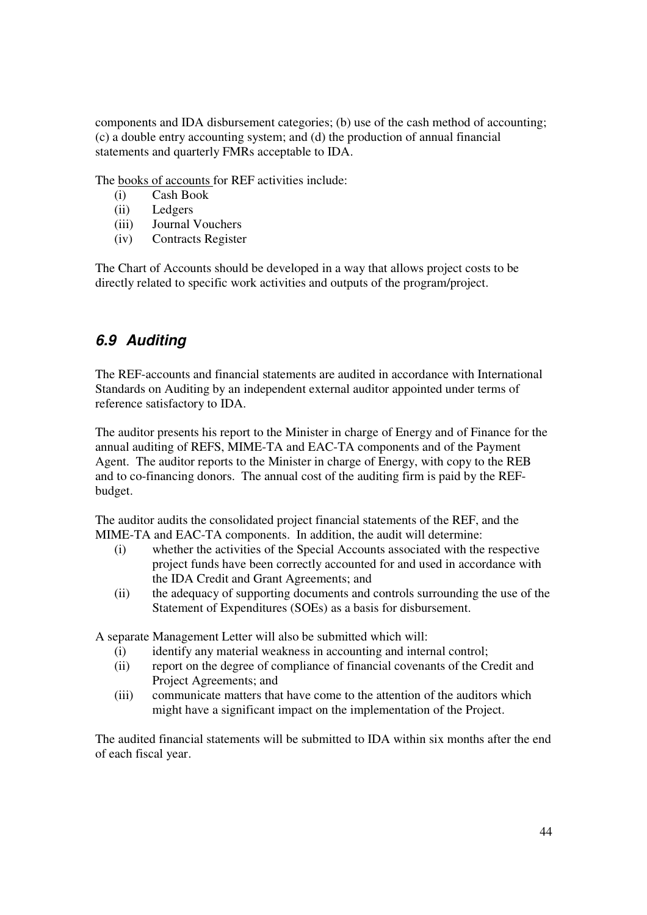components and IDA disbursement categories; (b) use of the cash method of accounting; (c) a double entry accounting system; and (d) the production of annual financial statements and quarterly FMRs acceptable to IDA.

The <u>books of accounts</u> for REF activities include:

- (i) Cash Book
- (ii) Ledgers
- (iii) Journal Vouchers
- (iv) Contracts Register

The Chart of Accounts should be developed in a way that allows project costs to be directly related to specific work activities and outputs of the program/project.

## *6.9 Auditing*

The REF-accounts and financial statements are audited in accordance with International Standards on Auditing by an independent external auditor appointed under terms of reference satisfactory to IDA.

The auditor presents his report to the Minister in charge of Energy and of Finance for the annual auditing of REFS, MIME-TA and EAC-TA components and of the Payment Agent. The auditor reports to the Minister in charge of Energy, with copy to the REB and to co-financing donors. The annual cost of the auditing firm is paid by the REF-budget.

The auditor audits the consolidated project financial statements of the REF, and the MIME-TA and EAC-TA components. In addition, the audit will determine:

- (i) whether the activities of the Special Accounts associated with the respective project funds have been correctly accounted for and used in accordance with the IDA Credit and Grant Agreements; and
- (ii) the adequacy of supporting documents and controls surrounding the use of the Statement of Expenditures (SOEs) as a basis for disbursement.

A separate Management Letter will also be submitted which will:

- (i) identify any material weakness in accounting and internal control;
- (ii) report on the degree of compliance of financial covenants of the Credit and Project Agreements; and
- (iii) communicate matters that have come to the attention of the auditors which might have a significant impact on the implementation of the Project.

The audited financial statements will be submitted to IDA within six months after the end of each fiscal year.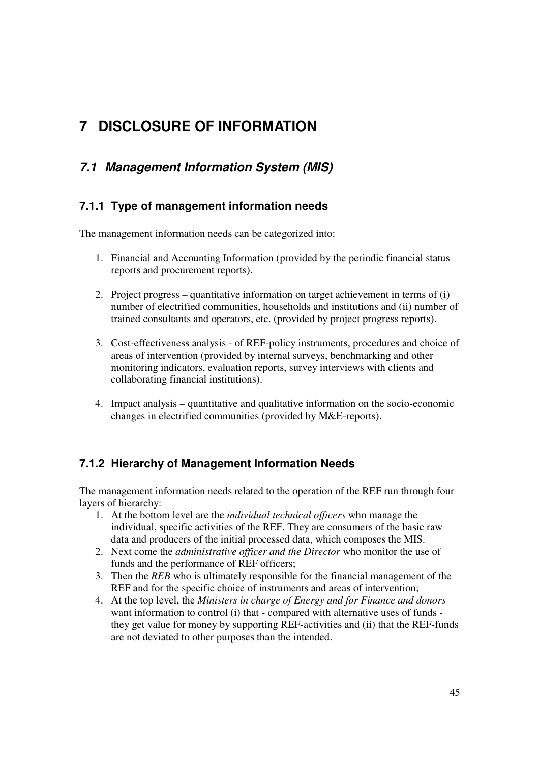# 7 DISCLOSURE OF INFORMATION

## *7.1 Management Information System (MIS)*

### 7.1.1 Type of management information needs

The management information needs can be categorized into:

1. Financial and Accounting Information (provided by the periodic financial status reports and procurement reports).

2. Project progress – quantitative information on target achievement in terms of (i) number of electrified communities, households and institutions and (ii) number of trained consultants and operators, etc. (provided by project progress reports).

3. Cost-effectiveness analysis - of REF-policy instruments, procedures and choice of areas of intervention (provided by internal surveys, benchmarking and other monitoring indicators, evaluation reports, survey interviews with clients and collaborating financial institutions).

4. Impact analysis – quantitative and qualitative information on the socio-economic changes in electrified communities (provided by M&E-reports).

### 7.1.2 Hierarchy of Management Information Needs

The management information needs related to the operation of the REF run through four layers of hierarchy:

1. At the bottom level are the *individual technical officers* who manage the individual, specific activities of the REF. They are consumers of the basic raw data and producers of the initial processed data, which composes the MIS.
2. Next come the *administrative officer and the Director* who monitor the use of funds and the performance of REF officers;
3. Then the *REB* who is ultimately responsible for the financial management of the REF and for the specific choice of instruments and areas of intervention;
4. At the top level, the *Ministers in charge of Energy and for Finance and donors* want information to control (i) that - compared with alternative uses of funds - they get value for money by supporting REF-activities and (ii) that the REF-funds are not deviated to other purposes than the intended.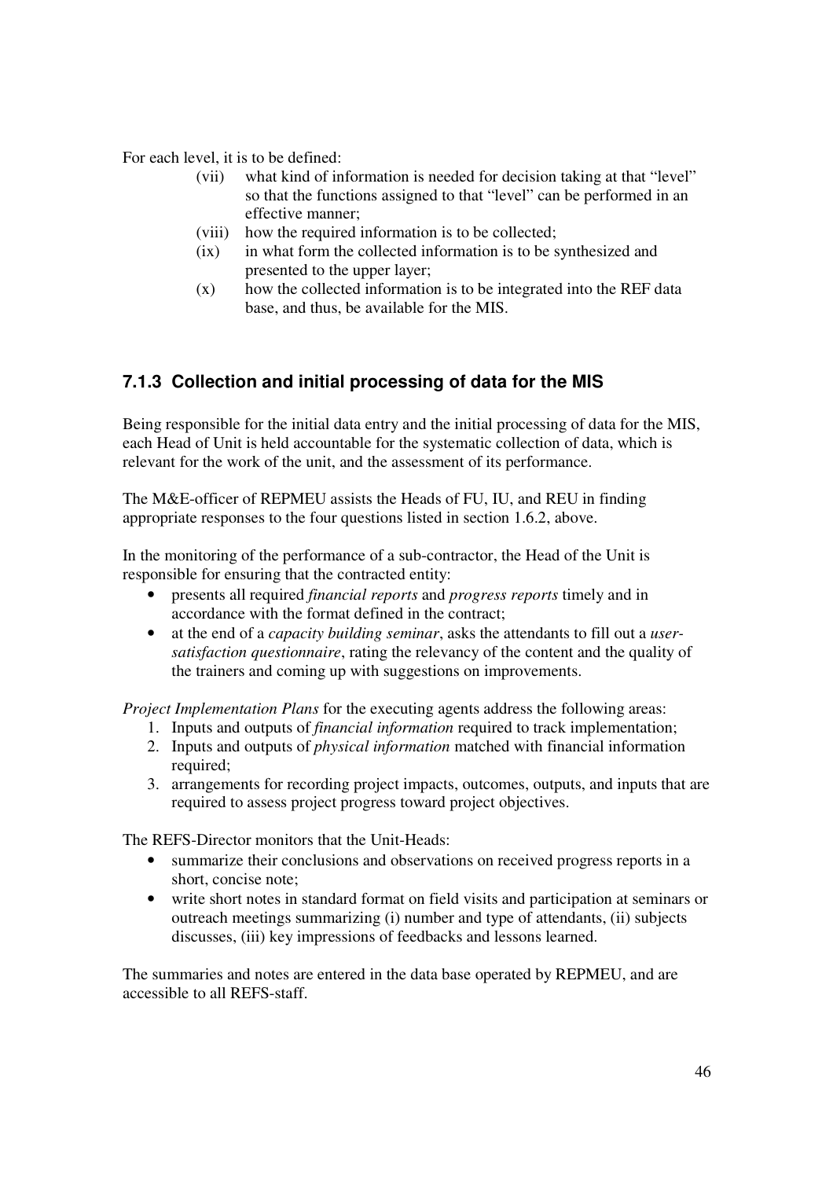For each level, it is to be defined:

(vii) what kind of information is needed for decision taking at that "level" so that the functions assigned to that "level" can be performed in an effective manner;

(viii) how the required information is to be collected;

(ix) in what form the collected information is to be synthesized and presented to the upper layer;

(x) how the collected information is to be integrated into the REF data base, and thus, be available for the MIS.

### 7.1.3 Collection and initial processing of data for the MIS

Being responsible for the initial data entry and the initial processing of data for the MIS, each Head of Unit is held accountable for the systematic collection of data, which is relevant for the work of the unit, and the assessment of its performance.

The M&E-officer of REPMEU assists the Heads of FU, IU, and REU in finding appropriate responses to the four questions listed in section 1.6.2, above.

In the monitoring of the performance of a sub-contractor, the Head of the Unit is responsible for ensuring that the contracted entity:

- presents all required *financial reports* and *progress reports* timely and in accordance with the format defined in the contract;
- at the end of a *capacity building seminar*, asks the attendants to fill out a *user-satisfaction questionnaire*, rating the relevancy of the content and the quality of the trainers and coming up with suggestions on improvements.

*Project Implementation Plans* for the executing agents address the following areas:

1. Inputs and outputs of *financial information* required to track implementation;
2. Inputs and outputs of *physical information* matched with financial information required;
3. arrangements for recording project impacts, outcomes, outputs, and inputs that are required to assess project progress toward project objectives.

The REFS-Director monitors that the Unit-Heads:

- summarize their conclusions and observations on received progress reports in a short, concise note;
- write short notes in standard format on field visits and participation at seminars or outreach meetings summarizing (i) number and type of attendants, (ii) subjects discusses, (iii) key impressions of feedbacks and lessons learned.

The summaries and notes are entered in the data base operated by REPMEU, and are accessible to all REFS-staff.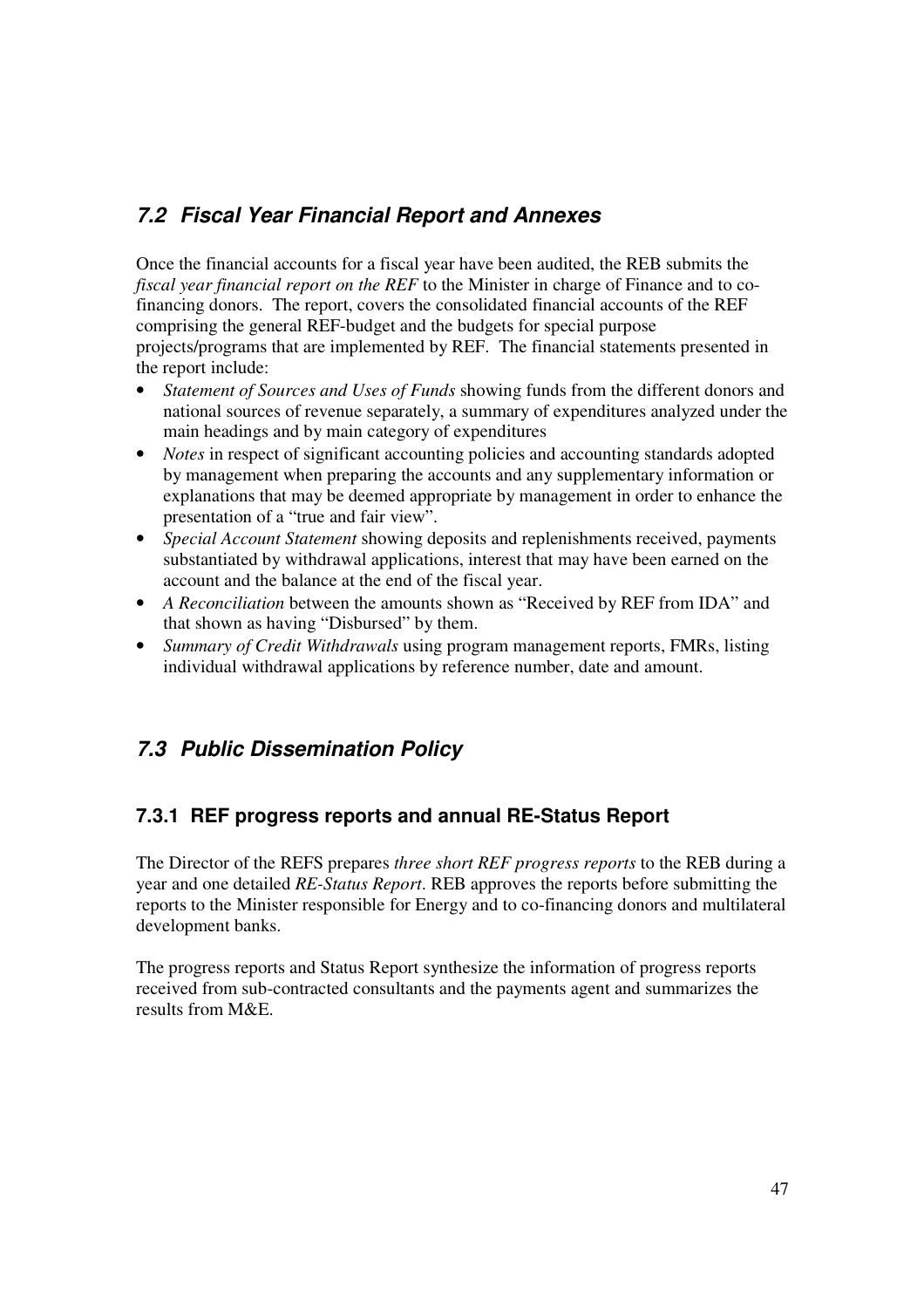## *7.2 Fiscal Year Financial Report and Annexes*

Once the financial accounts for a fiscal year have been audited, the REB submits the *fiscal year financial report on the REF* to the Minister in charge of Finance and to co-financing donors. The report, covers the consolidated financial accounts of the REF comprising the general REF-budget and the budgets for special purpose projects/programs that are implemented by REF. The financial statements presented in the report include:

- *Statement of Sources and Uses of Funds* showing funds from the different donors and national sources of revenue separately, a summary of expenditures analyzed under the main headings and by main category of expenditures
- *Notes* in respect of significant accounting policies and accounting standards adopted by management when preparing the accounts and any supplementary information or explanations that may be deemed appropriate by management in order to enhance the presentation of a "true and fair view".
- *Special Account Statement* showing deposits and replenishments received, payments substantiated by withdrawal applications, interest that may have been earned on the account and the balance at the end of the fiscal year.
- *A Reconciliation* between the amounts shown as "Received by REF from IDA" and that shown as having "Disbursed" by them.
- *Summary of Credit Withdrawals* using program management reports, FMRs, listing individual withdrawal applications by reference number, date and amount.

## *7.3 Public Dissemination Policy*

### 7.3.1 REF progress reports and annual RE-Status Report

The Director of the REFS prepares *three short REF progress reports* to the REB during a year and one detailed *RE-Status Report*. REB approves the reports before submitting the reports to the Minister responsible for Energy and to co-financing donors and multilateral development banks.

The progress reports and Status Report synthesize the information of progress reports received from sub-contracted consultants and the payments agent and summarizes the results from M&E.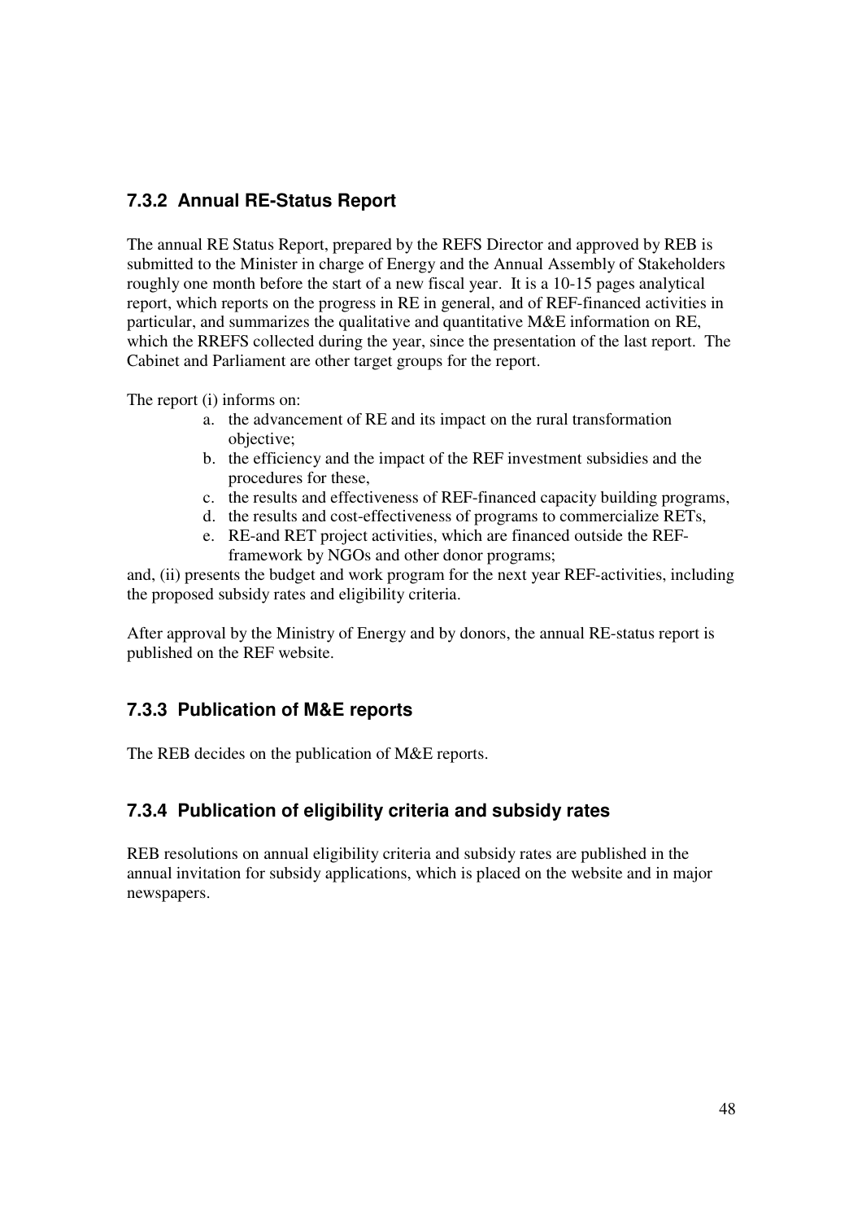### 7.3.2 Annual RE-Status Report

The annual RE Status Report, prepared by the REFS Director and approved by REB is submitted to the Minister in charge of Energy and the Annual Assembly of Stakeholders roughly one month before the start of a new fiscal year. It is a 10-15 pages analytical report, which reports on the progress in RE in general, and of REF-financed activities in particular, and summarizes the qualitative and quantitative M&E information on RE, which the RREFS collected during the year, since the presentation of the last report. The Cabinet and Parliament are other target groups for the report.

The report (i) informs on:

a. the advancement of RE and its impact on the rural transformation objective;
b. the efficiency and the impact of the REF investment subsidies and the procedures for these,
c. the results and effectiveness of REF-financed capacity building programs,
d. the results and cost-effectiveness of programs to commercialize RETs,
e. RE-and RET project activities, which are financed outside the REF-framework by NGOs and other donor programs;

and, (ii) presents the budget and work program for the next year REF-activities, including the proposed subsidy rates and eligibility criteria.

After approval by the Ministry of Energy and by donors, the annual RE-status report is published on the REF website.

### 7.3.3 Publication of M&E reports

The REB decides on the publication of M&E reports.

### 7.3.4 Publication of eligibility criteria and subsidy rates

REB resolutions on annual eligibility criteria and subsidy rates are published in the annual invitation for subsidy applications, which is placed on the website and in major newspapers.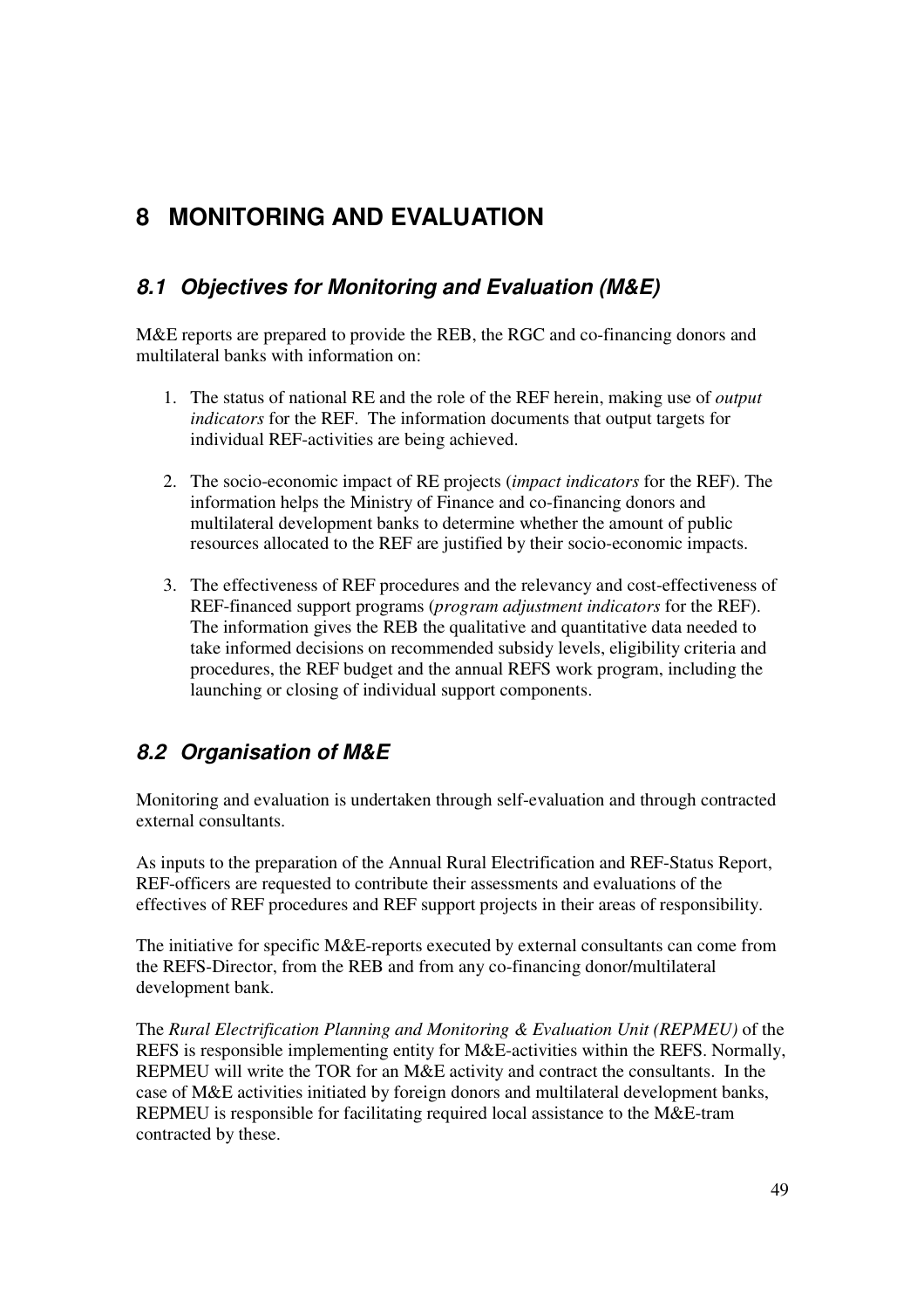# 8 MONITORING AND EVALUATION

## 8.1 *Objectives for Monitoring and Evaluation (M&E)*

M&E reports are prepared to provide the REB, the RGC and co-financing donors and multilateral banks with information on:

1. The status of national RE and the role of the REF herein, making use of *output indicators* for the REF. The information documents that output targets for individual REF-activities are being achieved.

2. The socio-economic impact of RE projects (*impact indicators* for the REF). The information helps the Ministry of Finance and co-financing donors and multilateral development banks to determine whether the amount of public resources allocated to the REF are justified by their socio-economic impacts.

3. The effectiveness of REF procedures and the relevancy and cost-effectiveness of REF-financed support programs (*program adjustment indicators* for the REF). The information gives the REB the qualitative and quantitative data needed to take informed decisions on recommended subsidy levels, eligibility criteria and procedures, the REF budget and the annual REFS work program, including the launching or closing of individual support components.

## 8.2 *Organisation of M&E*

Monitoring and evaluation is undertaken through self-evaluation and through contracted external consultants.

As inputs to the preparation of the Annual Rural Electrification and REF-Status Report, REF-officers are requested to contribute their assessments and evaluations of the effectives of REF procedures and REF support projects in their areas of responsibility.

The initiative for specific M&E-reports executed by external consultants can come from the REFS-Director, from the REB and from any co-financing donor/multilateral development bank.

The *Rural Electrification Planning and Monitoring & Evaluation Unit (REPMEU)* of the REFS is responsible implementing entity for M&E-activities within the REFS. Normally, REPMEU will write the TOR for an M&E activity and contract the consultants. In the case of M&E activities initiated by foreign donors and multilateral development banks, REPMEU is responsible for facilitating required local assistance to the M&E-tram contracted by these.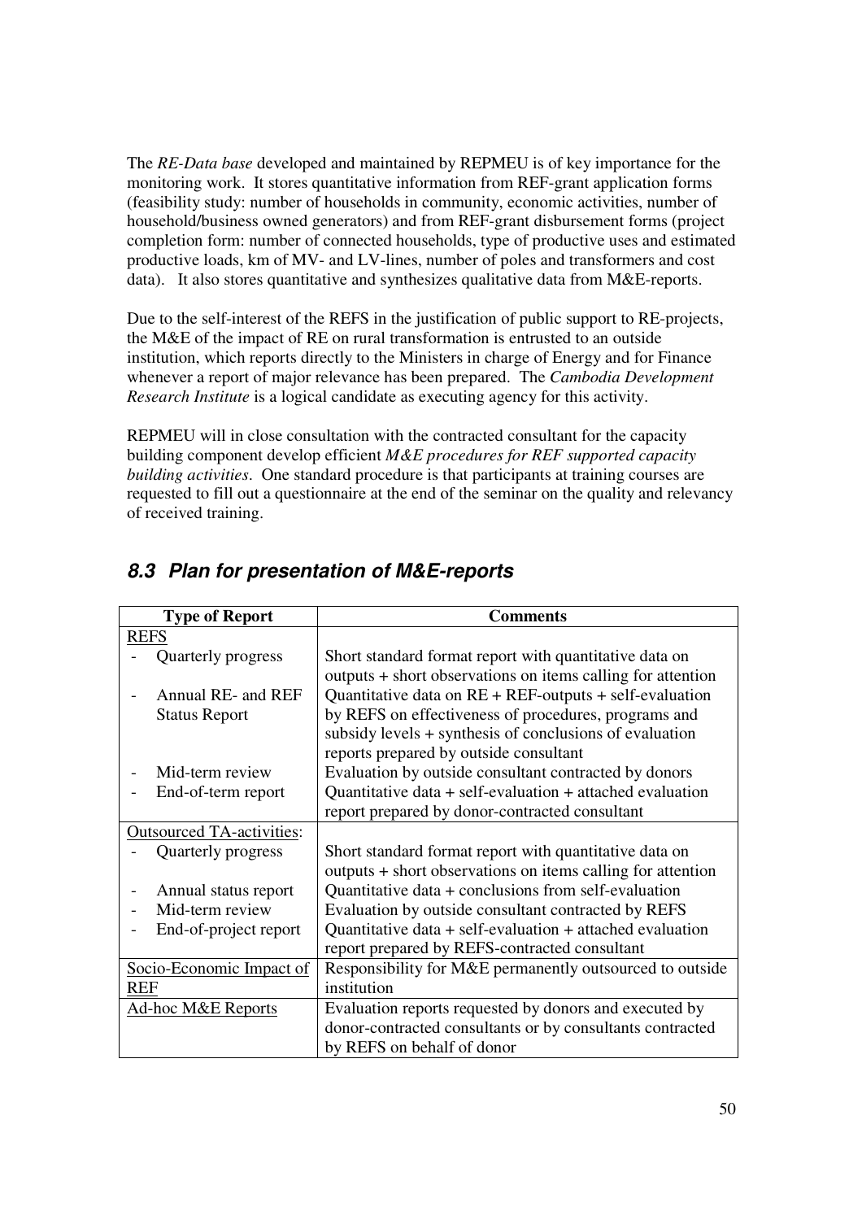The *RE-Data base* developed and maintained by REPMEU is of key importance for the monitoring work. It stores quantitative information from REF-grant application forms (feasibility study: number of households in community, economic activities, number of household/business owned generators) and from REF-grant disbursement forms (project completion form: number of connected households, type of productive uses and estimated productive loads, km of MV- and LV-lines, number of poles and transformers and cost data). It also stores quantitative and synthesizes qualitative data from M&E-reports.

Due to the self-interest of the REFS in the justification of public support to RE-projects, the M&E of the impact of RE on rural transformation is entrusted to an outside institution, which reports directly to the Ministers in charge of Energy and for Finance whenever a report of major relevance has been prepared. The *Cambodia Development Research Institute* is a logical candidate as executing agency for this activity.

REPMEU will in close consultation with the contracted consultant for the capacity building component develop efficient *M&E procedures for REF supported capacity building activities*. One standard procedure is that participants at training courses are requested to fill out a questionnaire at the end of the seminar on the quality and relevancy of received training.

## *8.3 Plan for presentation of M&E-reports*

| Type of Report | Comments |
|---|---|
| REFS | |
| - Quarterly progress | Short standard format report with quantitative data on outputs + short observations on items calling for attention |
| - Annual RE- and REF Status Report | Quantitative data on RE + REF-outputs + self-evaluation by REFS on effectiveness of procedures, programs and subsidy levels + synthesis of conclusions of evaluation reports prepared by outside consultant |
| - Mid-term review | Evaluation by outside consultant contracted by donors |
| - End-of-term report | Quantitative data + self-evaluation + attached evaluation report prepared by donor-contracted consultant |
| Outsourced TA-activities: | |
| - Quarterly progress | Short standard format report with quantitative data on outputs + short observations on items calling for attention |
| - Annual status report | Quantitative data + conclusions from self-evaluation |
| - Mid-term review | Evaluation by outside consultant contracted by REFS |
| - End-of-project report | Quantitative data + self-evaluation + attached evaluation report prepared by REFS-contracted consultant |
| Socio-Economic Impact of REF | Responsibility for M&E permanently outsourced to outside institution |
| Ad-hoc M&E Reports | Evaluation reports requested by donors and executed by donor-contracted consultants or by consultants contracted by REFS on behalf of donor |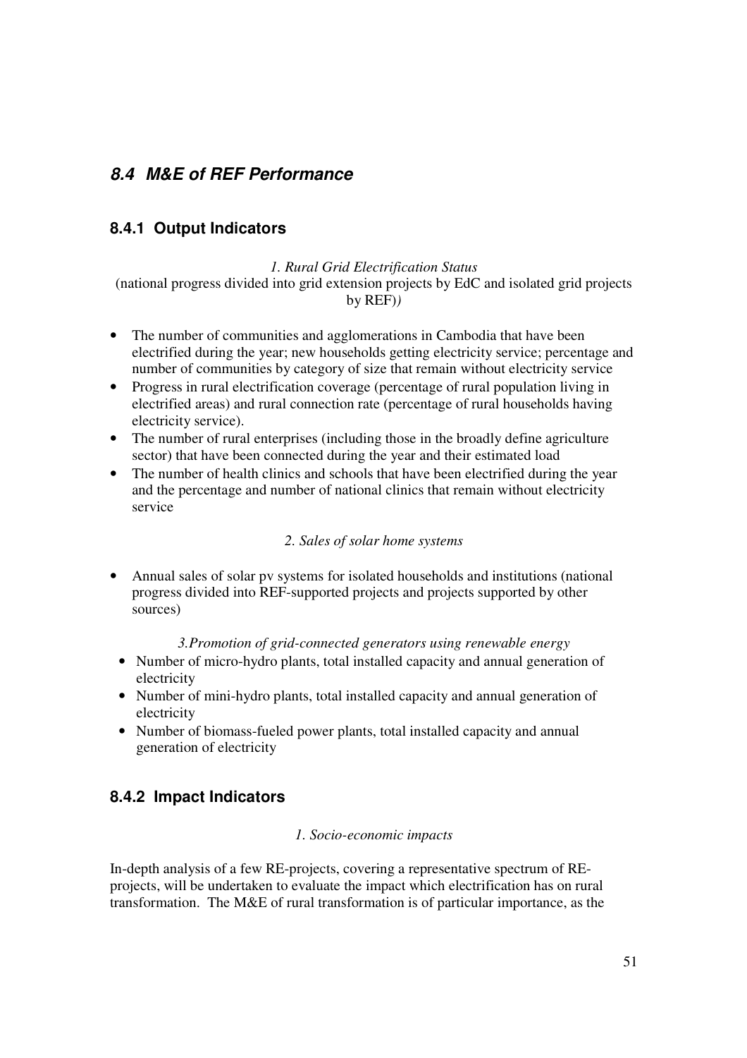## 8.4 M&E of REF Performance

### 8.4.1 Output Indicators

*1. Rural Grid Electrification Status*

(national progress divided into grid extension projects by EdC and isolated grid projects by REF)*)*

- The number of communities and agglomerations in Cambodia that have been electrified during the year; new households getting electricity service; percentage and number of communities by category of size that remain without electricity service
- Progress in rural electrification coverage (percentage of rural population living in electrified areas) and rural connection rate (percentage of rural households having electricity service).
- The number of rural enterprises (including those in the broadly define agriculture sector) that have been connected during the year and their estimated load
- The number of health clinics and schools that have been electrified during the year and the percentage and number of national clinics that remain without electricity service

*2. Sales of solar home systems*

- Annual sales of solar pv systems for isolated households and institutions (national progress divided into REF-supported projects and projects supported by other sources)

*3.Promotion of grid-connected generators using renewable energy*

- Number of micro-hydro plants, total installed capacity and annual generation of electricity
- Number of mini-hydro plants, total installed capacity and annual generation of electricity
- Number of biomass-fueled power plants, total installed capacity and annual generation of electricity

### 8.4.2 Impact Indicators

*1. Socio-economic impacts*

In-depth analysis of a few RE-projects, covering a representative spectrum of RE-projects, will be undertaken to evaluate the impact which electrification has on rural transformation. The M&E of rural transformation is of particular importance, as the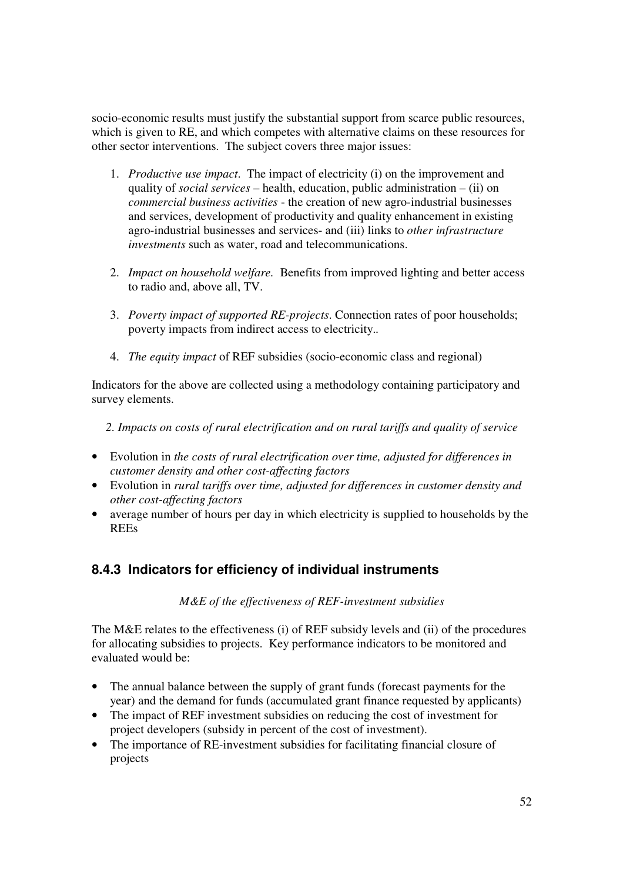socio-economic results must justify the substantial support from scarce public resources, which is given to RE, and which competes with alternative claims on these resources for other sector interventions. The subject covers three major issues:

1. *Productive use impact*. The impact of electricity (i) on the improvement and quality of *social services* – health, education, public administration – (ii) on *commercial business activities* - the creation of new agro-industrial businesses and services, development of productivity and quality enhancement in existing agro-industrial businesses and services- and (iii) links to *other infrastructure investments* such as water, road and telecommunications.

2. *Impact on household welfare.* Benefits from improved lighting and better access to radio and, above all, TV.

3. *Poverty impact of supported RE-projects*. Connection rates of poor households; poverty impacts from indirect access to electricity..

4. *The equity impact* of REF subsidies (socio-economic class and regional)

Indicators for the above are collected using a methodology containing participatory and survey elements.

*2. Impacts on costs of rural electrification and on rural tariffs and quality of service*

- Evolution in *the costs of rural electrification over time, adjusted for differences in customer density and other cost-affecting factors*
- Evolution in *rural tariffs over time, adjusted for differences in customer density and other cost-affecting factors*
- average number of hours per day in which electricity is supplied to households by the REEs

### 8.4.3 Indicators for efficiency of individual instruments

*M&E of the effectiveness of REF-investment subsidies*

The M&E relates to the effectiveness (i) of REF subsidy levels and (ii) of the procedures for allocating subsidies to projects. Key performance indicators to be monitored and evaluated would be:

- The annual balance between the supply of grant funds (forecast payments for the year) and the demand for funds (accumulated grant finance requested by applicants)
- The impact of REF investment subsidies on reducing the cost of investment for project developers (subsidy in percent of the cost of investment).
- The importance of RE-investment subsidies for facilitating financial closure of projects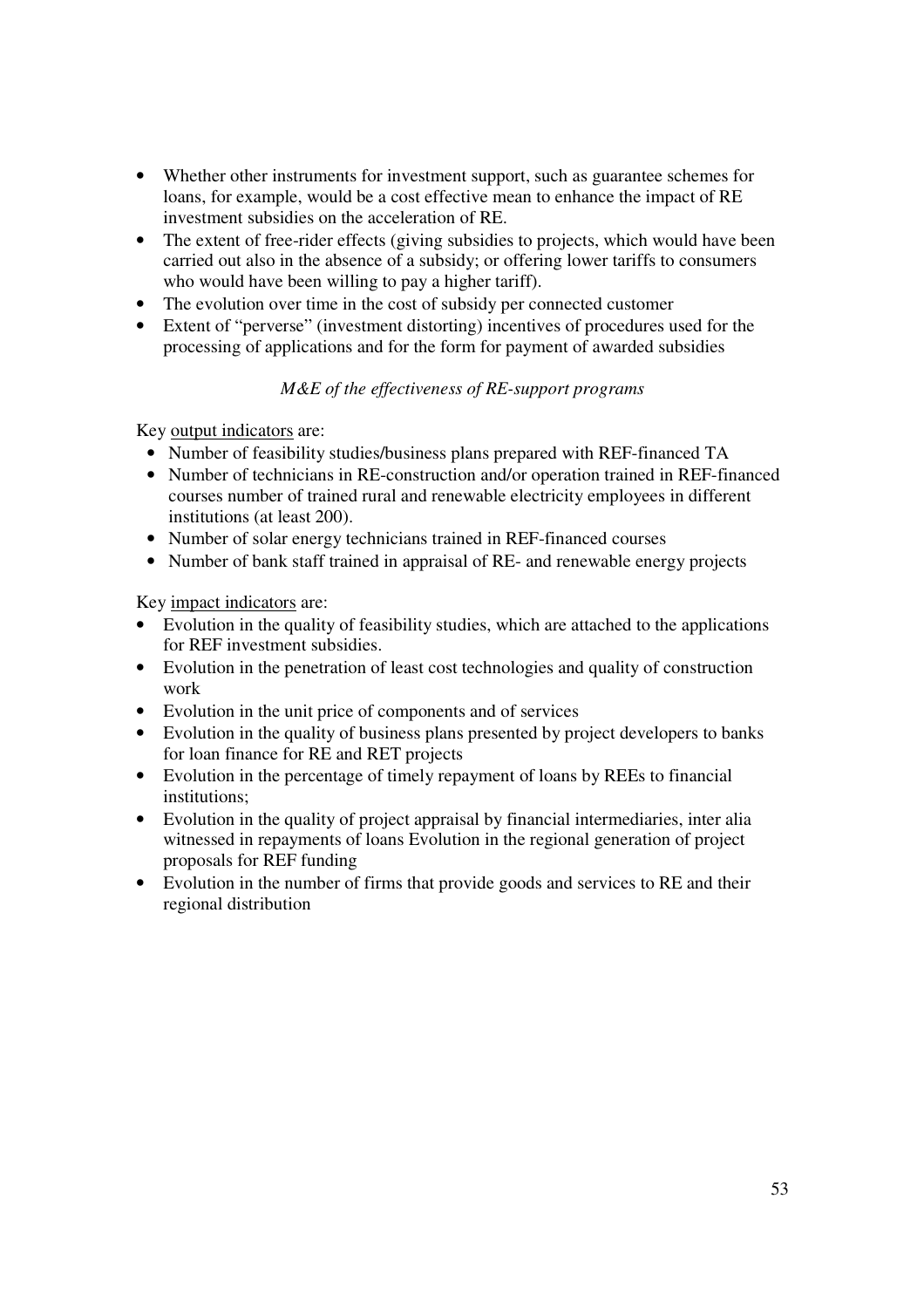- Whether other instruments for investment support, such as guarantee schemes for loans, for example, would be a cost effective mean to enhance the impact of RE investment subsidies on the acceleration of RE.
- The extent of free-rider effects (giving subsidies to projects, which would have been carried out also in the absence of a subsidy; or offering lower tariffs to consumers who would have been willing to pay a higher tariff).
- The evolution over time in the cost of subsidy per connected customer
- Extent of "perverse" (investment distorting) incentives of procedures used for the processing of applications and for the form for payment of awarded subsidies

*M&E of the effectiveness of RE-support programs*

Key <u>output indicators</u> are:

- Number of feasibility studies/business plans prepared with REF-financed TA
- Number of technicians in RE-construction and/or operation trained in REF-financed courses number of trained rural and renewable electricity employees in different institutions (at least 200).
- Number of solar energy technicians trained in REF-financed courses
- Number of bank staff trained in appraisal of RE- and renewable energy projects

Key <u>impact indicators</u> are:

- Evolution in the quality of feasibility studies, which are attached to the applications for REF investment subsidies.
- Evolution in the penetration of least cost technologies and quality of construction work
- Evolution in the unit price of components and of services
- Evolution in the quality of business plans presented by project developers to banks for loan finance for RE and RET projects
- Evolution in the percentage of timely repayment of loans by REEs to financial institutions;
- Evolution in the quality of project appraisal by financial intermediaries, inter alia witnessed in repayments of loans Evolution in the regional generation of project proposals for REF funding
- Evolution in the number of firms that provide goods and services to RE and their regional distribution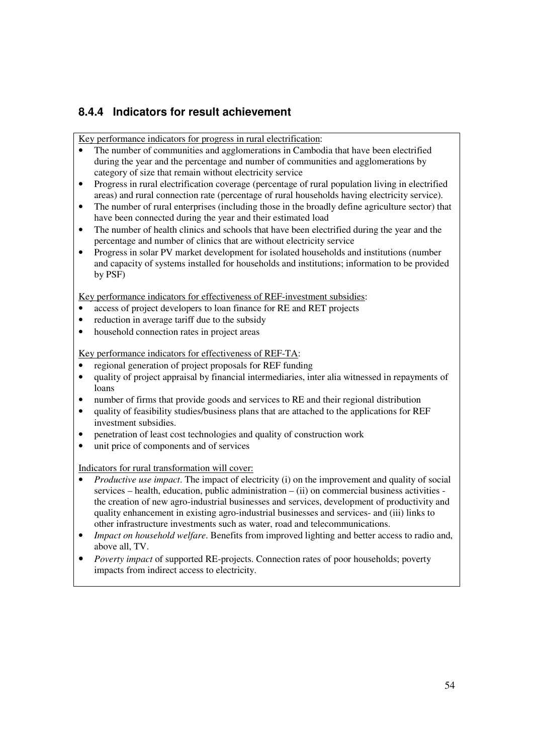### 8.4.4 Indicators for result achievement

Key performance indicators for progress in rural electrification:

- The number of communities and agglomerations in Cambodia that have been electrified during the year and the percentage and number of communities and agglomerations by category of size that remain without electricity service
- Progress in rural electrification coverage (percentage of rural population living in electrified areas) and rural connection rate (percentage of rural households having electricity service).
- The number of rural enterprises (including those in the broadly define agriculture sector) that have been connected during the year and their estimated load
- The number of health clinics and schools that have been electrified during the year and the percentage and number of clinics that are without electricity service
- Progress in solar PV market development for isolated households and institutions (number and capacity of systems installed for households and institutions; information to be provided by PSF)

Key performance indicators for effectiveness of REF-investment subsidies:

- access of project developers to loan finance for RE and RET projects
- reduction in average tariff due to the subsidy
- household connection rates in project areas

Key performance indicators for effectiveness of REF-TA:

- regional generation of project proposals for REF funding
- quality of project appraisal by financial intermediaries, inter alia witnessed in repayments of loans
- number of firms that provide goods and services to RE and their regional distribution
- quality of feasibility studies/business plans that are attached to the applications for REF investment subsidies.
- penetration of least cost technologies and quality of construction work
- unit price of components and of services

Indicators for rural transformation will cover:

- *Productive use impact*. The impact of electricity (i) on the improvement and quality of social services – health, education, public administration – (ii) on commercial business activities - the creation of new agro-industrial businesses and services, development of productivity and quality enhancement in existing agro-industrial businesses and services- and (iii) links to other infrastructure investments such as water, road and telecommunications.
- *Impact on household welfare*. Benefits from improved lighting and better access to radio and, above all, TV.
- *Poverty impact* of supported RE-projects. Connection rates of poor households; poverty impacts from indirect access to electricity.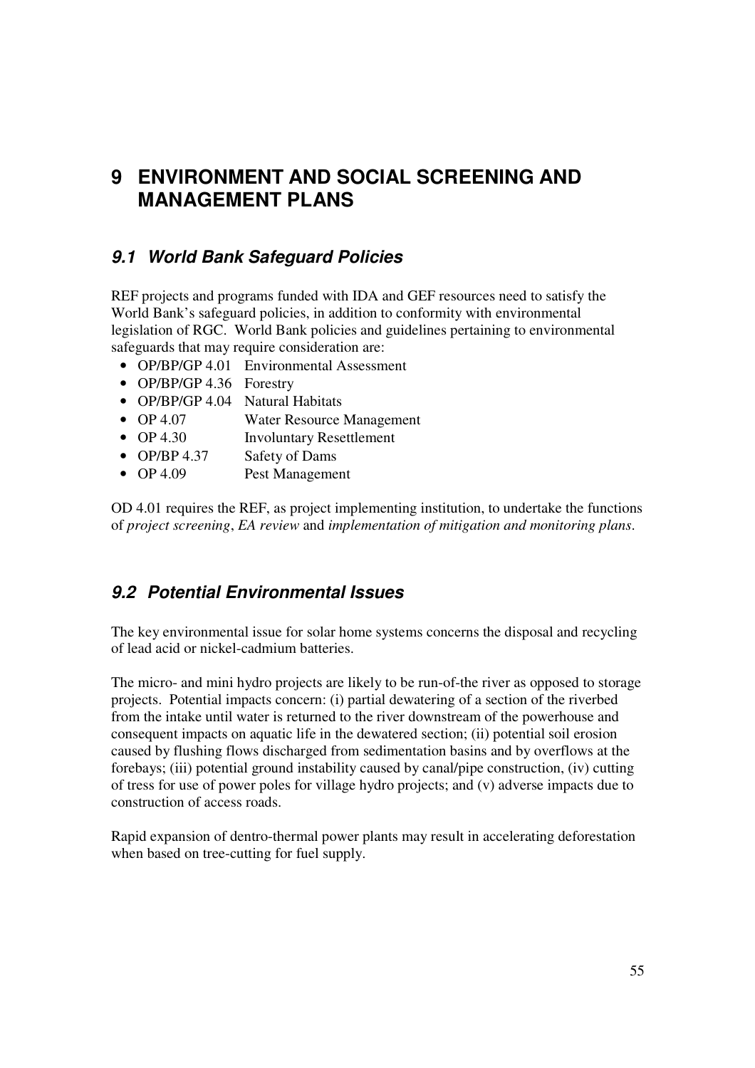# 9 ENVIRONMENT AND SOCIAL SCREENING AND MANAGEMENT PLANS

## *9.1 World Bank Safeguard Policies*

REF projects and programs funded with IDA and GEF resources need to satisfy the World Bank's safeguard policies, in addition to conformity with environmental legislation of RGC. World Bank policies and guidelines pertaining to environmental safeguards that may require consideration are:

- OP/BP/GP 4.01 Environmental Assessment
- OP/BP/GP 4.36 Forestry
- OP/BP/GP 4.04 Natural Habitats
- OP 4.07 Water Resource Management
- OP 4.30 Involuntary Resettlement
- OP/BP 4.37 Safety of Dams
- OP 4.09 Pest Management

OD 4.01 requires the REF, as project implementing institution, to undertake the functions of *project screening*, *EA review* and *implementation of mitigation and monitoring plans*.

## *9.2 Potential Environmental Issues*

The key environmental issue for solar home systems concerns the disposal and recycling of lead acid or nickel-cadmium batteries.

The micro- and mini hydro projects are likely to be run-of-the river as opposed to storage projects. Potential impacts concern: (i) partial dewatering of a section of the riverbed from the intake until water is returned to the river downstream of the powerhouse and consequent impacts on aquatic life in the dewatered section; (ii) potential soil erosion caused by flushing flows discharged from sedimentation basins and by overflows at the forebays; (iii) potential ground instability caused by canal/pipe construction, (iv) cutting of tress for use of power poles for village hydro projects; and (v) adverse impacts due to construction of access roads.

Rapid expansion of dentro-thermal power plants may result in accelerating deforestation when based on tree-cutting for fuel supply.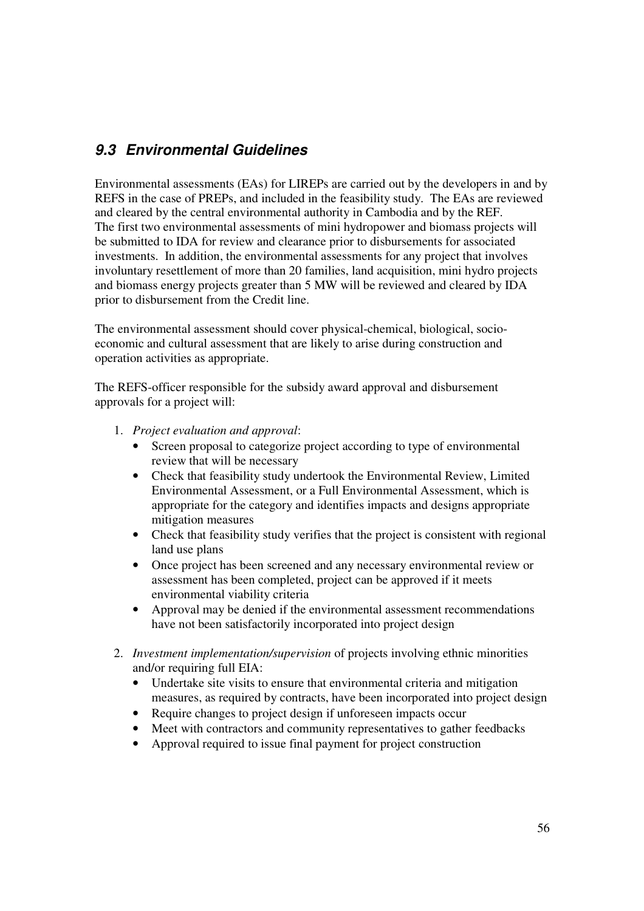## *9.3 Environmental Guidelines*

Environmental assessments (EAs) for LIREPs are carried out by the developers in and by REFS in the case of PREPs, and included in the feasibility study. The EAs are reviewed and cleared by the central environmental authority in Cambodia and by the REF. The first two environmental assessments of mini hydropower and biomass projects will be submitted to IDA for review and clearance prior to disbursements for associated investments. In addition, the environmental assessments for any project that involves involuntary resettlement of more than 20 families, land acquisition, mini hydro projects and biomass energy projects greater than 5 MW will be reviewed and cleared by IDA prior to disbursement from the Credit line.

The environmental assessment should cover physical-chemical, biological, socio-economic and cultural assessment that are likely to arise during construction and operation activities as appropriate.

The REFS-officer responsible for the subsidy award approval and disbursement approvals for a project will:

1. *Project evaluation and approval*:
   - Screen proposal to categorize project according to type of environmental review that will be necessary
   - Check that feasibility study undertook the Environmental Review, Limited Environmental Assessment, or a Full Environmental Assessment, which is appropriate for the category and identifies impacts and designs appropriate mitigation measures
   - Check that feasibility study verifies that the project is consistent with regional land use plans
   - Once project has been screened and any necessary environmental review or assessment has been completed, project can be approved if it meets environmental viability criteria
   - Approval may be denied if the environmental assessment recommendations have not been satisfactorily incorporated into project design

2. *Investment implementation/supervision* of projects involving ethnic minorities and/or requiring full EIA:
   - Undertake site visits to ensure that environmental criteria and mitigation measures, as required by contracts, have been incorporated into project design
   - Require changes to project design if unforeseen impacts occur
   - Meet with contractors and community representatives to gather feedbacks
   - Approval required to issue final payment for project construction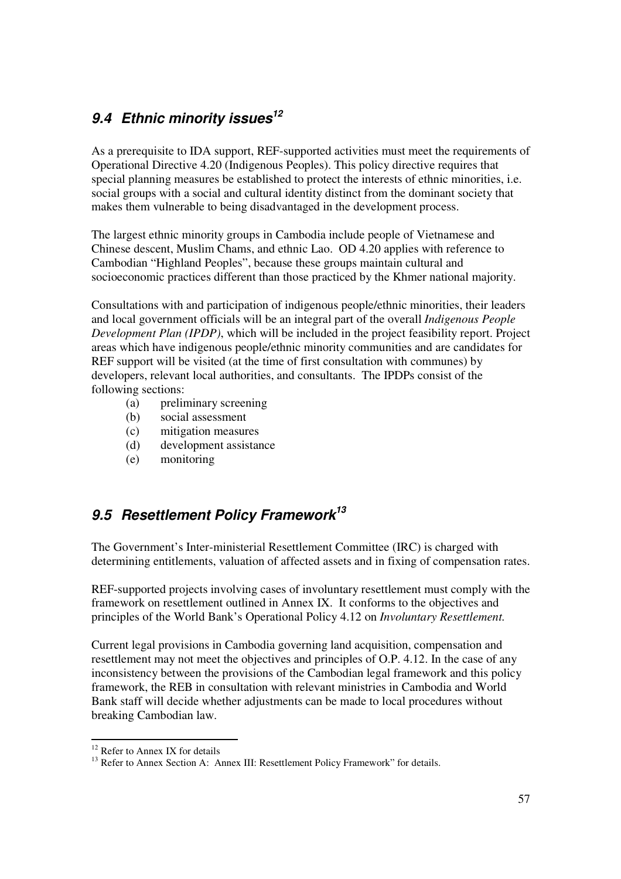## *9.4 Ethnic minority issues*[12]

As a prerequisite to IDA support, REF-supported activities must meet the requirements of Operational Directive 4.20 (Indigenous Peoples). This policy directive requires that special planning measures be established to protect the interests of ethnic minorities, i.e. social groups with a social and cultural identity distinct from the dominant society that makes them vulnerable to being disadvantaged in the development process.

The largest ethnic minority groups in Cambodia include people of Vietnamese and Chinese descent, Muslim Chams, and ethnic Lao. OD 4.20 applies with reference to Cambodian "Highland Peoples", because these groups maintain cultural and socioeconomic practices different than those practiced by the Khmer national majority.

Consultations with and participation of indigenous people/ethnic minorities, their leaders and local government officials will be an integral part of the overall *Indigenous People Development Plan (IPDP)*, which will be included in the project feasibility report. Project areas which have indigenous people/ethnic minority communities and are candidates for REF support will be visited (at the time of first consultation with communes) by developers, relevant local authorities, and consultants. The IPDPs consist of the following sections:

(a) preliminary screening
(b) social assessment
(c) mitigation measures
(d) development assistance
(e) monitoring

## *9.5 Resettlement Policy Framework*[13]

The Government's Inter-ministerial Resettlement Committee (IRC) is charged with determining entitlements, valuation of affected assets and in fixing of compensation rates.

REF-supported projects involving cases of involuntary resettlement must comply with the framework on resettlement outlined in Annex IX. It conforms to the objectives and principles of the World Bank's Operational Policy 4.12 on *Involuntary Resettlement.*

Current legal provisions in Cambodia governing land acquisition, compensation and resettlement may not meet the objectives and principles of O.P. 4.12. In the case of any inconsistency between the provisions of the Cambodian legal framework and this policy framework, the REB in consultation with relevant ministries in Cambodia and World Bank staff will decide whether adjustments can be made to local procedures without breaking Cambodian law.

---

[12] Refer to Annex IX for details

[13] Refer to Annex Section A: Annex III: Resettlement Policy Framework" for details.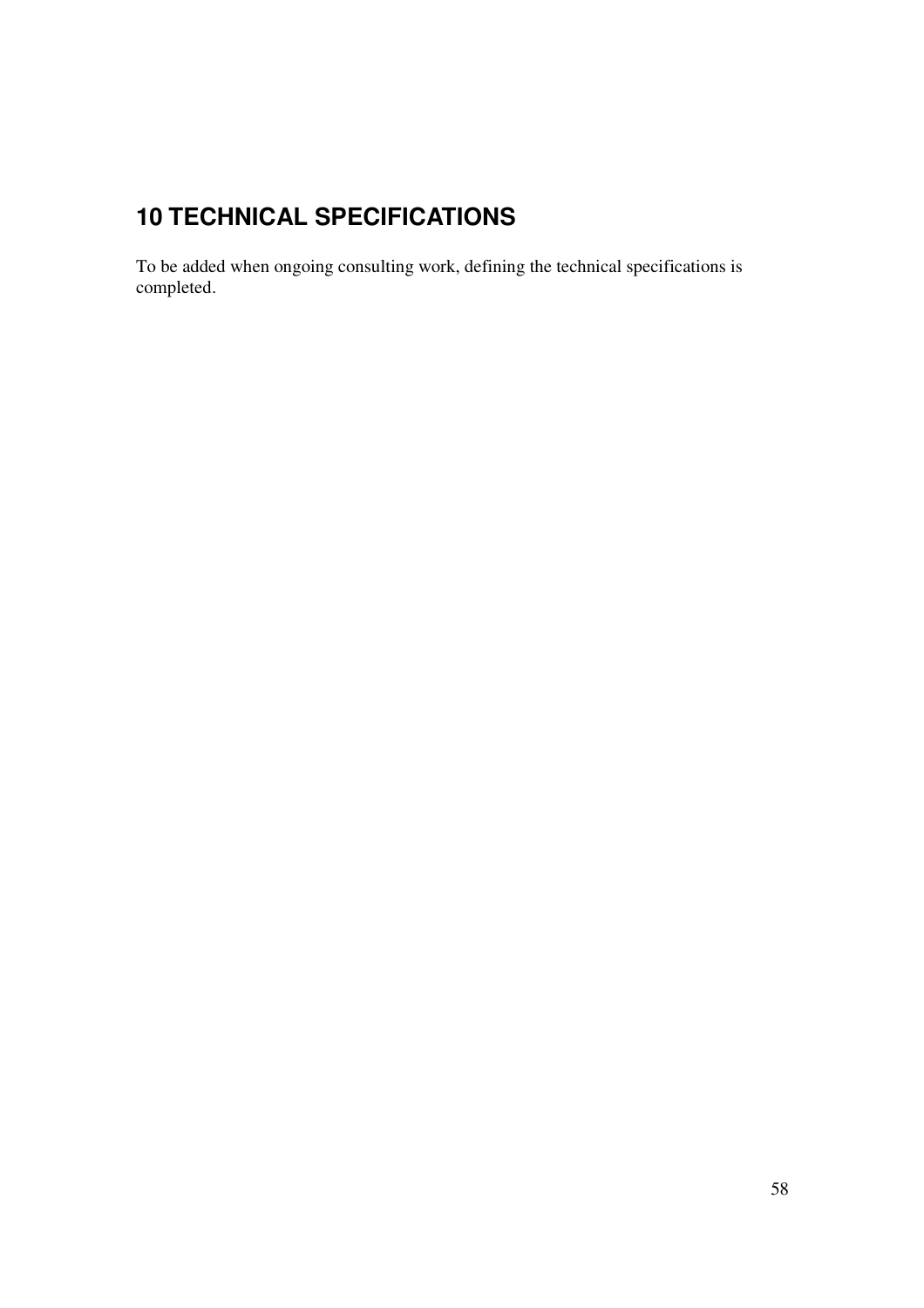# 10 TECHNICAL SPECIFICATIONS

To be added when ongoing consulting work, defining the technical specifications is completed.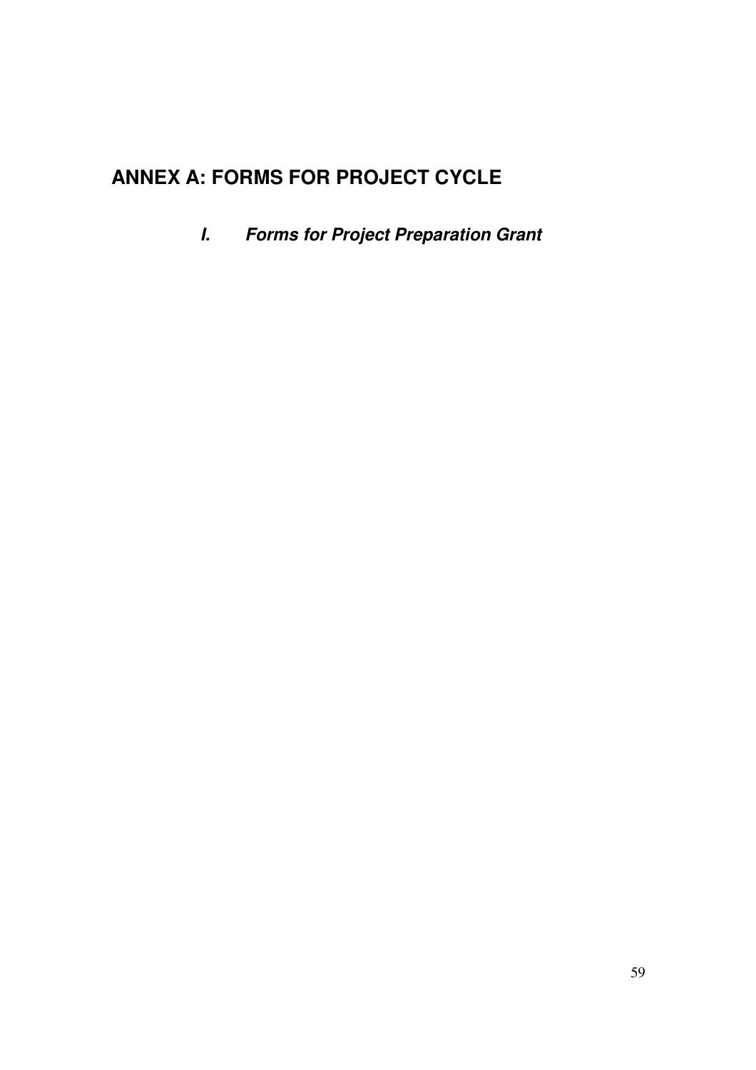# ANNEX A: FORMS FOR PROJECT CYCLE

## *I. Forms for Project Preparation Grant*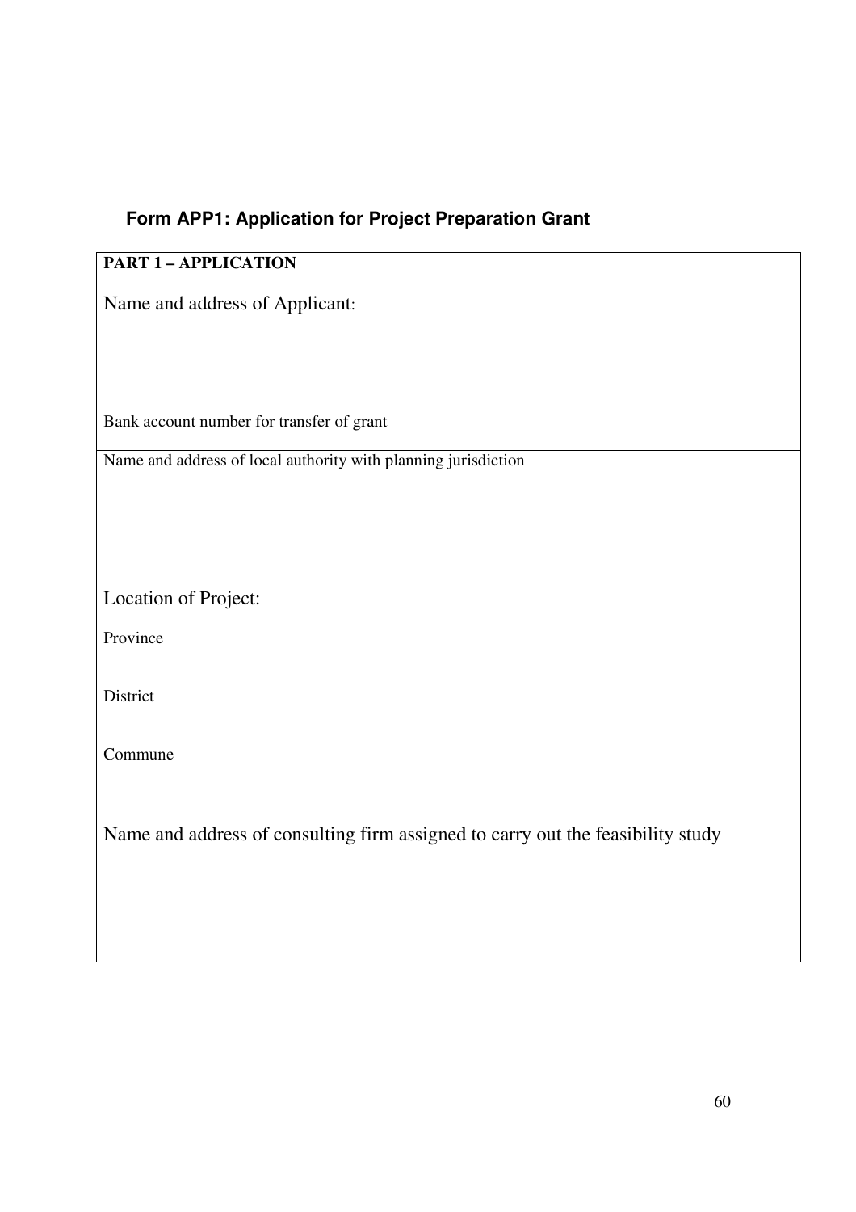### Form APP1: Application for Project Preparation Grant

| PART 1 – APPLICATION |
|---|
| Name and address of Applicant:<br><br><br><br>Bank account number for transfer of grant |
| Name and address of local authority with planning jurisdiction |
| Location of Project:<br><br>Province<br><br>District<br><br>Commune |
| Name and address of consulting firm assigned to carry out the feasibility study |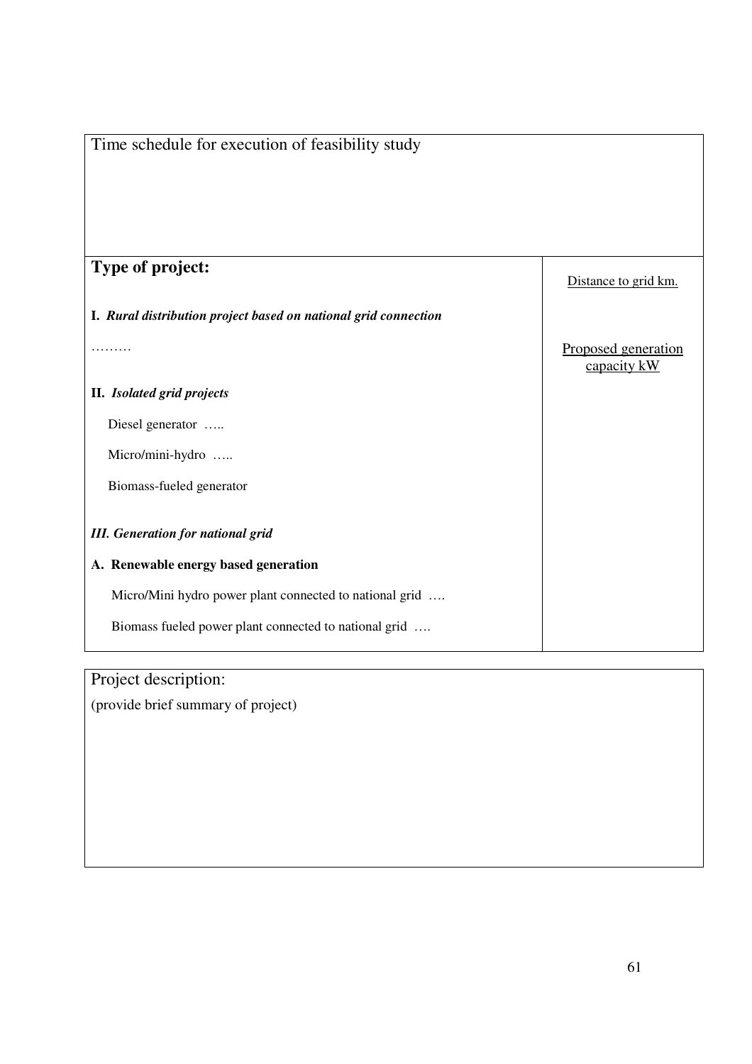| Time schedule for execution of feasibility study | |
|---|---|
| | |
| **Type of project:**<br><br>***I. Rural distribution project based on national grid connection***<br><br>………<br><br>***II. Isolated grid projects***<br><br>Diesel generator …..<br><br>Micro/mini-hydro …..<br><br>Biomass-fueled generator<br><br>***III. Generation for national grid***<br><br>**A. Renewable energy based generation**<br><br>Micro/Mini hydro power plant connected to national grid ….<br><br>Biomass fueled power plant connected to national grid …. | Distance to grid km.<br><br>Proposed generation capacity kW |

| Project description: |
|---|
| (provide brief summary of project) |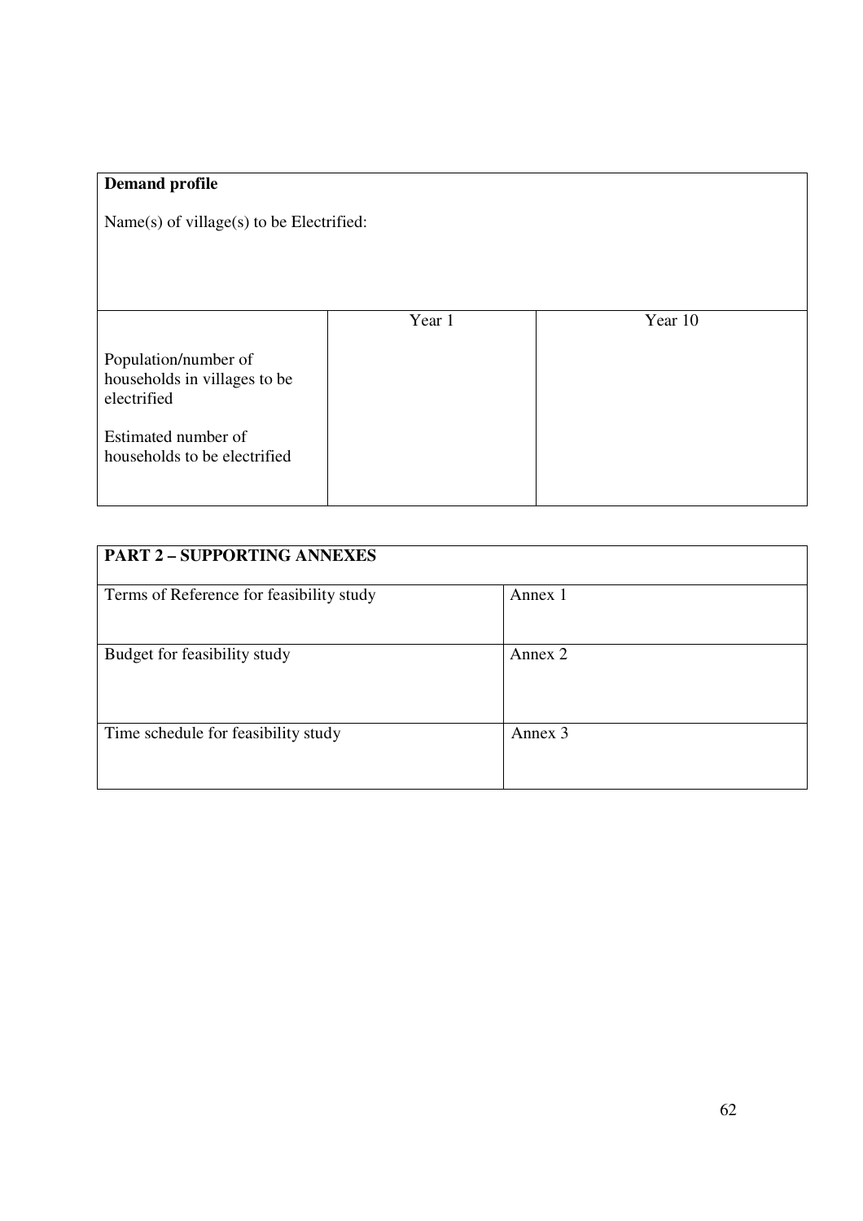| **Demand profile**<br><br>Name(s) of village(s) to be Electrified: | | |
|---|---|---|
| | Year 1 | Year 10 |
| Population/number of households in villages to be electrified<br><br>Estimated number of households to be electrified | | |

| **PART 2 – SUPPORTING ANNEXES** | |
|---|---|
| Terms of Reference for feasibility study | Annex 1 |
| Budget for feasibility study | Annex 2 |
| Time schedule for feasibility study | Annex 3 |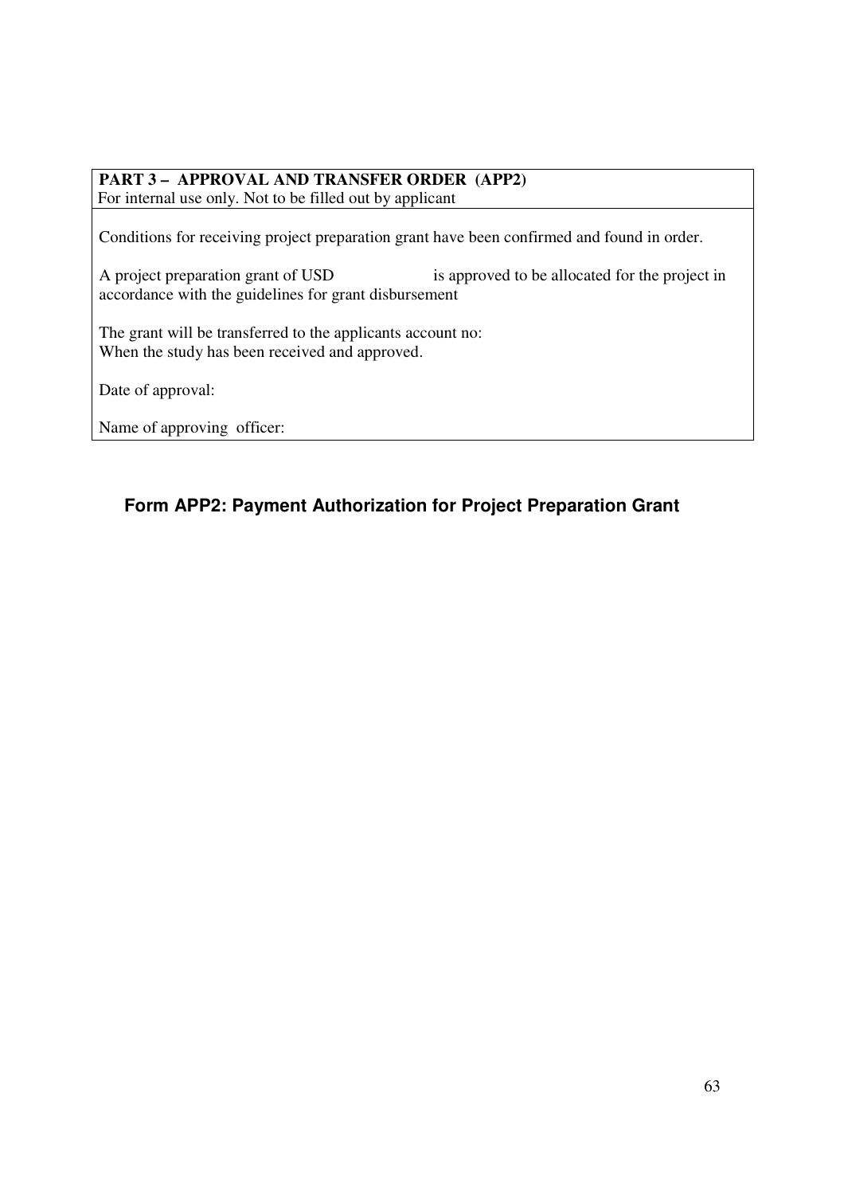**PART 3 – APPROVAL AND TRANSFER ORDER (APP2)**
For internal use only. Not to be filled out by applicant

Conditions for receiving project preparation grant have been confirmed and found in order.

A project preparation grant of USD                    is approved to be allocated for the project in accordance with the guidelines for grant disbursement

The grant will be transferred to the applicants account no:
When the study has been received and approved.

Date of approval:

Name of approving officer:

**Form APP2: Payment Authorization for Project Preparation Grant**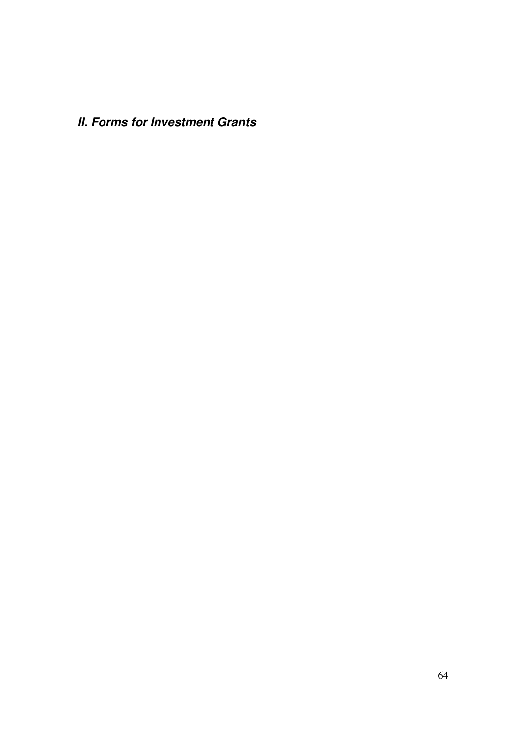## ***II. Forms for Investment Grants***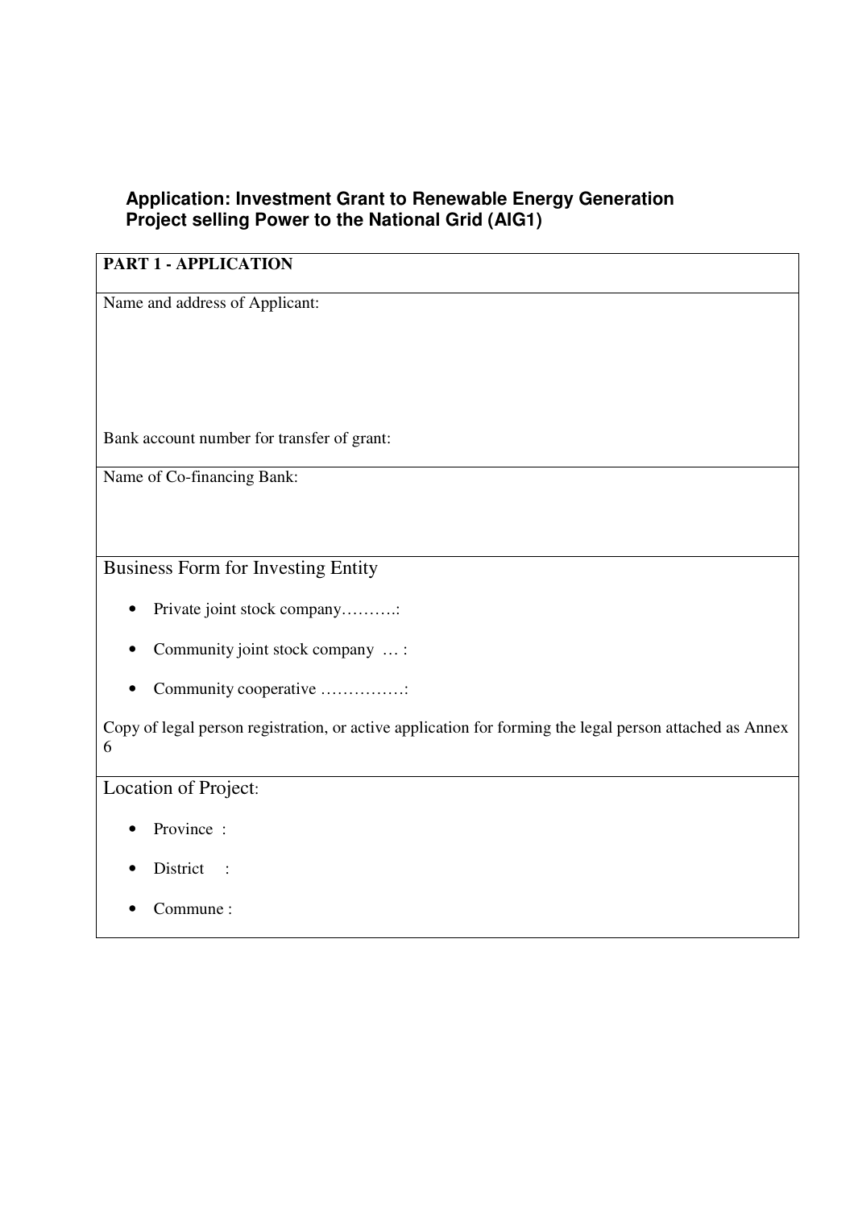### Application: Investment Grant to Renewable Energy Generation Project selling Power to the National Grid (AIG1)

**PART 1 - APPLICATION**

Name and address of Applicant:

Bank account number for transfer of grant:

Name of Co-financing Bank:

Business Form for Investing Entity

- Private joint stock company……….:
- Community joint stock company … :
- Community cooperative ……………:

Copy of legal person registration, or active application for forming the legal person attached as Annex 6

Location of Project:

- Province :
- District :
- Commune :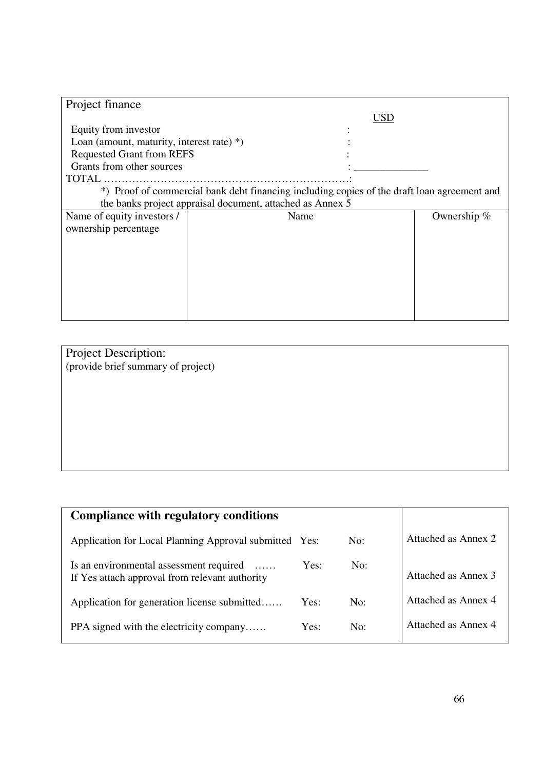| Project finance | | |
|---|---|---|
| | USD | |
| Equity from investor | : | |
| Loan (amount, maturity, interest rate) *) | : | |
| Requested Grant from REFS | : | |
| Grants from other sources | : ______________ | |
| TOTAL ………………………………………………………….: | | |
| *) Proof of commercial bank debt financing including copies of the draft loan agreement and the banks project appraisal document, attached as Annex 5 | | |
| Name of equity investors / ownership percentage | Name | Ownership % |
| | | |

| Project Description: |
|---|
| (provide brief summary of project) |

| **Compliance with regulatory conditions** | | | |
|---|---|---|---|
| Application for Local Planning Approval submitted | Yes: | No: | Attached as Annex 2 |
| Is an environmental assessment required …… If Yes attach approval from relevant authority | Yes: | No: | Attached as Annex 3 |
| Application for generation license submitted…… | Yes: | No: | Attached as Annex 4 |
| PPA signed with the electricity company…… | Yes: | No: | Attached as Annex 4 |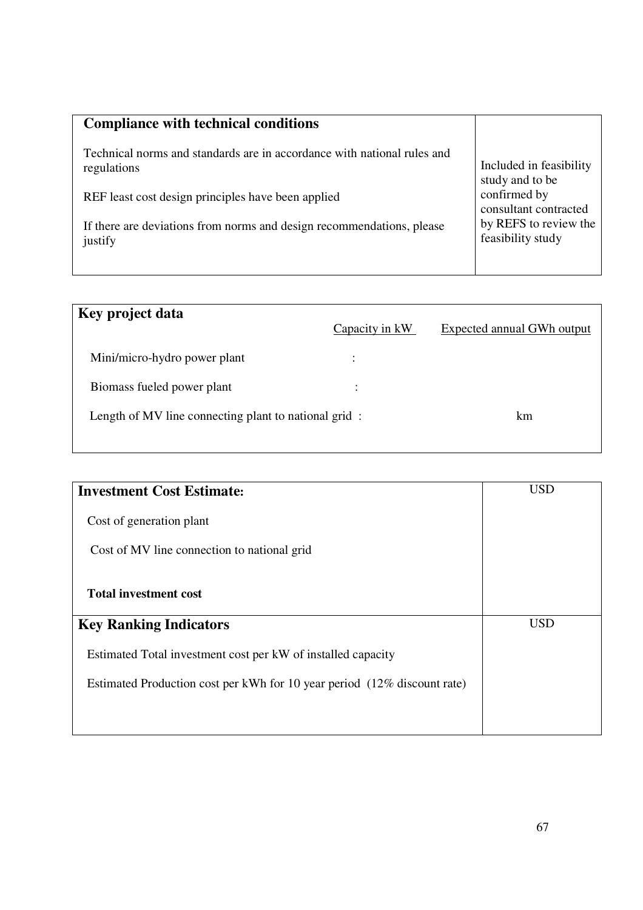| **Compliance with technical conditions** | |
|---|---|
| Technical norms and standards are in accordance with national rules and regulations<br><br>REF least cost design principles have been applied<br><br>If there are deviations from norms and design recommendations, please justify | Included in feasibility study and to be confirmed by consultant contracted by REFS to review the feasibility study |

| **Key project data** | Capacity in kW | Expected annual GWh output |
|---|---|---|
| Mini/micro-hydro power plant | : | |
| Biomass fueled power plant | : | |
| Length of MV line connecting plant to national grid : | | km |

| **Investment Cost Estimate:** | USD |
|---|---|
| Cost of generation plant | |
| Cost of MV line connection to national grid | |
| **Total investment cost** | |
| **Key Ranking Indicators** | USD |
| Estimated Total investment cost per kW of installed capacity | |
| Estimated Production cost per kWh for 10 year period (12% discount rate) | |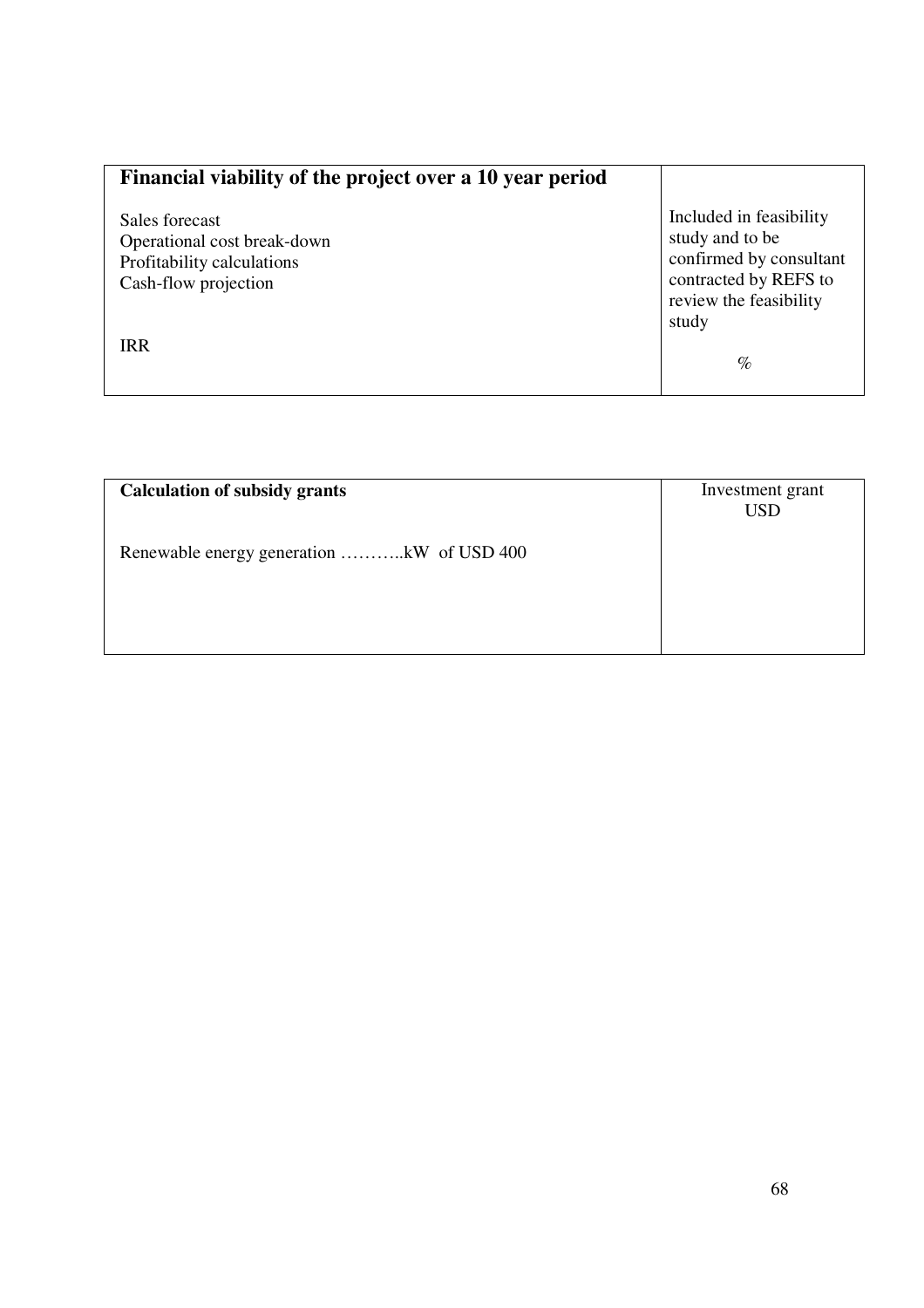| **Financial viability of the project over a 10 year period** | |
|---|---|
| Sales forecast<br>Operational cost break-down<br>Profitability calculations<br>Cash-flow projection | Included in feasibility study and to be confirmed by consultant contracted by REFS to review the feasibility study |
| IRR | % |

| **Calculation of subsidy grants** | Investment grant USD |
|---|---|
| Renewable energy generation ………..kW of USD 400 | |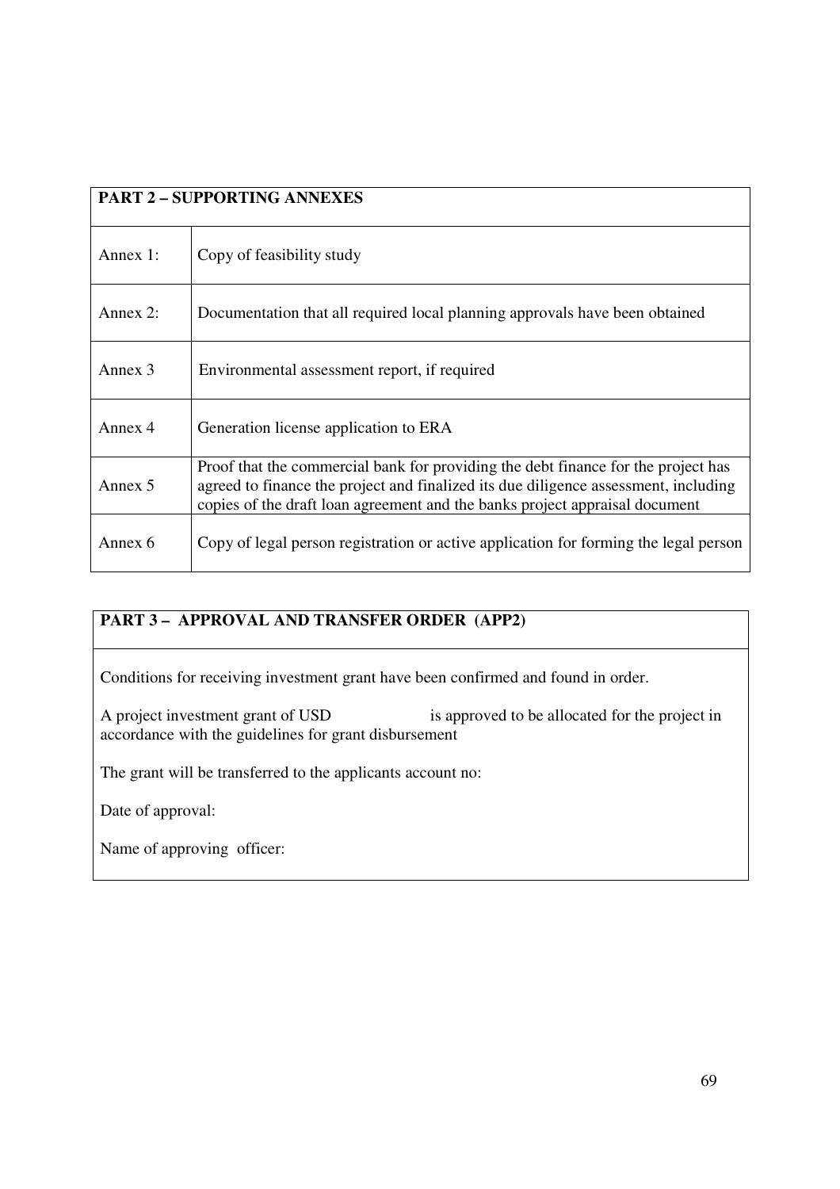| PART 2 – SUPPORTING ANNEXES | |
|---|---|
| Annex 1: | Copy of feasibility study |
| Annex 2: | Documentation that all required local planning approvals have been obtained |
| Annex 3 | Environmental assessment report, if required |
| Annex 4 | Generation license application to ERA |
| Annex 5 | Proof that the commercial bank for providing the debt finance for the project has agreed to finance the project and finalized its due diligence assessment, including copies of the draft loan agreement and the banks project appraisal document |
| Annex 6 | Copy of legal person registration or active application for forming the legal person |

| PART 3 – APPROVAL AND TRANSFER ORDER (APP2) |
|---|
| Conditions for receiving investment grant have been confirmed and found in order.<br><br>A project investment grant of USD is approved to be allocated for the project in accordance with the guidelines for grant disbursement<br><br>The grant will be transferred to the applicants account no:<br><br>Date of approval:<br><br>Name of approving officer: |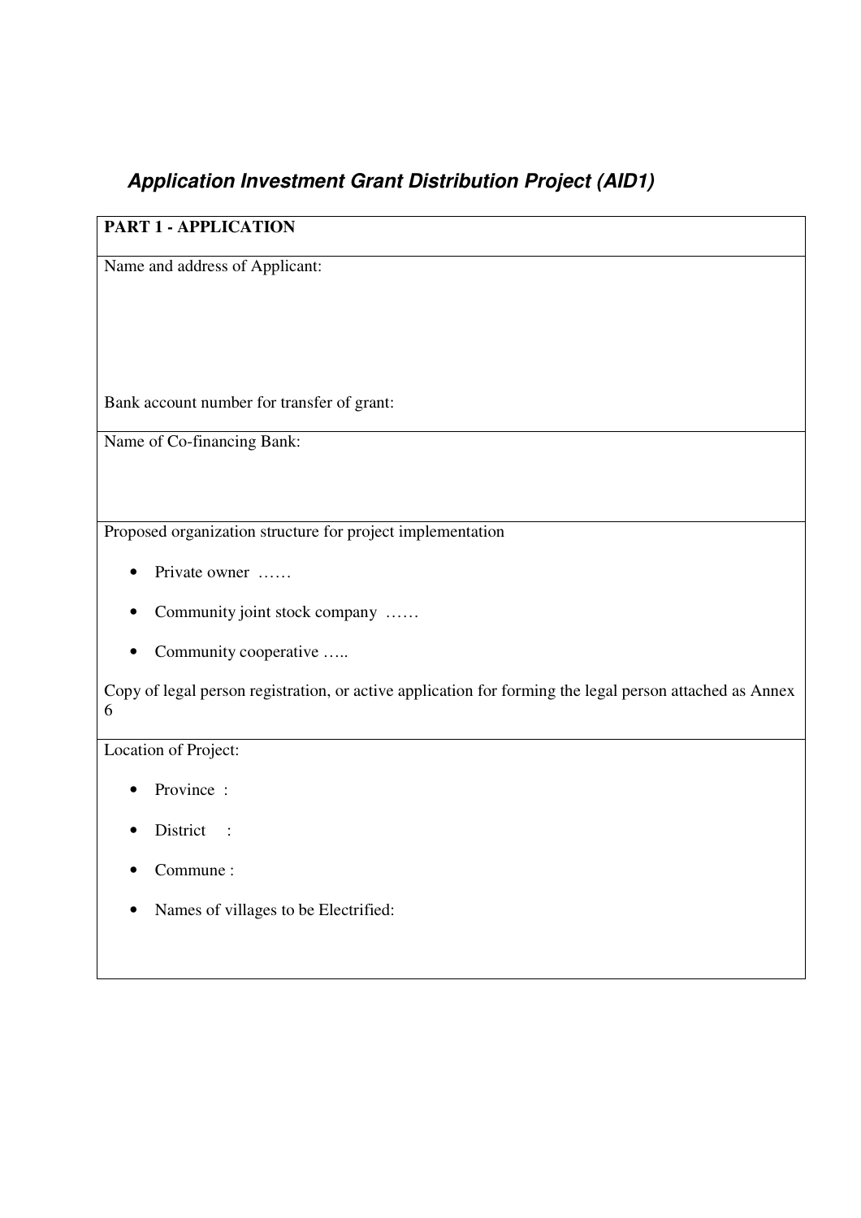## *Application Investment Grant Distribution Project (AID1)*

| **PART 1 - APPLICATION** |
|---|
| Name and address of Applicant:<br><br><br><br>Bank account number for transfer of grant: |
| Name of Co-financing Bank: |
| Proposed organization structure for project implementation<br><br>• Private owner ……<br>• Community joint stock company ……<br>• Community cooperative …..<br><br>Copy of legal person registration, or active application for forming the legal person attached as Annex 6 |
| Location of Project:<br><br>• Province :<br>• District :<br>• Commune :<br>• Names of villages to be Electrified: |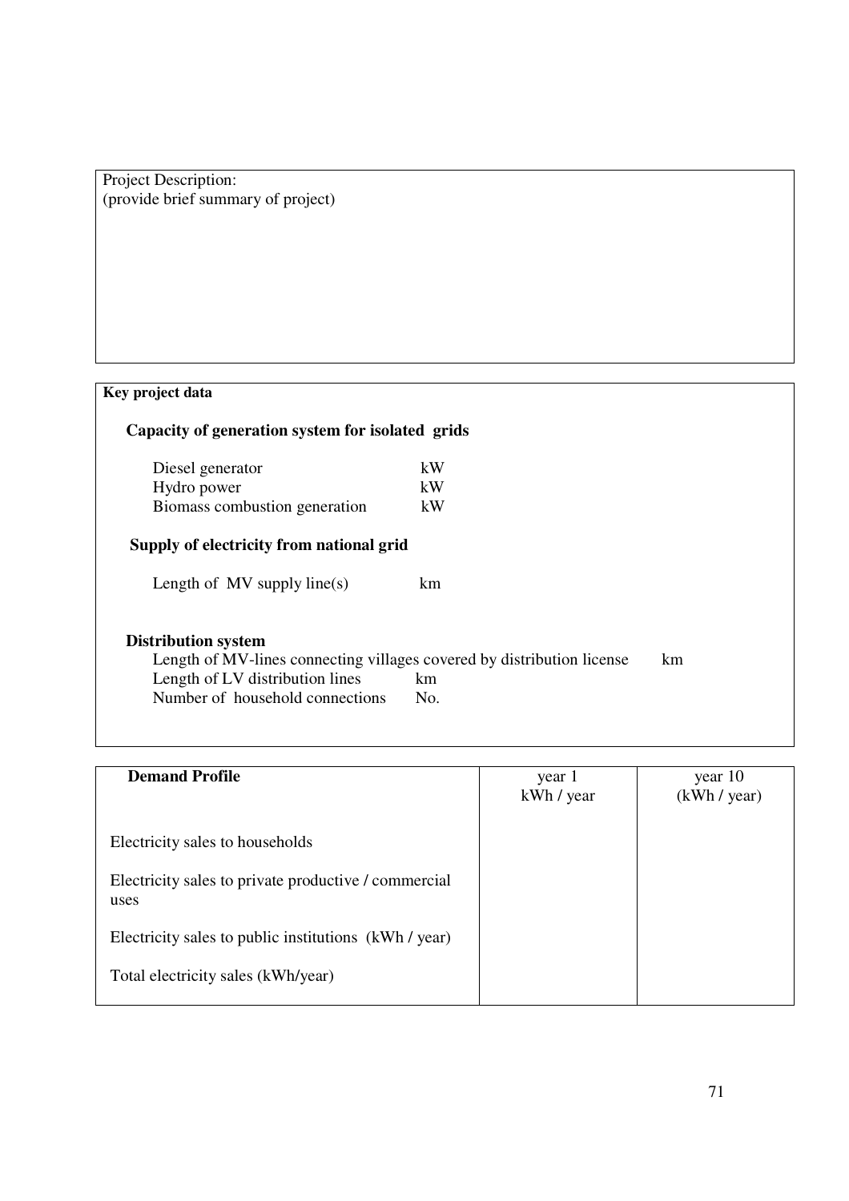Project Description:
(provide brief summary of project)

**Key project data**

**Capacity of generation system for isolated grids**

| | |
|---|---|
| Diesel generator | kW |
| Hydro power | kW |
| Biomass combustion generation | kW |

**Supply of electricity from national grid**

| | |
|---|---|
| Length of MV supply line(s) | km |

**Distribution system**

| | |
|---|---|
| Length of MV-lines connecting villages covered by distribution license | km |
| Length of LV distribution lines | km |
| Number of household connections | No. |

| **Demand Profile** | year 1<br>kWh / year | year 10<br>(kWh / year) |
|---|---|---|
| Electricity sales to households | | |
| Electricity sales to private productive / commercial uses | | |
| Electricity sales to public institutions (kWh / year) | | |
| Total electricity sales (kWh/year) | | |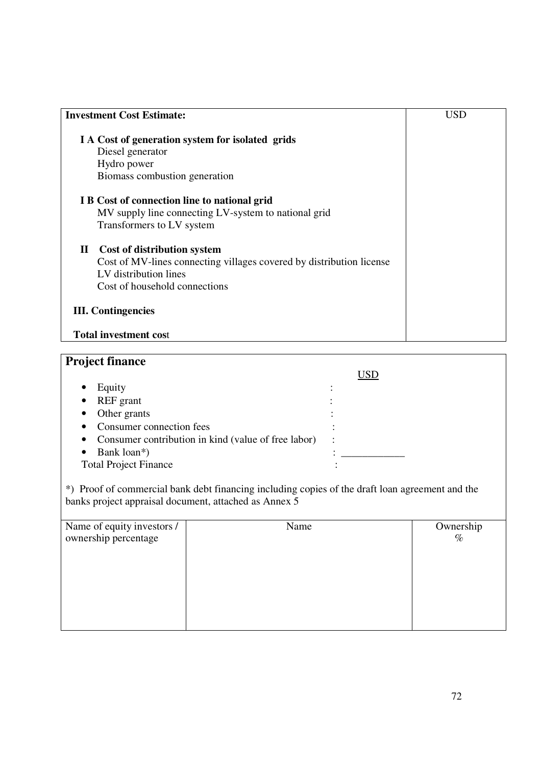| **Investment Cost Estimate:** | USD |
|---|---|
| **I A Cost of generation system for isolated grids** | |
| Diesel generator | |
| Hydro power | |
| Biomass combustion generation | |
| **I B Cost of connection line to national grid** | |
| MV supply line connecting LV-system to national grid | |
| Transformers to LV system | |
| **II Cost of distribution system** | |
| Cost of MV-lines connecting villages covered by distribution license | |
| LV distribution lines | |
| Cost of household connections | |
| **III. Contingencies** | |
| **Total investment cost** | |

## Project finance

USD

- Equity :
- REF grant :
- Other grants :
- Consumer connection fees :
- Consumer contribution in kind (value of free labor) :
- Bank loan*) : ____________

Total Project Finance :

*) Proof of commercial bank debt financing including copies of the draft loan agreement and the banks project appraisal document, attached as Annex 5

| Name of equity investors / ownership percentage | Name | Ownership % |
|---|---|---|
| | | |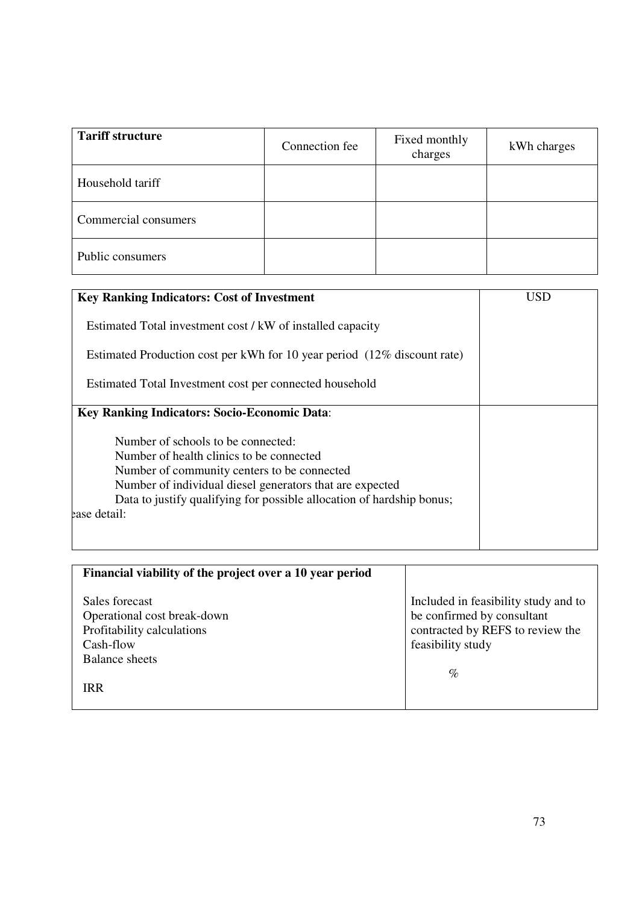| **Tariff structure** | Connection fee | Fixed monthly charges | kWh charges |
|---|---|---|---|
| Household tariff | | | |
| Commercial consumers | | | |
| Public consumers | | | |

| **Key Ranking Indicators: Cost of Investment** | USD |
|---|---|
| Estimated Total investment cost / kW of installed capacity<br><br>Estimated Production cost per kWh for 10 year period (12% discount rate)<br><br>Estimated Total Investment cost per connected household | |
| **Key Ranking Indicators: Socio-Economic Data**:<br><br>Number of schools to be connected:<br>Number of health clinics to be connected<br>Number of community centers to be connected<br>Number of individual diesel generators that are expected<br>Data to justify qualifying for possible allocation of hardship bonus;<br>ease detail: | |

| **Financial viability of the project over a 10 year period** | |
|---|---|
| Sales forecast<br>Operational cost break-down<br>Profitability calculations<br>Cash-flow<br>Balance sheets<br><br>IRR | Included in feasibility study and to be confirmed by consultant contracted by REFS to review the feasibility study<br><br>% |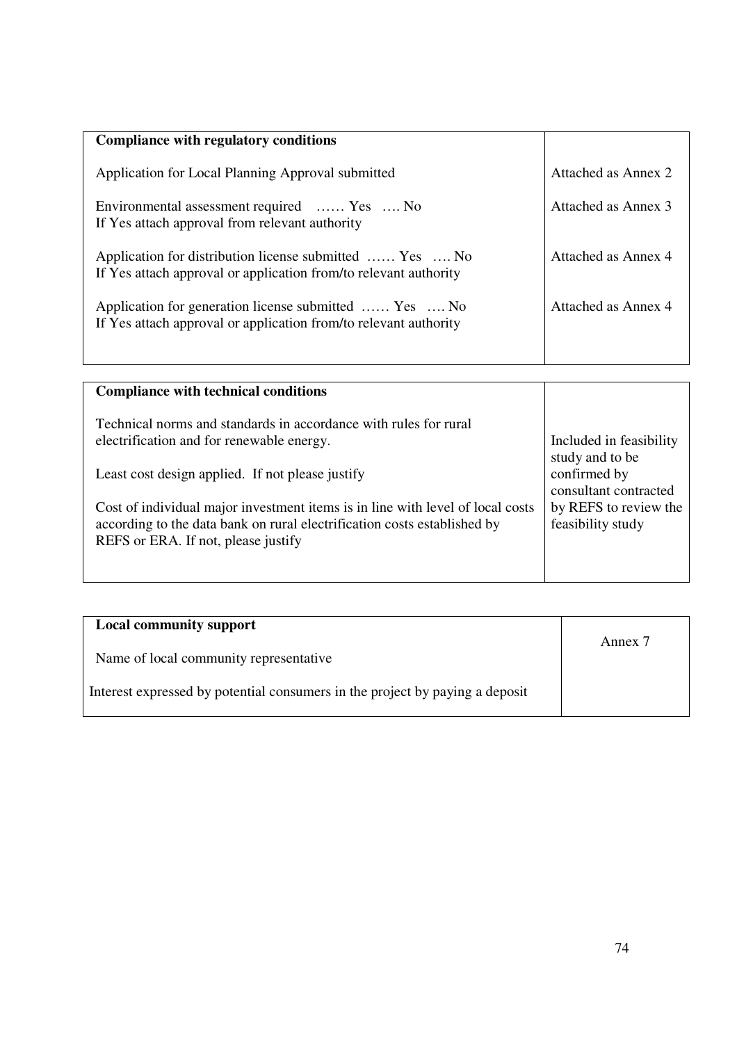| **Compliance with regulatory conditions** | |
|---|---|
| Application for Local Planning Approval submitted | Attached as Annex 2 |
| Environmental assessment required …… Yes …. No<br>If Yes attach approval from relevant authority | Attached as Annex 3 |
| Application for distribution license submitted …… Yes …. No<br>If Yes attach approval or application from/to relevant authority | Attached as Annex 4 |
| Application for generation license submitted …… Yes …. No<br>If Yes attach approval or application from/to relevant authority | Attached as Annex 4 |

| **Compliance with technical conditions** | |
|---|---|
| Technical norms and standards in accordance with rules for rural electrification and for renewable energy.<br><br>Least cost design applied. If not please justify<br><br>Cost of individual major investment items is in line with level of local costs according to the data bank on rural electrification costs established by REFS or ERA. If not, please justify | Included in feasibility study and to be confirmed by consultant contracted by REFS to review the feasibility study |

| **Local community support** | |
|---|---|
| Name of local community representative<br><br>Interest expressed by potential consumers in the project by paying a deposit | Annex 7 |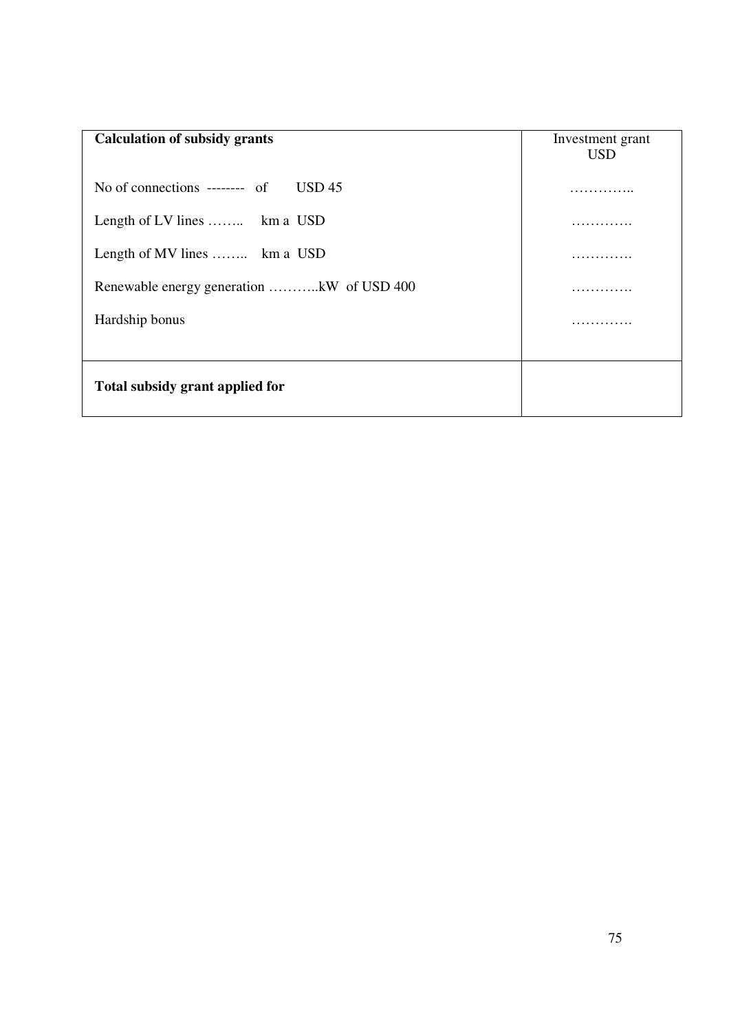| **Calculation of subsidy grants** | Investment grant USD |
| --- | --- |
| No of connections -------- of USD 45 | ………….. |
| Length of LV lines …….. km a USD | …………. |
| Length of MV lines …….. km a USD | …………. |
| Renewable energy generation ………..kW of USD 400 | …………. |
| Hardship bonus | …………. |
| **Total subsidy grant applied for** | |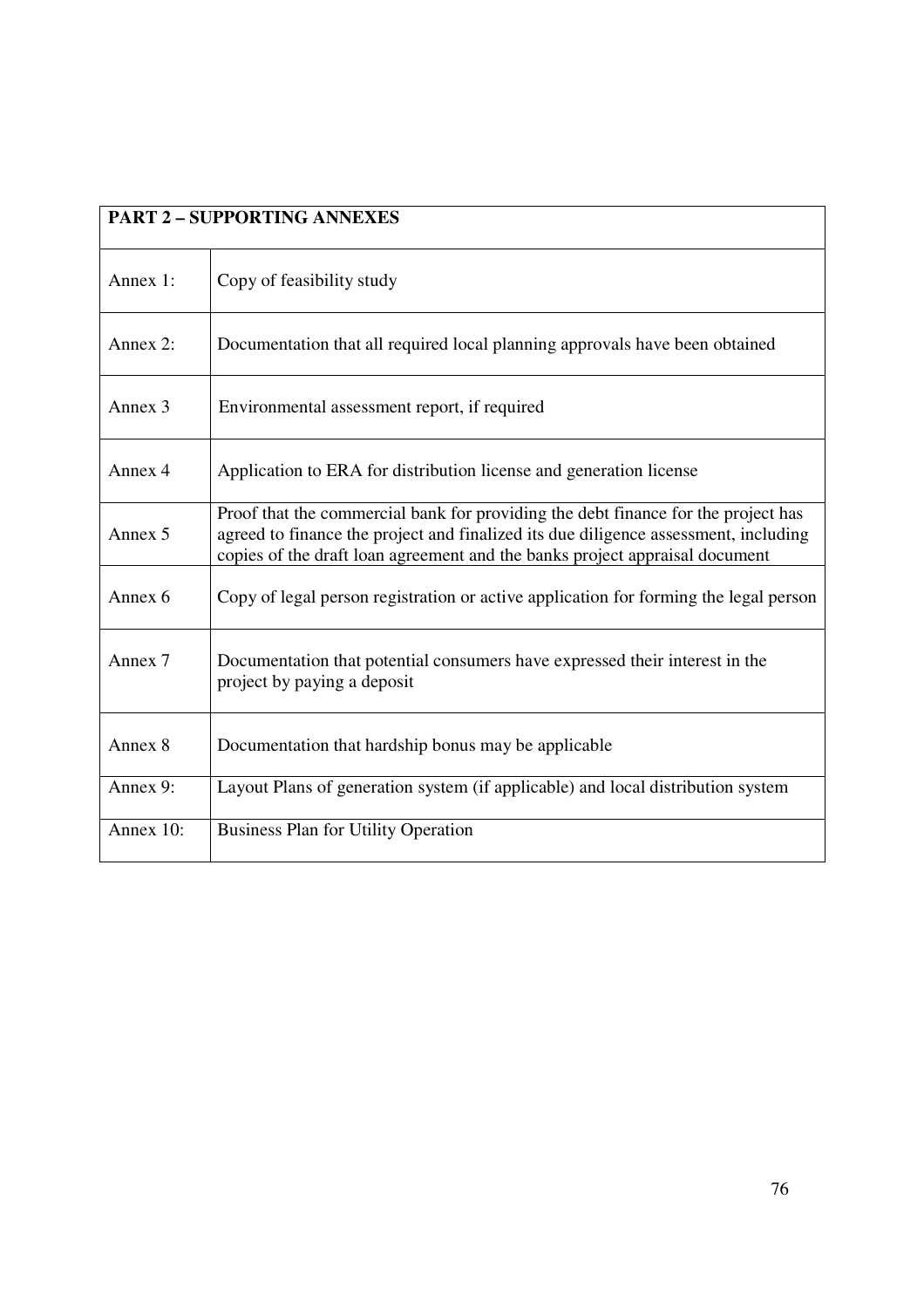| PART 2 – SUPPORTING ANNEXES | |
|---|---|
| Annex 1: | Copy of feasibility study |
| Annex 2: | Documentation that all required local planning approvals have been obtained |
| Annex 3 | Environmental assessment report, if required |
| Annex 4 | Application to ERA for distribution license and generation license |
| Annex 5 | Proof that the commercial bank for providing the debt finance for the project has agreed to finance the project and finalized its due diligence assessment, including copies of the draft loan agreement and the banks project appraisal document |
| Annex 6 | Copy of legal person registration or active application for forming the legal person |
| Annex 7 | Documentation that potential consumers have expressed their interest in the project by paying a deposit |
| Annex 8 | Documentation that hardship bonus may be applicable |
| Annex 9: | Layout Plans of generation system (if applicable) and local distribution system |
| Annex 10: | Business Plan for Utility Operation |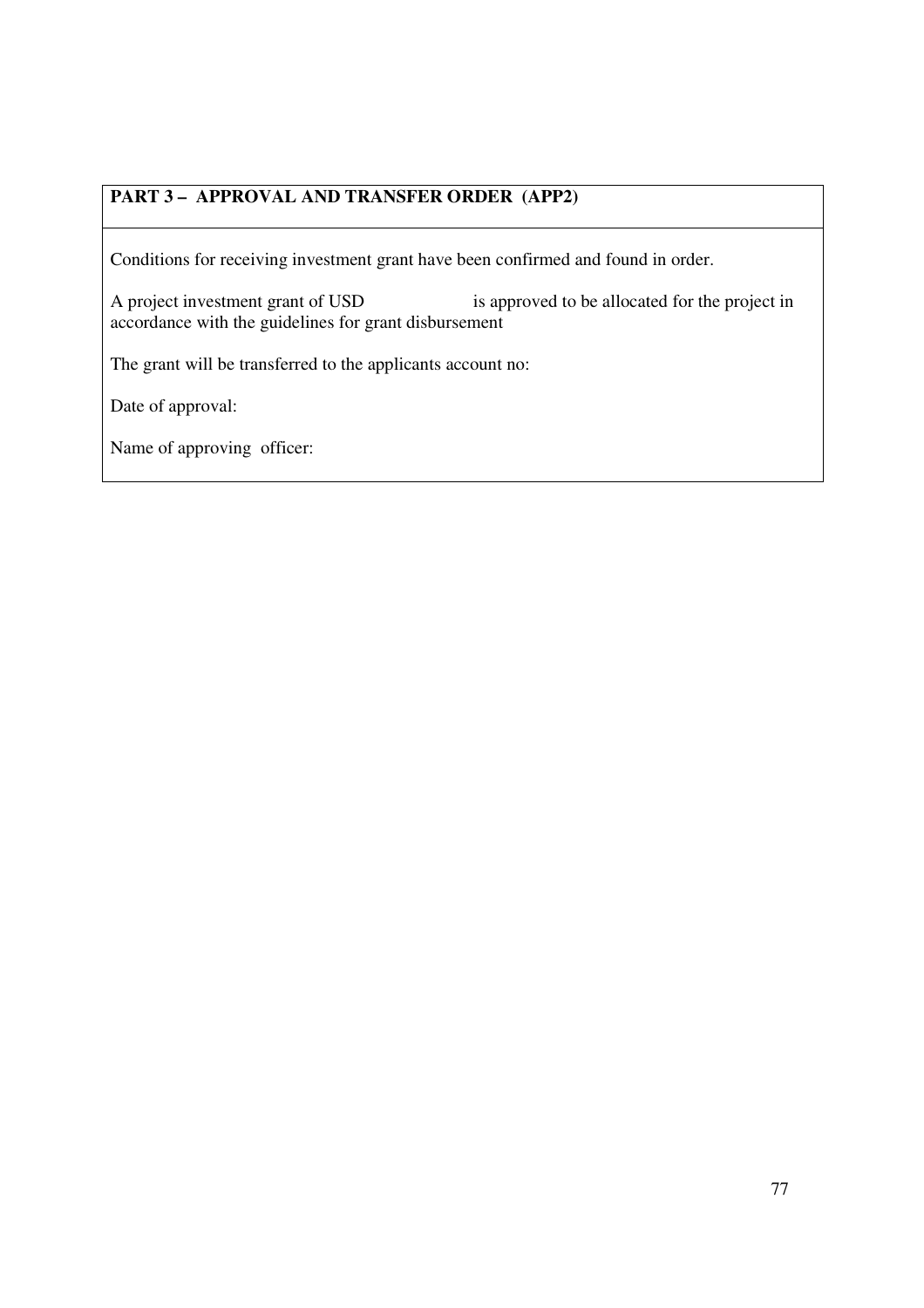**PART 3 – APPROVAL AND TRANSFER ORDER (APP2)**

Conditions for receiving investment grant have been confirmed and found in order.

A project investment grant of USD                    is approved to be allocated for the project in accordance with the guidelines for grant disbursement

The grant will be transferred to the applicants account no:

Date of approval:

Name of approving officer: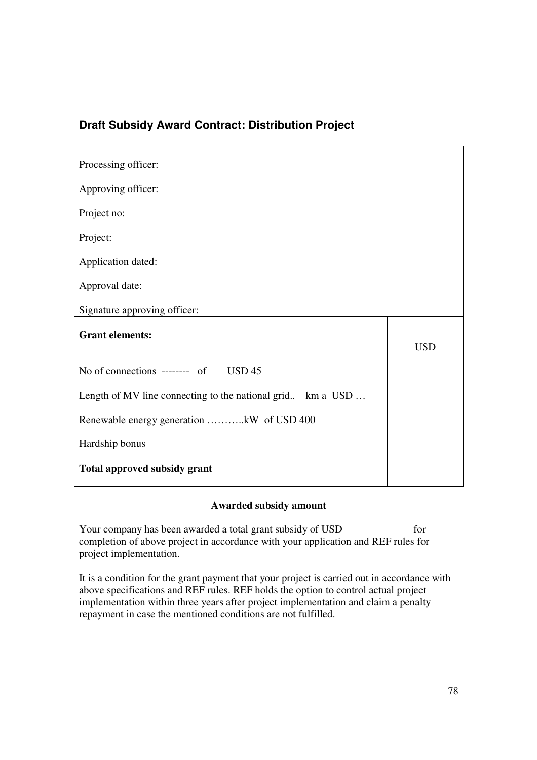### Draft Subsidy Award Contract: Distribution Project

| |
|---|
| Processing officer: |
| Approving officer: |
| Project no: |
| Project: |
| Application dated: |
| Approval date: |
| Signature approving officer: |

| **Grant elements:** | USD |
|---|---|
| No of connections -------- of USD 45 | |
| Length of MV line connecting to the national grid.. km a USD … | |
| Renewable energy generation ………..kW of USD 400 | |
| Hardship bonus | |
| **Total approved subsidy grant** | |

**Awarded subsidy amount**

Your company has been awarded a total grant subsidy of USD for completion of above project in accordance with your application and REF rules for project implementation.

It is a condition for the grant payment that your project is carried out in accordance with above specifications and REF rules. REF holds the option to control actual project implementation within three years after project implementation and claim a penalty repayment in case the mentioned conditions are not fulfilled.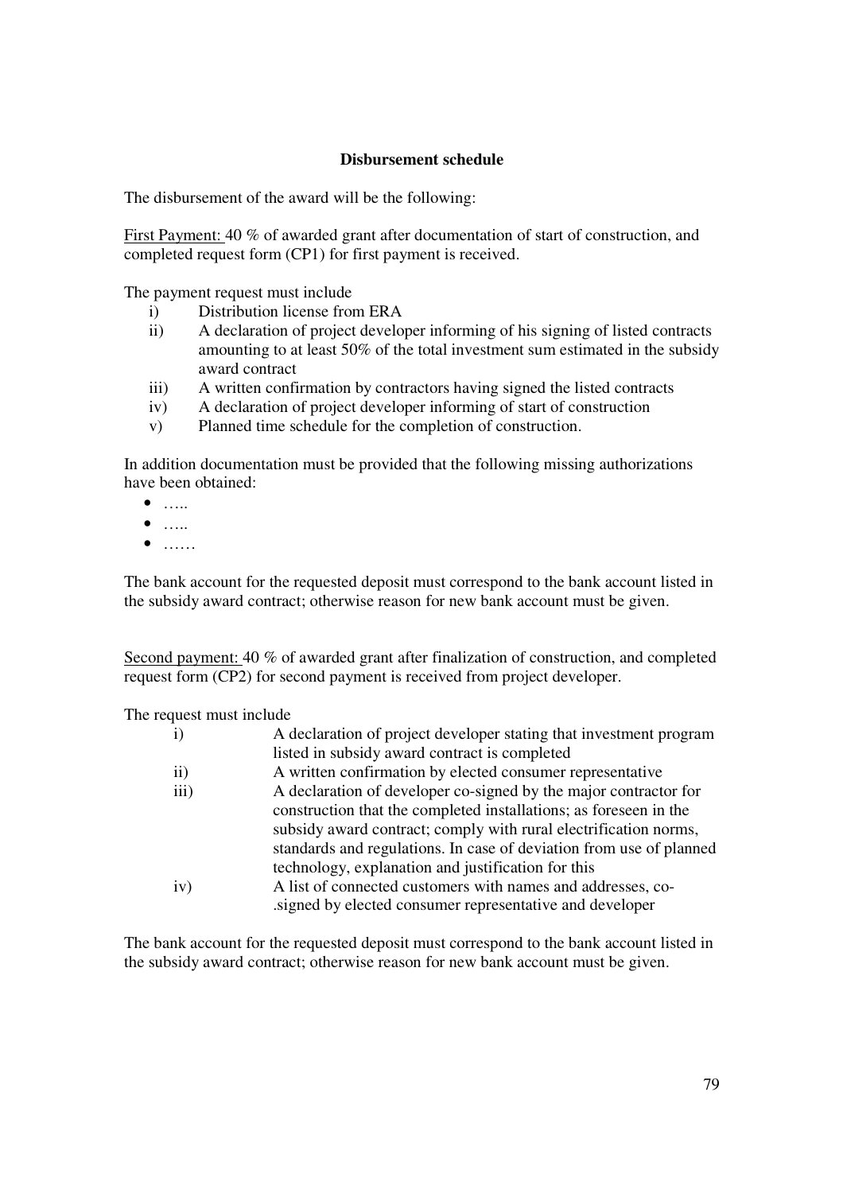### Disbursement schedule

The disbursement of the award will be the following:

First Payment: 40 % of awarded grant after documentation of start of construction, and completed request form (CP1) for first payment is received.

The payment request must include

i) Distribution license from ERA
ii) A declaration of project developer informing of his signing of listed contracts amounting to at least 50% of the total investment sum estimated in the subsidy award contract
iii) A written confirmation by contractors having signed the listed contracts
iv) A declaration of project developer informing of start of construction
v) Planned time schedule for the completion of construction.

In addition documentation must be provided that the following missing authorizations have been obtained:

- …..
- …..
- ……

The bank account for the requested deposit must correspond to the bank account listed in the subsidy award contract; otherwise reason for new bank account must be given.

Second payment: 40 % of awarded grant after finalization of construction, and completed request form (CP2) for second payment is received from project developer.

The request must include

i) A declaration of project developer stating that investment program listed in subsidy award contract is completed
ii) A written confirmation by elected consumer representative
iii) A declaration of developer co-signed by the major contractor for construction that the completed installations; as foreseen in the subsidy award contract; comply with rural electrification norms, standards and regulations. In case of deviation from use of planned technology, explanation and justification for this
iv) A list of connected customers with names and addresses, co-.signed by elected consumer representative and developer

The bank account for the requested deposit must correspond to the bank account listed in the subsidy award contract; otherwise reason for new bank account must be given.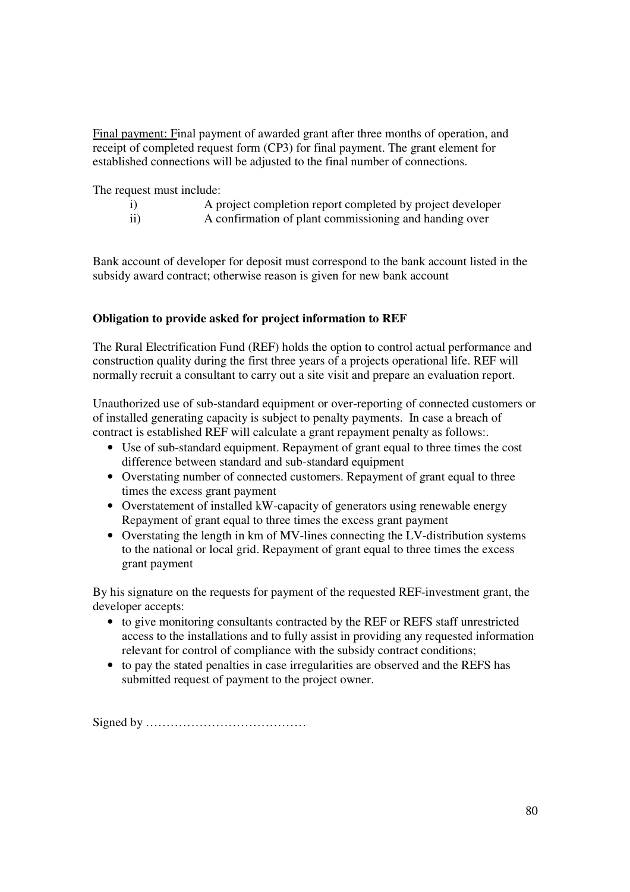Final payment: Final payment of awarded grant after three months of operation, and receipt of completed request form (CP3) for final payment. The grant element for established connections will be adjusted to the final number of connections.

The request must include:

i) A project completion report completed by project developer
ii) A confirmation of plant commissioning and handing over

Bank account of developer for deposit must correspond to the bank account listed in the subsidy award contract; otherwise reason is given for new bank account

**Obligation to provide asked for project information to REF**

The Rural Electrification Fund (REF) holds the option to control actual performance and construction quality during the first three years of a projects operational life. REF will normally recruit a consultant to carry out a site visit and prepare an evaluation report.

Unauthorized use of sub-standard equipment or over-reporting of connected customers or of installed generating capacity is subject to penalty payments. In case a breach of contract is established REF will calculate a grant repayment penalty as follows:.

- Use of sub-standard equipment. Repayment of grant equal to three times the cost difference between standard and sub-standard equipment
- Overstating number of connected customers. Repayment of grant equal to three times the excess grant payment
- Overstatement of installed kW-capacity of generators using renewable energy Repayment of grant equal to three times the excess grant payment
- Overstating the length in km of MV-lines connecting the LV-distribution systems to the national or local grid. Repayment of grant equal to three times the excess grant payment

By his signature on the requests for payment of the requested REF-investment grant, the developer accepts:

- to give monitoring consultants contracted by the REF or REFS staff unrestricted access to the installations and to fully assist in providing any requested information relevant for control of compliance with the subsidy contract conditions;
- to pay the stated penalties in case irregularities are observed and the REFS has submitted request of payment to the project owner.

Signed by …………………………………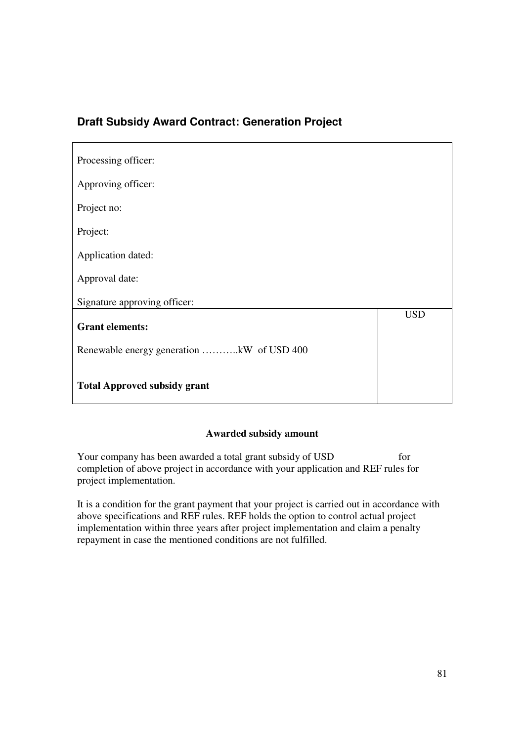## Draft Subsidy Award Contract: Generation Project

| | |
|---|---|
| Processing officer:<br><br>Approving officer:<br><br>Project no:<br><br>Project:<br><br>Application dated:<br><br>Approval date:<br><br>Signature approving officer: | |
| **Grant elements:**<br><br>Renewable energy generation ………..kW of USD 400<br><br>**Total Approved subsidy grant** | USD |

**Awarded subsidy amount**

Your company has been awarded a total grant subsidy of USD for completion of above project in accordance with your application and REF rules for project implementation.

It is a condition for the grant payment that your project is carried out in accordance with above specifications and REF rules. REF holds the option to control actual project implementation within three years after project implementation and claim a penalty repayment in case the mentioned conditions are not fulfilled.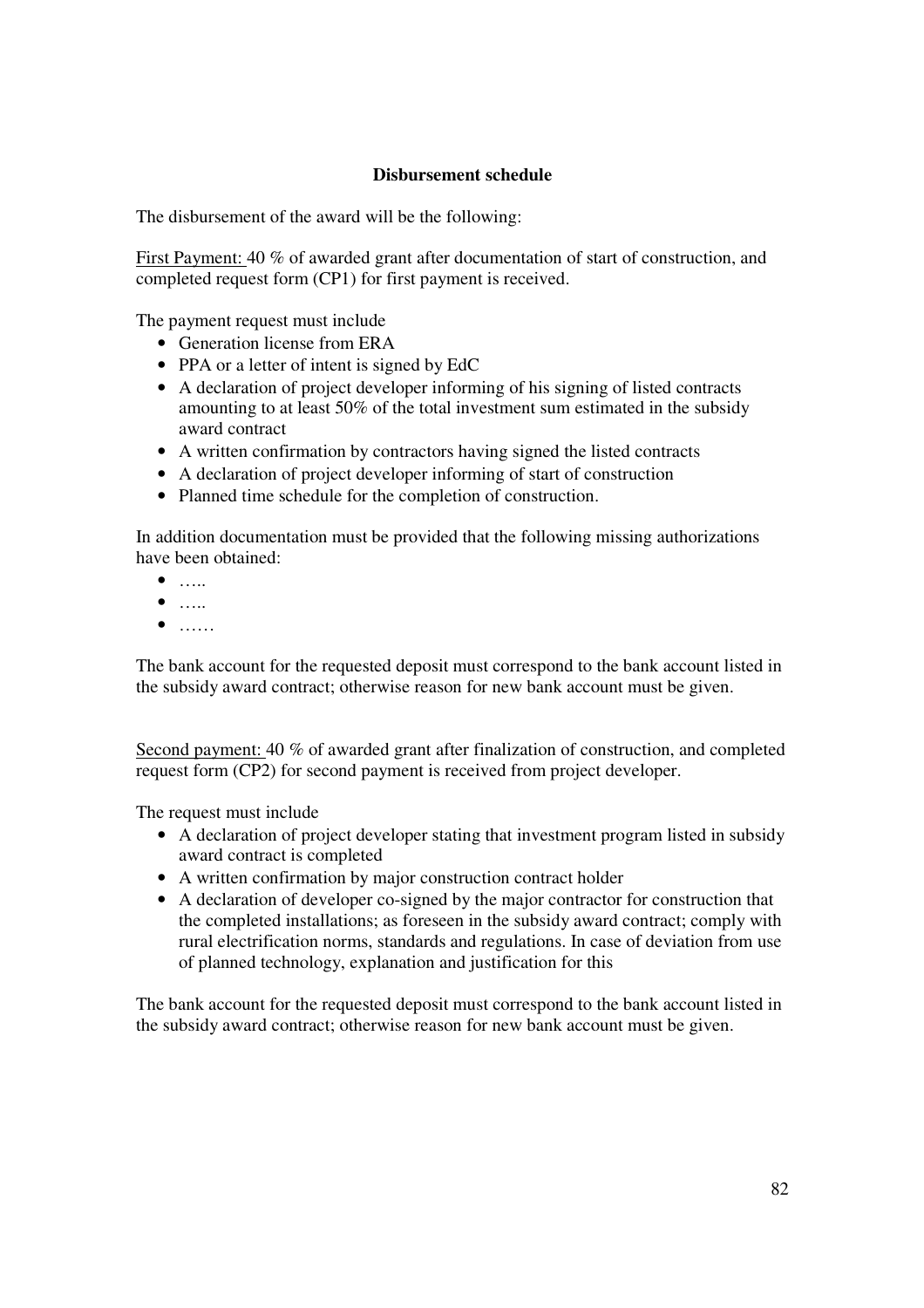**Disbursement schedule**

The disbursement of the award will be the following:

First Payment: 40 % of awarded grant after documentation of start of construction, and completed request form (CP1) for first payment is received.

The payment request must include

- Generation license from ERA
- PPA or a letter of intent is signed by EdC
- A declaration of project developer informing of his signing of listed contracts amounting to at least 50% of the total investment sum estimated in the subsidy award contract
- A written confirmation by contractors having signed the listed contracts
- A declaration of project developer informing of start of construction
- Planned time schedule for the completion of construction.

In addition documentation must be provided that the following missing authorizations have been obtained:

- …..
- …..
- ……

The bank account for the requested deposit must correspond to the bank account listed in the subsidy award contract; otherwise reason for new bank account must be given.

Second payment: 40 % of awarded grant after finalization of construction, and completed request form (CP2) for second payment is received from project developer.

The request must include

- A declaration of project developer stating that investment program listed in subsidy award contract is completed
- A written confirmation by major construction contract holder
- A declaration of developer co-signed by the major contractor for construction that the completed installations; as foreseen in the subsidy award contract; comply with rural electrification norms, standards and regulations. In case of deviation from use of planned technology, explanation and justification for this

The bank account for the requested deposit must correspond to the bank account listed in the subsidy award contract; otherwise reason for new bank account must be given.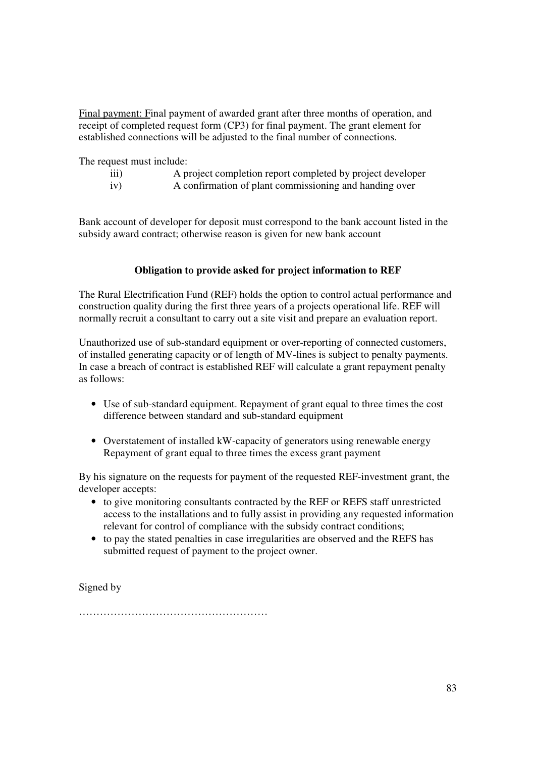<u>Final payment:</u> Final payment of awarded grant after three months of operation, and receipt of completed request form (CP3) for final payment. The grant element for established connections will be adjusted to the final number of connections.

The request must include:

iii) A project completion report completed by project developer

iv) A confirmation of plant commissioning and handing over

Bank account of developer for deposit must correspond to the bank account listed in the subsidy award contract; otherwise reason is given for new bank account

**Obligation to provide asked for project information to REF**

The Rural Electrification Fund (REF) holds the option to control actual performance and construction quality during the first three years of a projects operational life. REF will normally recruit a consultant to carry out a site visit and prepare an evaluation report.

Unauthorized use of sub-standard equipment or over-reporting of connected customers, of installed generating capacity or of length of MV-lines is subject to penalty payments. In case a breach of contract is established REF will calculate a grant repayment penalty as follows:

- Use of sub-standard equipment. Repayment of grant equal to three times the cost difference between standard and sub-standard equipment

- Overstatement of installed kW-capacity of generators using renewable energy Repayment of grant equal to three times the excess grant payment

By his signature on the requests for payment of the requested REF-investment grant, the developer accepts:

- to give monitoring consultants contracted by the REF or REFS staff unrestricted access to the installations and to fully assist in providing any requested information relevant for control of compliance with the subsidy contract conditions;
- to pay the stated penalties in case irregularities are observed and the REFS has submitted request of payment to the project owner.

Signed by

……………………………………………….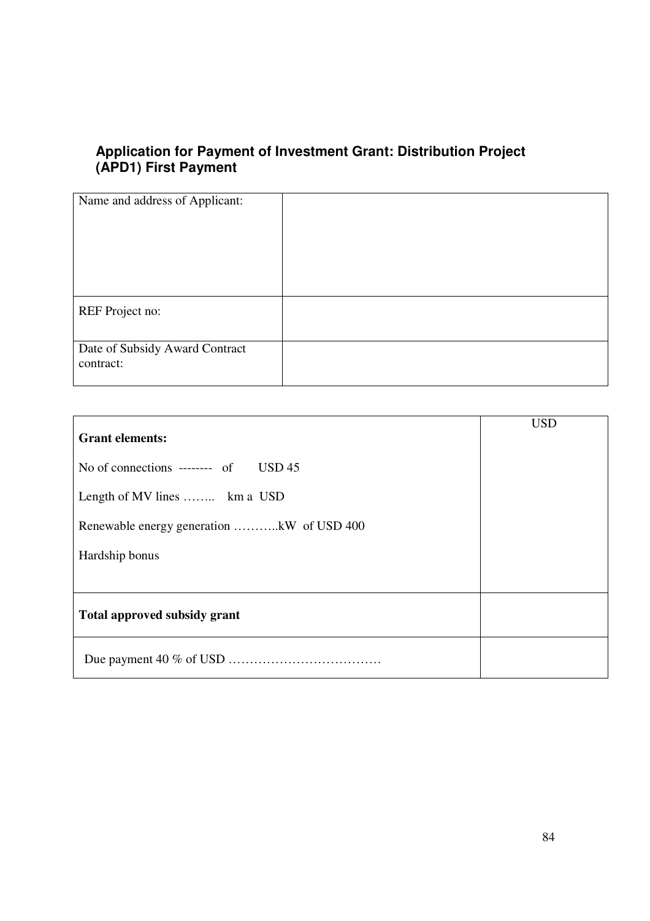## Application for Payment of Investment Grant: Distribution Project (APD1) First Payment

| Name and address of Applicant: | |
|---|---|
| REF Project no: | |
| Date of Subsidy Award Contract contract: | |

| **Grant elements:**<br><br>No of connections -------- of USD 45<br><br>Length of MV lines …….. km a USD<br><br>Renewable energy generation ………..kW of USD 400<br><br>Hardship bonus | USD |
|---|---|
| **Total approved subsidy grant** | |
| Due payment 40 % of USD ……………………………… | |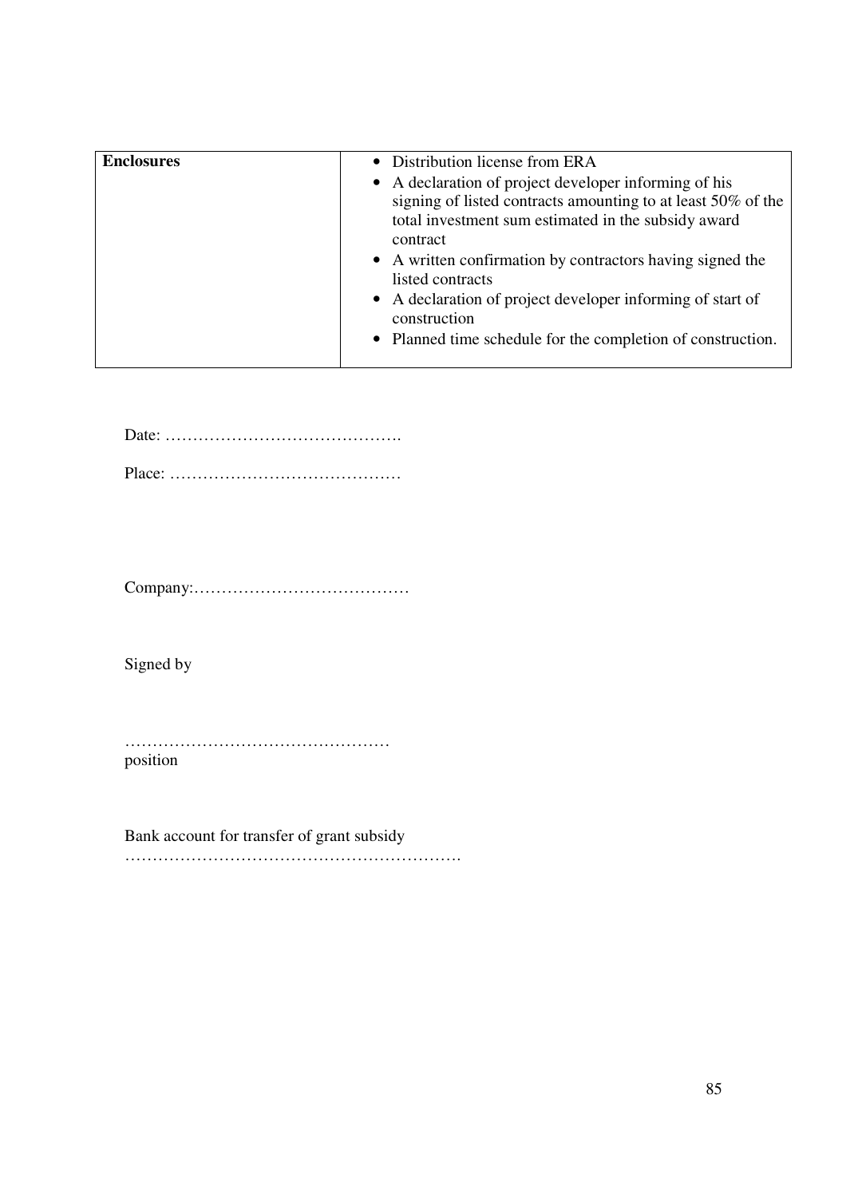| **Enclosures** | • Distribution license from ERA<br>• A declaration of project developer informing of his signing of listed contracts amounting to at least 50% of the total investment sum estimated in the subsidy award contract<br>• A written confirmation by contractors having signed the listed contracts<br>• A declaration of project developer informing of start of construction<br>• Planned time schedule for the completion of construction. |
|---|---|

Date: …………………………………….

Place: ……………………………………

Company:…………………………………

Signed by

…………………………………………
position

Bank account for transfer of grant subsidy
…………………………………………………….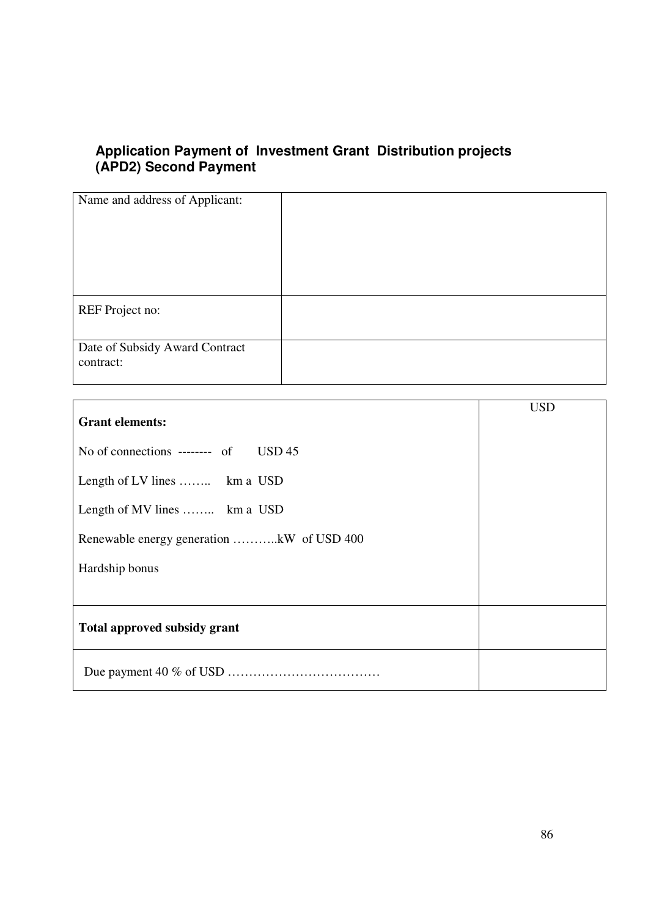### Application Payment of Investment Grant Distribution projects (APD2) Second Payment

| Name and address of Applicant: | |
|---|---|
| REF Project no: | |
| Date of Subsidy Award Contract contract: | |

| **Grant elements:**<br><br>No of connections -------- of USD 45<br><br>Length of LV lines …….. km a USD<br><br>Length of MV lines …….. km a USD<br><br>Renewable energy generation ………..kW of USD 400<br><br>Hardship bonus | USD |
|---|---|
| **Total approved subsidy grant** | |
| Due payment 40 % of USD ……………………………… | |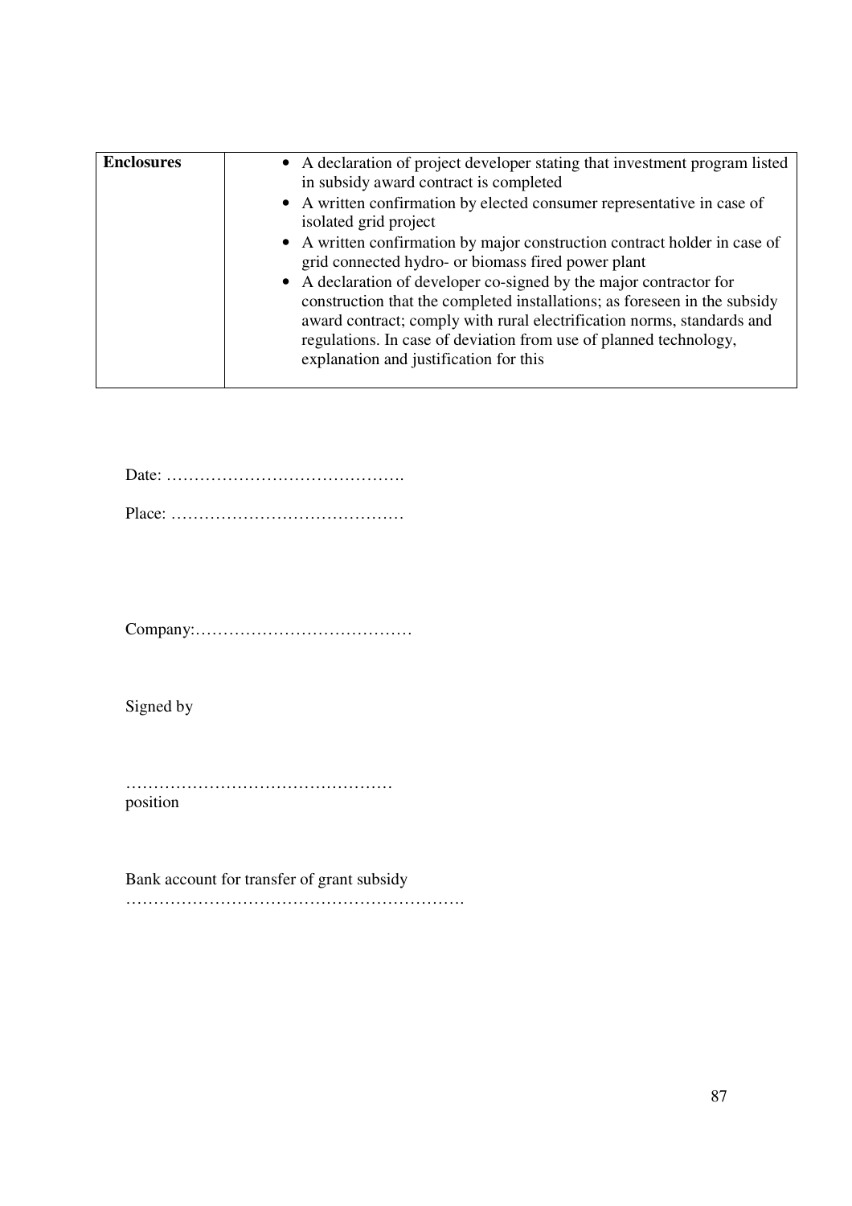| **Enclosures** | • A declaration of project developer stating that investment program listed in subsidy award contract is completed<br>• A written confirmation by elected consumer representative in case of isolated grid project<br>• A written confirmation by major construction contract holder in case of grid connected hydro- or biomass fired power plant<br>• A declaration of developer co-signed by the major contractor for construction that the completed installations; as foreseen in the subsidy award contract; comply with rural electrification norms, standards and regulations. In case of deviation from use of planned technology, explanation and justification for this |
|---|---|

Date: …………………………………….

Place: ……………………………………

Company:…………………………………

Signed by

…………………………………………
position

Bank account for transfer of grant subsidy
…………………………………………………….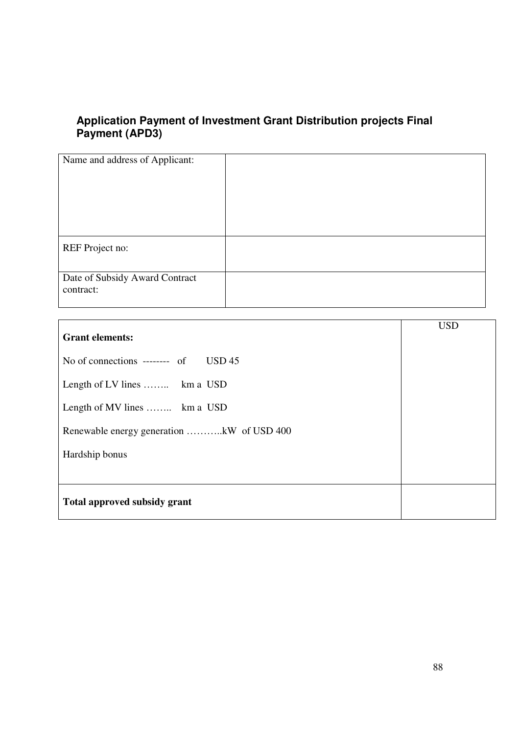### Application Payment of Investment Grant Distribution projects Final Payment (APD3)

| | |
|---|---|
| Name and address of Applicant: | |
| REF Project no: | |
| Date of Subsidy Award Contract contract: | |

| **Grant elements:**<br><br>No of connections -------- of USD 45<br><br>Length of LV lines …….. km a USD<br><br>Length of MV lines …….. km a USD<br><br>Renewable energy generation ………..kW of USD 400<br><br>Hardship bonus | USD |
|---|---|
| **Total approved subsidy grant** | |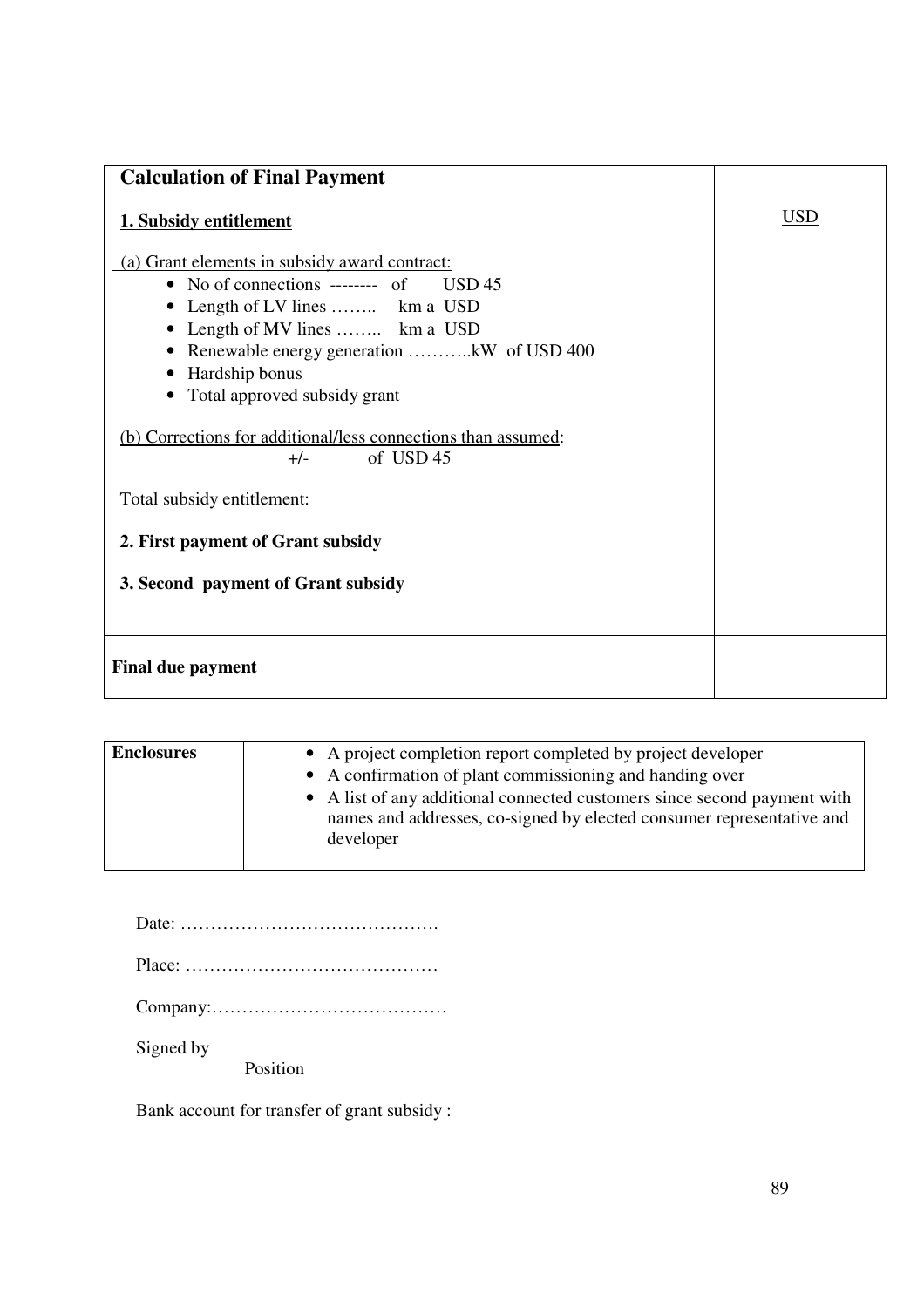| **Calculation of Final Payment**<br><br>**1. Subsidy entitlement**<br><br>(a) Grant elements in subsidy award contract:<br>• No of connections -------- of USD 45<br>• Length of LV lines …….. km a USD<br>• Length of MV lines …….. km a USD<br>• Renewable energy generation ………..kW of USD 400<br>• Hardship bonus<br>• Total approved subsidy grant<br><br>(b) Corrections for additional/less connections than assumed:<br>+/- of USD 45<br><br>Total subsidy entitlement:<br><br>**2. First payment of Grant subsidy**<br><br>**3. Second payment of Grant subsidy** | USD |
|---|---|
| **Final due payment** | |

| **Enclosures** | • A project completion report completed by project developer<br>• A confirmation of plant commissioning and handing over<br>• A list of any additional connected customers since second payment with names and addresses, co-signed by elected consumer representative and developer |
|---|---|

Date: …………………………………….

Place: ……………………………………

Company:…………………………………

Signed by

Position

Bank account for transfer of grant subsidy :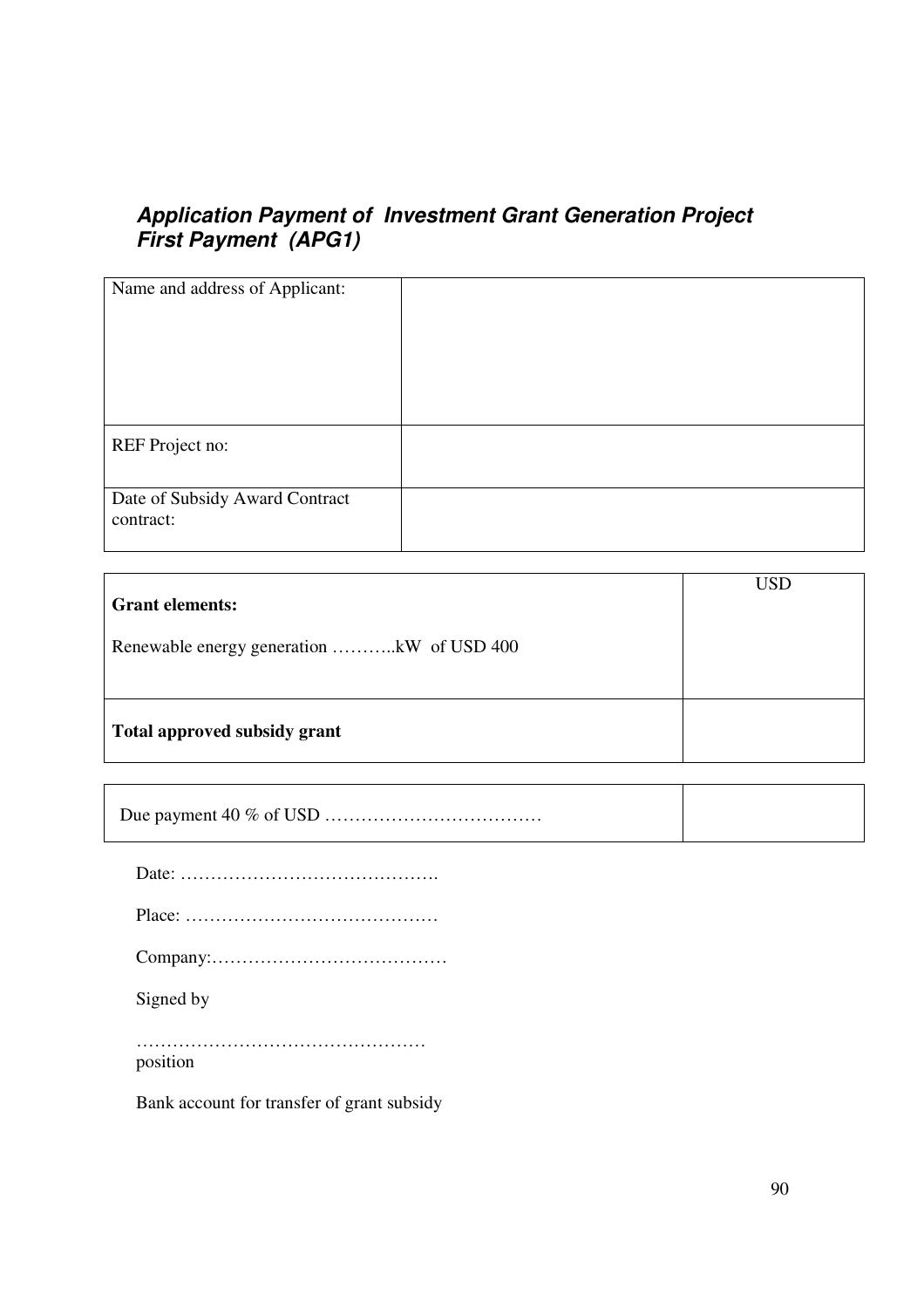### ***Application Payment of Investment Grant Generation Project First Payment (APG1)***

| Name and address of Applicant: | |
|---|---|
| REF Project no: | |
| Date of Subsidy Award Contract contract: | |

| **Grant elements:**<br><br>Renewable energy generation ………..kW of USD 400 | USD |
|---|---|
| **Total approved subsidy grant** | |

| Due payment 40 % of USD ……………………………… | |
|---|---|

Date: …………………………………….

Place: ……………………………………

Company:…………………………………

Signed by

…………………………………………
position

Bank account for transfer of grant subsidy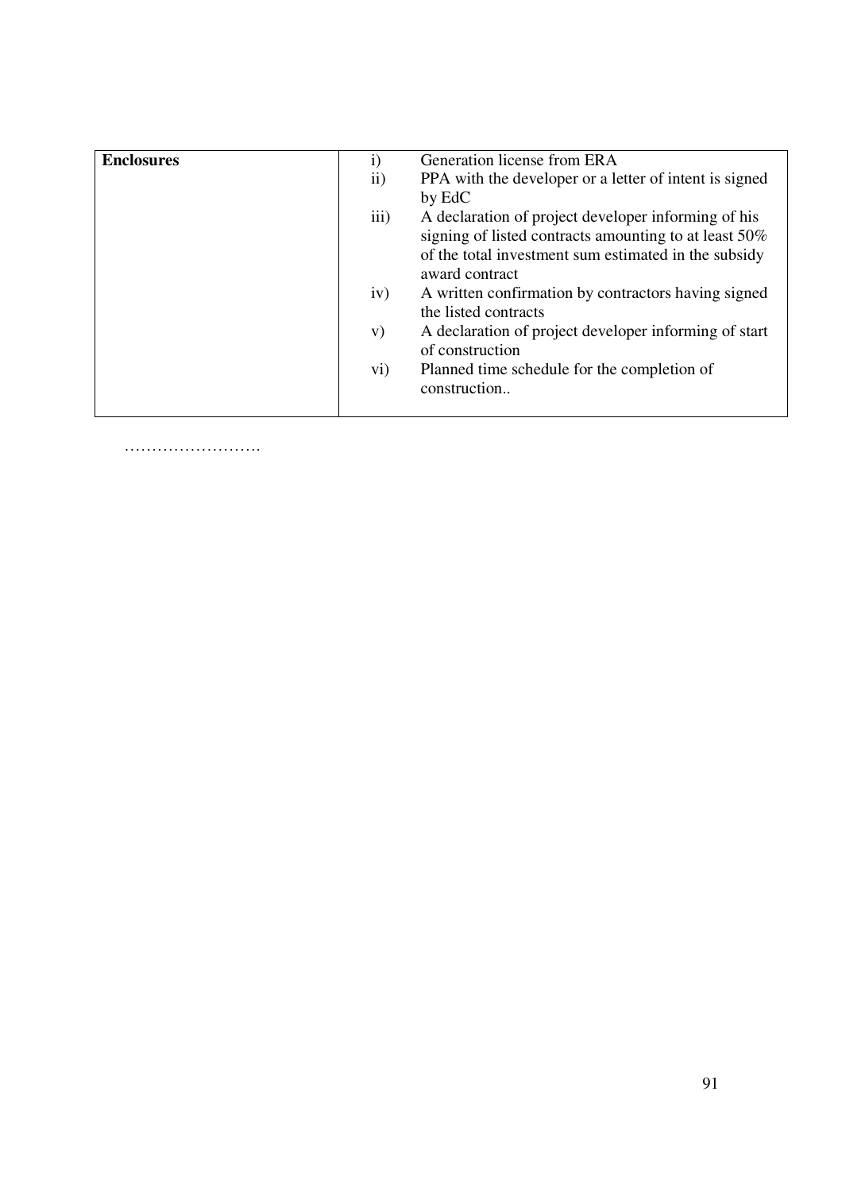| **Enclosures** | i) Generation license from ERA<br>ii) PPA with the developer or a letter of intent is signed by EdC<br>iii) A declaration of project developer informing of his signing of listed contracts amounting to at least 50% of the total investment sum estimated in the subsidy award contract<br>iv) A written confirmation by contractors having signed the listed contracts<br>v) A declaration of project developer informing of start of construction<br>vi) Planned time schedule for the completion of construction.. |
|---|---|

…………………….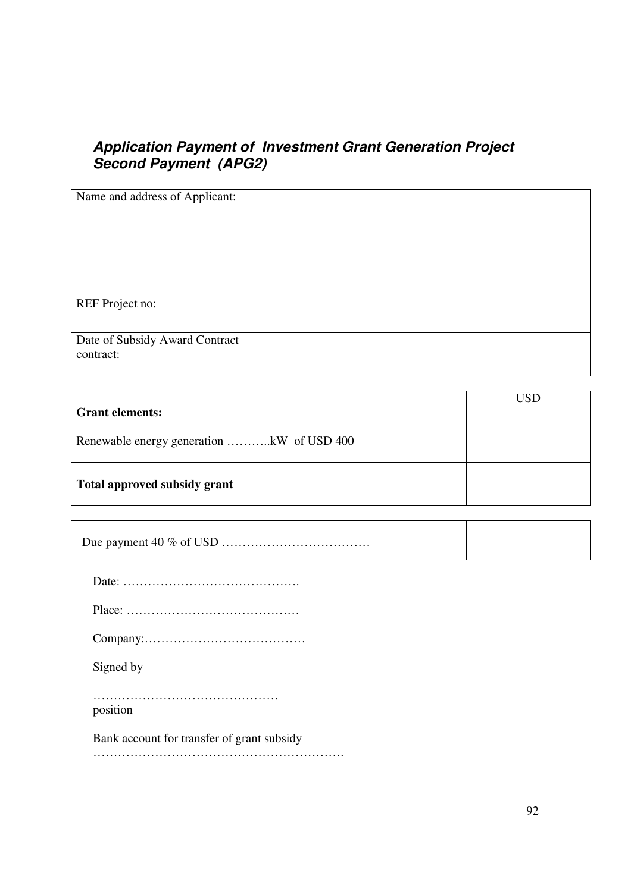### *Application Payment of Investment Grant Generation Project Second Payment (APG2)*

| Name and address of Applicant: | |
|---|---|
| REF Project no: | |
| Date of Subsidy Award Contract contract: | |

| **Grant elements:**<br><br>Renewable energy generation ………..kW of USD 400 | USD |
|---|---|
| **Total approved subsidy grant** | |

| Due payment 40 % of USD ……………………………… | |
|---|---|

Date: …………………………………….

Place: ……………………………………

Company:…………………………………

Signed by

………………………………………
position

Bank account for transfer of grant subsidy
…………………………………………………….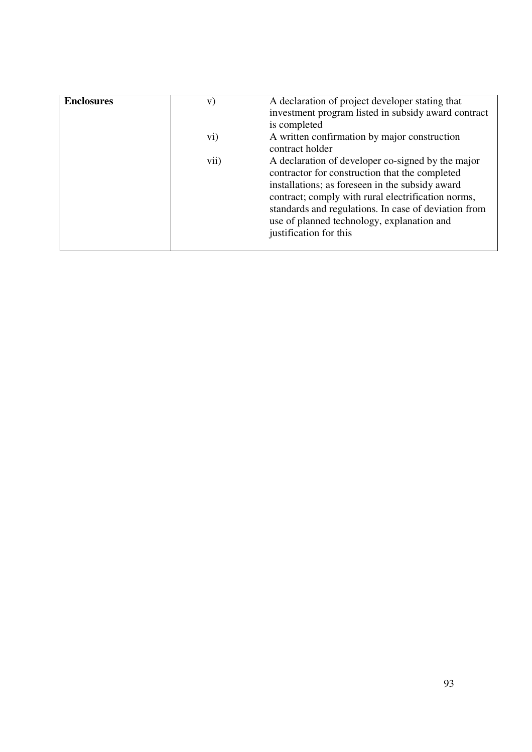| Enclosures | | |
|---|---|---|
| | v) | A declaration of project developer stating that investment program listed in subsidy award contract is completed |
| | vi) | A written confirmation by major construction contract holder |
| | vii) | A declaration of developer co-signed by the major contractor for construction that the completed installations; as foreseen in the subsidy award contract; comply with rural electrification norms, standards and regulations. In case of deviation from use of planned technology, explanation and justification for this |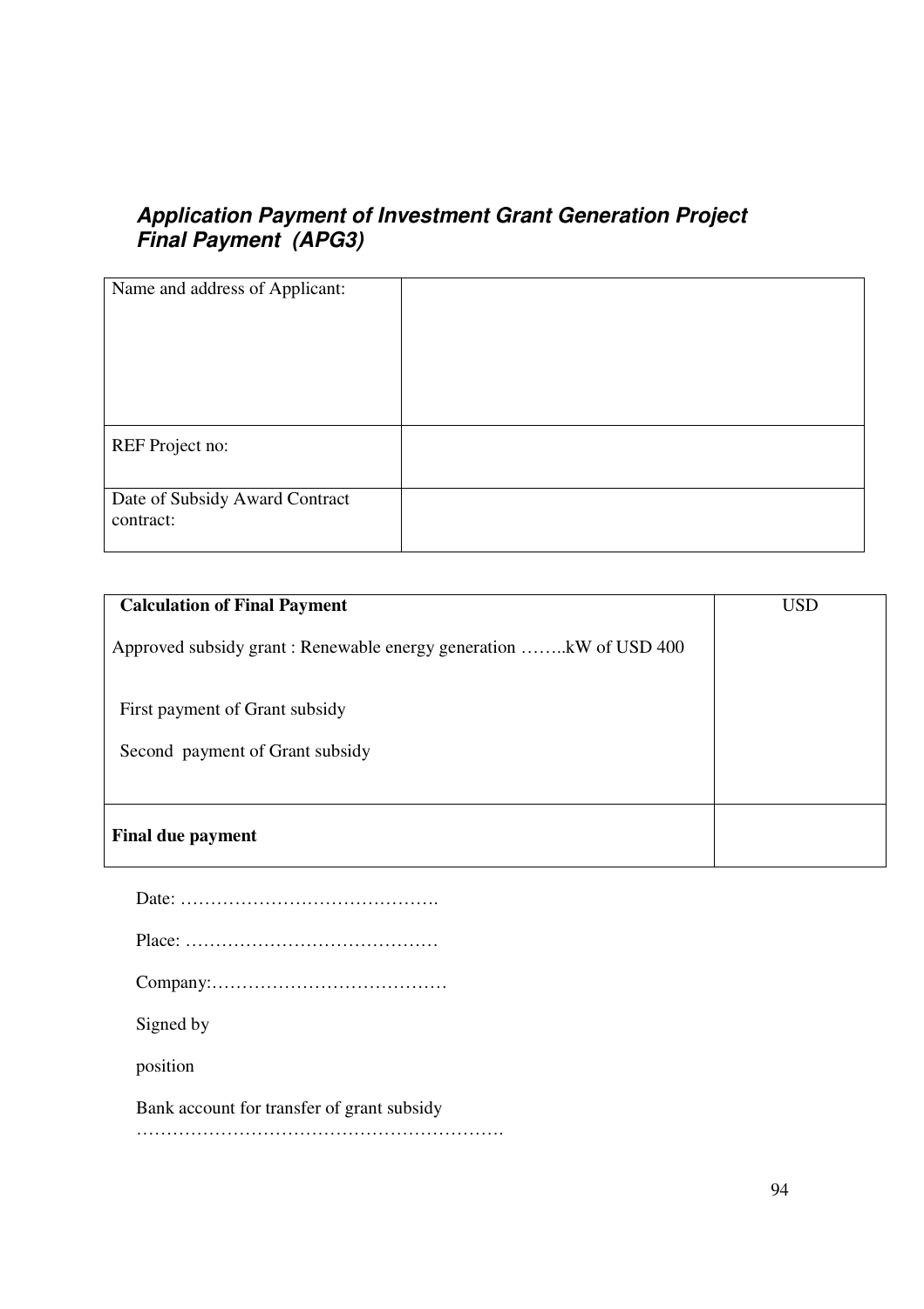***Application Payment of Investment Grant Generation Project Final Payment (APG3)***

| Name and address of Applicant: | |
|---|---|
| REF Project no: | |
| Date of Subsidy Award Contract contract: | |

| **Calculation of Final Payment**<br><br>Approved subsidy grant : Renewable energy generation ……..kW of USD 400<br><br>First payment of Grant subsidy<br><br>Second payment of Grant subsidy | USD |
|---|---|
| **Final due payment** | |

Date: …………………………………….

Place: ……………………………………

Company:…………………………………

Signed by

position

Bank account for transfer of grant subsidy

……………………………………………………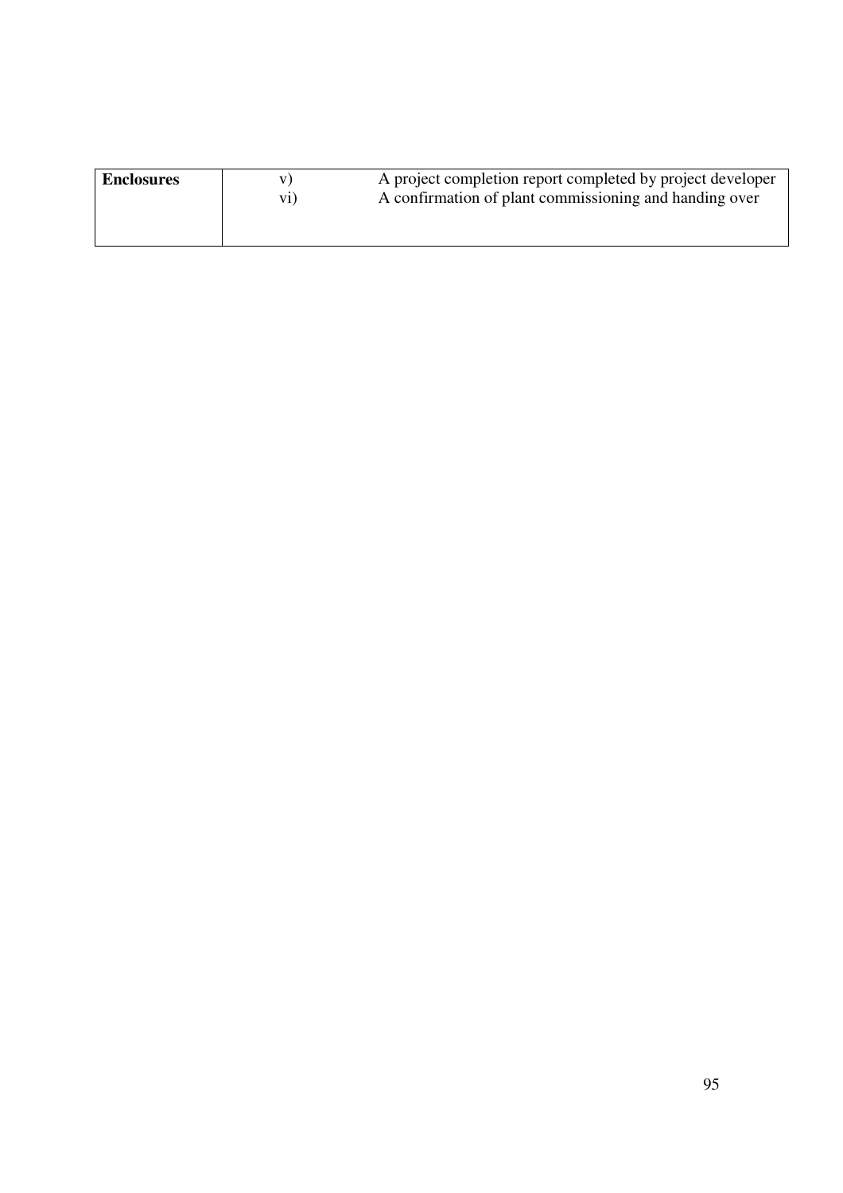| Enclosures | v) | A project completion report completed by project developer |
|---|---|---|
| | vi) | A confirmation of plant commissioning and handing over |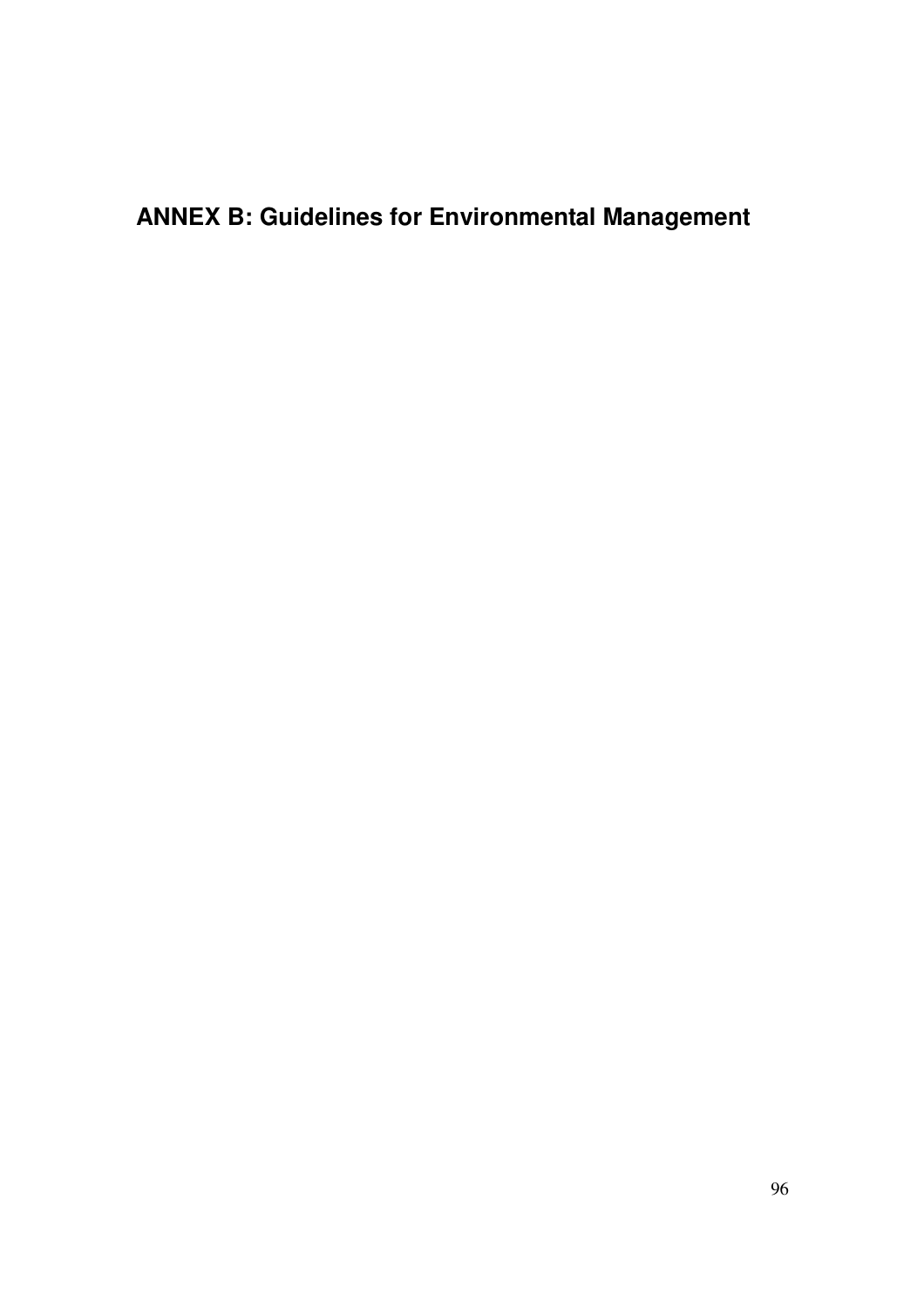# ANNEX B: Guidelines for Environmental Management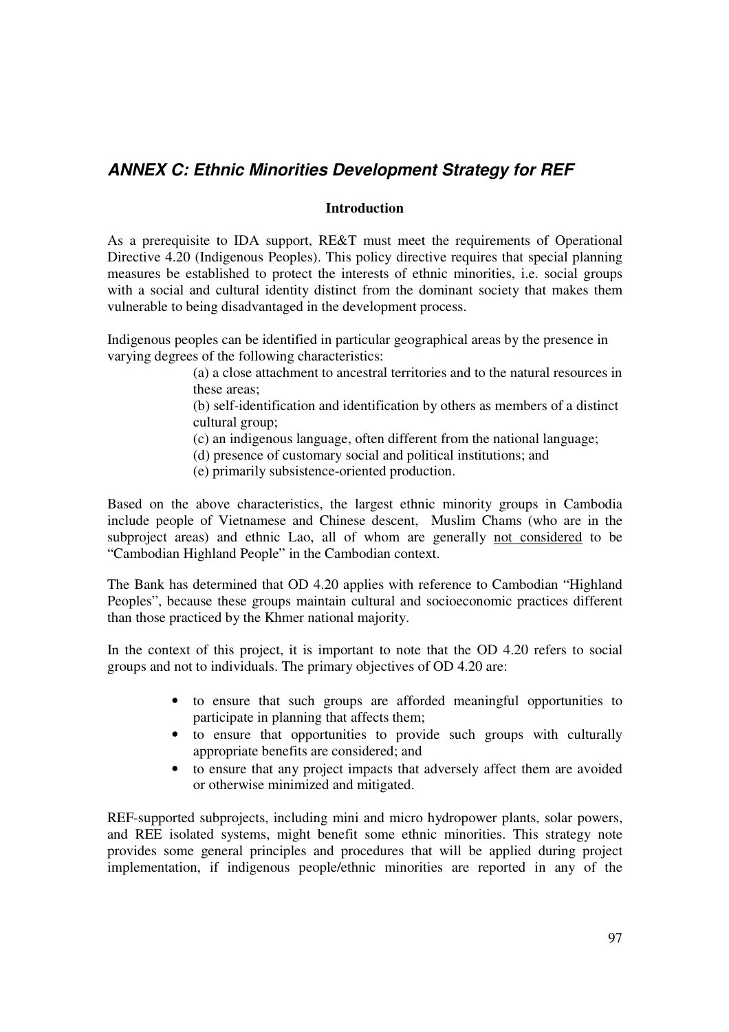## ***ANNEX C: Ethnic Minorities Development Strategy for REF***

**Introduction**

As a prerequisite to IDA support, RE&T must meet the requirements of Operational Directive 4.20 (Indigenous Peoples). This policy directive requires that special planning measures be established to protect the interests of ethnic minorities, i.e. social groups with a social and cultural identity distinct from the dominant society that makes them vulnerable to being disadvantaged in the development process.

Indigenous peoples can be identified in particular geographical areas by the presence in varying degrees of the following characteristics:

(a) a close attachment to ancestral territories and to the natural resources in these areas;
(b) self-identification and identification by others as members of a distinct cultural group;
(c) an indigenous language, often different from the national language;
(d) presence of customary social and political institutions; and
(e) primarily subsistence-oriented production.

Based on the above characteristics, the largest ethnic minority groups in Cambodia include people of Vietnamese and Chinese descent, Muslim Chams (who are in the subproject areas) and ethnic Lao, all of whom are generally <u>not considered</u> to be "Cambodian Highland People" in the Cambodian context.

The Bank has determined that OD 4.20 applies with reference to Cambodian "Highland Peoples", because these groups maintain cultural and socioeconomic practices different than those practiced by the Khmer national majority.

In the context of this project, it is important to note that the OD 4.20 refers to social groups and not to individuals. The primary objectives of OD 4.20 are:

- to ensure that such groups are afforded meaningful opportunities to participate in planning that affects them;
- to ensure that opportunities to provide such groups with culturally appropriate benefits are considered; and
- to ensure that any project impacts that adversely affect them are avoided or otherwise minimized and mitigated.

REF-supported subprojects, including mini and micro hydropower plants, solar powers, and REE isolated systems, might benefit some ethnic minorities. This strategy note provides some general principles and procedures that will be applied during project implementation, if indigenous people/ethnic minorities are reported in any of the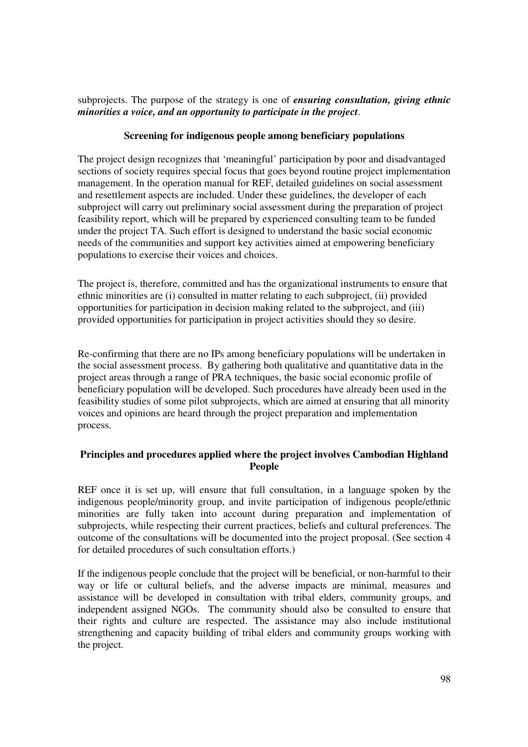subprojects. The purpose of the strategy is one of ***ensuring consultation, giving ethnic minorities a voice, and an opportunity to participate in the project***.

**Screening for indigenous people among beneficiary populations**

The project design recognizes that 'meaningful' participation by poor and disadvantaged sections of society requires special focus that goes beyond routine project implementation management. In the operation manual for REF, detailed guidelines on social assessment and resettlement aspects are included. Under these guidelines, the developer of each subproject will carry out preliminary social assessment during the preparation of project feasibility report, which will be prepared by experienced consulting team to be funded under the project TA. Such effort is designed to understand the basic social economic needs of the communities and support key activities aimed at empowering beneficiary populations to exercise their voices and choices.

The project is, therefore, committed and has the organizational instruments to ensure that ethnic minorities are (i) consulted in matter relating to each subproject, (ii) provided opportunities for participation in decision making related to the subproject, and (iii) provided opportunities for participation in project activities should they so desire.

Re-confirming that there are no IPs among beneficiary populations will be undertaken in the social assessment process. By gathering both qualitative and quantitative data in the project areas through a range of PRA techniques, the basic social economic profile of beneficiary population will be developed. Such procedures have already been used in the feasibility studies of some pilot subprojects, which are aimed at ensuring that all minority voices and opinions are heard through the project preparation and implementation process.

**Principles and procedures applied where the project involves Cambodian Highland People**

REF once it is set up, will ensure that full consultation, in a language spoken by the indigenous people/minority group, and invite participation of indigenous people/ethnic minorities are fully taken into account during preparation and implementation of subprojects, while respecting their current practices, beliefs and cultural preferences. The outcome of the consultations will be documented into the project proposal. (See section 4 for detailed procedures of such consultation efforts.)

If the indigenous people conclude that the project will be beneficial, or non-harmful to their way or life or cultural beliefs, and the adverse impacts are minimal, measures and assistance will be developed in consultation with tribal elders, community groups, and independent assigned NGOs. The community should also be consulted to ensure that their rights and culture are respected. The assistance may also include institutional strengthening and capacity building of tribal elders and community groups working with the project.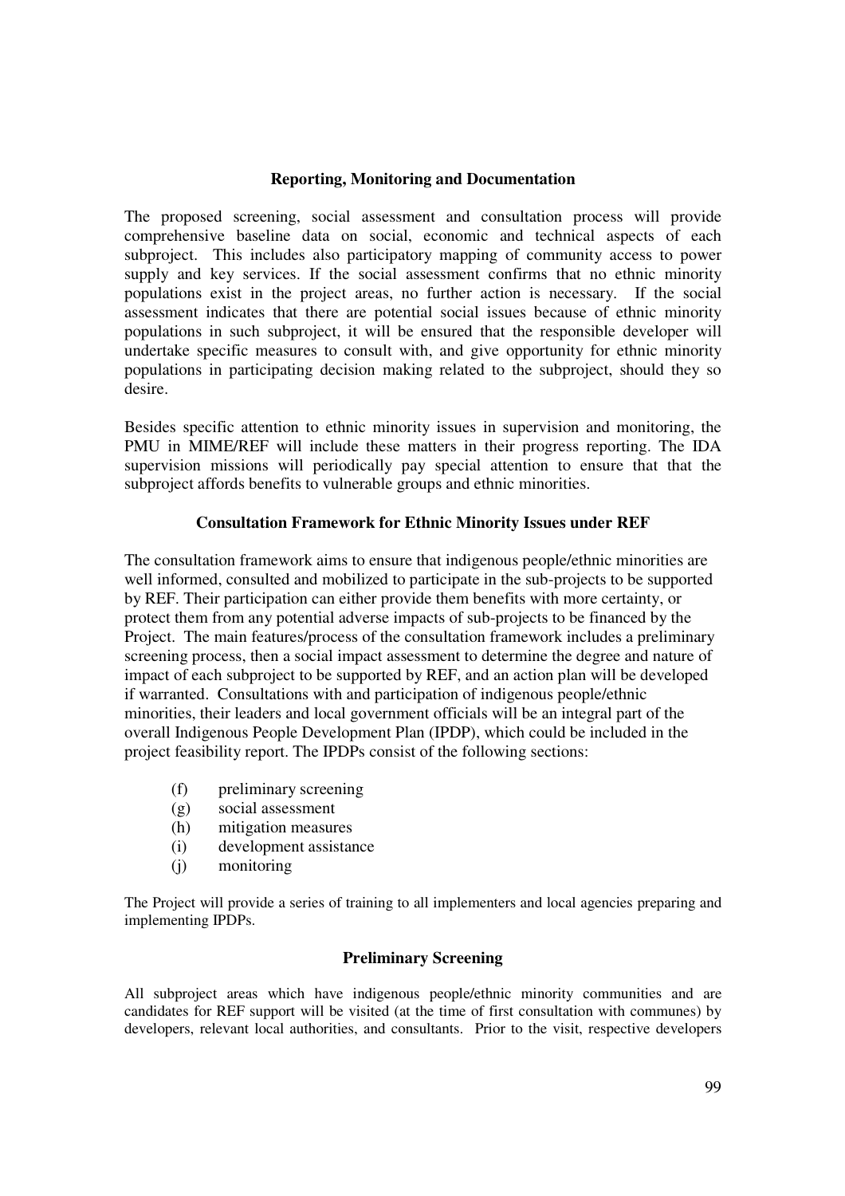### Reporting, Monitoring and Documentation

The proposed screening, social assessment and consultation process will provide comprehensive baseline data on social, economic and technical aspects of each subproject. This includes also participatory mapping of community access to power supply and key services. If the social assessment confirms that no ethnic minority populations exist in the project areas, no further action is necessary. If the social assessment indicates that there are potential social issues because of ethnic minority populations in such subproject, it will be ensured that the responsible developer will undertake specific measures to consult with, and give opportunity for ethnic minority populations in participating decision making related to the subproject, should they so desire.

Besides specific attention to ethnic minority issues in supervision and monitoring, the PMU in MIME/REF will include these matters in their progress reporting. The IDA supervision missions will periodically pay special attention to ensure that that the subproject affords benefits to vulnerable groups and ethnic minorities.

### Consultation Framework for Ethnic Minority Issues under REF

The consultation framework aims to ensure that indigenous people/ethnic minorities are well informed, consulted and mobilized to participate in the sub-projects to be supported by REF. Their participation can either provide them benefits with more certainty, or protect them from any potential adverse impacts of sub-projects to be financed by the Project. The main features/process of the consultation framework includes a preliminary screening process, then a social impact assessment to determine the degree and nature of impact of each subproject to be supported by REF, and an action plan will be developed if warranted. Consultations with and participation of indigenous people/ethnic minorities, their leaders and local government officials will be an integral part of the overall Indigenous People Development Plan (IPDP), which could be included in the project feasibility report. The IPDPs consist of the following sections:

- (f) preliminary screening
- (g) social assessment
- (h) mitigation measures
- (i) development assistance
- (j) monitoring

The Project will provide a series of training to all implementers and local agencies preparing and implementing IPDPs.

### Preliminary Screening

All subproject areas which have indigenous people/ethnic minority communities and are candidates for REF support will be visited (at the time of first consultation with communes) by developers, relevant local authorities, and consultants. Prior to the visit, respective developers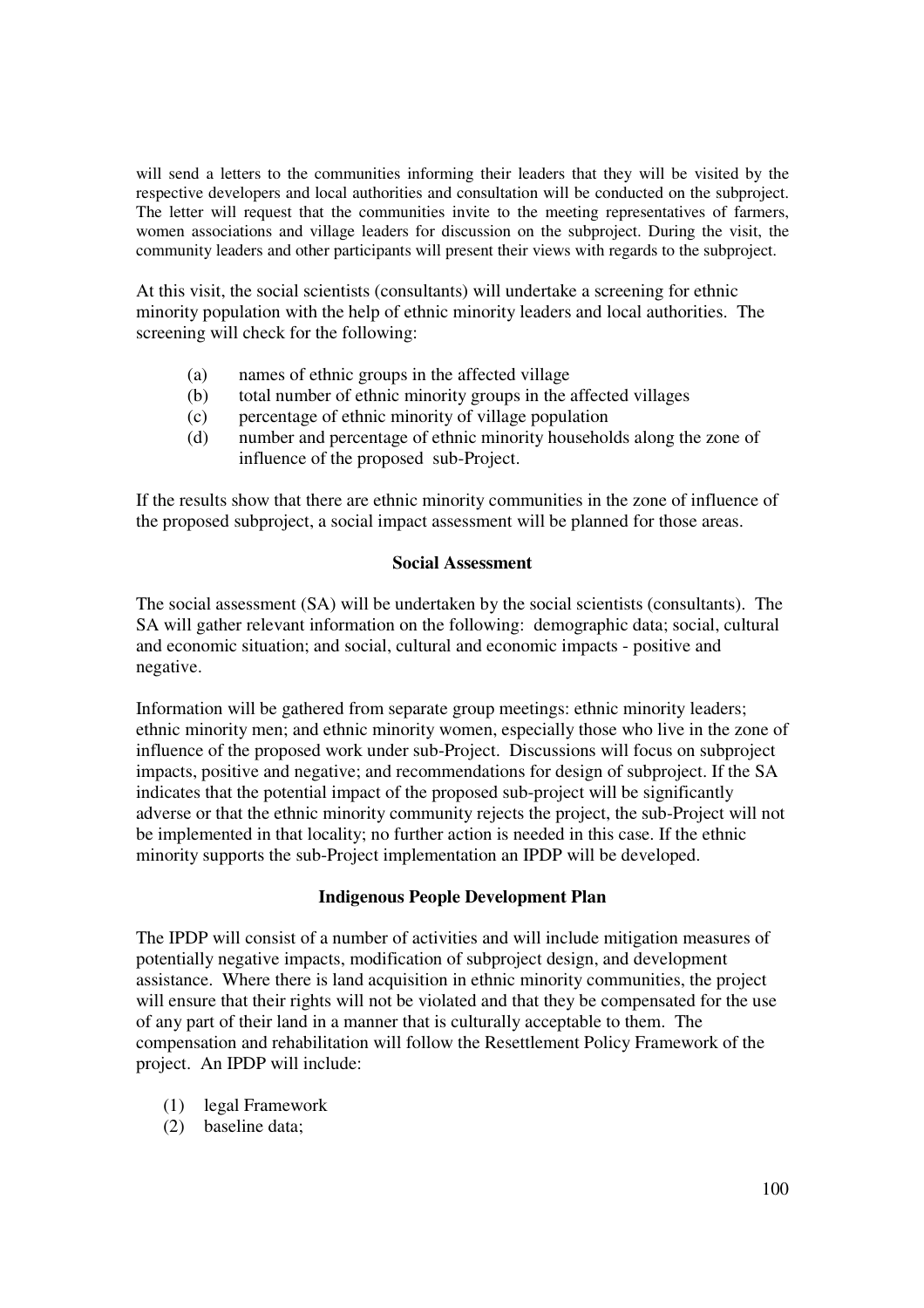will send a letters to the communities informing their leaders that they will be visited by the respective developers and local authorities and consultation will be conducted on the subproject. The letter will request that the communities invite to the meeting representatives of farmers, women associations and village leaders for discussion on the subproject. During the visit, the community leaders and other participants will present their views with regards to the subproject.

At this visit, the social scientists (consultants) will undertake a screening for ethnic minority population with the help of ethnic minority leaders and local authorities. The screening will check for the following:

(a) names of ethnic groups in the affected village
(b) total number of ethnic minority groups in the affected villages
(c) percentage of ethnic minority of village population
(d) number and percentage of ethnic minority households along the zone of influence of the proposed sub-Project.

If the results show that there are ethnic minority communities in the zone of influence of the proposed subproject, a social impact assessment will be planned for those areas.

**Social Assessment**

The social assessment (SA) will be undertaken by the social scientists (consultants). The SA will gather relevant information on the following: demographic data; social, cultural and economic situation; and social, cultural and economic impacts - positive and negative.

Information will be gathered from separate group meetings: ethnic minority leaders; ethnic minority men; and ethnic minority women, especially those who live in the zone of influence of the proposed work under sub-Project. Discussions will focus on subproject impacts, positive and negative; and recommendations for design of subproject. If the SA indicates that the potential impact of the proposed sub-project will be significantly adverse or that the ethnic minority community rejects the project, the sub-Project will not be implemented in that locality; no further action is needed in this case. If the ethnic minority supports the sub-Project implementation an IPDP will be developed.

**Indigenous People Development Plan**

The IPDP will consist of a number of activities and will include mitigation measures of potentially negative impacts, modification of subproject design, and development assistance. Where there is land acquisition in ethnic minority communities, the project will ensure that their rights will not be violated and that they be compensated for the use of any part of their land in a manner that is culturally acceptable to them. The compensation and rehabilitation will follow the Resettlement Policy Framework of the project. An IPDP will include:

(1) legal Framework
(2) baseline data;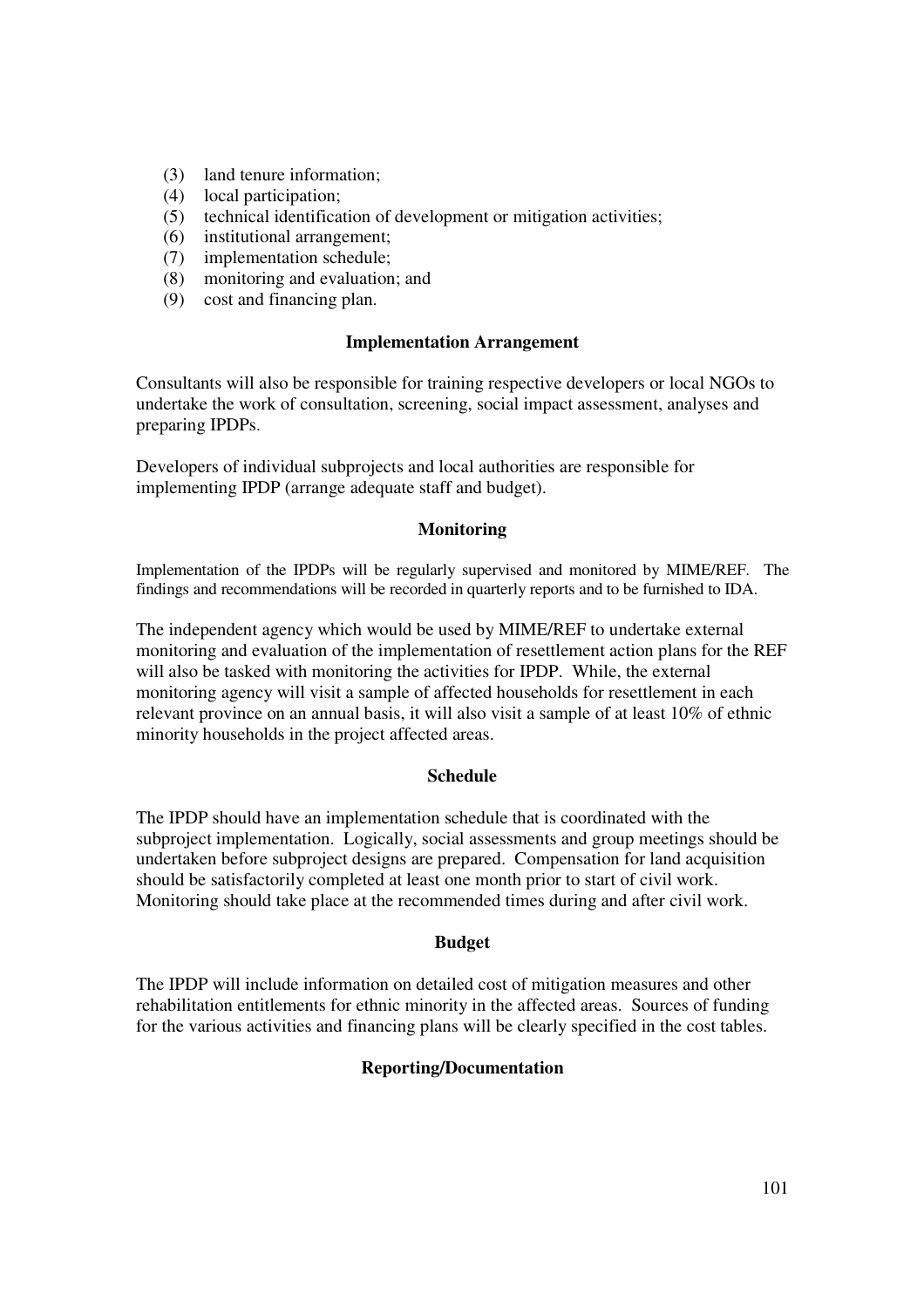(3) land tenure information;
(4) local participation;
(5) technical identification of development or mitigation activities;
(6) institutional arrangement;
(7) implementation schedule;
(8) monitoring and evaluation; and
(9) cost and financing plan.

**Implementation Arrangement**

Consultants will also be responsible for training respective developers or local NGOs to undertake the work of consultation, screening, social impact assessment, analyses and preparing IPDPs.

Developers of individual subprojects and local authorities are responsible for implementing IPDP (arrange adequate staff and budget).

**Monitoring**

Implementation of the IPDPs will be regularly supervised and monitored by MIME/REF. The findings and recommendations will be recorded in quarterly reports and to be furnished to IDA.

The independent agency which would be used by MIME/REF to undertake external monitoring and evaluation of the implementation of resettlement action plans for the REF will also be tasked with monitoring the activities for IPDP. While, the external monitoring agency will visit a sample of affected households for resettlement in each relevant province on an annual basis, it will also visit a sample of at least 10% of ethnic minority households in the project affected areas.

**Schedule**

The IPDP should have an implementation schedule that is coordinated with the subproject implementation. Logically, social assessments and group meetings should be undertaken before subproject designs are prepared. Compensation for land acquisition should be satisfactorily completed at least one month prior to start of civil work. Monitoring should take place at the recommended times during and after civil work.

**Budget**

The IPDP will include information on detailed cost of mitigation measures and other rehabilitation entitlements for ethnic minority in the affected areas. Sources of funding for the various activities and financing plans will be clearly specified in the cost tables.

**Reporting/Documentation**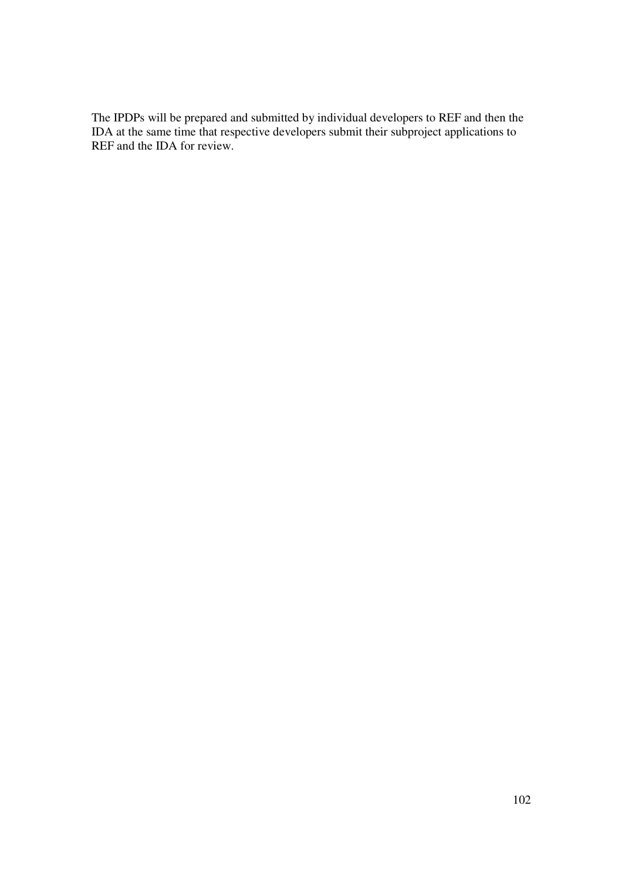The IPDPs will be prepared and submitted by individual developers to REF and then the IDA at the same time that respective developers submit their subproject applications to REF and the IDA for review.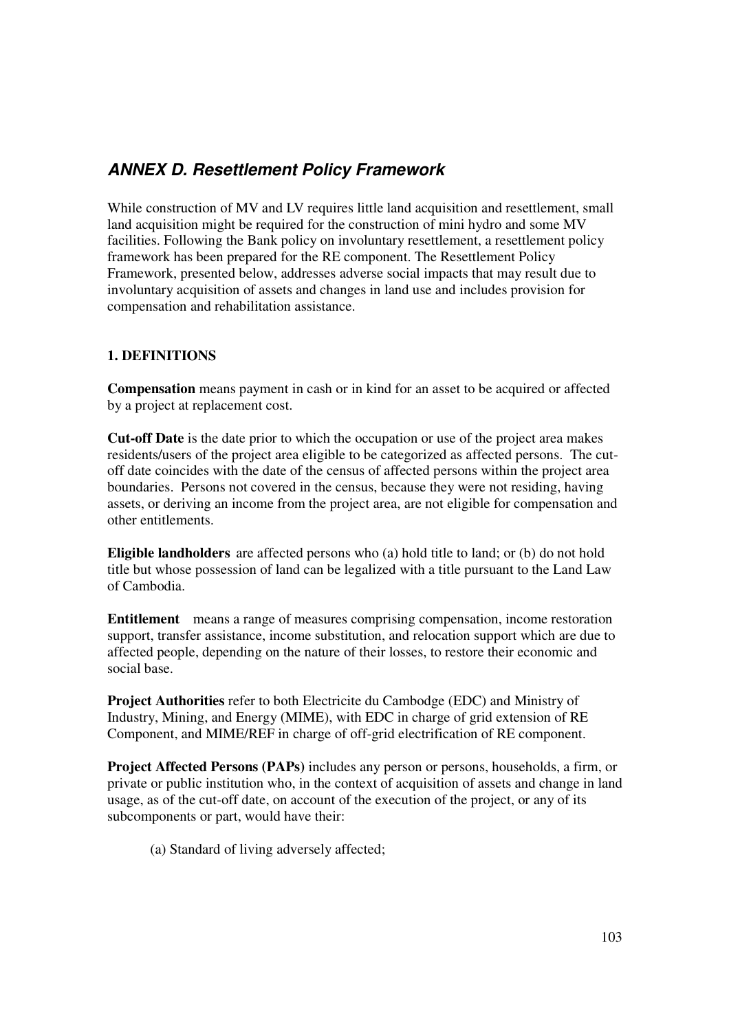## ***ANNEX D. Resettlement Policy Framework***

While construction of MV and LV requires little land acquisition and resettlement, small land acquisition might be required for the construction of mini hydro and some MV facilities. Following the Bank policy on involuntary resettlement, a resettlement policy framework has been prepared for the RE component. The Resettlement Policy Framework, presented below, addresses adverse social impacts that may result due to involuntary acquisition of assets and changes in land use and includes provision for compensation and rehabilitation assistance.

### 1. DEFINITIONS

**Compensation** means payment in cash or in kind for an asset to be acquired or affected by a project at replacement cost.

**Cut-off Date** is the date prior to which the occupation or use of the project area makes residents/users of the project area eligible to be categorized as affected persons. The cut-off date coincides with the date of the census of affected persons within the project area boundaries. Persons not covered in the census, because they were not residing, having assets, or deriving an income from the project area, are not eligible for compensation and other entitlements.

**Eligible landholders** are affected persons who (a) hold title to land; or (b) do not hold title but whose possession of land can be legalized with a title pursuant to the Land Law of Cambodia.

**Entitlement** means a range of measures comprising compensation, income restoration support, transfer assistance, income substitution, and relocation support which are due to affected people, depending on the nature of their losses, to restore their economic and social base.

**Project Authorities** refer to both Electricite du Cambodge (EDC) and Ministry of Industry, Mining, and Energy (MIME), with EDC in charge of grid extension of RE Component, and MIME/REF in charge of off-grid electrification of RE component.

**Project Affected Persons (PAPs)** includes any person or persons, households, a firm, or private or public institution who, in the context of acquisition of assets and change in land usage, as of the cut-off date, on account of the execution of the project, or any of its subcomponents or part, would have their:

(a) Standard of living adversely affected;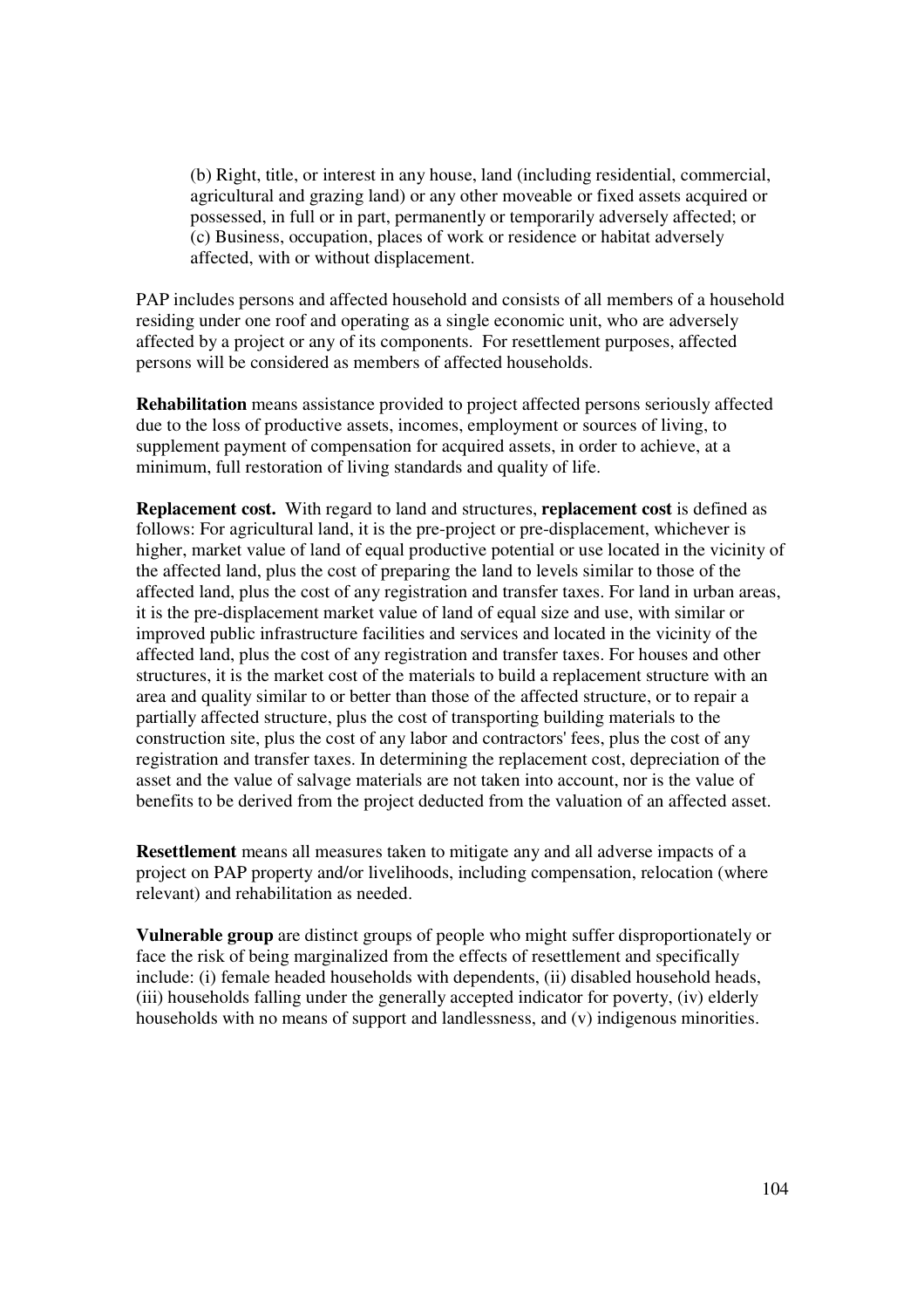(b) Right, title, or interest in any house, land (including residential, commercial, agricultural and grazing land) or any other moveable or fixed assets acquired or possessed, in full or in part, permanently or temporarily adversely affected; or
(c) Business, occupation, places of work or residence or habitat adversely affected, with or without displacement.

PAP includes persons and affected household and consists of all members of a household residing under one roof and operating as a single economic unit, who are adversely affected by a project or any of its components. For resettlement purposes, affected persons will be considered as members of affected households.

**Rehabilitation** means assistance provided to project affected persons seriously affected due to the loss of productive assets, incomes, employment or sources of living, to supplement payment of compensation for acquired assets, in order to achieve, at a minimum, full restoration of living standards and quality of life.

**Replacement cost.** With regard to land and structures, **replacement cost** is defined as follows: For agricultural land, it is the pre-project or pre-displacement, whichever is higher, market value of land of equal productive potential or use located in the vicinity of the affected land, plus the cost of preparing the land to levels similar to those of the affected land, plus the cost of any registration and transfer taxes. For land in urban areas, it is the pre-displacement market value of land of equal size and use, with similar or improved public infrastructure facilities and services and located in the vicinity of the affected land, plus the cost of any registration and transfer taxes. For houses and other structures, it is the market cost of the materials to build a replacement structure with an area and quality similar to or better than those of the affected structure, or to repair a partially affected structure, plus the cost of transporting building materials to the construction site, plus the cost of any labor and contractors' fees, plus the cost of any registration and transfer taxes. In determining the replacement cost, depreciation of the asset and the value of salvage materials are not taken into account, nor is the value of benefits to be derived from the project deducted from the valuation of an affected asset.

**Resettlement** means all measures taken to mitigate any and all adverse impacts of a project on PAP property and/or livelihoods, including compensation, relocation (where relevant) and rehabilitation as needed.

**Vulnerable group** are distinct groups of people who might suffer disproportionately or face the risk of being marginalized from the effects of resettlement and specifically include: (i) female headed households with dependents, (ii) disabled household heads, (iii) households falling under the generally accepted indicator for poverty, (iv) elderly households with no means of support and landlessness, and (v) indigenous minorities.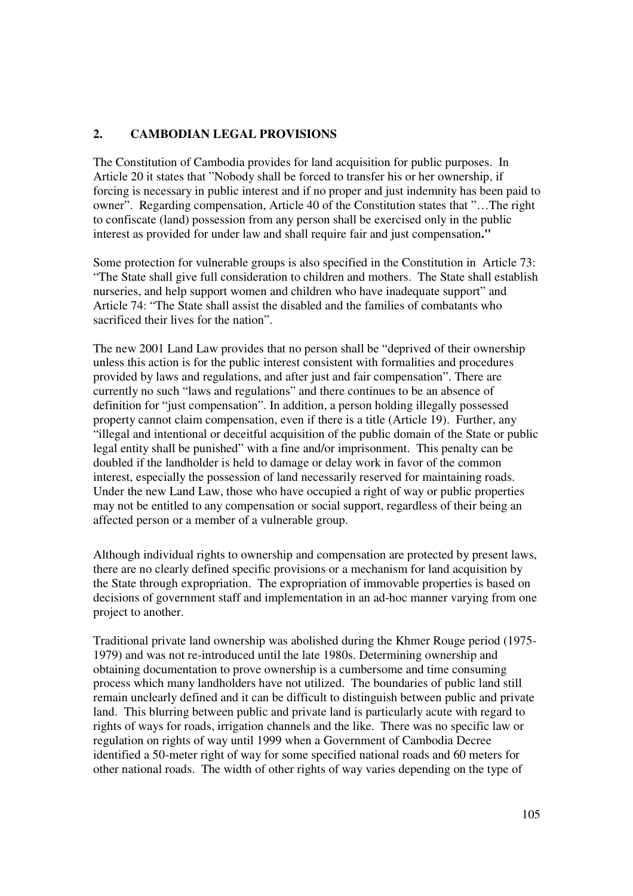## 2. CAMBODIAN LEGAL PROVISIONS

The Constitution of Cambodia provides for land acquisition for public purposes. In Article 20 it states that "Nobody shall be forced to transfer his or her ownership, if forcing is necessary in public interest and if no proper and just indemnity has been paid to owner". Regarding compensation, Article 40 of the Constitution states that "…The right to confiscate (land) possession from any person shall be exercised only in the public interest as provided for under law and shall require fair and just compensation**."**

Some protection for vulnerable groups is also specified in the Constitution in Article 73: "The State shall give full consideration to children and mothers. The State shall establish nurseries, and help support women and children who have inadequate support" and Article 74: "The State shall assist the disabled and the families of combatants who sacrificed their lives for the nation".

The new 2001 Land Law provides that no person shall be "deprived of their ownership unless this action is for the public interest consistent with formalities and procedures provided by laws and regulations, and after just and fair compensation". There are currently no such "laws and regulations" and there continues to be an absence of definition for "just compensation". In addition, a person holding illegally possessed property cannot claim compensation, even if there is a title (Article 19). Further, any "illegal and intentional or deceitful acquisition of the public domain of the State or public legal entity shall be punished" with a fine and/or imprisonment. This penalty can be doubled if the landholder is held to damage or delay work in favor of the common interest, especially the possession of land necessarily reserved for maintaining roads. Under the new Land Law, those who have occupied a right of way or public properties may not be entitled to any compensation or social support, regardless of their being an affected person or a member of a vulnerable group.

Although individual rights to ownership and compensation are protected by present laws, there are no clearly defined specific provisions or a mechanism for land acquisition by the State through expropriation. The expropriation of immovable properties is based on decisions of government staff and implementation in an ad-hoc manner varying from one project to another.

Traditional private land ownership was abolished during the Khmer Rouge period (1975-1979) and was not re-introduced until the late 1980s. Determining ownership and obtaining documentation to prove ownership is a cumbersome and time consuming process which many landholders have not utilized. The boundaries of public land still remain unclearly defined and it can be difficult to distinguish between public and private land. This blurring between public and private land is particularly acute with regard to rights of ways for roads, irrigation channels and the like. There was no specific law or regulation on rights of way until 1999 when a Government of Cambodia Decree identified a 50-meter right of way for some specified national roads and 60 meters for other national roads. The width of other rights of way varies depending on the type of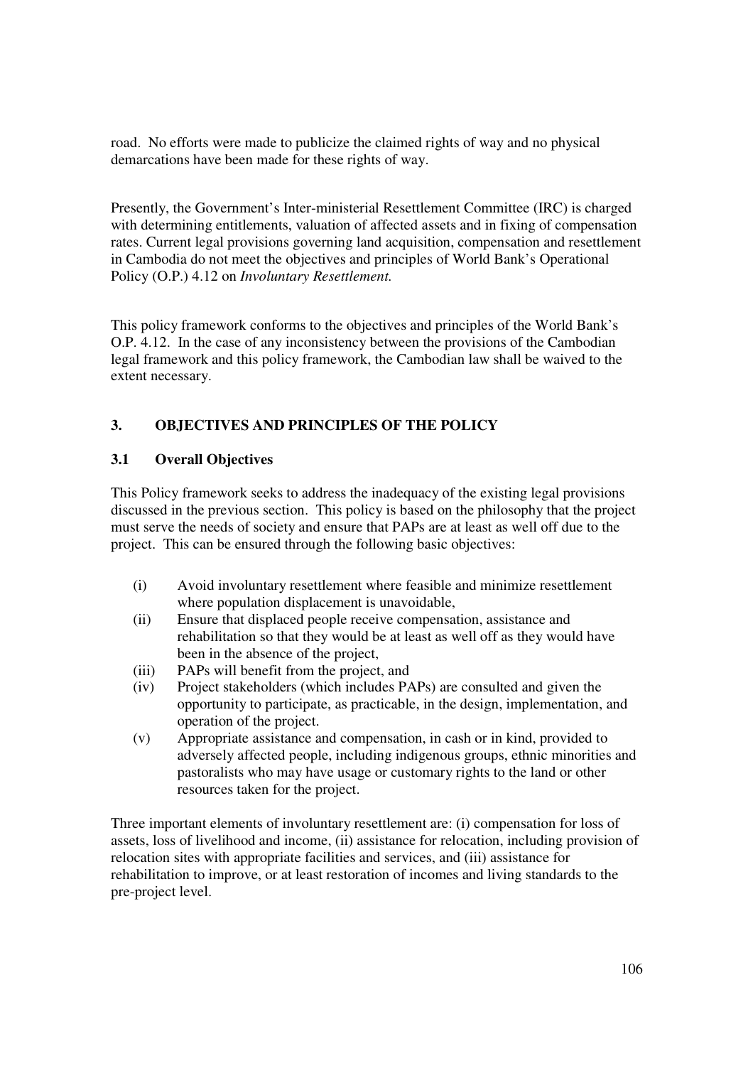road. No efforts were made to publicize the claimed rights of way and no physical demarcations have been made for these rights of way.

Presently, the Government's Inter-ministerial Resettlement Committee (IRC) is charged with determining entitlements, valuation of affected assets and in fixing of compensation rates. Current legal provisions governing land acquisition, compensation and resettlement in Cambodia do not meet the objectives and principles of World Bank's Operational Policy (O.P.) 4.12 on *Involuntary Resettlement.*

This policy framework conforms to the objectives and principles of the World Bank's O.P. 4.12. In the case of any inconsistency between the provisions of the Cambodian legal framework and this policy framework, the Cambodian law shall be waived to the extent necessary.

## 3. OBJECTIVES AND PRINCIPLES OF THE POLICY

### 3.1 Overall Objectives

This Policy framework seeks to address the inadequacy of the existing legal provisions discussed in the previous section. This policy is based on the philosophy that the project must serve the needs of society and ensure that PAPs are at least as well off due to the project. This can be ensured through the following basic objectives:

(i) Avoid involuntary resettlement where feasible and minimize resettlement where population displacement is unavoidable,
(ii) Ensure that displaced people receive compensation, assistance and rehabilitation so that they would be at least as well off as they would have been in the absence of the project,
(iii) PAPs will benefit from the project, and
(iv) Project stakeholders (which includes PAPs) are consulted and given the opportunity to participate, as practicable, in the design, implementation, and operation of the project.
(v) Appropriate assistance and compensation, in cash or in kind, provided to adversely affected people, including indigenous groups, ethnic minorities and pastoralists who may have usage or customary rights to the land or other resources taken for the project.

Three important elements of involuntary resettlement are: (i) compensation for loss of assets, loss of livelihood and income, (ii) assistance for relocation, including provision of relocation sites with appropriate facilities and services, and (iii) assistance for rehabilitation to improve, or at least restoration of incomes and living standards to the pre-project level.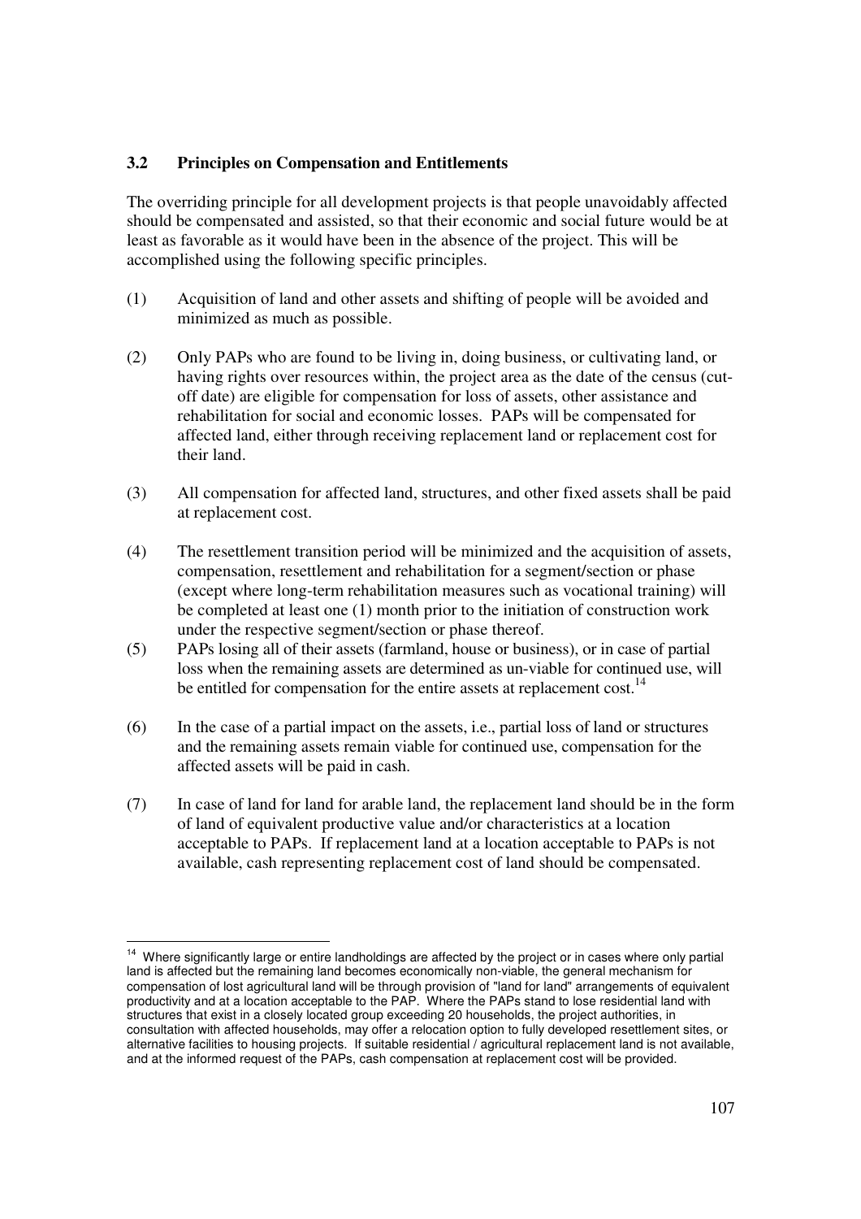### 3.2 Principles on Compensation and Entitlements

The overriding principle for all development projects is that people unavoidably affected should be compensated and assisted, so that their economic and social future would be at least as favorable as it would have been in the absence of the project. This will be accomplished using the following specific principles.

(1) Acquisition of land and other assets and shifting of people will be avoided and minimized as much as possible.

(2) Only PAPs who are found to be living in, doing business, or cultivating land, or having rights over resources within, the project area as the date of the census (cut-off date) are eligible for compensation for loss of assets, other assistance and rehabilitation for social and economic losses. PAPs will be compensated for affected land, either through receiving replacement land or replacement cost for their land.

(3) All compensation for affected land, structures, and other fixed assets shall be paid at replacement cost.

(4) The resettlement transition period will be minimized and the acquisition of assets, compensation, resettlement and rehabilitation for a segment/section or phase (except where long-term rehabilitation measures such as vocational training) will be completed at least one (1) month prior to the initiation of construction work under the respective segment/section or phase thereof.

(5) PAPs losing all of their assets (farmland, house or business), or in case of partial loss when the remaining assets are determined as un-viable for continued use, will be entitled for compensation for the entire assets at replacement cost.[14]

(6) In the case of a partial impact on the assets, i.e., partial loss of land or structures and the remaining assets remain viable for continued use, compensation for the affected assets will be paid in cash.

(7) In case of land for land for arable land, the replacement land should be in the form of land of equivalent productive value and/or characteristics at a location acceptable to PAPs. If replacement land at a location acceptable to PAPs is not available, cash representing replacement cost of land should be compensated.

---

[14] Where significantly large or entire landholdings are affected by the project or in cases where only partial land is affected but the remaining land becomes economically non-viable, the general mechanism for compensation of lost agricultural land will be through provision of "land for land" arrangements of equivalent productivity and at a location acceptable to the PAP. Where the PAPs stand to lose residential land with structures that exist in a closely located group exceeding 20 households, the project authorities, in consultation with affected households, may offer a relocation option to fully developed resettlement sites, or alternative facilities to housing projects. If suitable residential / agricultural replacement land is not available, and at the informed request of the PAPs, cash compensation at replacement cost will be provided.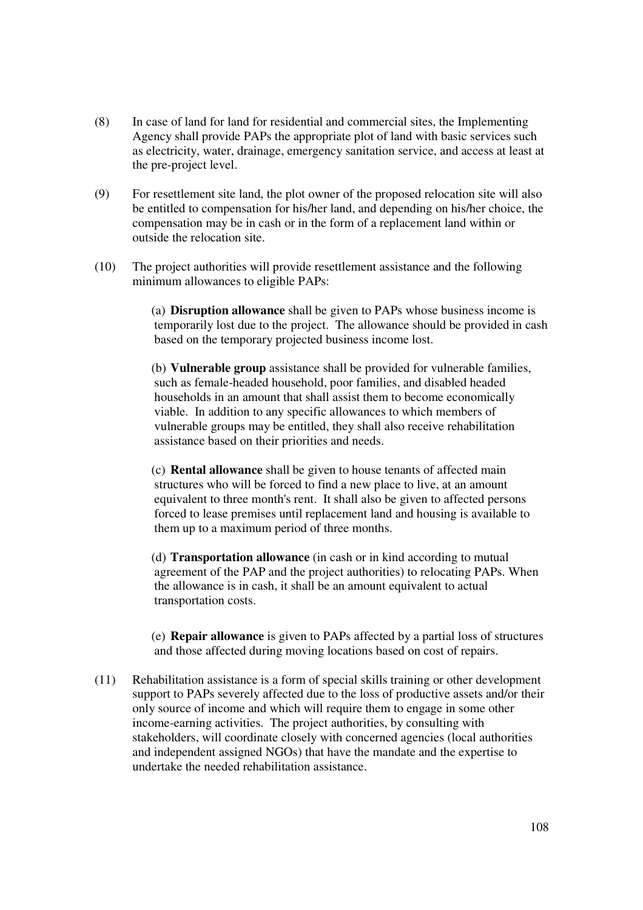(8) In case of land for land for residential and commercial sites, the Implementing Agency shall provide PAPs the appropriate plot of land with basic services such as electricity, water, drainage, emergency sanitation service, and access at least at the pre-project level.

(9) For resettlement site land, the plot owner of the proposed relocation site will also be entitled to compensation for his/her land, and depending on his/her choice, the compensation may be in cash or in the form of a replacement land within or outside the relocation site.

(10) The project authorities will provide resettlement assistance and the following minimum allowances to eligible PAPs:

(a) **Disruption allowance** shall be given to PAPs whose business income is temporarily lost due to the project. The allowance should be provided in cash based on the temporary projected business income lost.

(b) **Vulnerable group** assistance shall be provided for vulnerable families, such as female-headed household, poor families, and disabled headed households in an amount that shall assist them to become economically viable. In addition to any specific allowances to which members of vulnerable groups may be entitled, they shall also receive rehabilitation assistance based on their priorities and needs.

(c) **Rental allowance** shall be given to house tenants of affected main structures who will be forced to find a new place to live, at an amount equivalent to three month's rent. It shall also be given to affected persons forced to lease premises until replacement land and housing is available to them up to a maximum period of three months.

(d) **Transportation allowance** (in cash or in kind according to mutual agreement of the PAP and the project authorities) to relocating PAPs. When the allowance is in cash, it shall be an amount equivalent to actual transportation costs.

(e) **Repair allowance** is given to PAPs affected by a partial loss of structures and those affected during moving locations based on cost of repairs.

(11) Rehabilitation assistance is a form of special skills training or other development support to PAPs severely affected due to the loss of productive assets and/or their only source of income and which will require them to engage in some other income-earning activities. The project authorities, by consulting with stakeholders, will coordinate closely with concerned agencies (local authorities and independent assigned NGOs) that have the mandate and the expertise to undertake the needed rehabilitation assistance.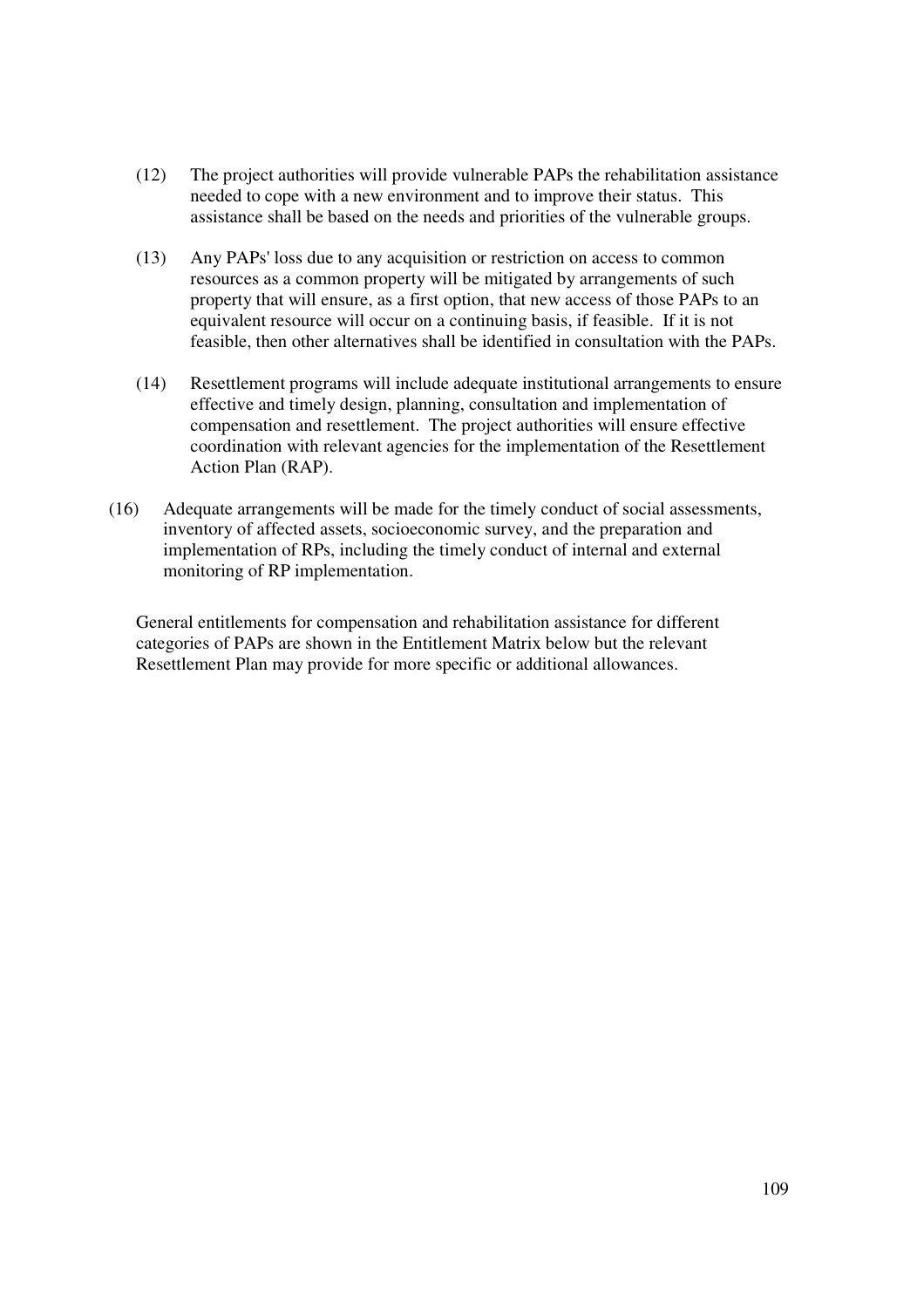(12) The project authorities will provide vulnerable PAPs the rehabilitation assistance needed to cope with a new environment and to improve their status. This assistance shall be based on the needs and priorities of the vulnerable groups.

(13) Any PAPs' loss due to any acquisition or restriction on access to common resources as a common property will be mitigated by arrangements of such property that will ensure, as a first option, that new access of those PAPs to an equivalent resource will occur on a continuing basis, if feasible. If it is not feasible, then other alternatives shall be identified in consultation with the PAPs.

(14) Resettlement programs will include adequate institutional arrangements to ensure effective and timely design, planning, consultation and implementation of compensation and resettlement. The project authorities will ensure effective coordination with relevant agencies for the implementation of the Resettlement Action Plan (RAP).

(16) Adequate arrangements will be made for the timely conduct of social assessments, inventory of affected assets, socioeconomic survey, and the preparation and implementation of RPs, including the timely conduct of internal and external monitoring of RP implementation.

General entitlements for compensation and rehabilitation assistance for different categories of PAPs are shown in the Entitlement Matrix below but the relevant Resettlement Plan may provide for more specific or additional allowances.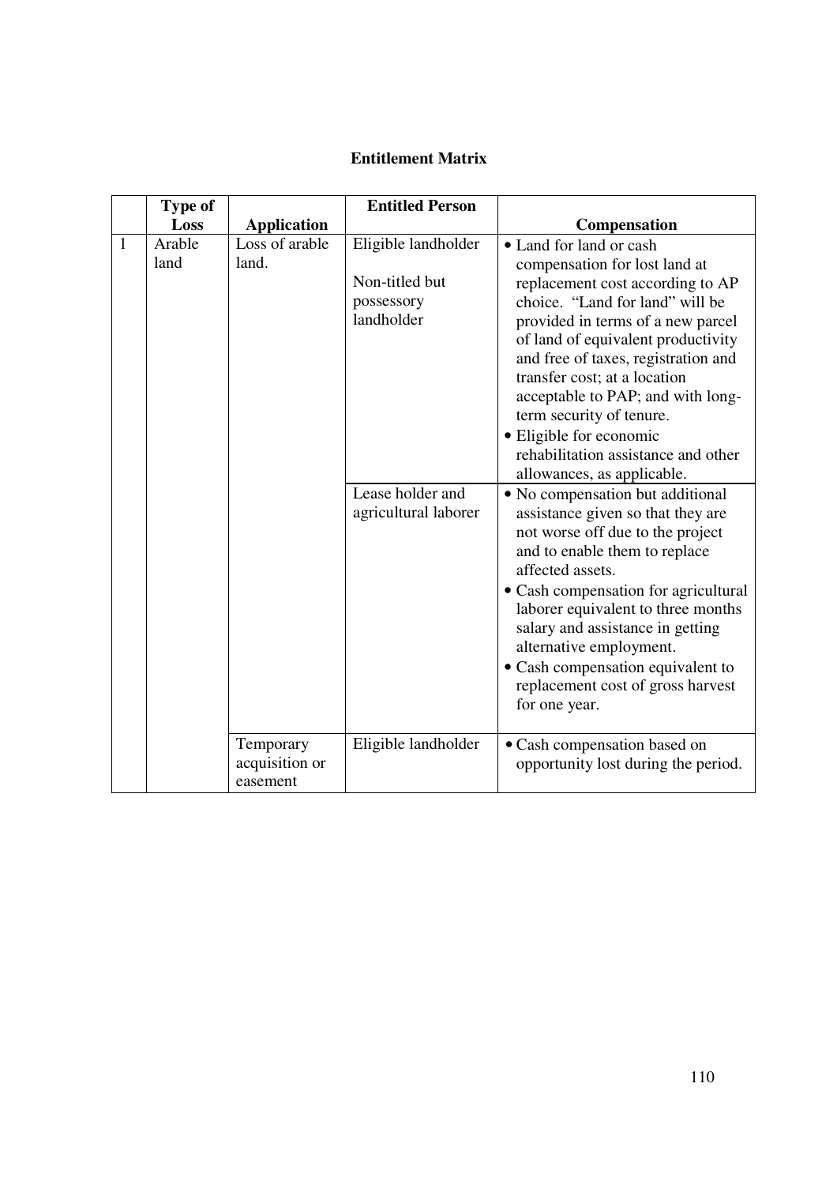**Entitlement Matrix**

| | Type of Loss | Application | Entitled Person | Compensation |
|---|---|---|---|---|
| 1 | Arable land | Loss of arable land. | Eligible landholder<br><br>Non-titled but possessory landholder | • Land for land or cash compensation for lost land at replacement cost according to AP choice. "Land for land" will be provided in terms of a new parcel of land of equivalent productivity and free of taxes, registration and transfer cost; at a location acceptable to PAP; and with long-term security of tenure.<br>• Eligible for economic rehabilitation assistance and other allowances, as applicable. |
| | | | Lease holder and agricultural laborer | • No compensation but additional assistance given so that they are not worse off due to the project and to enable them to replace affected assets.<br>• Cash compensation for agricultural laborer equivalent to three months salary and assistance in getting alternative employment.<br>• Cash compensation equivalent to replacement cost of gross harvest for one year. |
| | | Temporary acquisition or easement | Eligible landholder | • Cash compensation based on opportunity lost during the period. |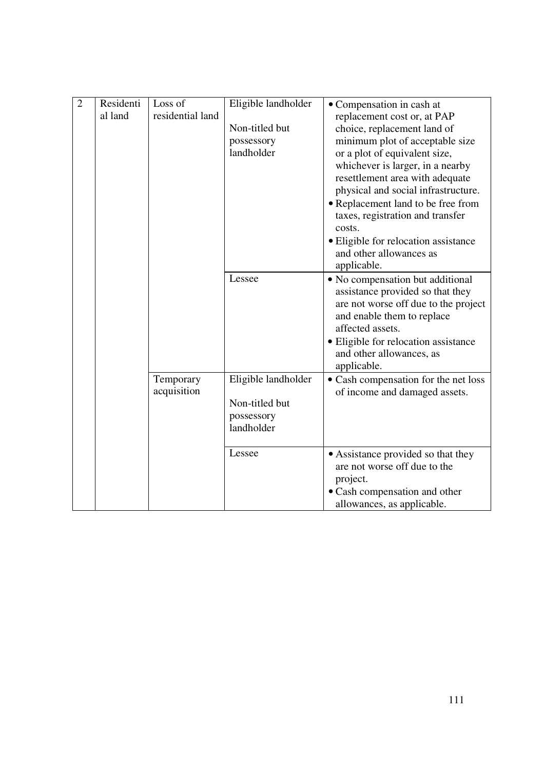| 2 | Residential land | Loss of residential land | Eligible landholder<br><br>Non-titled but possessory landholder | • Compensation in cash at replacement cost or, at PAP choice, replacement land of minimum plot of acceptable size or a plot of equivalent size, whichever is larger, in a nearby resettlement area with adequate physical and social infrastructure.<br>• Replacement land to be free from taxes, registration and transfer costs.<br>• Eligible for relocation assistance and other allowances as applicable. |
|---|---|---|---|---|
| | | | Lessee | • No compensation but additional assistance provided so that they are not worse off due to the project and enable them to replace affected assets.<br>• Eligible for relocation assistance and other allowances, as applicable. |
| | | Temporary acquisition | Eligible landholder<br><br>Non-titled but possessory landholder | • Cash compensation for the net loss of income and damaged assets. |
| | | | Lessee | • Assistance provided so that they are not worse off due to the project.<br>• Cash compensation and other allowances, as applicable. |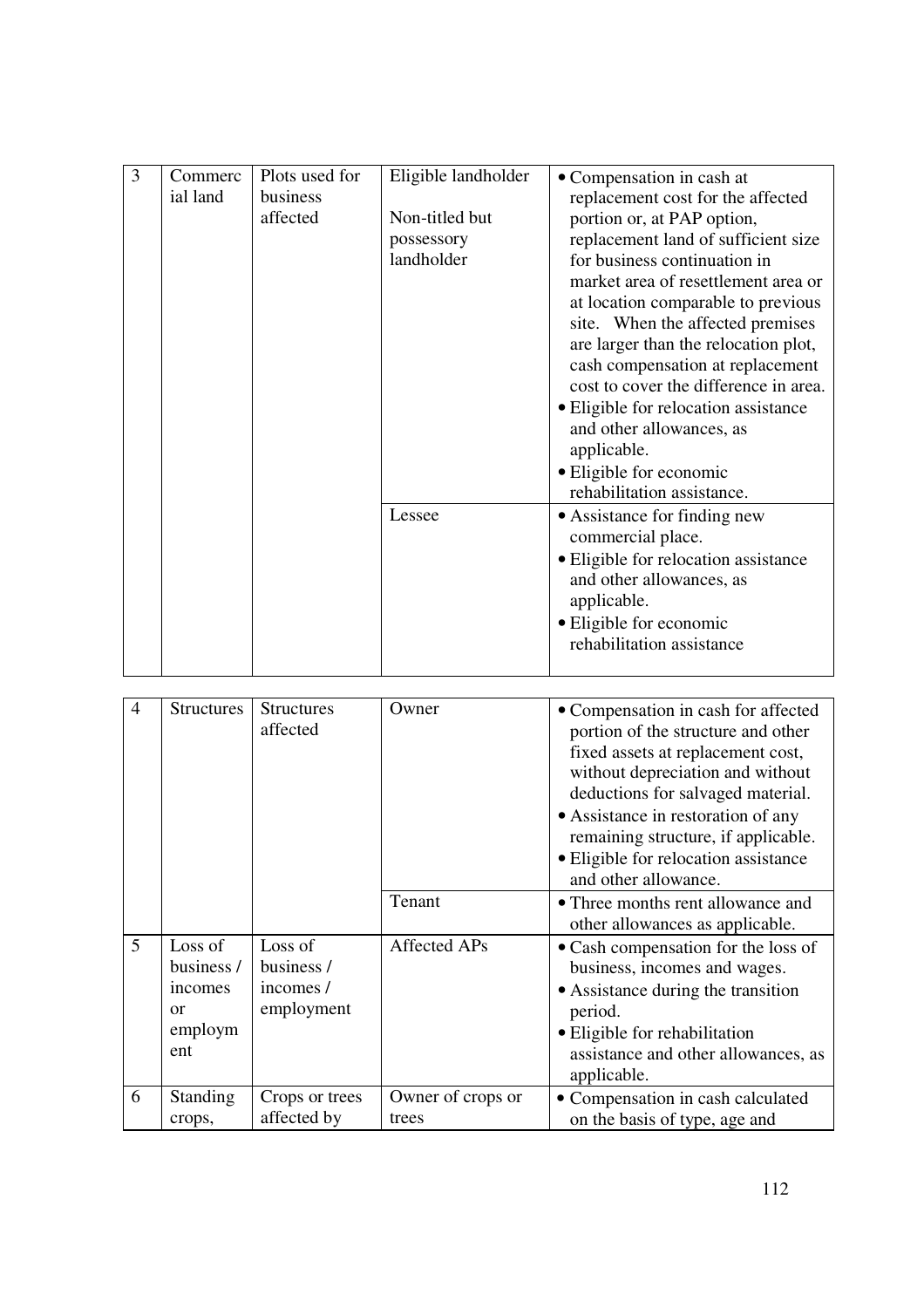| 3 | Commercial land | Plots used for business affected | Eligible landholder<br><br>Non-titled but possessory landholder | • Compensation in cash at replacement cost for the affected portion or, at PAP option, replacement land of sufficient size for business continuation in market area of resettlement area or at location comparable to previous site. When the affected premises are larger than the relocation plot, cash compensation at replacement cost to cover the difference in area.<br>• Eligible for relocation assistance and other allowances, as applicable.<br>• Eligible for economic rehabilitation assistance. |
|---|---|---|---|---|
| | | | Lessee | • Assistance for finding new commercial place.<br>• Eligible for relocation assistance and other allowances, as applicable.<br>• Eligible for economic rehabilitation assistance |

| 4 | Structures | Structures affected | Owner | • Compensation in cash for affected portion of the structure and other fixed assets at replacement cost, without depreciation and without deductions for salvaged material.<br>• Assistance in restoration of any remaining structure, if applicable.<br>• Eligible for relocation assistance and other allowance. |
|---|---|---|---|---|
| | | | Tenant | • Three months rent allowance and other allowances as applicable. |
| 5 | Loss of business / incomes or employment | Loss of business / incomes / employment | Affected APs | • Cash compensation for the loss of business, incomes and wages.<br>• Assistance during the transition period.<br>• Eligible for rehabilitation assistance and other allowances, as applicable. |
| 6 | Standing crops, | Crops or trees affected by | Owner of crops or trees | • Compensation in cash calculated on the basis of type, age and |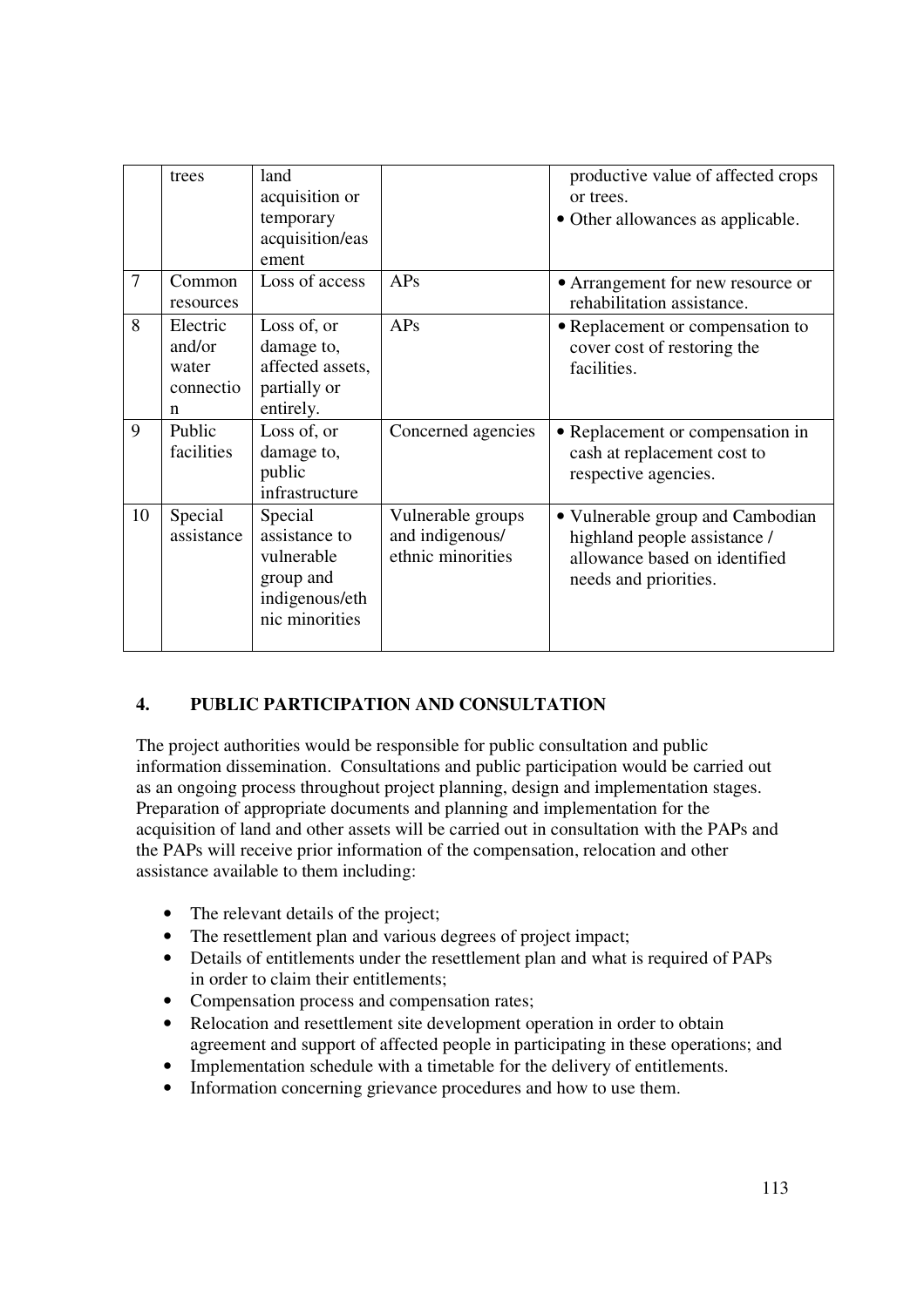|  | trees | land acquisition or temporary acquisition/easement |  | productive value of affected crops or trees.<br>• Other allowances as applicable. |
|---|---|---|---|---|
| 7 | Common resources | Loss of access | APs | • Arrangement for new resource or rehabilitation assistance. |
| 8 | Electric and/or water connection | Loss of, or damage to, affected assets, partially or entirely. | APs | • Replacement or compensation to cover cost of restoring the facilities. |
| 9 | Public facilities | Loss of, or damage to, public infrastructure | Concerned agencies | • Replacement or compensation in cash at replacement cost to respective agencies. |
| 10 | Special assistance | Special assistance to vulnerable group and indigenous/ethnic minorities | Vulnerable groups and indigenous/ ethnic minorities | • Vulnerable group and Cambodian highland people assistance / allowance based on identified needs and priorities. |

## 4. PUBLIC PARTICIPATION AND CONSULTATION

The project authorities would be responsible for public consultation and public information dissemination. Consultations and public participation would be carried out as an ongoing process throughout project planning, design and implementation stages. Preparation of appropriate documents and planning and implementation for the acquisition of land and other assets will be carried out in consultation with the PAPs and the PAPs will receive prior information of the compensation, relocation and other assistance available to them including:

- The relevant details of the project;
- The resettlement plan and various degrees of project impact;
- Details of entitlements under the resettlement plan and what is required of PAPs in order to claim their entitlements;
- Compensation process and compensation rates;
- Relocation and resettlement site development operation in order to obtain agreement and support of affected people in participating in these operations; and
- Implementation schedule with a timetable for the delivery of entitlements.
- Information concerning grievance procedures and how to use them.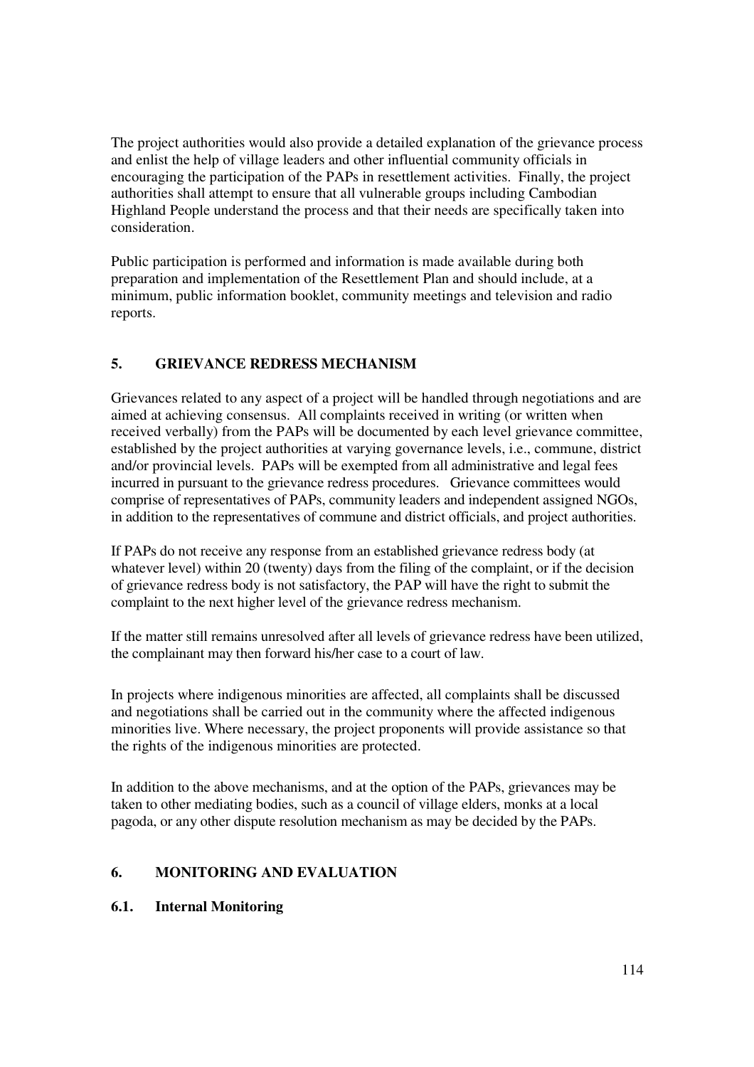The project authorities would also provide a detailed explanation of the grievance process and enlist the help of village leaders and other influential community officials in encouraging the participation of the PAPs in resettlement activities. Finally, the project authorities shall attempt to ensure that all vulnerable groups including Cambodian Highland People understand the process and that their needs are specifically taken into consideration.

Public participation is performed and information is made available during both preparation and implementation of the Resettlement Plan and should include, at a minimum, public information booklet, community meetings and television and radio reports.

## 5. GRIEVANCE REDRESS MECHANISM

Grievances related to any aspect of a project will be handled through negotiations and are aimed at achieving consensus. All complaints received in writing (or written when received verbally) from the PAPs will be documented by each level grievance committee, established by the project authorities at varying governance levels, i.e., commune, district and/or provincial levels. PAPs will be exempted from all administrative and legal fees incurred in pursuant to the grievance redress procedures. Grievance committees would comprise of representatives of PAPs, community leaders and independent assigned NGOs, in addition to the representatives of commune and district officials, and project authorities.

If PAPs do not receive any response from an established grievance redress body (at whatever level) within 20 (twenty) days from the filing of the complaint, or if the decision of grievance redress body is not satisfactory, the PAP will have the right to submit the complaint to the next higher level of the grievance redress mechanism.

If the matter still remains unresolved after all levels of grievance redress have been utilized, the complainant may then forward his/her case to a court of law.

In projects where indigenous minorities are affected, all complaints shall be discussed and negotiations shall be carried out in the community where the affected indigenous minorities live. Where necessary, the project proponents will provide assistance so that the rights of the indigenous minorities are protected.

In addition to the above mechanisms, and at the option of the PAPs, grievances may be taken to other mediating bodies, such as a council of village elders, monks at a local pagoda, or any other dispute resolution mechanism as may be decided by the PAPs.

## 6. MONITORING AND EVALUATION

### 6.1. Internal Monitoring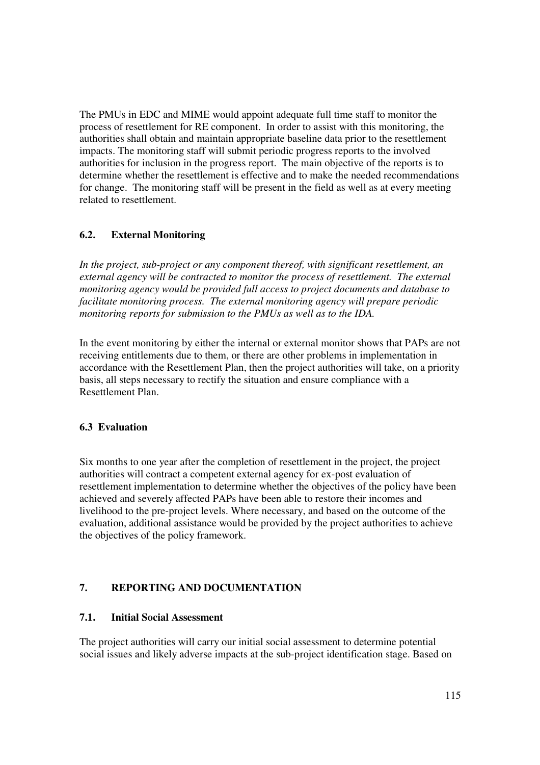The PMUs in EDC and MIME would appoint adequate full time staff to monitor the process of resettlement for RE component. In order to assist with this monitoring, the authorities shall obtain and maintain appropriate baseline data prior to the resettlement impacts. The monitoring staff will submit periodic progress reports to the involved authorities for inclusion in the progress report. The main objective of the reports is to determine whether the resettlement is effective and to make the needed recommendations for change. The monitoring staff will be present in the field as well as at every meeting related to resettlement.

### 6.2. External Monitoring

*In the project, sub-project or any component thereof, with significant resettlement, an external agency will be contracted to monitor the process of resettlement. The external monitoring agency would be provided full access to project documents and database to facilitate monitoring process. The external monitoring agency will prepare periodic monitoring reports for submission to the PMUs as well as to the IDA.*

In the event monitoring by either the internal or external monitor shows that PAPs are not receiving entitlements due to them, or there are other problems in implementation in accordance with the Resettlement Plan, then the project authorities will take, on a priority basis, all steps necessary to rectify the situation and ensure compliance with a Resettlement Plan.

### 6.3 Evaluation

Six months to one year after the completion of resettlement in the project, the project authorities will contract a competent external agency for ex-post evaluation of resettlement implementation to determine whether the objectives of the policy have been achieved and severely affected PAPs have been able to restore their incomes and livelihood to the pre-project levels. Where necessary, and based on the outcome of the evaluation, additional assistance would be provided by the project authorities to achieve the objectives of the policy framework.

## 7. REPORTING AND DOCUMENTATION

### 7.1. Initial Social Assessment

The project authorities will carry our initial social assessment to determine potential social issues and likely adverse impacts at the sub-project identification stage. Based on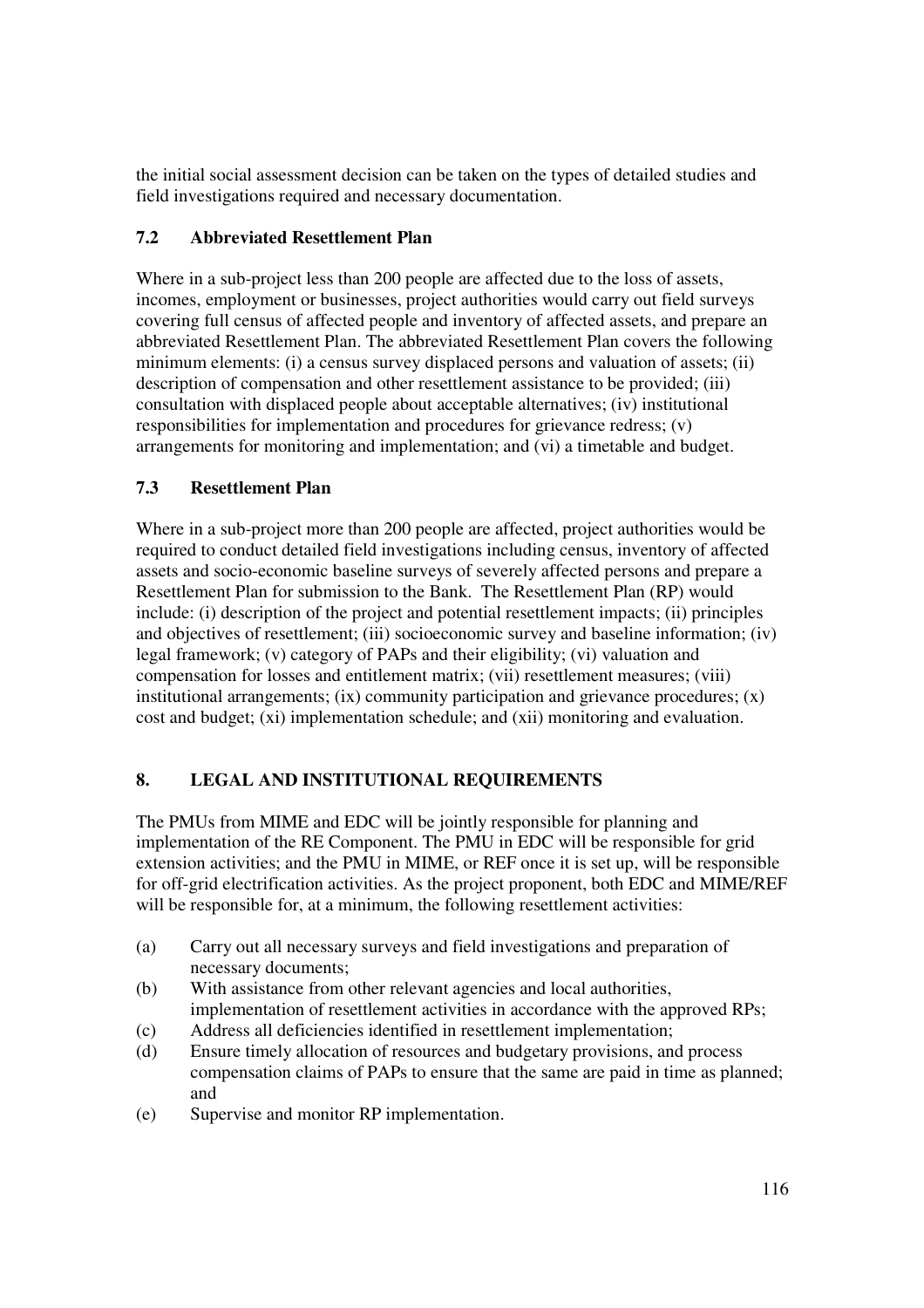the initial social assessment decision can be taken on the types of detailed studies and field investigations required and necessary documentation.

### 7.2 Abbreviated Resettlement Plan

Where in a sub-project less than 200 people are affected due to the loss of assets, incomes, employment or businesses, project authorities would carry out field surveys covering full census of affected people and inventory of affected assets, and prepare an abbreviated Resettlement Plan. The abbreviated Resettlement Plan covers the following minimum elements: (i) a census survey displaced persons and valuation of assets; (ii) description of compensation and other resettlement assistance to be provided; (iii) consultation with displaced people about acceptable alternatives; (iv) institutional responsibilities for implementation and procedures for grievance redress; (v) arrangements for monitoring and implementation; and (vi) a timetable and budget.

### 7.3 Resettlement Plan

Where in a sub-project more than 200 people are affected, project authorities would be required to conduct detailed field investigations including census, inventory of affected assets and socio-economic baseline surveys of severely affected persons and prepare a Resettlement Plan for submission to the Bank. The Resettlement Plan (RP) would include: (i) description of the project and potential resettlement impacts; (ii) principles and objectives of resettlement; (iii) socioeconomic survey and baseline information; (iv) legal framework; (v) category of PAPs and their eligibility; (vi) valuation and compensation for losses and entitlement matrix; (vii) resettlement measures; (viii) institutional arrangements; (ix) community participation and grievance procedures; (x) cost and budget; (xi) implementation schedule; and (xii) monitoring and evaluation.

## 8. LEGAL AND INSTITUTIONAL REQUIREMENTS

The PMUs from MIME and EDC will be jointly responsible for planning and implementation of the RE Component. The PMU in EDC will be responsible for grid extension activities; and the PMU in MIME, or REF once it is set up, will be responsible for off-grid electrification activities. As the project proponent, both EDC and MIME/REF will be responsible for, at a minimum, the following resettlement activities:

(a) Carry out all necessary surveys and field investigations and preparation of necessary documents;

(b) With assistance from other relevant agencies and local authorities, implementation of resettlement activities in accordance with the approved RPs;

(c) Address all deficiencies identified in resettlement implementation;

(d) Ensure timely allocation of resources and budgetary provisions, and process compensation claims of PAPs to ensure that the same are paid in time as planned; and

(e) Supervise and monitor RP implementation.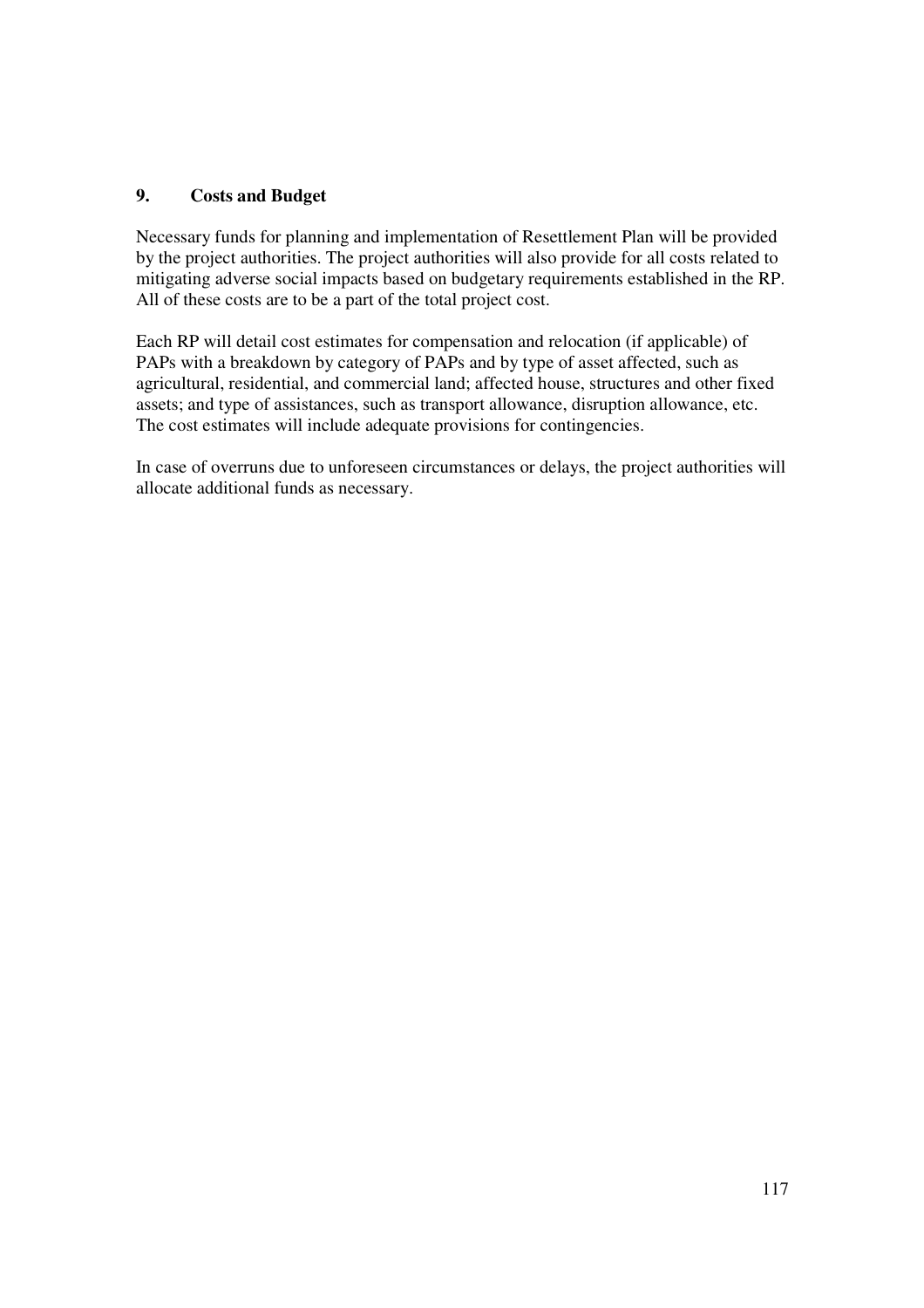## 9. Costs and Budget

Necessary funds for planning and implementation of Resettlement Plan will be provided by the project authorities. The project authorities will also provide for all costs related to mitigating adverse social impacts based on budgetary requirements established in the RP. All of these costs are to be a part of the total project cost.

Each RP will detail cost estimates for compensation and relocation (if applicable) of PAPs with a breakdown by category of PAPs and by type of asset affected, such as agricultural, residential, and commercial land; affected house, structures and other fixed assets; and type of assistances, such as transport allowance, disruption allowance, etc. The cost estimates will include adequate provisions for contingencies.

In case of overruns due to unforeseen circumstances or delays, the project authorities will allocate additional funds as necessary.